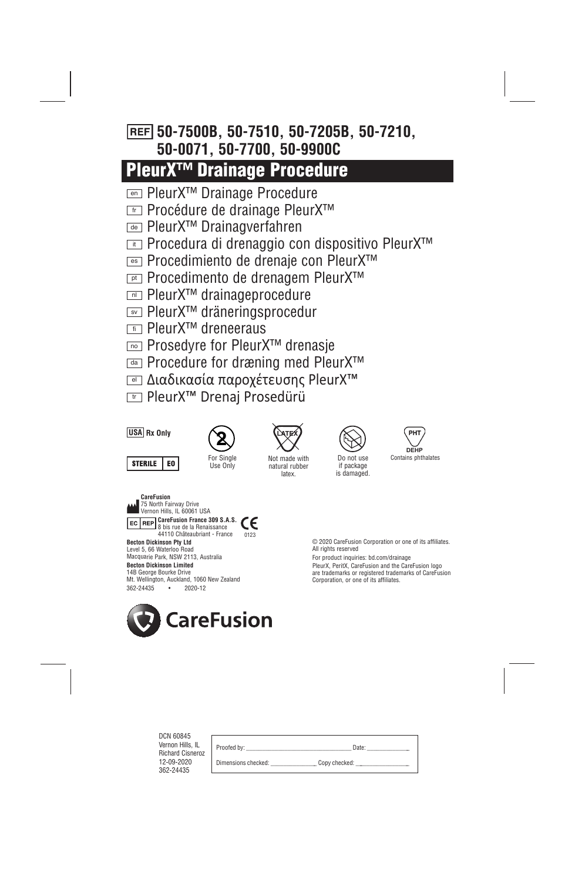**REF** **50-7500B, 50-7510, 50-7205B, 50-7210, 50-0071, 50-7700, 50-9900C**

# PleurX™ Drainage Procedure

- en PleurX™ Drainage Procedure
- fr Procédure de drainage PleurX™
- de PleurX™ Drainagverfahren
- it Procedura di drenaggio con dispositivo PleurX™
- es Procedimiento de drenaje con PleurX™
- pt Procedimento de drenagem PleurX™
- nl PleurX™ drainageprocedure
- sv PleurX™ dräneringsprocedur
- fi PleurX™ dreneeraus
- no Prosedyre for PleurX™ drenasje
- da Procedure for dræning med PleurX™
- el Διαδικασία παροχέτευσης PleurX™
- tr PleurX™ Drenaj Prosedürü

**USA Rx Only**

**STERILE EO**

For Single Use Only

Not made with natural rubber latex.

Do not use if package is damaged.

PHT DEHP Contains phthalates

**CareFusion**
75 North Fairway Drive
Vernon Hills, IL 60061 USA

EC REP **CareFusion France 309 S.A.S.**
8 bis rue de la Renaissance
44110 Châteaubriant - France

CE 0123

**Becton Dickinson Pty Ltd**
Level 5, 66 Waterloo Road
Macquarie Park, NSW 2113, Australia

**Becton Dickinson Limited**
14B George Bourke Drive
Mt. Wellington, Auckland, 1060 New Zealand

362-24435 • 2020-12

© 2020 CareFusion Corporation or one of its affiliates. All rights reserved

For product inquiries: bd.com/drainage

PleurX, PeritX, CareFusion and the CareFusion logo are trademarks or registered trademarks of CareFusion Corporation, or one of its affiliates.

CareFusion

DCN 60845
Vernon Hills, IL
Richard Cisneroz
12-09-2020
362-24435

Proofed by: ______________________ Date: __________

Dimensions checked: __________ Copy checked: __________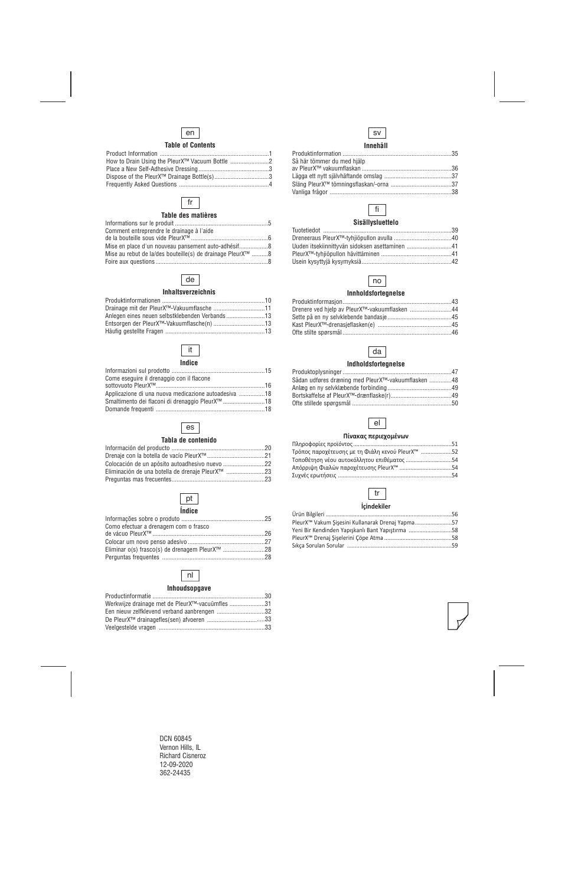en

**Table of Contents**

Product Information ....................................................................1
How to Drain Using the PleurX™ Vacuum Bottle ........................2
Place a New Self-Adhesive Dressing............................................3
Dispose of the PleurX™ Drainage Bottle(s)..................................3
Frequently Asked Questions ........................................................4

fr

**Table des matières**

Informations sur le produit ..........................................................5
Comment entreprendre le drainage à l'aide
de la bouteille sous vide PleurX™................................................6
Mise en place d'un nouveau pansement auto-adhésif..................8
Mise au rebut de la/des bouteille(s) de drainage PleurX™ ..........8
Foire aux questions ......................................................................8

de

**Inhaltsverzeichnis**

Produktinformationen ................................................................10
Drainage mit der PleurX™-Vakuumflasche ................................11
Anlegen eines neuen selbstklebenden Verbands........................13
Entsorgen der PleurX™-Vakuumflasche(n) ................................13
Häufig gestellte Fragen ..............................................................13

it

**Indice**

Informazioni sul prodotto ..........................................................15
Come eseguire il drenaggio con il flacone
sottovuoto PleurX™....................................................................16
Applicazione di una nuova medicazione autoadesiva ................18
Smaltimento dei flaconi di drenaggio PleurX™ ..........................18
Domande frequenti ....................................................................18

es

**Tabla de contenido**

Información del producto ..........................................................20
Drenaje con la botella de vacío PleurX™....................................21
Colocación de un apósito autoadhesivo nuevo ..........................22
Eliminación de una botella de drenaje PleurX™ ........................23
Preguntas mas frecuentes..........................................................23

pt

**Índice**

Informações sobre o produto ....................................................25
Como efectuar a drenagem com o frasco
de vácuo PleurX™......................................................................26
Colocar um novo penso adesivo................................................27
Eliminar o(s) frasco(s) de drenagem PleurX™ ..........................28
Perguntas frequentes ................................................................28

nl

**Inhoudsopgave**

Productinformatie ......................................................................30
Werkwijze drainage met de PleurX™-vacuümfles ......................31
Een nieuw zelfklevend verband aanbrengen ..............................32
De PleurX™ drainagefles(sen) afvoeren ....................................33
Veelgestelde vragen ..................................................................33

sv

**Innehåll**

Produktinformation ....................................................................35
Så här tömmer du med hjälp
av PleurX™ vakuumflaskan ........................................................36
Lägga ett nytt självhäftande omslag ..........................................37
Släng PleurX™ tömningsflaskan/-orna ......................................37
Vanliga frågor ............................................................................38

fi

**Sisällysluettelo**

Tuotetiedot ................................................................................39
Dreneeraus PleurX™-tyhjiöpullon avulla ....................................40
Uuden itsekiinnittyvän sidoksen asettaminen ............................41
PleurX™-tyhjiöpullon hävittäminen ............................................41
Usein kysyttyjä kysymyksiä........................................................42

no

**Innholdsfortegnelse**

Produktinformasjon....................................................................43
Drenere ved hjelp av PleurX™-vakuumflasken ..........................44
Sette på en ny selvklebende bandasje........................................45
Kast PleurX™-drenasjeflasken(e) ..............................................45
Ofte stilte spørsmål ....................................................................46

da

**Indholdsfortegnelse**

Produktoplysninger ....................................................................47
Sådan udføres dræning med PleurX™-vakuumflasken ..............48
Anlæg en ny selvklæbende forbinding........................................49
Bortskaffelse af PleurX™-drænflaske(r)......................................49
Ofte stillede spørgsmål ..............................................................50

el

**Πίνακας περιεχομένων**

Πληροφορίες προϊόντος..............................................................51
Τρόπος παροχέτευσης με τη Φιάλη κενού PleurX™ ....................52
Τοποθέτηση νέου αυτοκόλλητου επιθέματος ..............................54
Απόρριψη Φιαλών παροχέτευσης PleurX™..................................54
Συχνές ερωτήσεις ........................................................................54

tr

**İçindekiler**

Ürün Bilgileri ..............................................................................56
PleurX™ Vakum Şişesini Kullanarak Drenaj Yapma......................57
Yeni Bir Kendinden Yapışkanlı Bant Yapıştırma ............................58
PleurX™ Drenaj Şişelerini Çöpe Atma ..........................................58
Sıkça Sorulan Sorular ..................................................................59

DCN 60845
Vernon Hills, IL
Richard Cisneroz
12-09-2020
362-24435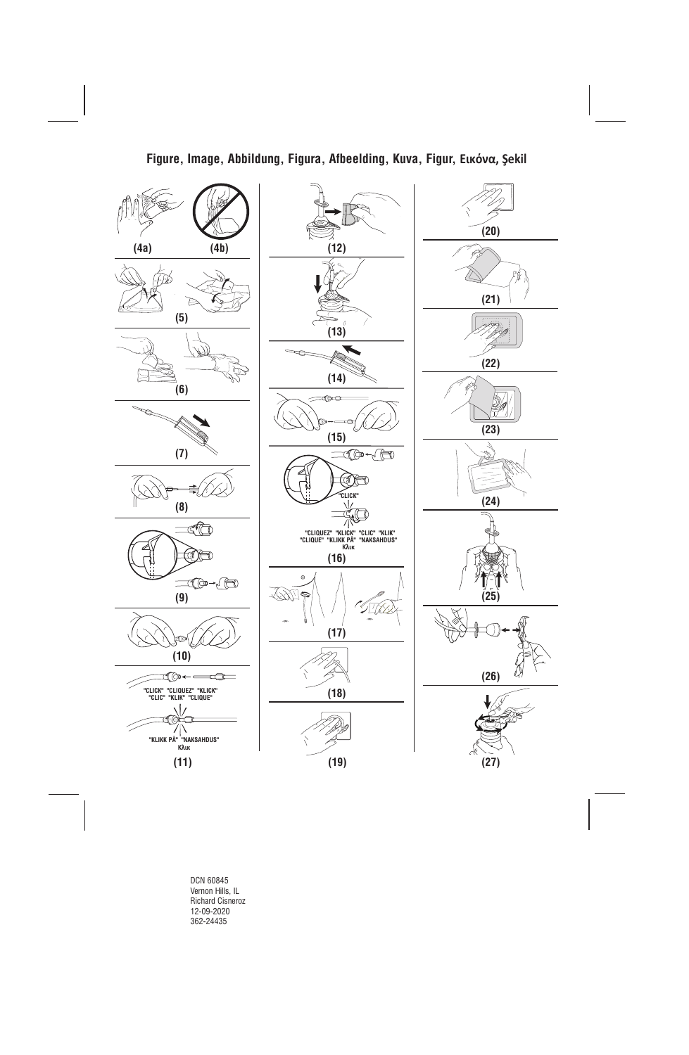# Figure, Image, Abbildung, Figura, Afbeelding, Kuva, Figur, Εικόνα, Şekil

(4a) (4b)

(5)

(6)

(7)

(8)

(9)

(10)

"CLICK" "CLIQUEZ" "KLICK" "CLIC" "KLIK" "CLIQUE"

"KLIKK PÅ" "NAKSAHDUS" Κλικ

(11)

(12)

(13)

(14)

(15)

"CLICK"

"CLIQUEZ" "KLICK" "CLIC" "KLIK" "CLIQUE" "KLIKK PÅ" "NAKSAHDUS" Κλικ

(16)

(17)

(18)

(19)

(20)

(21)

(22)

(23)

(24)

(25)

(26)

(27)

DCN 60845
Vernon Hills, IL
Richard Cisneroz
12-09-2020
362-24435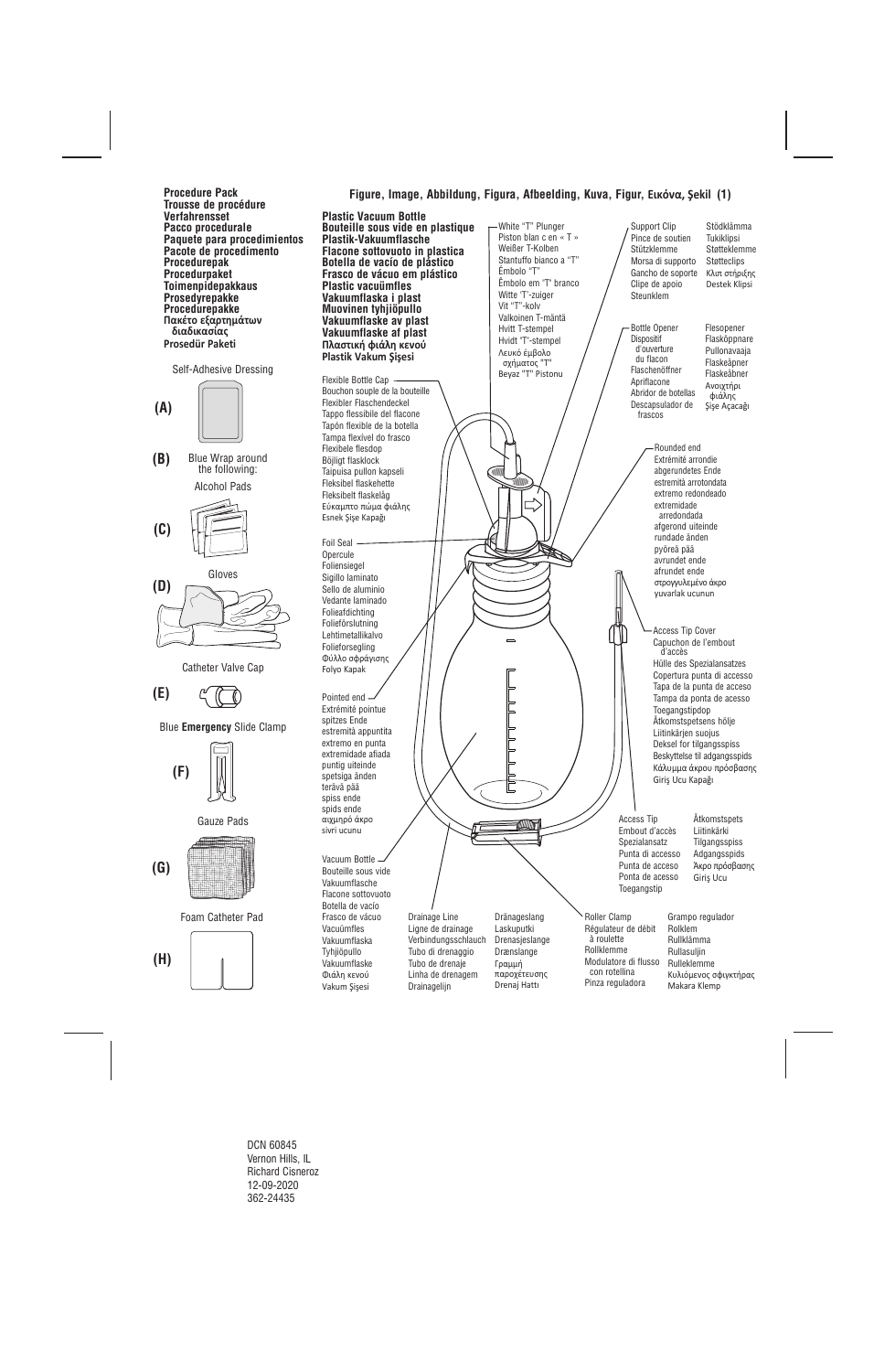**Procedure Pack**
**Trousse de procédure**
**Verfahrensset**
**Pacco procedurale**
**Paquete para procedimientos**
**Pacote de procedimento**
**Procedurepak**
**Procedurpaket**
**Toimenpidepakkaus**
**Prosedyrepakke**
**Procedurepakke**
**Πακέτο εξαρτημάτων διαδικασίας**
**Prosedür Paketi**

Self-Adhesive Dressing

**(A)**

**(B)** Blue Wrap around the following:

Alcohol Pads

**(C)**

Gloves

**(D)**

Catheter Valve Cap

**(E)**

Blue **Emergency** Slide Clamp

**(F)**

Gauze Pads

**(G)**

Foam Catheter Pad

**(H)**

**Figure, Image, Abbildung, Figura, Afbeelding, Kuva, Figur, Εικόνα, Şekil (1)**

**Plastic Vacuum Bottle**
**Bouteille sous vide en plastique**
**Plastik-Vakuumflasche**
**Flacone sottovuoto in plastica**
**Botella de vacío de plástico**
**Frasco de vácuo em plástico**
**Plastic vacuümfles**
**Vakuumflaska i plast**
**Muovinen tyhjiöpullo**
**Vakuumflaske av plast**
**Vakuumflaske af plast**
**Πλαστική φιάλη κενού**
**Plastik Vakum Şişesi**

White "T" Plunger
Piston blanc en « T »
Weißer T-Kolben
Stantuffo bianco a "T"
Émbolo "T"
Êmbolo em "T" branco
Witte 'T'-zuiger
Vit "T"-kolv
Valkoinen T-mäntä
Hvitt T-stempel
Hvidt 'T'-stempel
Λευκό έμβολο σχήματος "T"
Beyaz "T" Pistonu

Support Clip
Pince de soutien
Stützklemme
Morsa di supporto
Gancho de soporte
Clipe de apoio
Steunklem

Stödklämma
Tukiklipsi
Støtteklemme
Støtteclips
Κλιπ στήριξης
Destek Klipsi

Bottle Opener
Dispositif d'ouverture du flacon
Flaschenöffner
Apriflacone
Abridor de botellas
Descapsulador de frascos

Flesopener
Flasköppnare
Pullonavaaja
Flaskeåpner
Flaskeåbner
Ανοιχτήρι φιάλης
Şişe Açacağı

Flexible Bottle Cap
Bouchon souple de la bouteille
Flexibler Flaschendeckel
Tappo flessibile del flacone
Tapón flexible de la botella
Tampa flexível do frasco
Flexibele flesdop
Böjligt flasklock
Taipuisa pullon kapseli
Fleksibel flaskehette
Fleksibelt flaskelåg
Εύκαμπτο πώμα φιάλης
Esnek Şişe Kapağı

Rounded end
Extrémité arrondie
abgerundetes Ende
estremità arrotondata
extremo redondeado
extremidade arredondada
afgerond uiteinde
rundade änden
pyöreä pää
avrundet ende
afrundet ende
στρογγυλεμένο άκρο
yuvarlak ucunun

Foil Seal
Opercule
Foliensiegel
Sigillo laminato
Sello de aluminio
Vedante laminado
Folieafdichting
Folieförslutning
Lehtimetallikalvo
Folieforsegling
Φύλλο σφράγισης
Folyo Kapak

Access Tip Cover
Capuchon de l'embout d'accès
Hülle des Spezialansatzes
Copertura punta di accesso
Tapa de la punta de acceso
Tampa da ponta de acesso
Toegangstipdop
Åtkomstspetsens hölje
Liitinkärjen suojus
Deksel for tilgangsspiss
Beskyttelse til adgangsspids
Κάλυμμα άκρου πρόσβασης
Giriş Ucu Kapağı

Pointed end
Extrémité pointue
spitzes Ende
estremità appuntita
extremo en punta
extremidade afiada
puntig uiteinde
spetsiga änden
terävä pää
spiss ende
spids ende
αιχμηρό άκρο
sivri ucunu

Access Tip
Embout d'accès
Spezialansatz
Punta di accesso
Punta de acceso
Ponta de acesso
Toegangstip

Åtkomstspets
Liitinkärki
Tilgangsspiss
Adgangsspids
Άκρο πρόσβασης
Giriş Ucu

Vacuum Bottle
Bouteille sous vide
Vakuumflasche
Flacone sottovuoto
Botella de vacío
Frasco de vácuo
Vacuümfles
Vakuumflaska
Tyhjiöpullo
Vakuumflaske
Φιάλη κενού
Vakum Şişesi

Drainage Line
Ligne de drainage
Verbindungsschlauch
Tubo di drenaggio
Tubo de drenaje
Linha de drenagem
Drainagelijn

Dräneringsslang
Laskuputki
Drenasjeslange
Drænslange
Γραμμή παροχέτευσης
Drenaj Hattı

Roller Clamp
Régulateur de débit à roulette
Rollklemme
Modulatore di flusso con rotellina
Pinza reguladora

Grampo regulador
Rolklem
Rullklämma
Rullasuljin
Rulleklemme
Κυλιόμενος σφιγκτήρας
Makara Klemp

DCN 60845
Vernon Hills, IL
Richard Cisneroz
12-09-2020
362-24435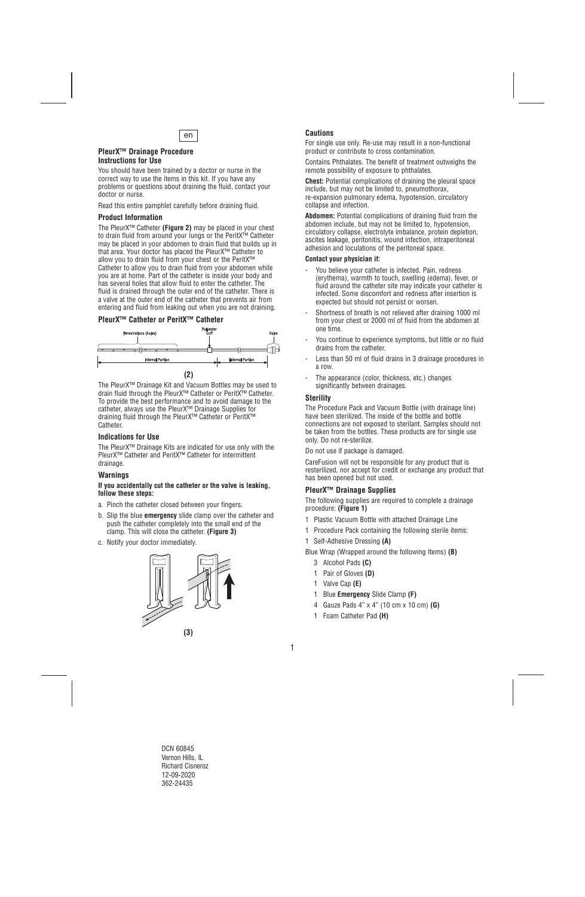en

**PleurX™ Drainage Procedure Instructions for Use**

You should have been trained by a doctor or nurse in the correct way to use the items in this kit. If you have any problems or questions about draining the fluid, contact your doctor or nurse.

Read this entire pamphlet carefully before draining fluid.

### Product Information

The PleurX™ Catheter **(Figure 2)** may be placed in your chest to drain fluid from around your lungs or the PeritX™ Catheter may be placed in your abdomen to drain fluid that builds up in that area. Your doctor has placed the PleurX™ Catheter to allow you to drain fluid from your chest or the PeritX™ Catheter to allow you to drain fluid from your abdomen while you are at home. Part of the catheter is inside your body and has several holes that allow fluid to enter the catheter. The fluid is drained through the outer end of the catheter. There is a valve at the outer end of the catheter that prevents air from entering and fluid from leaking out when you are not draining.

### PleurX™ Catheter or PeritX™ Catheter

Fenestrations (holes) — Polyester Cuff — Valve

Internal Portion — External Portion

**(2)**

The PleurX™ Drainage Kit and Vacuum Bottles may be used to drain fluid through the PleurX™ Catheter or PeritX™ Catheter. To provide the best performance and to avoid damage to the catheter, always use the PleurX™ Drainage Supplies for draining fluid through the PleurX™ Catheter or PeritX™ Catheter.

### Indications for Use

The PleurX™ Drainage Kits are indicated for use only with the PleurX™ Catheter and PeritX™ Catheter for intermittent drainage.

### Warnings

**If you accidentally cut the catheter or the valve is leaking, follow these steps:**

a. Pinch the catheter closed between your fingers.

b. Slip the blue **emergency** slide clamp over the catheter and push the catheter completely into the small end of the clamp. This will close the catheter. **(Figure 3)**

c. Notify your doctor immediately.

**(3)**

### Cautions

For single use only. Re-use may result in a non-functional product or contribute to cross contamination.

Contains Phthalates. The benefit of treatment outweighs the remote possibility of exposure to phthalates.

**Chest:** Potential complications of draining the pleural space include, but may not be limited to, pneumothorax, re-expansion pulmonary edema, hypotension, circulatory collapse and infection.

**Abdomen:** Potential complications of draining fluid from the abdomen include, but may not be limited to, hypotension, circulatory collapse, electrolyte imbalance, protein depletion, ascites leakage, peritonitis, wound infection, intraperitoneal adhesion and loculations of the peritoneal space.

**Contact your physician if:**

- You believe your catheter is infected. Pain, redness (erythema), warmth to touch, swelling (edema), fever, or fluid around the catheter site may indicate your catheter is infected. Some discomfort and redness after insertion is expected but should not persist or worsen.
- Shortness of breath is not relieved after draining 1000 ml from your chest or 2000 ml of fluid from the abdomen at one time.
- You continue to experience symptoms, but little or no fluid drains from the catheter.
- Less than 50 ml of fluid drains in 3 drainage procedures in a row.
- The appearance (color, thickness, etc.) changes significantly between drainages.

### Sterility

The Procedure Pack and Vacuum Bottle (with drainage line) have been sterilized. The inside of the bottle and bottle connections are not exposed to sterilant. Samples should not be taken from the bottles. These products are for single use only. Do not re-sterilize.

Do not use if package is damaged.

CareFusion will not be responsible for any product that is resterilized, nor accept for credit or exchange any product that has been opened but not used.

### PleurX™ Drainage Supplies

The following supplies are required to complete a drainage procedure: **(Figure 1)**

1 Plastic Vacuum Bottle with attached Drainage Line

1 Procedure Pack containing the following sterile items:

1 Self-Adhesive Dressing **(A)**

Blue Wrap (Wrapped around the following Items) **(B)**

- 3 Alcohol Pads **(C)**
- 1 Pair of Gloves **(D)**
- 1 Valve Cap **(E)**
- 1 Blue **Emergency** Slide Clamp **(F)**
- 4 Gauze Pads 4" x 4" (10 cm x 10 cm) **(G)**
- 1 Foam Catheter Pad **(H)**

DCN 60845
Vernon Hills, IL
Richard Cisneroz
12-09-2020
362-24435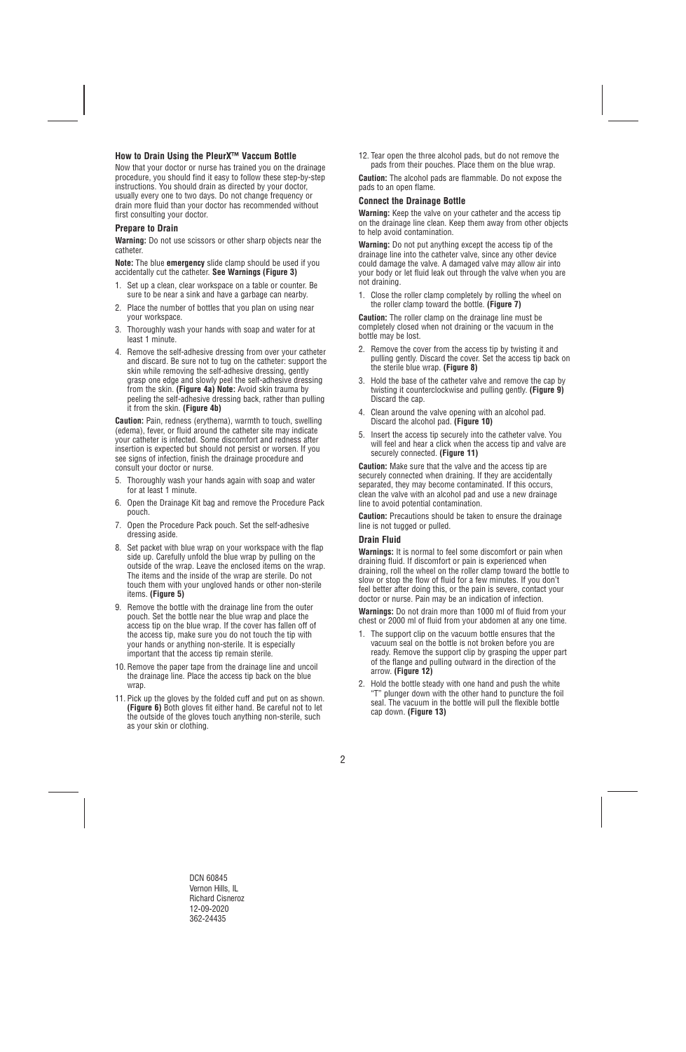### How to Drain Using the PleurX™ Vaccum Bottle

Now that your doctor or nurse has trained you on the drainage procedure, you should find it easy to follow these step-by-step instructions. You should drain as directed by your doctor, usually every one to two days. Do not change frequency or drain more fluid than your doctor has recommended without first consulting your doctor.

#### Prepare to Drain

**Warning:** Do not use scissors or other sharp objects near the catheter.

**Note:** The blue **emergency** slide clamp should be used if you accidentally cut the catheter. **See Warnings (Figure 3)**

1. Set up a clean, clear workspace on a table or counter. Be sure to be near a sink and have a garbage can nearby.
2. Place the number of bottles that you plan on using near your workspace.
3. Thoroughly wash your hands with soap and water for at least 1 minute.
4. Remove the self-adhesive dressing from over your catheter and discard. Be sure not to tug on the catheter: support the skin while removing the self-adhesive dressing, gently grasp one edge and slowly peel the self-adhesive dressing from the skin. **(Figure 4a) Note:** Avoid skin trauma by peeling the self-adhesive dressing back, rather than pulling it from the skin. **(Figure 4b)**

**Caution:** Pain, redness (erythema), warmth to touch, swelling (edema), fever, or fluid around the catheter site may indicate your catheter is infected. Some discomfort and redness after insertion is expected but should not persist or worsen. If you see signs of infection, finish the drainage procedure and consult your doctor or nurse.

5. Thoroughly wash your hands again with soap and water for at least 1 minute.
6. Open the Drainage Kit bag and remove the Procedure Pack pouch.
7. Open the Procedure Pack pouch. Set the self-adhesive dressing aside.
8. Set packet with blue wrap on your workspace with the flap side up. Carefully unfold the blue wrap by pulling on the outside of the wrap. Leave the enclosed items on the wrap. The items and the inside of the wrap are sterile. Do not touch them with your ungloved hands or other non-sterile items. **(Figure 5)**
9. Remove the bottle with the drainage line from the outer pouch. Set the bottle near the blue wrap and place the access tip on the blue wrap. If the cover has fallen off of the access tip, make sure you do not touch the tip with your hands or anything non-sterile. It is especially important that the access tip remain sterile.
10. Remove the paper tape from the drainage line and uncoil the drainage line. Place the access tip back on the blue wrap.
11. Pick up the gloves by the folded cuff and put on as shown. **(Figure 6)** Both gloves fit either hand. Be careful not to let the outside of the gloves touch anything non-sterile, such as your skin or clothing.
12. Tear open the three alcohol pads, but do not remove the pads from their pouches. Place them on the blue wrap.

**Caution:** The alcohol pads are flammable. Do not expose the pads to an open flame.

#### Connect the Drainage Bottle

**Warning:** Keep the valve on your catheter and the access tip on the drainage line clean. Keep them away from other objects to help avoid contamination.

**Warning:** Do not put anything except the access tip of the drainage line into the catheter valve, since any other device could damage the valve. A damaged valve may allow air into your body or let fluid leak out through the valve when you are not draining.

1. Close the roller clamp completely by rolling the wheel on the roller clamp toward the bottle. **(Figure 7)**

**Caution:** The roller clamp on the drainage line must be completely closed when not draining or the vacuum in the bottle may be lost.

2. Remove the cover from the access tip by twisting it and pulling gently. Discard the cover. Set the access tip back on the sterile blue wrap. **(Figure 8)**
3. Hold the base of the catheter valve and remove the cap by twisting it counterclockwise and pulling gently. **(Figure 9)** Discard the cap.
4. Clean around the valve opening with an alcohol pad. Discard the alcohol pad. **(Figure 10)**
5. Insert the access tip securely into the catheter valve. You will feel and hear a click when the access tip and valve are securely connected. **(Figure 11)**

**Caution:** Make sure that the valve and the access tip are securely connected when draining. If they are accidentally separated, they may become contaminated. If this occurs, clean the valve with an alcohol pad and use a new drainage line to avoid potential contamination.

**Caution:** Precautions should be taken to ensure the drainage line is not tugged or pulled.

#### Drain Fluid

**Warnings:** It is normal to feel some discomfort or pain when draining fluid. If discomfort or pain is experienced when draining, roll the wheel on the roller clamp toward the bottle to slow or stop the flow of fluid for a few minutes. If you don't feel better after doing this, or the pain is severe, contact your doctor or nurse. Pain may be an indication of infection.

**Warnings:** Do not drain more than 1000 ml of fluid from your chest or 2000 ml of fluid from your abdomen at any one time.

1. The support clip on the vacuum bottle ensures that the vacuum seal on the bottle is not broken before you are ready. Remove the support clip by grasping the upper part of the flange and pulling outward in the direction of the arrow. **(Figure 12)**
2. Hold the bottle steady with one hand and push the white "T" plunger down with the other hand to puncture the foil seal. The vacuum in the bottle will pull the flexible bottle cap down. **(Figure 13)**

DCN 60845
Vernon Hills, IL
Richard Cisneroz
12-09-2020
362-24435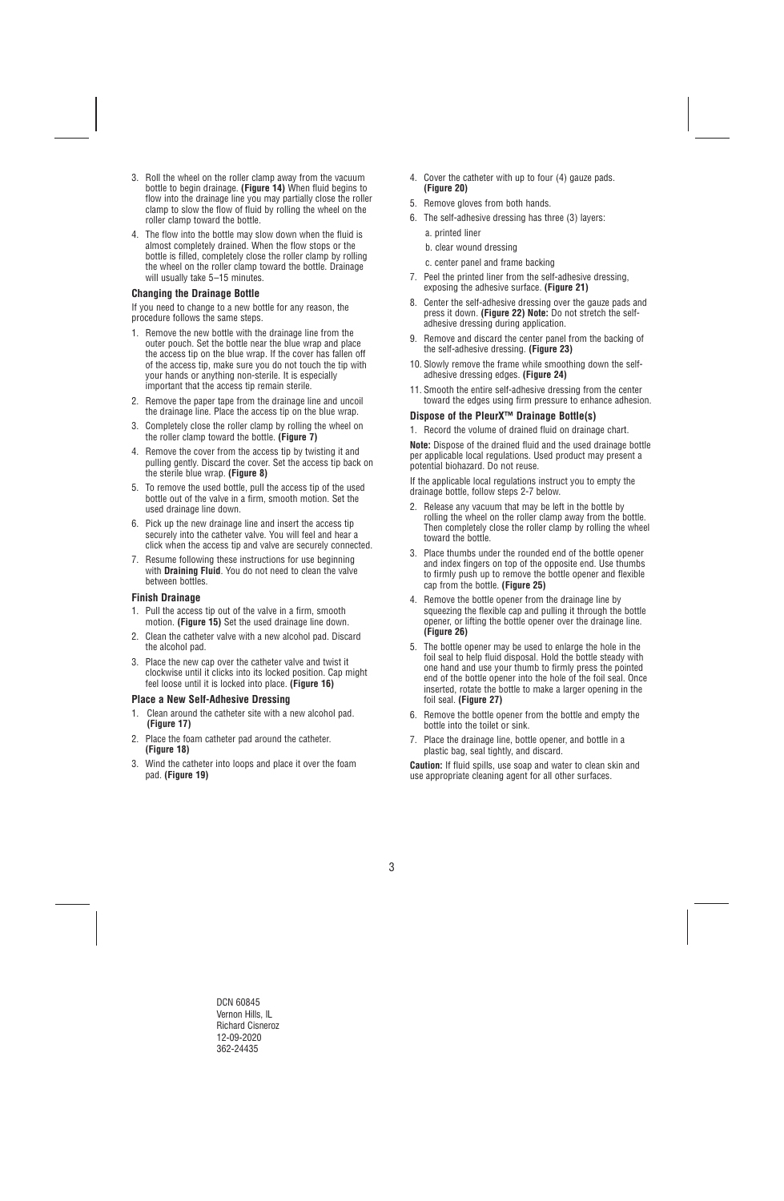3. Roll the wheel on the roller clamp away from the vacuum bottle to begin drainage. **(Figure 14)** When fluid begins to flow into the drainage line you may partially close the roller clamp to slow the flow of fluid by rolling the wheel on the roller clamp toward the bottle.
4. The flow into the bottle may slow down when the fluid is almost completely drained. When the flow stops or the bottle is filled, completely close the roller clamp by rolling the wheel on the roller clamp toward the bottle. Drainage will usually take 5–15 minutes.

#### Changing the Drainage Bottle

If you need to change to a new bottle for any reason, the procedure follows the same steps.

1. Remove the new bottle with the drainage line from the outer pouch. Set the bottle near the blue wrap and place the access tip on the blue wrap. If the cover has fallen off of the access tip, make sure you do not touch the tip with your hands or anything non-sterile. It is especially important that the access tip remain sterile.
2. Remove the paper tape from the drainage line and uncoil the drainage line. Place the access tip on the blue wrap.
3. Completely close the roller clamp by rolling the wheel on the roller clamp toward the bottle. **(Figure 7)**
4. Remove the cover from the access tip by twisting it and pulling gently. Discard the cover. Set the access tip back on the sterile blue wrap. **(Figure 8)**
5. To remove the used bottle, pull the access tip of the used bottle out of the valve in a firm, smooth motion. Set the used drainage line down.
6. Pick up the new drainage line and insert the access tip securely into the catheter valve. You will feel and hear a click when the access tip and valve are securely connected.
7. Resume following these instructions for use beginning with **Draining Fluid**. You do not need to clean the valve between bottles.

#### Finish Drainage

1. Pull the access tip out of the valve in a firm, smooth motion. **(Figure 15)** Set the used drainage line down.
2. Clean the catheter valve with a new alcohol pad. Discard the alcohol pad.
3. Place the new cap over the catheter valve and twist it clockwise until it clicks into its locked position. Cap might feel loose until it is locked into place. **(Figure 16)**

#### Place a New Self-Adhesive Dressing

1. Clean around the catheter site with a new alcohol pad. **(Figure 17)**
2. Place the foam catheter pad around the catheter. **(Figure 18)**
3. Wind the catheter into loops and place it over the foam pad. **(Figure 19)**
4. Cover the catheter with up to four (4) gauze pads. **(Figure 20)**
5. Remove gloves from both hands.
6. The self-adhesive dressing has three (3) layers:
   a. printed liner
   b. clear wound dressing
   c. center panel and frame backing
7. Peel the printed liner from the self-adhesive dressing, exposing the adhesive surface. **(Figure 21)**
8. Center the self-adhesive dressing over the gauze pads and press it down. **(Figure 22) Note:** Do not stretch the self-adhesive dressing during application.
9. Remove and discard the center panel from the backing of the self-adhesive dressing. **(Figure 23)**
10. Slowly remove the frame while smoothing down the self-adhesive dressing edges. **(Figure 24)**
11. Smooth the entire self-adhesive dressing from the center toward the edges using firm pressure to enhance adhesion.

#### Dispose of the PleurX™ Drainage Bottle(s)

1. Record the volume of drained fluid on drainage chart.

**Note:** Dispose of the drained fluid and the used drainage bottle per applicable local regulations. Used product may present a potential biohazard. Do not reuse.

If the applicable local regulations instruct you to empty the drainage bottle, follow steps 2-7 below.

2. Release any vacuum that may be left in the bottle by rolling the wheel on the roller clamp away from the bottle. Then completely close the roller clamp by rolling the wheel toward the bottle.
3. Place thumbs under the rounded end of the bottle opener and index fingers on top of the opposite end. Use thumbs to firmly push up to remove the bottle opener and flexible cap from the bottle. **(Figure 25)**
4. Remove the bottle opener from the drainage line by squeezing the flexible cap and pulling it through the bottle opener, or lifting the bottle opener over the drainage line. **(Figure 26)**
5. The bottle opener may be used to enlarge the hole in the foil seal to help fluid disposal. Hold the bottle steady with one hand and use your thumb to firmly press the pointed end of the bottle opener into the hole of the foil seal. Once inserted, rotate the bottle to make a larger opening in the foil seal. **(Figure 27)**
6. Remove the bottle opener from the bottle and empty the bottle into the toilet or sink.
7. Place the drainage line, bottle opener, and bottle in a plastic bag, seal tightly, and discard.

**Caution:** If fluid spills, use soap and water to clean skin and use appropriate cleaning agent for all other surfaces.

DCN 60845
Vernon Hills, IL
Richard Cisneroz
12-09-2020
362-24435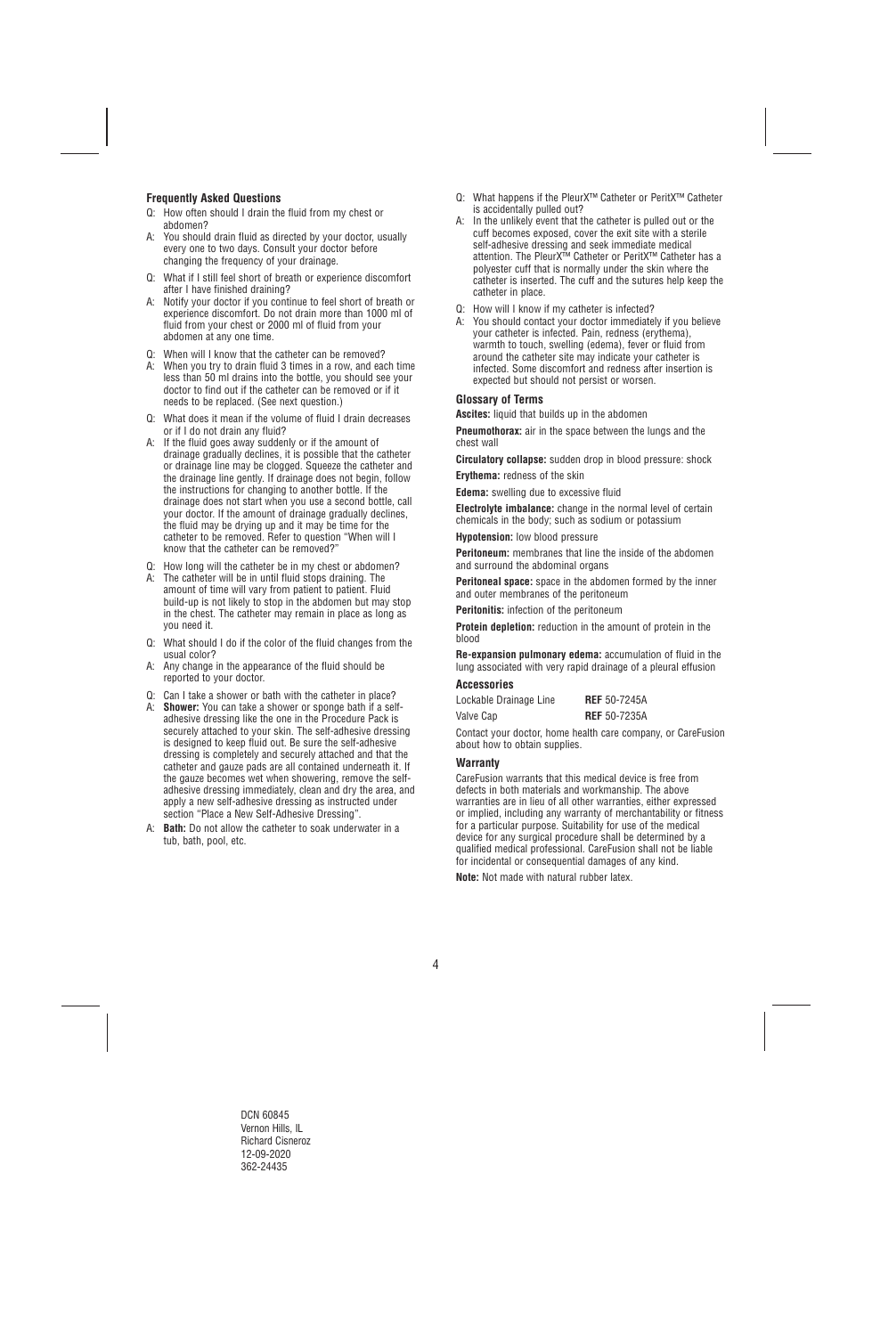### Frequently Asked Questions

Q: How often should I drain the fluid from my chest or abdomen?

A: You should drain fluid as directed by your doctor, usually every one to two days. Consult your doctor before changing the frequency of your drainage.

Q: What if I still feel short of breath or experience discomfort after I have finished draining?

A: Notify your doctor if you continue to feel short of breath or experience discomfort. Do not drain more than 1000 ml of fluid from your chest or 2000 ml of fluid from your abdomen at any one time.

Q: When will I know that the catheter can be removed?

A: When you try to drain fluid 3 times in a row, and each time less than 50 ml drains into the bottle, you should see your doctor to find out if the catheter can be removed or if it needs to be replaced. (See next question.)

Q: What does it mean if the volume of fluid I drain decreases or if I do not drain any fluid?

A: If the fluid goes away suddenly or if the amount of drainage gradually declines, it is possible that the catheter or drainage line may be clogged. Squeeze the catheter and the drainage line gently. If drainage does not begin, follow the instructions for changing to another bottle. If the drainage does not start when you use a second bottle, call your doctor. If the amount of drainage gradually declines, the fluid may be drying up and it may be time for the catheter to be removed. Refer to question "When will I know that the catheter can be removed?"

Q: How long will the catheter be in my chest or abdomen?

A: The catheter will be in until fluid stops draining. The amount of time will vary from patient to patient. Fluid build-up is not likely to stop in the abdomen but may stop in the chest. The catheter may remain in place as long as you need it.

Q: What should I do if the color of the fluid changes from the usual color?

A: Any change in the appearance of the fluid should be reported to your doctor.

Q: Can I take a shower or bath with the catheter in place?

A: **Shower:** You can take a shower or sponge bath if a self-adhesive dressing like the one in the Procedure Pack is securely attached to your skin. The self-adhesive dressing is designed to keep fluid out. Be sure the self-adhesive dressing is completely and securely attached and that the catheter and gauze pads are all contained underneath it. If the gauze becomes wet when showering, remove the self-adhesive dressing immediately, clean and dry the area, and apply a new self-adhesive dressing as instructed under section "Place a New Self-Adhesive Dressing".

A: **Bath:** Do not allow the catheter to soak underwater in a tub, bath, pool, etc.

Q: What happens if the PleurX™ Catheter or PeritX™ Catheter is accidentally pulled out?

A: In the unlikely event that the catheter is pulled out or the cuff becomes exposed, cover the exit site with a sterile self-adhesive dressing and seek immediate medical attention. The PleurX™ Catheter or PeritX™ Catheter has a polyester cuff that is normally under the skin where the catheter is inserted. The cuff and the sutures help keep the catheter in place.

Q: How will I know if my catheter is infected?

A: You should contact your doctor immediately if you believe your catheter is infected. Pain, redness (erythema), warmth to touch, swelling (edema), fever or fluid from around the catheter site may indicate your catheter is infected. Some discomfort and redness after insertion is expected but should not persist or worsen.

### Glossary of Terms

**Ascites:** liquid that builds up in the abdomen

**Pneumothorax:** air in the space between the lungs and the chest wall

**Circulatory collapse:** sudden drop in blood pressure: shock

**Erythema:** redness of the skin

**Edema:** swelling due to excessive fluid

**Electrolyte imbalance:** change in the normal level of certain chemicals in the body; such as sodium or potassium

**Hypotension:** low blood pressure

**Peritoneum:** membranes that line the inside of the abdomen and surround the abdominal organs

**Peritoneal space:** space in the abdomen formed by the inner and outer membranes of the peritoneum

**Peritonitis:** infection of the peritoneum

**Protein depletion:** reduction in the amount of protein in the blood

**Re-expansion pulmonary edema:** accumulation of fluid in the lung associated with very rapid drainage of a pleural effusion

### Accessories

| | |
|---|---|
| Lockable Drainage Line | **REF** 50-7245A |
| Valve Cap | **REF** 50-7235A |

Contact your doctor, home health care company, or CareFusion about how to obtain supplies.

### Warranty

CareFusion warrants that this medical device is free from defects in both materials and workmanship. The above warranties are in lieu of all other warranties, either expressed or implied, including any warranty of merchantability or fitness for a particular purpose. Suitability for use of the medical device for any surgical procedure shall be determined by a qualified medical professional. CareFusion shall not be liable for incidental or consequential damages of any kind.

**Note:** Not made with natural rubber latex.

DCN 60845
Vernon Hills, IL
Richard Cisneroz
12-09-2020
362-24435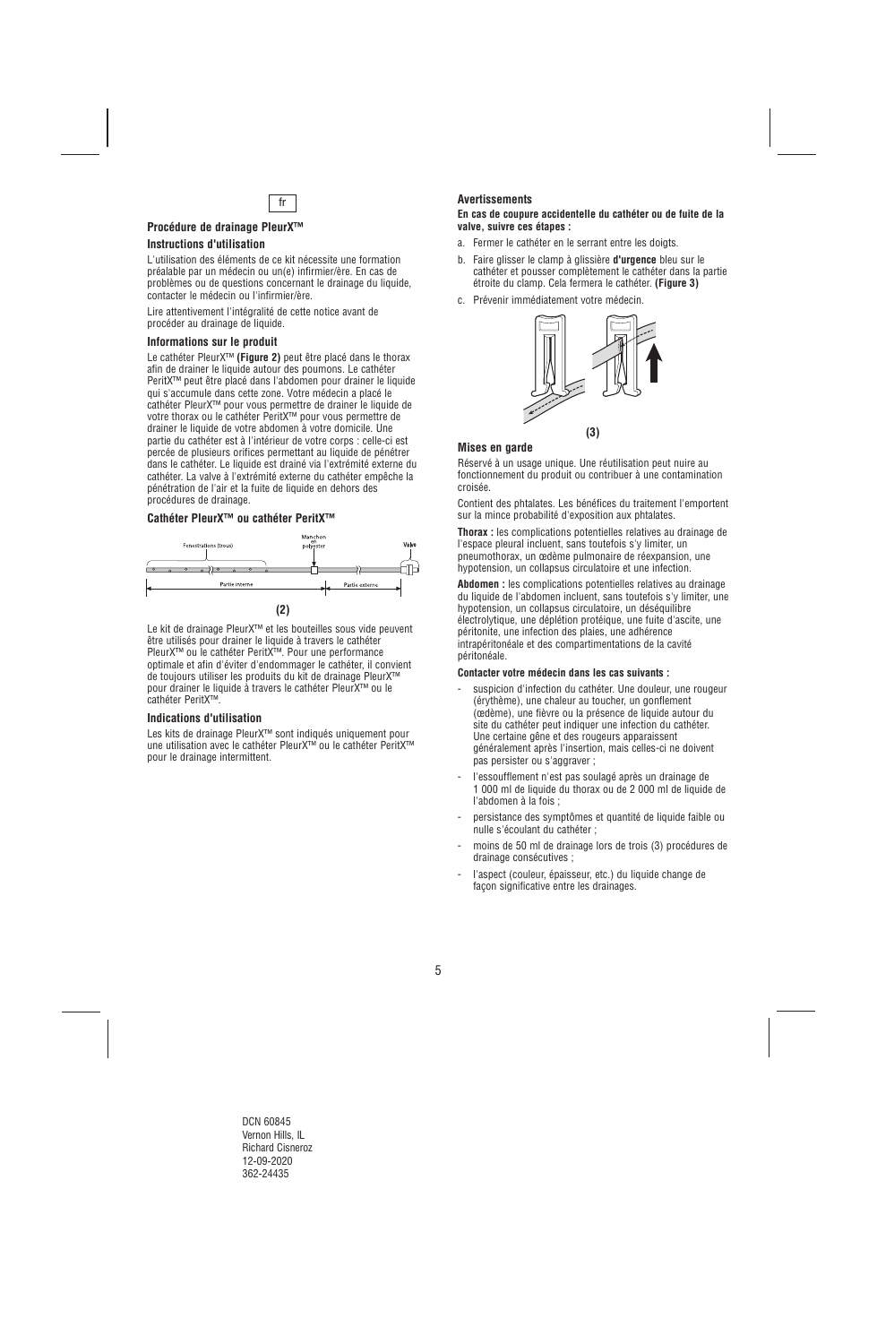fr

### Procédure de drainage PleurX™

#### Instructions d'utilisation

L'utilisation des éléments de ce kit nécessite une formation préalable par un médecin ou un(e) infirmier/ère. En cas de problèmes ou de questions concernant le drainage du liquide, contacter le médecin ou l'infirmier/ère.

Lire attentivement l'intégralité de cette notice avant de procéder au drainage de liquide.

#### Informations sur le produit

Le cathéter PleurX™ **(Figure 2)** peut être placé dans le thorax afin de drainer le liquide autour des poumons. Le cathéter PeritX™ peut être placé dans l'abdomen pour drainer le liquide qui s'accumule dans cette zone. Votre médecin a placé le cathéter PleurX™ pour vous permettre de drainer le liquide de votre thorax ou le cathéter PeritX™ pour vous permettre de drainer le liquide de votre abdomen à votre domicile. Une partie du cathéter est à l'intérieur de votre corps : celle-ci est percée de plusieurs orifices permettant au liquide de pénétrer dans le cathéter. Le liquide est drainé via l'extrémité externe du cathéter. La valve à l'extrémité externe du cathéter empêche la pénétration de l'air et la fuite de liquide en dehors des procédures de drainage.

#### Cathéter PleurX™ ou cathéter PeritX™

Fenestrations (trous) — Manchon en polyester — Valve

Partie interne — Partie externe

**(2)**

Le kit de drainage PleurX™ et les bouteilles sous vide peuvent être utilisés pour drainer le liquide à travers le cathéter PleurX™ ou le cathéter PeritX™. Pour une performance optimale et afin d'éviter d'endommager le cathéter, il convient de toujours utiliser les produits du kit de drainage PleurX™ pour drainer le liquide à travers le cathéter PleurX™ ou le cathéter PeritX™.

#### Indications d'utilisation

Les kits de drainage PleurX™ sont indiqués uniquement pour une utilisation avec le cathéter PleurX™ ou le cathéter PeritX™ pour le drainage intermittent.

#### Avertissements

**En cas de coupure accidentelle du cathéter ou de fuite de la valve, suivre ces étapes :**

a. Fermer le cathéter en le serrant entre les doigts.

b. Faire glisser le clamp à glissière **d'urgence** bleu sur le cathéter et pousser complètement le cathéter dans la partie étroite du clamp. Cela fermera le cathéter. **(Figure 3)**

c. Prévenir immédiatement votre médecin.

**(3)**

#### Mises en garde

Réservé à un usage unique. Une réutilisation peut nuire au fonctionnement du produit ou contribuer à une contamination croisée.

Contient des phtalates. Les bénéfices du traitement l'emportent sur la mince probabilité d'exposition aux phtalates.

**Thorax :** les complications potentielles relatives au drainage de l'espace pleural incluent, sans toutefois s'y limiter, un pneumothorax, un œdème pulmonaire de réexpansion, une hypotension, un collapsus circulatoire et une infection.

**Abdomen :** les complications potentielles relatives au drainage du liquide de l'abdomen incluent, sans toutefois s'y limiter, une hypotension, un collapsus circulatoire, un déséquilibre électrolytique, une déplétion protéique, une fuite d'ascite, une péritonite, une infection des plaies, une adhérence intrapéritonéale et des compartimentations de la cavité péritonéale.

**Contacter votre médecin dans les cas suivants :**

- suspicion d'infection du cathéter. Une douleur, une rougeur (érythème), une chaleur au toucher, un gonflement (œdème), une fièvre ou la présence de liquide autour du site du cathéter peut indiquer une infection du cathéter. Une certaine gêne et des rougeurs apparaissent généralement après l'insertion, mais celles-ci ne doivent pas persister ou s'aggraver ;
- l'essoufflement n'est pas soulagé après un drainage de 1 000 ml de liquide du thorax ou de 2 000 ml de liquide de l'abdomen à la fois ;
- persistance des symptômes et quantité de liquide faible ou nulle s'écoulant du cathéter ;
- moins de 50 ml de drainage lors de trois (3) procédures de drainage consécutives ;
- l'aspect (couleur, épaisseur, etc.) du liquide change de façon significative entre les drainages.

DCN 60845
Vernon Hills, IL
Richard Cisneroz
12-09-2020
362-24435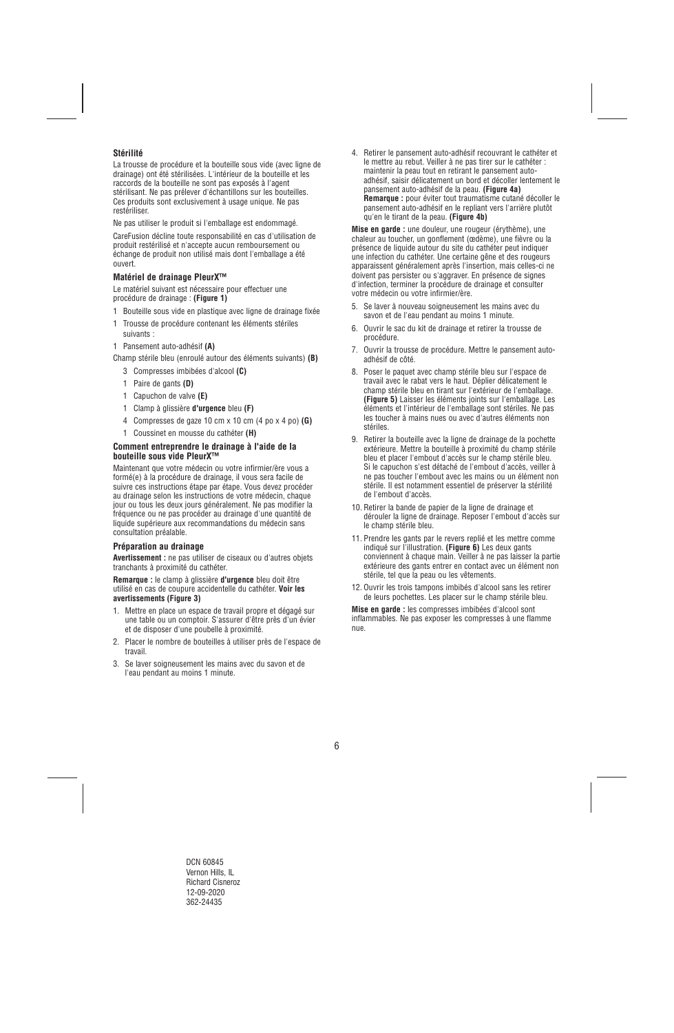**Stérilité**

La trousse de procédure et la bouteille sous vide (avec ligne de drainage) ont été stérilisées. L'intérieur de la bouteille et les raccords de la bouteille ne sont pas exposés à l'agent stérilisant. Ne pas prélever d'échantillons sur les bouteilles. Ces produits sont exclusivement à usage unique. Ne pas restériliser.

Ne pas utiliser le produit si l'emballage est endommagé.

CareFusion décline toute responsabilité en cas d'utilisation de produit restérilisé et n'accepte aucun remboursement ou échange de produit non utilisé mais dont l'emballage a été ouvert.

**Matériel de drainage PleurX™**

Le matériel suivant est nécessaire pour effectuer une procédure de drainage : **(Figure 1)**

1 Bouteille sous vide en plastique avec ligne de drainage fixée

1 Trousse de procédure contenant les éléments stériles suivants :

1 Pansement auto-adhésif **(A)**

Champ stérile bleu (enroulé autour des éléments suivants) **(B)**

- 3 Compresses imbibées d'alcool **(C)**
- 1 Paire de gants **(D)**
- 1 Capuchon de valve **(E)**
- 1 Clamp à glissière **d'urgence** bleu **(F)**
- 4 Compresses de gaze 10 cm x 10 cm (4 po x 4 po) **(G)**
- 1 Coussinet en mousse du cathéter **(H)**

**Comment entreprendre le drainage à l'aide de la bouteille sous vide PleurX™**

Maintenant que votre médecin ou votre infirmier/ère vous a formé(e) à la procédure de drainage, il vous sera facile de suivre ces instructions étape par étape. Vous devez procéder au drainage selon les instructions de votre médecin, chaque jour ou tous les deux jours généralement. Ne pas modifier la fréquence ou ne pas procéder au drainage d'une quantité de liquide supérieure aux recommandations du médecin sans consultation préalable.

**Préparation au drainage**

**Avertissement :** ne pas utiliser de ciseaux ou d'autres objets tranchants à proximité du cathéter.

**Remarque :** le clamp à glissière **d'urgence** bleu doit être utilisé en cas de coupure accidentelle du cathéter. **Voir les avertissements (Figure 3)**

1. Mettre en place un espace de travail propre et dégagé sur une table ou un comptoir. S'assurer d'être près d'un évier et de disposer d'une poubelle à proximité.
2. Placer le nombre de bouteilles à utiliser près de l'espace de travail.
3. Se laver soigneusement les mains avec du savon et de l'eau pendant au moins 1 minute.
4. Retirer le pansement auto-adhésif recouvrant le cathéter et le mettre au rebut. Veiller à ne pas tirer sur le cathéter : maintenir la peau tout en retirant le pansement auto-adhésif, saisir délicatement un bord et décoller lentement le pansement auto-adhésif de la peau. **(Figure 4a)**
   **Remarque :** pour éviter tout traumatisme cutané décoller le pansement auto-adhésif en le repliant vers l'arrière plutôt qu'en le tirant de la peau. **(Figure 4b)**

**Mise en garde :** une douleur, une rougeur (érythème), une chaleur au toucher, un gonflement (œdème), une fièvre ou la présence de liquide autour du site du cathéter peut indiquer une infection du cathéter. Une certaine gêne et des rougeurs apparaissent généralement après l'insertion, mais celles-ci ne doivent pas persister ou s'aggraver. En présence de signes d'infection, terminer la procédure de drainage et consulter votre médecin ou votre infirmier/ère.

5. Se laver à nouveau soigneusement les mains avec du savon et de l'eau pendant au moins 1 minute.
6. Ouvrir le sac du kit de drainage et retirer la trousse de procédure.
7. Ouvrir la trousse de procédure. Mettre le pansement auto-adhésif de côté.
8. Poser le paquet avec champ stérile bleu sur l'espace de travail avec le rabat vers le haut. Déplier délicatement le champ stérile bleu en tirant sur l'extérieur de l'emballage. **(Figure 5)** Laisser les éléments joints sur l'emballage. Les éléments et l'intérieur de l'emballage sont stériles. Ne pas les toucher à mains nues ou avec d'autres éléments non stériles.
9. Retirer la bouteille avec la ligne de drainage de la pochette extérieure. Mettre la bouteille à proximité du champ stérile bleu et placer l'embout d'accès sur le champ stérile bleu. Si le capuchon s'est détaché de l'embout d'accès, veiller à ne pas toucher l'embout avec les mains ou un élément non stérile. Il est notamment essentiel de préserver la stérilité de l'embout d'accès.
10. Retirer la bande de papier de la ligne de drainage et dérouler la ligne de drainage. Reposer l'embout d'accès sur le champ stérile bleu.
11. Prendre les gants par le revers replié et les mettre comme indiqué sur l'illustration. **(Figure 6)** Les deux gants conviennent à chaque main. Veiller à ne pas laisser la partie extérieure des gants entrer en contact avec un élément non stérile, tel que la peau ou les vêtements.
12. Ouvrir les trois tampons imbibés d'alcool sans les retirer de leurs pochettes. Les placer sur le champ stérile bleu.

**Mise en garde :** les compresses imbibées d'alcool sont inflammables. Ne pas exposer les compresses à une flamme nue.

DCN 60845
Vernon Hills, IL
Richard Cisneroz
12-09-2020
362-24435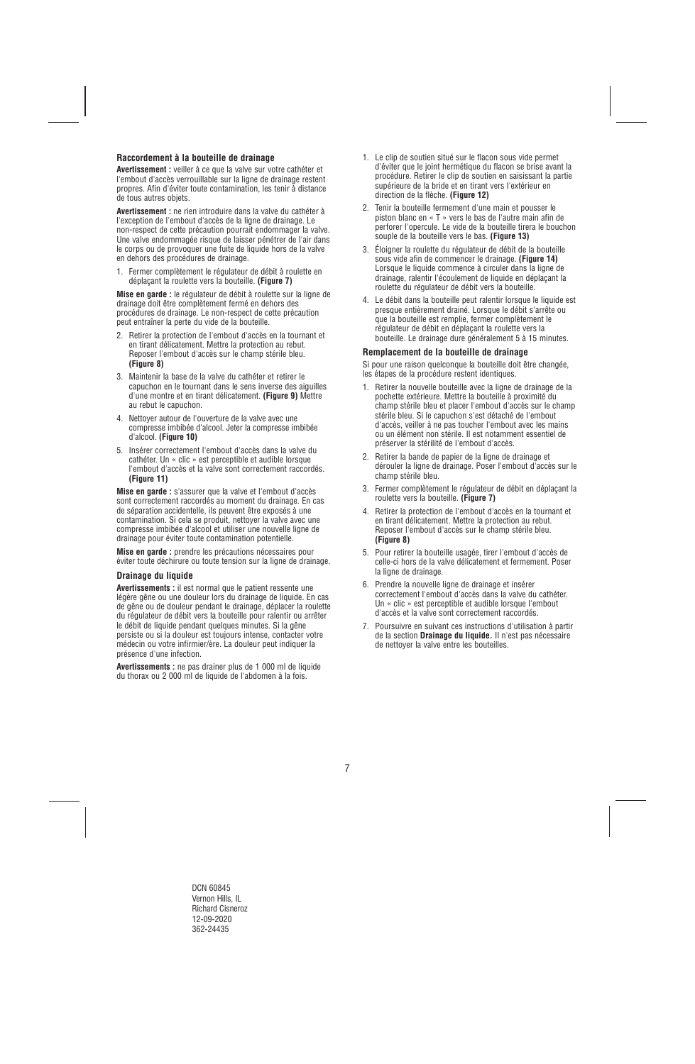### Raccordement à la bouteille de drainage

**Avertissement :** veiller à ce que la valve sur votre cathéter et l'embout d'accès verrouillable sur la ligne de drainage restent propres. Afin d'éviter toute contamination, les tenir à distance de tous autres objets.

**Avertissement :** ne rien introduire dans la valve du cathéter à l'exception de l'embout d'accès de la ligne de drainage. Le non-respect de cette précaution pourrait endommager la valve. Une valve endommagée risque de laisser pénétrer de l'air dans le corps ou de provoquer une fuite de liquide hors de la valve en dehors des procédures de drainage.

1. Fermer complètement le régulateur de débit à roulette en déplaçant la roulette vers la bouteille. **(Figure 7)**

**Mise en garde :** le régulateur de débit à roulette sur la ligne de drainage doit être complètement fermé en dehors des procédures de drainage. Le non-respect de cette précaution peut entraîner la perte du vide de la bouteille.

2. Retirer la protection de l'embout d'accès en la tournant et en tirant délicatement. Mettre la protection au rebut. Reposer l'embout d'accès sur le champ stérile bleu. **(Figure 8)**
3. Maintenir la base de la valve du cathéter et retirer le capuchon en le tournant dans le sens inverse des aiguilles d'une montre et en tirant délicatement. **(Figure 9)** Mettre au rebut le capuchon.
4. Nettoyer autour de l'ouverture de la valve avec une compresse imbibée d'alcool. Jeter la compresse imbibée d'alcool. **(Figure 10)**
5. Insérer correctement l'embout d'accès dans la valve du cathéter. Un « clic » est perceptible et audible lorsque l'embout d'accès et la valve sont correctement raccordés. **(Figure 11)**

**Mise en garde :** s'assurer que la valve et l'embout d'accès sont correctement raccordés au moment du drainage. En cas de séparation accidentelle, ils peuvent être exposés à une contamination. Si cela se produit, nettoyer la valve avec une compresse imbibée d'alcool et utiliser une nouvelle ligne de drainage pour éviter toute contamination potentielle.

**Mise en garde :** prendre les précautions nécessaires pour éviter toute déchirure ou toute tension sur la ligne de drainage.

### Drainage du liquide

**Avertissements :** il est normal que le patient ressente une légère gêne ou une douleur lors du drainage de liquide. En cas de gêne ou de douleur pendant le drainage, déplacer la roulette du régulateur de débit vers la bouteille pour ralentir ou arrêter le débit de liquide pendant quelques minutes. Si la gêne persiste ou si la douleur est toujours intense, contacter votre médecin ou votre infirmier/ère. La douleur peut indiquer la présence d'une infection.

**Avertissements :** ne pas drainer plus de 1 000 ml de liquide du thorax ou 2 000 ml de liquide de l'abdomen à la fois.

1. Le clip de soutien situé sur le flacon sous vide permet d'éviter que le joint hermétique du flacon se brise avant la procédure. Retirer le clip de soutien en saisissant la partie supérieure de la bride et en tirant vers l'extérieur en direction de la flèche. **(Figure 12)**
2. Tenir la bouteille fermement d'une main et pousser le piston blanc en « T » vers le bas de l'autre main afin de perforer l'opercule. Le vide de la bouteille tirera le bouchon souple de la bouteille vers le bas. **(Figure 13)**
3. Éloigner la roulette du régulateur de débit de la bouteille sous vide afin de commencer le drainage. **(Figure 14)** Lorsque le liquide commence à circuler dans la ligne de drainage, ralentir l'écoulement de liquide en déplaçant la roulette du régulateur de débit vers la bouteille.
4. Le débit dans la bouteille peut ralentir lorsque le liquide est presque entièrement drainé. Lorsque le débit s'arrête ou que la bouteille est remplie, fermer complètement le régulateur de débit en déplaçant la roulette vers la bouteille. Le drainage dure généralement 5 à 15 minutes.

### Remplacement de la bouteille de drainage

Si pour une raison quelconque la bouteille doit être changée, les étapes de la procédure restent identiques.

1. Retirer la nouvelle bouteille avec la ligne de drainage de la pochette extérieure. Mettre la bouteille à proximité du champ stérile bleu et placer l'embout d'accès sur le champ stérile bleu. Si le capuchon s'est détaché de l'embout d'accès, veiller à ne pas toucher l'embout avec les mains ou un élément non stérile. Il est notamment essentiel de préserver la stérilité de l'embout d'accès.
2. Retirer la bande de papier de la ligne de drainage et dérouler la ligne de drainage. Poser l'embout d'accès sur le champ stérile bleu.
3. Fermer complètement le régulateur de débit en déplaçant la roulette vers la bouteille. **(Figure 7)**
4. Retirer la protection de l'embout d'accès en la tournant et en tirant délicatement. Mettre la protection au rebut. Reposer l'embout d'accès sur le champ stérile bleu. **(Figure 8)**
5. Pour retirer la bouteille usagée, tirer l'embout d'accès de celle-ci hors de la valve délicatement et fermement. Poser la ligne de drainage.
6. Prendre la nouvelle ligne de drainage et insérer correctement l'embout d'accès dans la valve du cathéter. Un « clic » est perceptible et audible lorsque l'embout d'accès et la valve sont correctement raccordés.
7. Poursuivre en suivant ces instructions d'utilisation à partir de la section **Drainage du liquide.** Il n'est pas nécessaire de nettoyer la valve entre les bouteilles.

DCN 60845
Vernon Hills, IL
Richard Cisneroz
12-09-2020
362-24435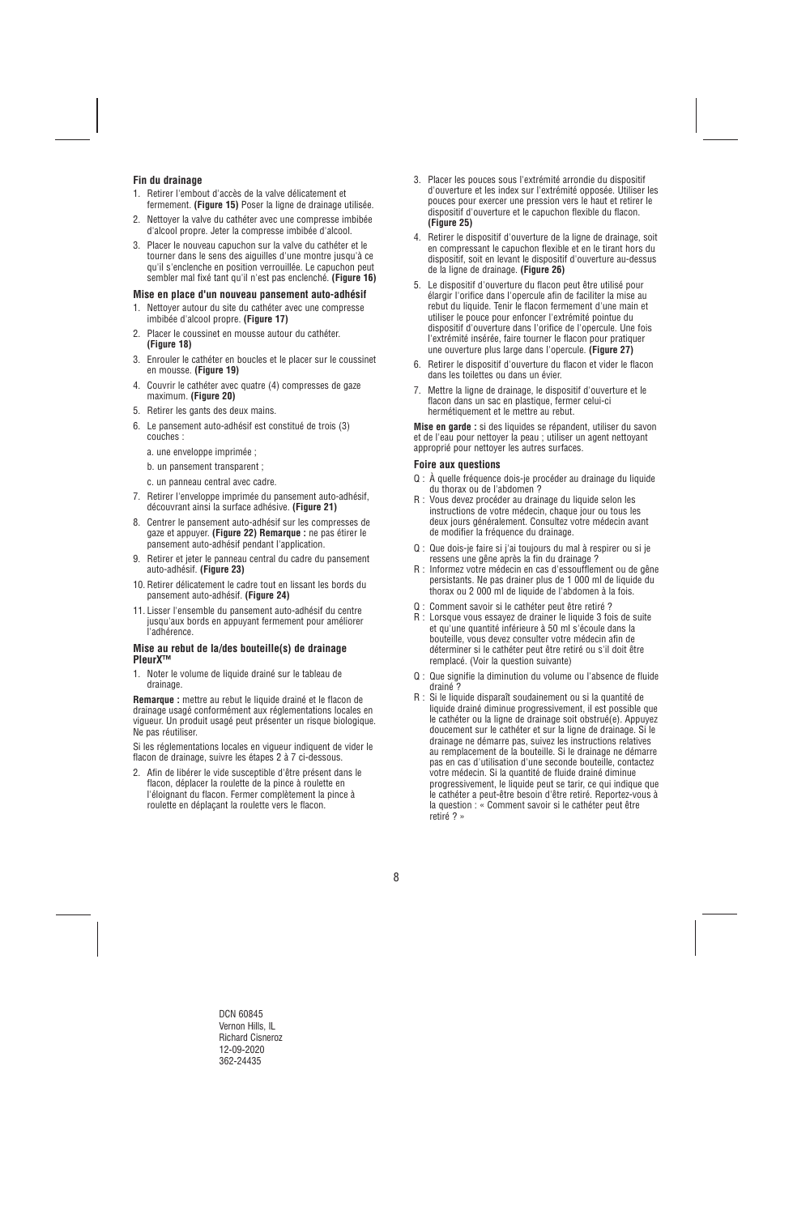### Fin du drainage

1. Retirer l'embout d'accès de la valve délicatement et fermement. **(Figure 15)** Poser la ligne de drainage utilisée.
2. Nettoyer la valve du cathéter avec une compresse imbibée d'alcool propre. Jeter la compresse imbibée d'alcool.
3. Placer le nouveau capuchon sur la valve du cathéter et le tourner dans le sens des aiguilles d'une montre jusqu'à ce qu'il s'enclenche en position verrouillée. Le capuchon peut sembler mal fixé tant qu'il n'est pas enclenché. **(Figure 16)**

### Mise en place d'un nouveau pansement auto-adhésif

1. Nettoyer autour du site du cathéter avec une compresse imbibée d'alcool propre. **(Figure 17)**
2. Placer le coussinet en mousse autour du cathéter. **(Figure 18)**
3. Enrouler le cathéter en boucles et le placer sur le coussinet en mousse. **(Figure 19)**
4. Couvrir le cathéter avec quatre (4) compresses de gaze maximum. **(Figure 20)**
5. Retirer les gants des deux mains.
6. Le pansement auto-adhésif est constitué de trois (3) couches :

   a. une enveloppe imprimée ;

   b. un pansement transparent ;

   c. un panneau central avec cadre.
7. Retirer l'enveloppe imprimée du pansement auto-adhésif, découvrant ainsi la surface adhésive. **(Figure 21)**
8. Centrer le pansement auto-adhésif sur les compresses de gaze et appuyer. **(Figure 22) Remarque :** ne pas étirer le pansement auto-adhésif pendant l'application.
9. Retirer et jeter le panneau central du cadre du pansement auto-adhésif. **(Figure 23)**
10. Retirer délicatement le cadre tout en lissant les bords du pansement auto-adhésif. **(Figure 24)**
11. Lisser l'ensemble du pansement auto-adhésif du centre jusqu'aux bords en appuyant fermement pour améliorer l'adhérence.

### Mise au rebut de la/des bouteille(s) de drainage PleurX™

1. Noter le volume de liquide drainé sur le tableau de drainage.

**Remarque :** mettre au rebut le liquide drainé et le flacon de drainage usagé conformément aux réglementations locales en vigueur. Un produit usagé peut présenter un risque biologique. Ne pas réutiliser.

Si les réglementations locales en vigueur indiquent de vider le flacon de drainage, suivre les étapes 2 à 7 ci-dessous.

2. Afin de libérer le vide susceptible d'être présent dans le flacon, déplacer la roulette de la pince à roulette en l'éloignant du flacon. Fermer complètement la pince à roulette en déplaçant la roulette vers le flacon.
3. Placer les pouces sous l'extrémité arrondie du dispositif d'ouverture et les index sur l'extrémité opposée. Utiliser les pouces pour exercer une pression vers le haut et retirer le dispositif d'ouverture et le capuchon flexible du flacon. **(Figure 25)**
4. Retirer le dispositif d'ouverture de la ligne de drainage, soit en compressant le capuchon flexible et en le tirant hors du dispositif, soit en levant le dispositif d'ouverture au-dessus de la ligne de drainage. **(Figure 26)**
5. Le dispositif d'ouverture du flacon peut être utilisé pour élargir l'orifice dans l'opercule afin de faciliter la mise au rebut du liquide. Tenir le flacon fermement d'une main et utiliser le pouce pour enfoncer l'extrémité pointue du dispositif d'ouverture dans l'orifice de l'opercule. Une fois l'extrémité insérée, faire tourner le flacon pour pratiquer une ouverture plus large dans l'opercule. **(Figure 27)**
6. Retirer le dispositif d'ouverture du flacon et vider le flacon dans les toilettes ou dans un évier.
7. Mettre la ligne de drainage, le dispositif d'ouverture et le flacon dans un sac en plastique, fermer celui-ci hermétiquement et le mettre au rebut.

**Mise en garde :** si des liquides se répandent, utiliser du savon et de l'eau pour nettoyer la peau ; utiliser un agent nettoyant approprié pour nettoyer les autres surfaces.

### Foire aux questions

Q : À quelle fréquence dois-je procéder au drainage du liquide du thorax ou de l'abdomen ?

R : Vous devez procéder au drainage du liquide selon les instructions de votre médecin, chaque jour ou tous les deux jours généralement. Consultez votre médecin avant de modifier la fréquence du drainage.

Q : Que dois-je faire si j'ai toujours du mal à respirer ou si je ressens une gêne après la fin du drainage ?

R : Informez votre médecin en cas d'essoufflement ou de gêne persistants. Ne pas drainer plus de 1 000 ml de liquide du thorax ou 2 000 ml de liquide de l'abdomen à la fois.

Q : Comment savoir si le cathéter peut être retiré ?

R : Lorsque vous essayez de drainer le liquide 3 fois de suite et qu'une quantité inférieure à 50 ml s'écoule dans la bouteille, vous devez consulter votre médecin afin de déterminer si le cathéter peut être retiré ou s'il doit être remplacé. (Voir la question suivante)

Q : Que signifie la diminution du volume ou l'absence de fluide drainé ?

R : Si le liquide disparaît soudainement ou si la quantité de liquide drainé diminue progressivement, il est possible que le cathéter ou la ligne de drainage soit obstrué(e). Appuyez doucement sur le cathéter et sur la ligne de drainage. Si le drainage ne démarre pas, suivez les instructions relatives au remplacement de la bouteille. Si le drainage ne démarre pas en cas d'utilisation d'une seconde bouteille, contactez votre médecin. Si la quantité de fluide drainé diminue progressivement, le liquide peut se tarir, ce qui indique que le cathéter a peut-être besoin d'être retiré. Reportez-vous à la question : « Comment savoir si le cathéter peut être retiré ? »

DCN 60845
Vernon Hills, IL
Richard Cisneroz
12-09-2020
362-24435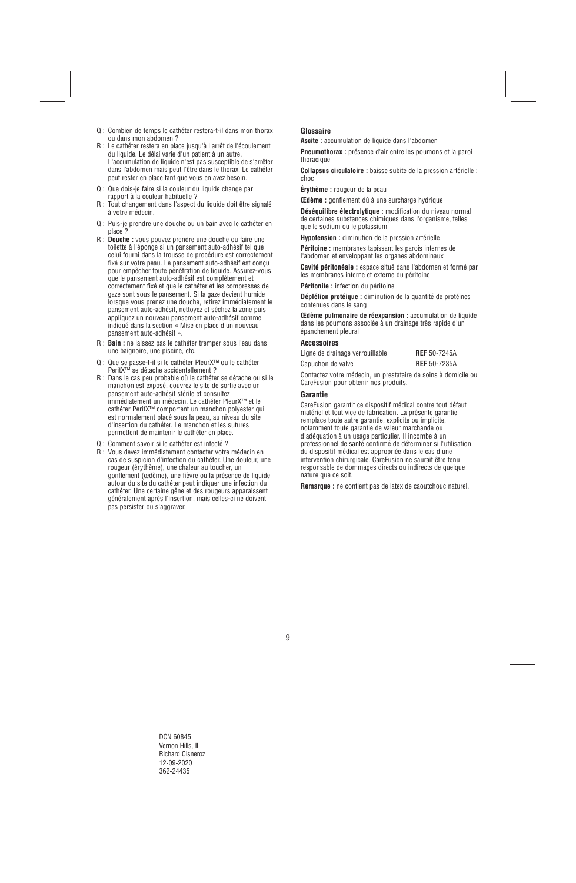Q : Combien de temps le cathéter restera-t-il dans mon thorax ou dans mon abdomen ?

R : Le cathéter restera en place jusqu'à l'arrêt de l'écoulement du liquide. Le délai varie d'un patient à un autre. L'accumulation de liquide n'est pas susceptible de s'arrêter dans l'abdomen mais peut l'être dans le thorax. Le cathéter peut rester en place tant que vous en avez besoin.

Q : Que dois-je faire si la couleur du liquide change par rapport à la couleur habituelle ?

R : Tout changement dans l'aspect du liquide doit être signalé à votre médecin.

Q : Puis-je prendre une douche ou un bain avec le cathéter en place ?

R : **Douche :** vous pouvez prendre une douche ou faire une toilette à l'éponge si un pansement auto-adhésif tel que celui fourni dans la trousse de procédure est correctement fixé sur votre peau. Le pansement auto-adhésif est conçu pour empêcher toute pénétration de liquide. Assurez-vous que le pansement auto-adhésif est complètement et correctement fixé et que le cathéter et les compresses de gaze sont sous le pansement. Si la gaze devient humide lorsque vous prenez une douche, retirez immédiatement le pansement auto-adhésif, nettoyez et séchez la zone puis appliquez un nouveau pansement auto-adhésif comme indiqué dans la section « Mise en place d'un nouveau pansement auto-adhésif ».

R : **Bain :** ne laissez pas le cathéter tremper sous l'eau dans une baignoire, une piscine, etc.

Q : Que se passe-t-il si le cathéter PleurX™ ou le cathéter PeritX™ se détache accidentellement ?

R : Dans le cas peu probable où le cathéter se détache ou si le manchon est exposé, couvrez le site de sortie avec un pansement auto-adhésif stérile et consultez immédiatement un médecin. Le cathéter PleurX™ et le cathéter PeritX™ comportent un manchon polyester qui est normalement placé sous la peau, au niveau du site d'insertion du cathéter. Le manchon et les sutures permettent de maintenir le cathéter en place.

Q : Comment savoir si le cathéter est infecté ?

R : Vous devez immédiatement contacter votre médecin en cas de suspicion d'infection du cathéter. Une douleur, une rougeur (érythème), une chaleur au toucher, un gonflement (œdème), une fièvre ou la présence de liquide autour du site du cathéter peut indiquer une infection du cathéter. Une certaine gêne et des rougeurs apparaissent généralement après l'insertion, mais celles-ci ne doivent pas persister ou s'aggraver.

### Glossaire

**Ascite :** accumulation de liquide dans l'abdomen

**Pneumothorax :** présence d'air entre les poumons et la paroi thoracique

**Collapsus circulatoire :** baisse subite de la pression artérielle : choc

**Érythème :** rougeur de la peau

**Œdème :** gonflement dû à une surcharge hydrique

**Déséquilibre électrolytique :** modification du niveau normal de certaines substances chimiques dans l'organisme, telles que le sodium ou le potassium

**Hypotension :** diminution de la pression artérielle

**Péritoine :** membranes tapissant les parois internes de l'abdomen et enveloppant les organes abdominaux

**Cavité péritonéale :** espace situé dans l'abdomen et formé par les membranes interne et externe du péritoine

**Péritonite :** infection du péritoine

**Déplétion protéique :** diminution de la quantité de protéines contenues dans le sang

**Œdème pulmonaire de réexpansion :** accumulation de liquide dans les poumons associée à un drainage très rapide d'un épanchement pleural

### Accessoires

| | |
|---|---|
| Ligne de drainage verrouillable | **REF** 50-7245A |
| Capuchon de valve | **REF** 50-7235A |

Contactez votre médecin, un prestataire de soins à domicile ou CareFusion pour obtenir nos produits.

### Garantie

CareFusion garantit ce dispositif médical contre tout défaut matériel et tout vice de fabrication. La présente garantie remplace toute autre garantie, explicite ou implicite, notamment toute garantie de valeur marchande ou d'adéquation à un usage particulier. Il incombe à un professionnel de santé confirmé de déterminer si l'utilisation du dispositif médical est appropriée dans le cas d'une intervention chirurgicale. CareFusion ne saurait être tenu responsable de dommages directs ou indirects de quelque nature que ce soit.

**Remarque :** ne contient pas de latex de caoutchouc naturel.

DCN 60845
Vernon Hills, IL
Richard Cisneroz
12-09-2020
362-24435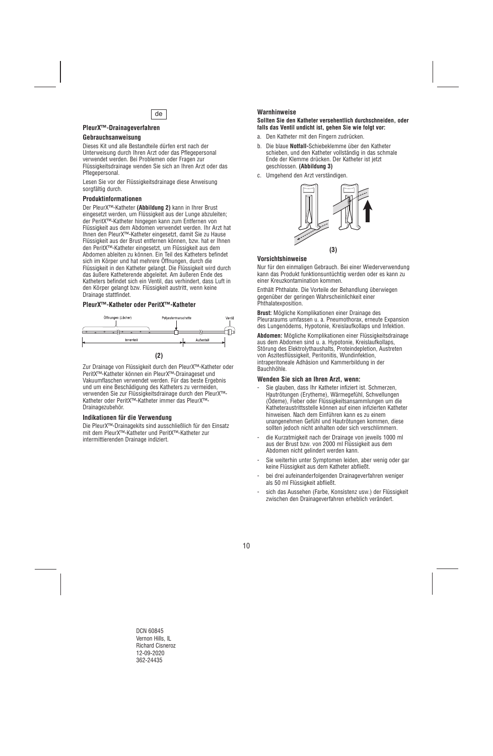de

**PleurX™-Drainageverfahren**

**Gebrauchsanweisung**

Dieses Kit und alle Bestandteile dürfen erst nach der Unterweisung durch Ihren Arzt oder das Pflegepersonal verwendet werden. Bei Problemen oder Fragen zur Flüssigkeitsdrainage wenden Sie sich an Ihren Arzt oder das Pflegepersonal.

Lesen Sie vor der Flüssigkeitsdrainage diese Anweisung sorgfältig durch.

**Produktinformationen**

Der PleurX™-Katheter **(Abbildung 2)** kann in Ihrer Brust eingesetzt werden, um Flüssigkeit aus der Lunge abzuleiten; der PeritX™-Katheter hingegen kann zum Entfernen von Flüssigkeit aus dem Abdomen verwendet werden. Ihr Arzt hat Ihnen den PleurX™-Katheter eingesetzt, damit Sie zu Hause Flüssigkeit aus der Brust entfernen können, bzw. hat er Ihnen den PeritX™-Katheter eingesetzt, um Flüssigkeit aus dem Abdomen ableiten zu können. Ein Teil des Katheters befindet sich im Körper und hat mehrere Öffnungen, durch die Flüssigkeit in den Katheter gelangt. Die Flüssigkeit wird durch das äußere Katheterende abgeleitet. Am äußeren Ende des Katheters befindet sich ein Ventil, das verhindert, dass Luft in den Körper gelangt bzw. Flüssigkeit austritt, wenn keine Drainage stattfindet.

**PleurX™-Katheter oder PeritX™-Katheter**

Öffnungen (Löcher) — Polyestermanschette — Ventil

Innenteil — Außenteil

**(2)**

Zur Drainage von Flüssigkeit durch den PleurX™-Katheter oder PeritX™-Katheter können ein PleurX™-Drainageset und Vakuumflaschen verwendet werden. Für das beste Ergebnis und um eine Beschädigung des Katheters zu vermeiden, verwenden Sie zur Flüssigkeitsdrainage durch den PleurX™-Katheter oder PeritX™-Katheter immer das PleurX™-Drainagezubehör.

**Indikationen für die Verwendung**

Die PleurX™-Drainagekits sind ausschließlich für den Einsatz mit dem PleurX™-Katheter und PeritX™-Katheter zur intermittierenden Drainage indiziert.

**Warnhinweise**

**Sollten Sie den Katheter versehentlich durchschneiden, oder falls das Ventil undicht ist, gehen Sie wie folgt vor:**

a. Den Katheter mit den Fingern zudrücken.

b. Die blaue **Notfall**-Schiebeklemme über den Katheter schieben, und den Katheter vollständig in das schmale Ende der Klemme drücken. Der Katheter ist jetzt geschlossen. **(Abbildung 3)**

c. Umgehend den Arzt verständigen.

**(3)**

**Vorsichtshinweise**

Nur für den einmaligen Gebrauch. Bei einer Wiederverwendung kann das Produkt funktionsuntüchtig werden oder es kann zu einer Kreuzkontamination kommen.

Enthält Phthalate. Die Vorteile der Behandlung überwiegen gegenüber der geringen Wahrscheinlichkeit einer Phthalatexposition.

**Brust:** Mögliche Komplikationen einer Drainage des Pleuraraums umfassen u. a. Pneumothorax, erneute Expansion des Lungenödems, Hypotonie, Kreislaufkollaps und Infektion.

**Abdomen:** Mögliche Komplikationen einer Flüssigkeitsdrainage aus dem Abdomen sind u. a. Hypotonie, Kreislaufkollaps, Störung des Elektrolythaushalts, Proteindepletion, Austreten von Aszitesflüssigkeit, Peritonitis, Wundinfektion, intraperitoneale Adhäsion und Kammerbildung in der Bauchhöhle.

**Wenden Sie sich an Ihren Arzt, wenn:**

- Sie glauben, dass Ihr Katheter infiziert ist. Schmerzen, Hautrötungen (Erytheme), Wärmegefühl, Schwellungen (Ödeme), Fieber oder Flüssigkeitsansammlungen um die Katheteraustrittsstelle können auf einen infizierten Katheter hinweisen. Nach dem Einführen kann es zu einem unangenehmen Gefühl und Hautrötungen kommen, diese sollten jedoch nicht anhalten oder sich verschlimmern.
- die Kurzatmigkeit nach der Drainage von jeweils 1000 ml aus der Brust bzw. von 2000 ml Flüssigkeit aus dem Abdomen nicht gelindert werden kann.
- Sie weiterhin unter Symptomen leiden, aber wenig oder gar keine Flüssigkeit aus dem Katheter abfließt.
- bei drei aufeinanderfolgenden Drainageverfahren weniger als 50 ml Flüssigkeit abfließt.
- sich das Aussehen (Farbe, Konsistenz usw.) der Flüssigkeit zwischen den Drainageverfahren erheblich verändert.

DCN 60845
Vernon Hills, IL
Richard Cisneroz
12-09-2020
362-24435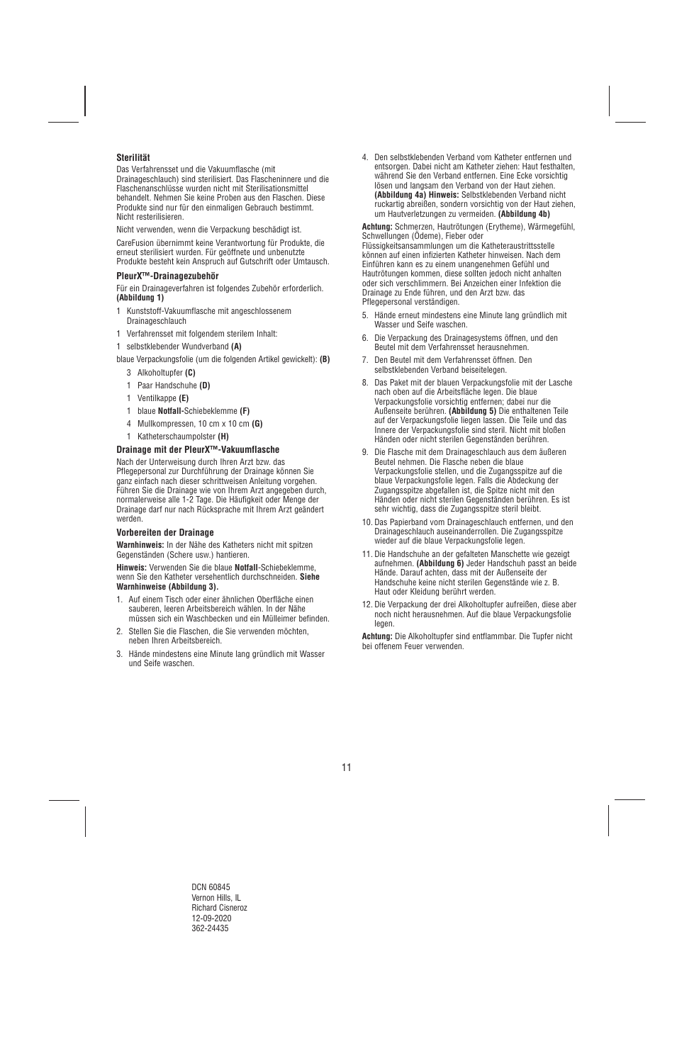### Sterilität

Das Verfahrensset und die Vakuumflasche (mit Drainageschlauch) sind sterilisiert. Das Flascheninnere und die Flaschenanschlüsse wurden nicht mit Sterilisationsmittel behandelt. Nehmen Sie keine Proben aus den Flaschen. Diese Produkte sind nur für den einmaligen Gebrauch bestimmt. Nicht resterilisieren.

Nicht verwenden, wenn die Verpackung beschädigt ist.

CareFusion übernimmt keine Verantwortung für Produkte, die erneut sterilisiert wurden. Für geöffnete und unbenutzte Produkte besteht kein Anspruch auf Gutschrift oder Umtausch.

### PleurX™-Drainagezubehör

Für ein Drainageverfahren ist folgendes Zubehör erforderlich. **(Abbildung 1)**

1 Kunststoff-Vakuumflasche mit angeschlossenem Drainageschlauch

1 Verfahrensset mit folgendem sterilem Inhalt:

1 selbstklebender Wundverband **(A)**

blaue Verpackungsfolie (um die folgenden Artikel gewickelt): **(B)**

- 3 Alkoholtupfer **(C)**
- 1 Paar Handschuhe **(D)**
- 1 Ventilkappe **(E)**
- 1 blaue **Notfall**-Schiebeklemme **(F)**
- 4 Mullkompressen, 10 cm x 10 cm **(G)**
- 1 Katheterschaumpolster **(H)**

### Drainage mit der PleurX™-Vakuumflasche

Nach der Unterweisung durch Ihren Arzt bzw. das Pflegepersonal zur Durchführung der Drainage können Sie ganz einfach nach dieser schrittweisen Anleitung vorgehen. Führen Sie die Drainage wie von Ihrem Arzt angegeben durch, normalerweise alle 1-2 Tage. Die Häufigkeit oder Menge der Drainage darf nur nach Rücksprache mit Ihrem Arzt geändert werden.

### Vorbereiten der Drainage

**Warnhinweis:** In der Nähe des Katheters nicht mit spitzen Gegenständen (Schere usw.) hantieren.

**Hinweis:** Verwenden Sie die blaue **Notfall**-Schiebeklemme, wenn Sie den Katheter versehentlich durchschneiden. **Siehe Warnhinweise (Abbildung 3).**

1. Auf einem Tisch oder einer ähnlichen Oberfläche einen sauberen, leeren Arbeitsbereich wählen. In der Nähe müssen sich ein Waschbecken und ein Mülleimer befinden.
2. Stellen Sie die Flaschen, die Sie verwenden möchten, neben Ihren Arbeitsbereich.
3. Hände mindestens eine Minute lang gründlich mit Wasser und Seife waschen.
4. Den selbstklebenden Verband vom Katheter entfernen und entsorgen. Dabei nicht am Katheter ziehen: Haut festhalten, während Sie den Verband entfernen. Eine Ecke vorsichtig lösen und langsam den Verband von der Haut ziehen. **(Abbildung 4a) Hinweis:** Selbstklebenden Verband nicht ruckartig abreißen, sondern vorsichtig von der Haut ziehen, um Hautverletzungen zu vermeiden. **(Abbildung 4b)**

**Achtung:** Schmerzen, Hautrötungen (Erytheme), Wärmegefühl, Schwellungen (Ödeme), Fieber oder Flüssigkeitsansammlungen um die Katheteraustrittsstelle können auf einen infizierten Katheter hinweisen. Nach dem Einführen kann es zu einem unangenehmen Gefühl und Hautrötungen kommen, diese sollten jedoch nicht anhalten oder sich verschlimmern. Bei Anzeichen einer Infektion die Drainage zu Ende führen, und den Arzt bzw. das Pflegepersonal verständigen.

5. Hände erneut mindestens eine Minute lang gründlich mit Wasser und Seife waschen.
6. Die Verpackung des Drainagesystems öffnen, und den Beutel mit dem Verfahrensset herausnehmen.
7. Den Beutel mit dem Verfahrensset öffnen. Den selbstklebenden Verband beiseitelegen.
8. Das Paket mit der blauen Verpackungsfolie mit der Lasche nach oben auf die Arbeitsfläche legen. Die blaue Verpackungsfolie vorsichtig entfernen; dabei nur die Außenseite berühren. **(Abbildung 5)** Die enthaltenen Teile auf der Verpackungsfolie liegen lassen. Die Teile und das Innere der Verpackungsfolie sind steril. Nicht mit bloßen Händen oder nicht sterilen Gegenständen berühren.
9. Die Flasche mit dem Drainageschlauch aus dem äußeren Beutel nehmen. Die Flasche neben die blaue Verpackungsfolie stellen, und die Zugangsspitze auf die blaue Verpackungsfolie legen. Falls die Abdeckung der Zugangsspitze abgefallen ist, die Spitze nicht mit den Händen oder nicht sterilen Gegenständen berühren. Es ist sehr wichtig, dass die Zugangsspitze steril bleibt.
10. Das Papierband vom Drainageschlauch entfernen, und den Drainageschlauch auseinanderrollen. Die Zugangsspitze wieder auf die blaue Verpackungsfolie legen.
11. Die Handschuhe an der gefalteten Manschette wie gezeigt aufnehmen. **(Abbildung 6)** Jeder Handschuh passt an beide Hände. Darauf achten, dass mit der Außenseite der Handschuhe keine nicht sterilen Gegenstände wie z. B. Haut oder Kleidung berührt werden.
12. Die Verpackung der drei Alkoholtupfer aufreißen, diese aber noch nicht herausnehmen. Auf die blaue Verpackungsfolie legen.

**Achtung:** Die Alkoholtupfer sind entflammbar. Die Tupfer nicht bei offenem Feuer verwenden.

DCN 60845
Vernon Hills, IL
Richard Cisneroz
12-09-2020
362-24435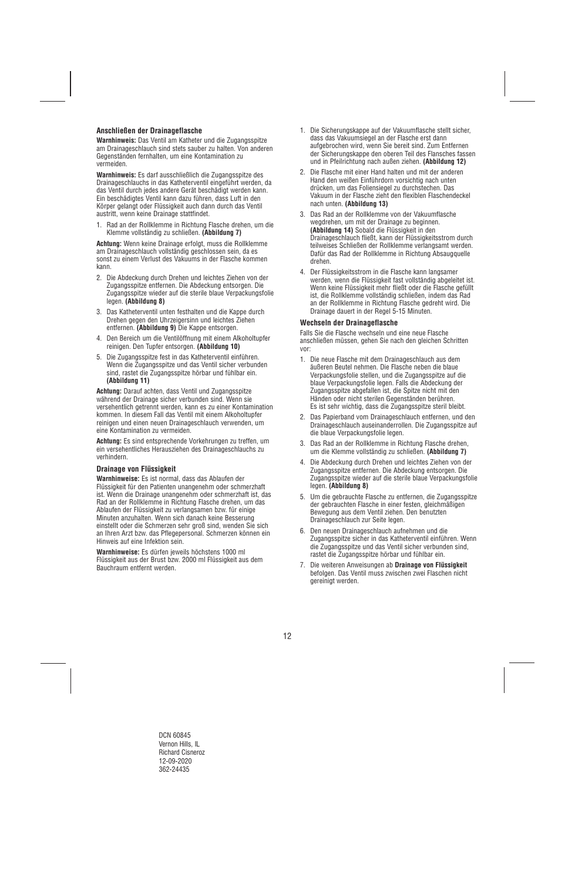### Anschließen der Drainageflasche

**Warnhinweis:** Das Ventil am Katheter und die Zugangsspitze am Drainageschlauch sind stets sauber zu halten. Von anderen Gegenständen fernhalten, um eine Kontamination zu vermeiden.

**Warnhinweis:** Es darf ausschließlich die Zugangsspitze des Drainageschlauchs in das Katheterventil eingeführt werden, da das Ventil durch jedes andere Gerät beschädigt werden kann. Ein beschädigtes Ventil kann dazu führen, dass Luft in den Körper gelangt oder Flüssigkeit auch dann durch das Ventil austritt, wenn keine Drainage stattfindet.

1. Rad an der Rollklemme in Richtung Flasche drehen, um die Klemme vollständig zu schließen. **(Abbildung 7)**

**Achtung:** Wenn keine Drainage erfolgt, muss die Rollklemme am Drainageschlauch vollständig geschlossen sein, da es sonst zu einem Verlust des Vakuums in der Flasche kommen kann.

2. Die Abdeckung durch Drehen und leichtes Ziehen von der Zugangsspitze entfernen. Die Abdeckung entsorgen. Die Zugangsspitze wieder auf die sterile blaue Verpackungsfolie legen. **(Abbildung 8)**
3. Das Katheterventil unten festhalten und die Kappe durch Drehen gegen den Uhrzeigersinn und leichtes Ziehen entfernen. **(Abbildung 9)** Die Kappe entsorgen.
4. Den Bereich um die Ventilöffnung mit einem Alkoholtupfer reinigen. Den Tupfer entsorgen. **(Abbildung 10)**
5. Die Zugangsspitze fest in das Katheterventil einführen. Wenn die Zugangsspitze und das Ventil sicher verbunden sind, rastet die Zugangsspitze hörbar und fühlbar ein. **(Abbildung 11)**

**Achtung:** Darauf achten, dass Ventil und Zugangsspitze während der Drainage sicher verbunden sind. Wenn sie versehentlich getrennt werden, kann es zu einer Kontamination kommen. In diesem Fall das Ventil mit einem Alkoholtupfer reinigen und einen neuen Drainageschlauch verwenden, um eine Kontamination zu vermeiden.

**Achtung:** Es sind entsprechende Vorkehrungen zu treffen, um ein versehentliches Herausziehen des Drainageschlauchs zu verhindern.

### Drainage von Flüssigkeit

**Warnhinweise:** Es ist normal, dass das Ablaufen der Flüssigkeit für den Patienten unangenehm oder schmerzhaft ist. Wenn die Drainage unangenehm oder schmerzhaft ist, das Rad an der Rollklemme in Richtung Flasche drehen, um das Ablaufen der Flüssigkeit zu verlangsamen bzw. für einige Minuten anzuhalten. Wenn sich danach keine Besserung einstellt oder die Schmerzen sehr groß sind, wenden Sie sich an Ihren Arzt bzw. das Pflegepersonal. Schmerzen können ein Hinweis auf eine Infektion sein.

**Warnhinweise:** Es dürfen jeweils höchstens 1000 ml Flüssigkeit aus der Brust bzw. 2000 ml Flüssigkeit aus dem Bauchraum entfernt werden.

1. Die Sicherungskappe auf der Vakuumflasche stellt sicher, dass das Vakuumsiegel an der Flasche erst dann aufgebrochen wird, wenn Sie bereit sind. Zum Entfernen der Sicherungskappe den oberen Teil des Flansches fassen und in Pfeilrichtung nach außen ziehen. **(Abbildung 12)**
2. Die Flasche mit einer Hand halten und mit der anderen Hand den weißen Einführdorn vorsichtig nach unten drücken, um das Foliensiegel zu durchstechen. Das Vakuum in der Flasche zieht den flexiblen Flaschendeckel nach unten. **(Abbildung 13)**
3. Das Rad an der Rollklemme von der Vakuumflasche wegdrehen, um mit der Drainage zu beginnen. **(Abbildung 14)** Sobald die Flüssigkeit in den Drainageschlauch fließt, kann der Flüssigkeitsstrom durch teilweises Schließen der Rollklemme verlangsamt werden. Dafür das Rad der Rollklemme in Richtung Absaugquelle drehen.
4. Der Flüssigkeitsstrom in die Flasche kann langsamer werden, wenn die Flüssigkeit fast vollständig abgeleitet ist. Wenn keine Flüssigkeit mehr fließt oder die Flasche gefüllt ist, die Rollklemme vollständig schließen, indem das Rad an der Rollklemme in Richtung Flasche gedreht wird. Die Drainage dauert in der Regel 5-15 Minuten.

### Wechseln der Drainageflasche

Falls Sie die Flasche wechseln und eine neue Flasche anschließen müssen, gehen Sie nach den gleichen Schritten vor:

1. Die neue Flasche mit dem Drainageschlauch aus dem äußeren Beutel nehmen. Die Flasche neben die blaue Verpackungsfolie stellen, und die Zugangsspitze auf die blaue Verpackungsfolie legen. Falls die Abdeckung der Zugangsspitze abgefallen ist, die Spitze nicht mit den Händen oder nicht sterilen Gegenständen berühren. Es ist sehr wichtig, dass die Zugangsspitze steril bleibt.
2. Das Papierband vom Drainageschlauch entfernen, und den Drainageschlauch auseinanderrollen. Die Zugangsspitze auf die blaue Verpackungsfolie legen.
3. Das Rad an der Rollklemme in Richtung Flasche drehen, um die Klemme vollständig zu schließen. **(Abbildung 7)**
4. Die Abdeckung durch Drehen und leichtes Ziehen von der Zugangsspitze entfernen. Die Abdeckung entsorgen. Die Zugangsspitze wieder auf die sterile blaue Verpackungsfolie legen. **(Abbildung 8)**
5. Um die gebrauchte Flasche zu entfernen, die Zugangsspitze der gebrauchten Flasche in einer festen, gleichmäßigen Bewegung aus dem Ventil ziehen. Den benutzten Drainageschlauch zur Seite legen.
6. Den neuen Drainageschlauch aufnehmen und die Zugangsspitze sicher in das Katheterventil einführen. Wenn die Zugangsspitze und das Ventil sicher verbunden sind, rastet die Zugangsspitze hörbar und fühlbar ein.
7. Die weiteren Anweisungen ab **Drainage von Flüssigkeit** befolgen. Das Ventil muss zwischen zwei Flaschen nicht gereinigt werden.

DCN 60845
Vernon Hills, IL
Richard Cisneroz
12-09-2020
362-24435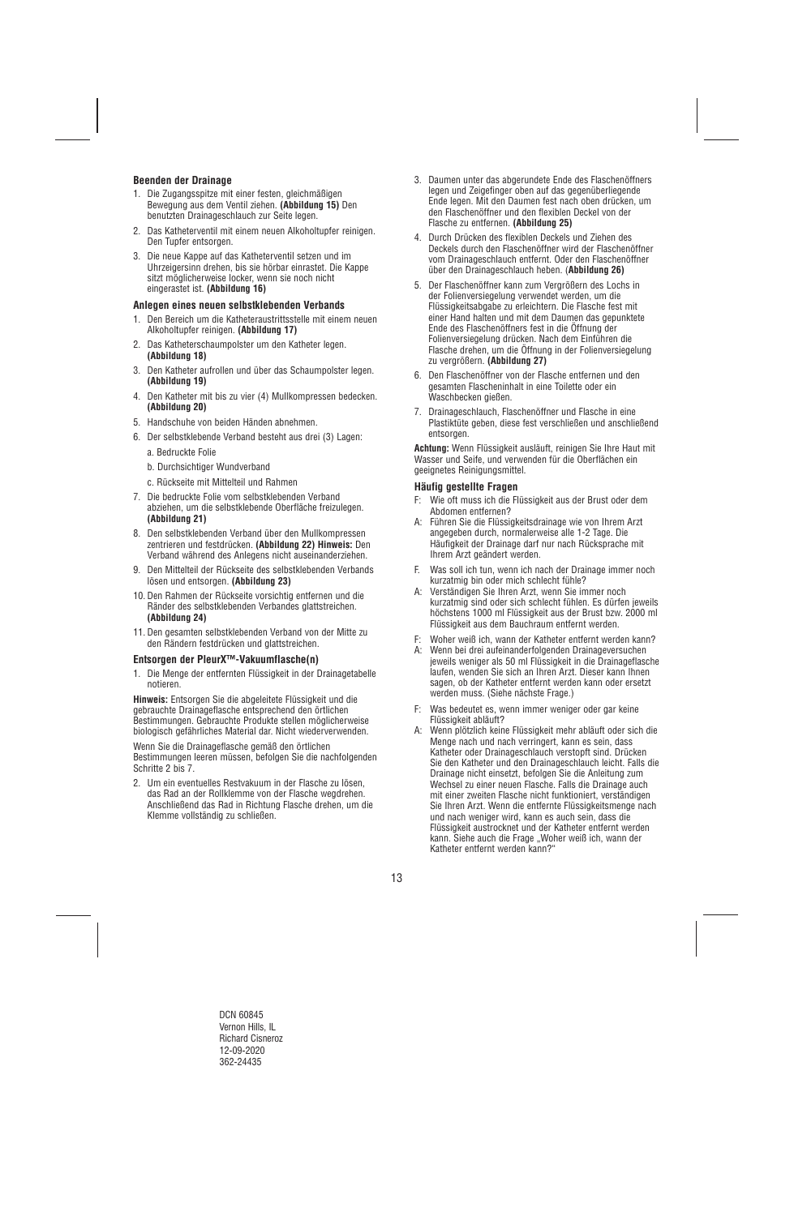#### Beenden der Drainage

1. Die Zugangsspitze mit einer festen, gleichmäßigen Bewegung aus dem Ventil ziehen. **(Abbildung 15)** Den benutzten Drainageschlauch zur Seite legen.
2. Das Katheterventil mit einem neuen Alkoholtupfer reinigen. Den Tupfer entsorgen.
3. Die neue Kappe auf das Katheterventil setzen und im Uhrzeigersinn drehen, bis sie hörbar einrastet. Die Kappe sitzt möglicherweise locker, wenn sie noch nicht eingerastet ist. **(Abbildung 16)**

#### Anlegen eines neuen selbstklebenden Verbands

1. Den Bereich um die Katheteraustrittsstelle mit einem neuen Alkoholtupfer reinigen. **(Abbildung 17)**
2. Das Katheterschaumpolster um den Katheter legen. **(Abbildung 18)**
3. Den Katheter aufrollen und über das Schaumpolster legen. **(Abbildung 19)**
4. Den Katheter mit bis zu vier (4) Mullkompressen bedecken. **(Abbildung 20)**
5. Handschuhe von beiden Händen abnehmen.
6. Der selbstklebende Verband besteht aus drei (3) Lagen:

   a. Bedruckte Folie

   b. Durchsichtiger Wundverband

   c. Rückseite mit Mittelteil und Rahmen
7. Die bedruckte Folie vom selbstklebenden Verband abziehen, um die selbstklebende Oberfläche freizulegen. **(Abbildung 21)**
8. Den selbstklebenden Verband über den Mullkompressen zentrieren und festdrücken. **(Abbildung 22) Hinweis:** Den Verband während des Anlegens nicht auseinanderziehen.
9. Den Mittelteil der Rückseite des selbstklebenden Verbands lösen und entsorgen. **(Abbildung 23)**
10. Den Rahmen der Rückseite vorsichtig entfernen und die Ränder des selbstklebenden Verbandes glattstreichen. **(Abbildung 24)**
11. Den gesamten selbstklebenden Verband von der Mitte zu den Rändern festdrücken und glattstreichen.

#### Entsorgen der PleurX™-Vakuumflasche(n)

1. Die Menge der entfernten Flüssigkeit in der Drainagetabelle notieren.

**Hinweis:** Entsorgen Sie die abgeleitete Flüssigkeit und die gebrauchte Drainageflasche entsprechend den örtlichen Bestimmungen. Gebrauchte Produkte stellen möglicherweise biologisch gefährliches Material dar. Nicht wiederverwenden.

Wenn Sie die Drainageflasche gemäß den örtlichen Bestimmungen leeren müssen, befolgen Sie die nachfolgenden Schritte 2 bis 7.

2. Um ein eventuelles Restvakuum in der Flasche zu lösen, das Rad an der Rollklemme von der Flasche wegdrehen. Anschließend das Rad in Richtung Flasche drehen, um die Klemme vollständig zu schließen.
3. Daumen unter das abgerundete Ende des Flaschenöffners legen und Zeigefinger oben auf das gegenüberliegende Ende legen. Mit den Daumen fest nach oben drücken, um den Flaschenöffner und den flexiblen Deckel von der Flasche zu entfernen. **(Abbildung 25)**
4. Durch Drücken des flexiblen Deckels und Ziehen des Deckels durch den Flaschenöffner wird der Flaschenöffner vom Drainageschlauch entfernt. Oder den Flaschenöffner über den Drainageschlauch heben. (**Abbildung 26)**
5. Der Flaschenöffner kann zum Vergrößern des Lochs in der Folienversiegelung verwendet werden, um die Flüssigkeitsabgabe zu erleichtern. Die Flasche fest mit einer Hand halten und mit dem Daumen das gepunktete Ende des Flaschenöffners fest in die Öffnung der Folienversiegelung drücken. Nach dem Einführen die Flasche drehen, um die Öffnung in der Folienversiegelung zu vergrößern. **(Abbildung 27)**
6. Den Flaschenöffner von der Flasche entfernen und den gesamten Flascheninhalt in eine Toilette oder ein Waschbecken gießen.
7. Drainageschlauch, Flaschenöffner und Flasche in eine Plastiktüte geben, diese fest verschließen und anschließend entsorgen.

**Achtung:** Wenn Flüssigkeit ausläuft, reinigen Sie Ihre Haut mit Wasser und Seife, und verwenden für die Oberflächen ein geeignetes Reinigungsmittel.

#### Häufig gestellte Fragen

F: Wie oft muss ich die Flüssigkeit aus der Brust oder dem Abdomen entfernen?
A: Führen Sie die Flüssigkeitsdrainage wie von Ihrem Arzt angegeben durch, normalerweise alle 1-2 Tage. Die Häufigkeit der Drainage darf nur nach Rücksprache mit Ihrem Arzt geändert werden.

F. Was soll ich tun, wenn ich nach der Drainage immer noch kurzatmig bin oder mich schlecht fühle?
A: Verständigen Sie Ihren Arzt, wenn Sie immer noch kurzatmig sind oder sich schlecht fühlen. Es dürfen jeweils höchstens 1000 ml Flüssigkeit aus der Brust bzw. 2000 ml Flüssigkeit aus dem Bauchraum entfernt werden.

F: Woher weiß ich, wann der Katheter entfernt werden kann?
A: Wenn bei drei aufeinanderfolgenden Drainageversuchen jeweils weniger als 50 ml Flüssigkeit in die Drainageflasche laufen, wenden Sie sich an Ihren Arzt. Dieser kann Ihnen sagen, ob der Katheter entfernt werden kann oder ersetzt werden muss. (Siehe nächste Frage.)

F: Was bedeutet es, wenn immer weniger oder gar keine Flüssigkeit abläuft?
A: Wenn plötzlich keine Flüssigkeit mehr abläuft oder sich die Menge nach und nach verringert, kann es sein, dass Katheter oder Drainageschlauch verstopft sind. Drücken Sie den Katheter und den Drainageschlauch leicht. Falls die Drainage nicht einsetzt, befolgen Sie die Anleitung zum Wechsel zu einer neuen Flasche. Falls die Drainage auch mit einer zweiten Flasche nicht funktioniert, verständigen Sie Ihren Arzt. Wenn die entfernte Flüssigkeitsmenge nach und nach weniger wird, kann es auch sein, dass die Flüssigkeit austrocknet und der Katheter entfernt werden kann. Siehe auch die Frage „Woher weiß ich, wann der Katheter entfernt werden kann?"

DCN 60845
Vernon Hills, IL
Richard Cisneroz
12-09-2020
362-24435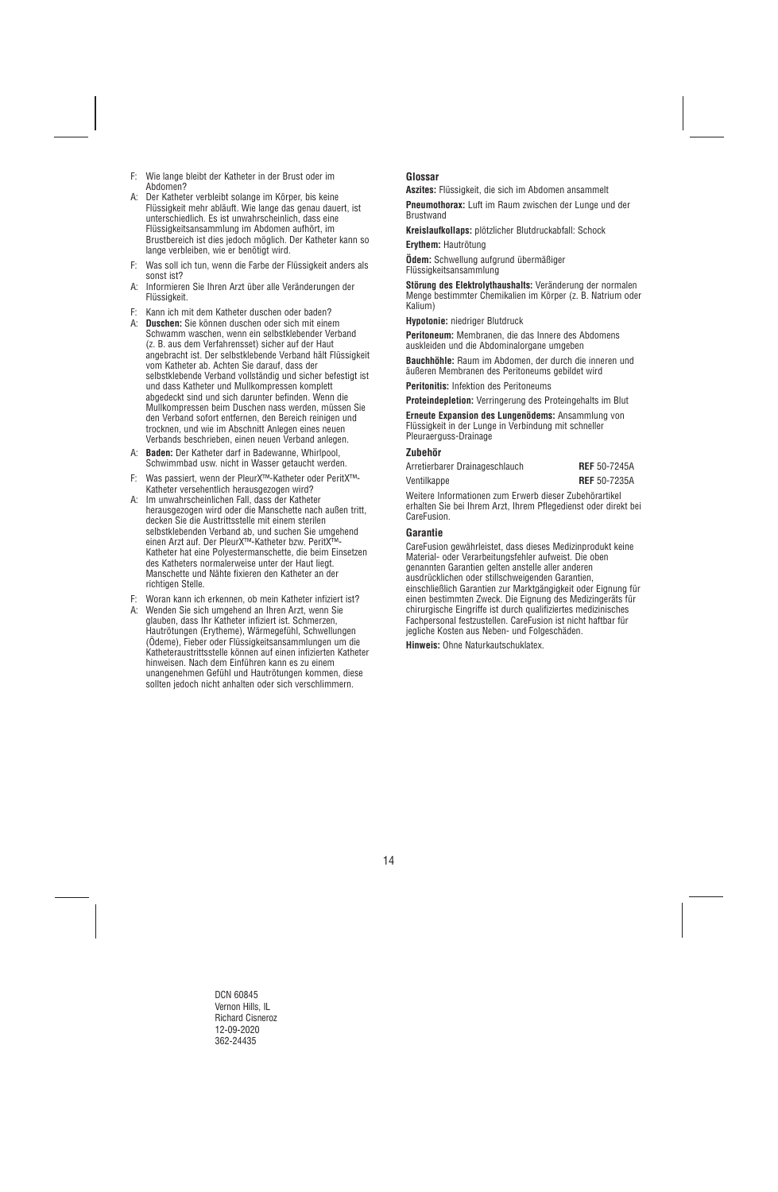F: Wie lange bleibt der Katheter in der Brust oder im Abdomen?

A: Der Katheter verbleibt solange im Körper, bis keine Flüssigkeit mehr abläuft. Wie lange das genau dauert, ist unterschiedlich. Es ist unwahrscheinlich, dass eine Flüssigkeitsansammlung im Abdomen aufhört, im Brustbereich ist dies jedoch möglich. Der Katheter kann so lange verbleiben, wie er benötigt wird.

F: Was soll ich tun, wenn die Farbe der Flüssigkeit anders als sonst ist?

A: Informieren Sie Ihren Arzt über alle Veränderungen der Flüssigkeit.

F: Kann ich mit dem Katheter duschen oder baden?

A: **Duschen:** Sie können duschen oder sich mit einem Schwamm waschen, wenn ein selbstklebender Verband (z. B. aus dem Verfahrensset) sicher auf der Haut angebracht ist. Der selbstklebende Verband hält Flüssigkeit vom Katheter ab. Achten Sie darauf, dass der selbstklebende Verband vollständig und sicher befestigt ist und dass Katheter und Mullkompressen komplett abgedeckt sind und sich darunter befinden. Wenn die Mullkompressen beim Duschen nass werden, müssen Sie den Verband sofort entfernen, den Bereich reinigen und trocknen, und wie im Abschnitt Anlegen eines neuen Verbands beschrieben, einen neuen Verband anlegen.

A: **Baden:** Der Katheter darf in Badewanne, Whirlpool, Schwimmbad usw. nicht in Wasser getaucht werden.

F: Was passiert, wenn der PleurX™-Katheter oder PeritX™-Katheter versehentlich herausgezogen wird?

A: Im unwahrscheinlichen Fall, dass der Katheter herausgezogen wird oder die Manschette nach außen tritt, decken Sie die Austrittsstelle mit einem sterilen selbstklebenden Verband ab, und suchen Sie umgehend einen Arzt auf. Der PleurX™-Katheter bzw. PeritX™-Katheter hat eine Polyestermanschette, die beim Einsetzen des Katheters normalerweise unter der Haut liegt. Manschette und Nähte fixieren den Katheter an der richtigen Stelle.

F: Woran kann ich erkennen, ob mein Katheter infiziert ist?

A: Wenden Sie sich umgehend an Ihren Arzt, wenn Sie glauben, dass Ihr Katheter infiziert ist. Schmerzen, Hautrötungen (Erytheme), Wärmegefühl, Schwellungen (Ödeme), Fieber oder Flüssigkeitsansammlungen um die Katheteraustrittsstelle können auf einen infizierten Katheter hinweisen. Nach dem Einführen kann es zu einem unangenehmen Gefühl und Hautrötungen kommen, diese sollten jedoch nicht anhalten oder sich verschlimmern.

## Glossar

**Aszites:** Flüssigkeit, die sich im Abdomen ansammelt

**Pneumothorax:** Luft im Raum zwischen der Lunge und der Brustwand

**Kreislaufkollaps:** plötzlicher Blutdruckabfall: Schock

**Erythem:** Hautrötung

**Ödem:** Schwellung aufgrund übermäßiger Flüssigkeitsansammlung

**Störung des Elektrolythaushalts:** Veränderung der normalen Menge bestimmter Chemikalien im Körper (z. B. Natrium oder Kalium)

**Hypotonie:** niedriger Blutdruck

**Peritoneum:** Membranen, die das Innere des Abdomens auskleiden und die Abdominalorgane umgeben

**Bauchhöhle:** Raum im Abdomen, der durch die inneren und äußeren Membranen des Peritoneums gebildet wird

**Peritonitis:** Infektion des Peritoneums

**Proteindepletion:** Verringerung des Proteingehalts im Blut

**Erneute Expansion des Lungenödems:** Ansammlung von Flüssigkeit in der Lunge in Verbindung mit schneller Pleuraerguss-Drainage

## Zubehör

| | |
|---|---|
| Arretierbarer Drainageschlauch | **REF** 50-7245A |
| Ventilkappe | **REF** 50-7235A |

Weitere Informationen zum Erwerb dieser Zubehörartikel erhalten Sie bei Ihrem Arzt, Ihrem Pflegedienst oder direkt bei CareFusion.

## Garantie

CareFusion gewährleistet, dass dieses Medizinprodukt keine Material- oder Verarbeitungsfehler aufweist. Die oben genannten Garantien gelten anstelle aller anderen ausdrücklichen oder stillschweigenden Garantien, einschließlich Garantien zur Marktgängigkeit oder Eignung für einen bestimmten Zweck. Die Eignung des Medizingeräts für chirurgische Eingriffe ist durch qualifiziertes medizinisches Fachpersonal festzustellen. CareFusion ist nicht haftbar für jegliche Kosten aus Neben- und Folgeschäden.

**Hinweis:** Ohne Naturkautschuklatex.

DCN 60845
Vernon Hills, IL
Richard Cisneroz
12-09-2020
362-24435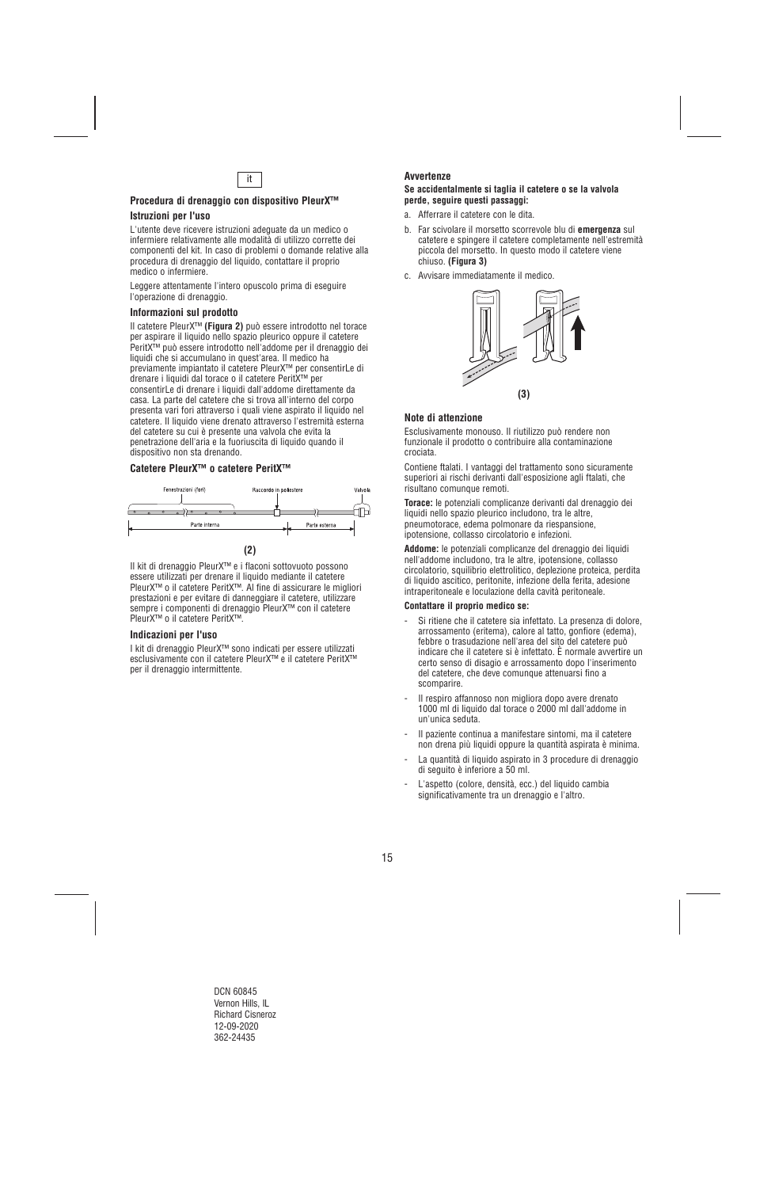it

## Procedura di drenaggio con dispositivo PleurX™

### Istruzioni per l'uso

L'utente deve ricevere istruzioni adeguate da un medico o infermiere relativamente alle modalità di utilizzo corrette dei componenti del kit. In caso di problemi o domande relative alla procedura di drenaggio del liquido, contattare il proprio medico o infermiere.

Leggere attentamente l'intero opuscolo prima di eseguire l'operazione di drenaggio.

### Informazioni sul prodotto

Il catetere PleurX™ **(Figura 2)** può essere introdotto nel torace per aspirare il liquido nello spazio pleurico oppure il catetere PeritX™ può essere introdotto nell'addome per il drenaggio dei liquidi che si accumulano in quest'area. Il medico ha previamente impiantato il catetere PleurX™ per consentirLe di drenare i liquidi dal torace o il catetere PeritX™ per consentirLe di drenare i liquidi dall'addome direttamente da casa. La parte del catetere che si trova all'interno del corpo presenta vari fori attraverso i quali viene aspirato il liquido nel catetere. Il liquido viene drenato attraverso l'estremità esterna del catetere su cui è presente una valvola che evita la penetrazione dell'aria e la fuoriuscita di liquido quando il dispositivo non sta drenando.

### Catetere PleurX™ o catetere PeritX™

Fenestrazioni (fori) — Raccordo in poliestere — Valvola — Parte interna — Parte esterna

**(2)**

Il kit di drenaggio PleurX™ e i flaconi sottovuoto possono essere utilizzati per drenare il liquido mediante il catetere PleurX™ o il catetere PeritX™. Al fine di assicurare le migliori prestazioni e per evitare di danneggiare il catetere, utilizzare sempre i componenti di drenaggio PleurX™ con il catetere PleurX™ o il catetere PeritX™.

### Indicazioni per l'uso

I kit di drenaggio PleurX™ sono indicati per essere utilizzati esclusivamente con il catetere PleurX™ e il catetere PeritX™ per il drenaggio intermittente.

### Avvertenze

**Se accidentalmente si taglia il catetere o se la valvola perde, seguire questi passaggi:**

a. Afferrare il catetere con le dita.

b. Far scivolare il morsetto scorrevole blu di **emergenza** sul catetere e spingere il catetere completamente nell'estremità piccola del morsetto. In questo modo il catetere viene chiuso. **(Figura 3)**

c. Avvisare immediatamente il medico.

**(3)**

### Note di attenzione

Esclusivamente monouso. Il riutilizzo può rendere non funzionale il prodotto o contribuire alla contaminazione crociata.

Contiene ftalati. I vantaggi del trattamento sono sicuramente superiori ai rischi derivanti dall'esposizione agli ftalati, che risultano comunque remoti.

**Torace:** le potenziali complicanze derivanti dal drenaggio dei liquidi nello spazio pleurico includono, tra le altre, pneumotorace, edema polmonare da riespansione, ipotensione, collasso circolatorio e infezioni.

**Addome:** le potenziali complicanze del drenaggio dei liquidi nell'addome includono, tra le altre, ipotensione, collasso circolatorio, squilibrio elettrolitico, deplezione proteica, perdita di liquido ascitico, peritonite, infezione della ferita, adesione intraperitoneale e loculazione della cavità peritoneale.

**Contattare il proprio medico se:**

- Si ritiene che il catetere sia infettato. La presenza di dolore, arrossamento (eritema), calore al tatto, gonfiore (edema), febbre o trasudazione nell'area del sito del catetere può indicare che il catetere si è infettato. È normale avvertire un certo senso di disagio e arrossamento dopo l'inserimento del catetere, che deve comunque attenuarsi fino a scomparire.
- Il respiro affannoso non migliora dopo avere drenato 1000 ml di liquido dal torace o 2000 ml dall'addome in un'unica seduta.
- Il paziente continua a manifestare sintomi, ma il catetere non drena più liquidi oppure la quantità aspirata è minima.
- La quantità di liquido aspirato in 3 procedure di drenaggio di seguito è inferiore a 50 ml.
- L'aspetto (colore, densità, ecc.) del liquido cambia significativamente tra un drenaggio e l'altro.

DCN 60845
Vernon Hills, IL
Richard Cisneroz
12-09-2020
362-24435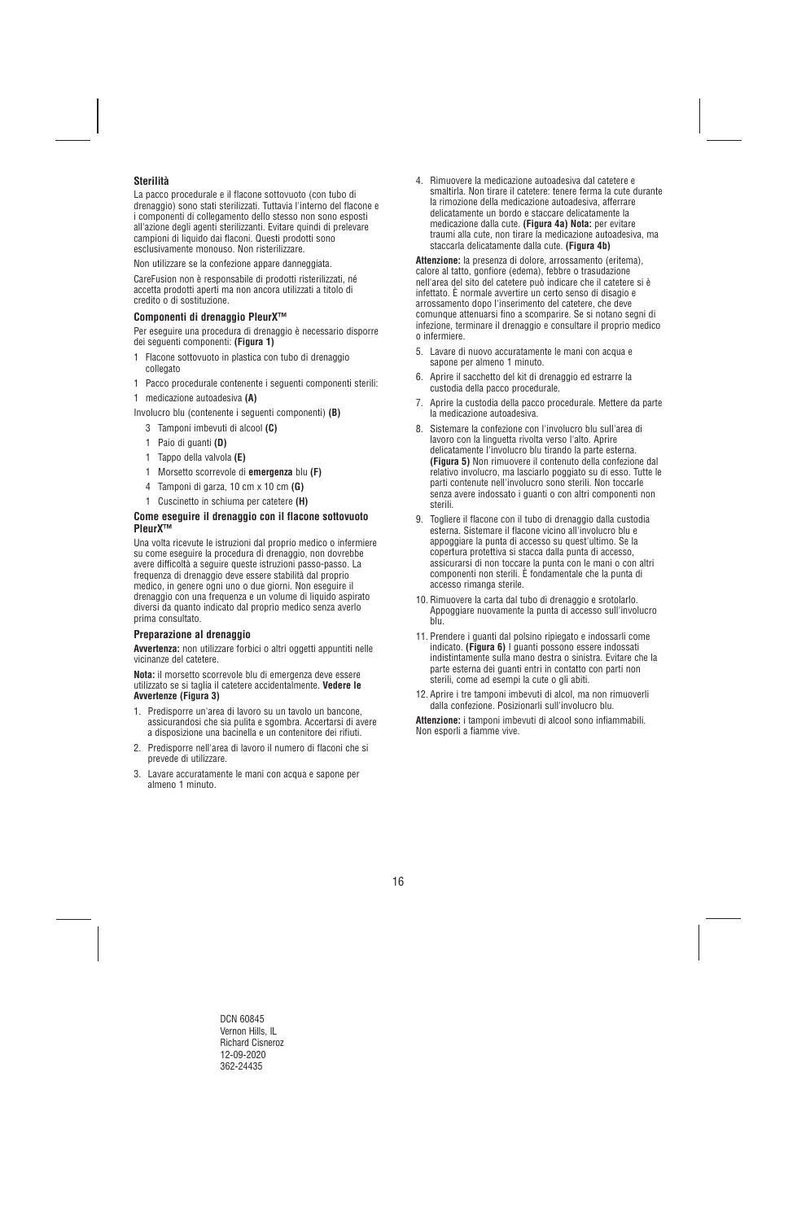### Sterilità

La pacco procedurale e il flacone sottovuoto (con tubo di drenaggio) sono stati sterilizzati. Tuttavia l'interno del flacone e i componenti di collegamento dello stesso non sono esposti all'azione degli agenti sterilizzanti. Evitare quindi di prelevare campioni di liquido dai flaconi. Questi prodotti sono esclusivamente monouso. Non risterilizzare.

Non utilizzare se la confezione appare danneggiata.

CareFusion non è responsabile di prodotti risterilizzati, né accetta prodotti aperti ma non ancora utilizzati a titolo di credito o di sostituzione.

### Componenti di drenaggio PleurX™

Per eseguire una procedura di drenaggio è necessario disporre dei seguenti componenti: **(Figura 1)**

1 Flacone sottovuoto in plastica con tubo di drenaggio collegato

1 Pacco procedurale contenente i seguenti componenti sterili:

1 medicazione autoadesiva **(A)**

Involucro blu (contenente i seguenti componenti) **(B)**

- 3 Tamponi imbevuti di alcool **(C)**
- 1 Paio di guanti **(D)**
- 1 Tappo della valvola **(E)**
- 1 Morsetto scorrevole di **emergenza** blu **(F)**
- 4 Tamponi di garza, 10 cm x 10 cm **(G)**
- 1 Cuscinetto in schiuma per catetere **(H)**

### Come eseguire il drenaggio con il flacone sottovuoto PleurX™

Una volta ricevute le istruzioni dal proprio medico o infermiere su come eseguire la procedura di drenaggio, non dovrebbe avere difficoltà a seguire queste istruzioni passo-passo. La frequenza di drenaggio deve essere stabilità dal proprio medico, in genere ogni uno o due giorni. Non eseguire il drenaggio con una frequenza e un volume di liquido aspirato diversi da quanto indicato dal proprio medico senza averlo prima consultato.

### Preparazione al drenaggio

**Avvertenza:** non utilizzare forbici o altri oggetti appuntiti nelle vicinanze del catetere.

**Nota:** il morsetto scorrevole blu di emergenza deve essere utilizzato se si taglia il catetere accidentalmente. **Vedere le Avvertenze (Figura 3)**

1. Predisporre un'area di lavoro su un tavolo un bancone, assicurandosi che sia pulita e sgombra. Accertarsi di avere a disposizione una bacinella e un contenitore dei rifiuti.
2. Predisporre nell'area di lavoro il numero di flaconi che si prevede di utilizzare.
3. Lavare accuratamente le mani con acqua e sapone per almeno 1 minuto.
4. Rimuovere la medicazione autoadesiva dal catetere e smaltirla. Non tirare il catetere: tenere ferma la cute durante la rimozione della medicazione autoadesiva, afferrare delicatamente un bordo e staccare delicatamente la medicazione dalla cute. **(Figura 4a) Nota:** per evitare traumi alla cute, non tirare la medicazione autoadesiva, ma staccarla delicatamente dalla cute. **(Figura 4b)**

**Attenzione:** la presenza di dolore, arrossamento (eritema), calore al tatto, gonfiore (edema), febbre o trasudazione nell'area del sito del catetere può indicare che il catetere si è infettato. È normale avvertire un certo senso di disagio e arrossamento dopo l'inserimento del catetere, che deve comunque attenuarsi fino a scomparire. Se si notano segni di infezione, terminare il drenaggio e consultare il proprio medico o infermiere.

5. Lavare di nuovo accuratamente le mani con acqua e sapone per almeno 1 minuto.
6. Aprire il sacchetto del kit di drenaggio ed estrarre la custodia della pacco procedurale.
7. Aprire la custodia della pacco procedurale. Mettere da parte la medicazione autoadesiva.
8. Sistemare la confezione con l'involucro blu sull'area di lavoro con la linguetta rivolta verso l'alto. Aprire delicatamente l'involucro blu tirando la parte esterna. **(Figura 5)** Non rimuovere il contenuto della confezione dal relativo involucro, ma lasciarlo poggiato su di esso. Tutte le parti contenute nell'involucro sono sterili. Non toccarle senza avere indossato i guanti o con altri componenti non sterili.
9. Togliere il flacone con il tubo di drenaggio dalla custodia esterna. Sistemare il flacone vicino all'involucro blu e appoggiare la punta di accesso su quest'ultimo. Se la copertura protettiva si stacca dalla punta di accesso, assicurarsi di non toccare la punta con le mani o con altri componenti non sterili. È fondamentale che la punta di accesso rimanga sterile.
10. Rimuovere la carta dal tubo di drenaggio e srotolarlo. Appoggiare nuovamente la punta di accesso sull'involucro blu.
11. Prendere i guanti dal polsino ripiegato e indossarli come indicato. **(Figura 6)** I guanti possono essere indossati indistintamente sulla mano destra o sinistra. Evitare che la parte esterna dei guanti entri in contatto con parti non sterili, come ad esempi la cute o gli abiti.
12. Aprire i tre tamponi imbevuti di alcol, ma non rimuoverli dalla confezione. Posizionarli sull'involucro blu.

**Attenzione:** i tamponi imbevuti di alcool sono infiammabili. Non esporli a fiamme vive.

DCN 60845
Vernon Hills, IL
Richard Cisneroz
12-09-2020
362-24435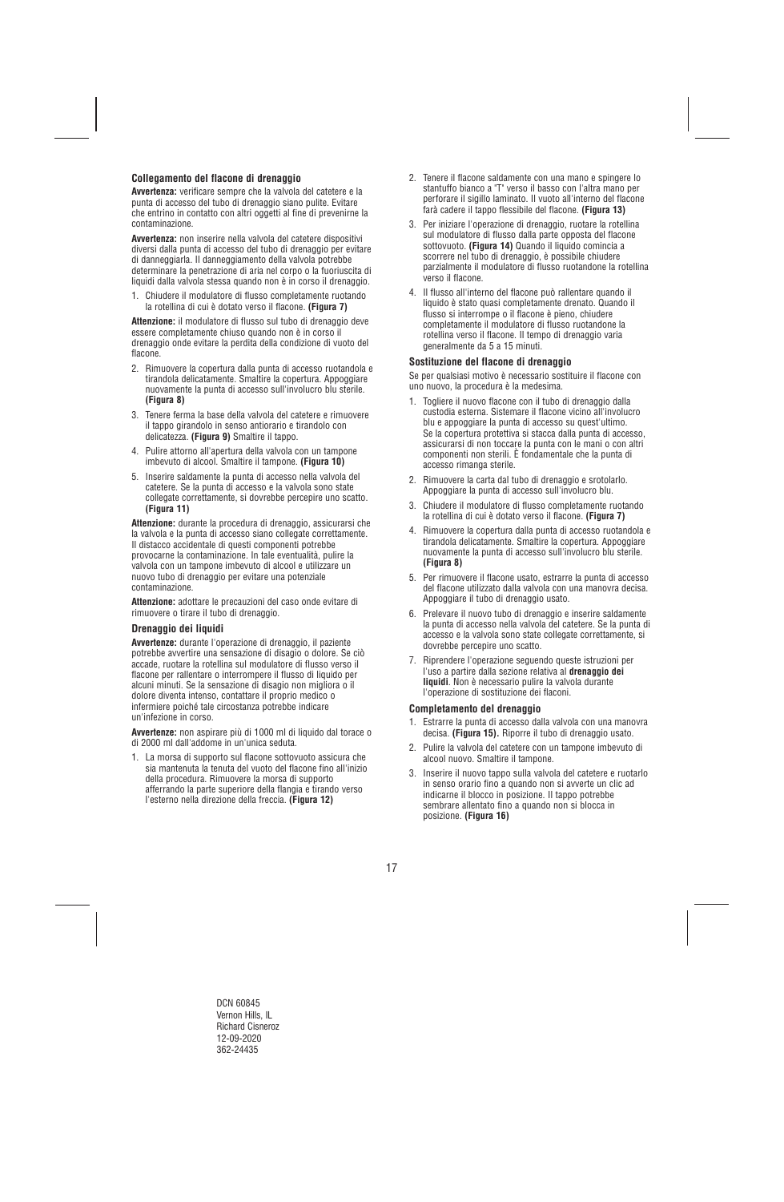### Collegamento del flacone di drenaggio

**Avvertenza:** verificare sempre che la valvola del catetere e la punta di accesso del tubo di drenaggio siano pulite. Evitare che entrino in contatto con altri oggetti al fine di prevenirne la contaminazione.

**Avvertenza:** non inserire nella valvola del catetere dispositivi diversi dalla punta di accesso del tubo di drenaggio per evitare di danneggiarla. Il danneggiamento della valvola potrebbe determinare la penetrazione di aria nel corpo o la fuoriuscita di liquidi dalla valvola stessa quando non è in corso il drenaggio.

1. Chiudere il modulatore di flusso completamente ruotando la rotellina di cui è dotato verso il flacone. **(Figura 7)**

**Attenzione:** il modulatore di flusso sul tubo di drenaggio deve essere completamente chiuso quando non è in corso il drenaggio onde evitare la perdita della condizione di vuoto del flacone.

2. Rimuovere la copertura dalla punta di accesso ruotandola e tirandola delicatamente. Smaltire la copertura. Appoggiare nuovamente la punta di accesso sull'involucro blu sterile. **(Figura 8)**
3. Tenere ferma la base della valvola del catetere e rimuovere il tappo girandolo in senso antiorario e tirandolo con delicatezza. **(Figura 9)** Smaltire il tappo.
4. Pulire attorno all'apertura della valvola con un tampone imbevuto di alcool. Smaltire il tampone. **(Figura 10)**
5. Inserire saldamente la punta di accesso nella valvola del catetere. Se la punta di accesso e la valvola sono state collegate correttamente, si dovrebbe percepire uno scatto. **(Figura 11)**

**Attenzione:** durante la procedura di drenaggio, assicurarsi che la valvola e la punta di accesso siano collegate correttamente. Il distacco accidentale di questi componenti potrebbe provocarne la contaminazione. In tale eventualità, pulire la valvola con un tampone imbevuto di alcool e utilizzare un nuovo tubo di drenaggio per evitare una potenziale contaminazione.

**Attenzione:** adottare le precauzioni del caso onde evitare di rimuovere o tirare il tubo di drenaggio.

### Drenaggio dei liquidi

**Avvertenze:** durante l'operazione di drenaggio, il paziente potrebbe avvertire una sensazione di disagio o dolore. Se ciò accade, ruotare la rotellina sul modulatore di flusso verso il flacone per rallentare o interrompere il flusso di liquido per alcuni minuti. Se la sensazione di disagio non migliora o il dolore diventa intenso, contattare il proprio medico o infermiere poiché tale circostanza potrebbe indicare un'infezione in corso.

**Avvertenze:** non aspirare più di 1000 ml di liquido dal torace o di 2000 ml dall'addome in un'unica seduta.

1. La morsa di supporto sul flacone sottovuoto assicura che sia mantenuta la tenuta del vuoto del flacone fino all'inizio della procedura. Rimuovere la morsa di supporto afferrando la parte superiore della flangia e tirando verso l'esterno nella direzione della freccia. **(Figura 12)**
2. Tenere il flacone saldamente con una mano e spingere lo stantuffo bianco a 'T' verso il basso con l'altra mano per perforare il sigillo laminato. Il vuoto all'interno del flacone farà cadere il tappo flessibile del flacone. **(Figura 13)**
3. Per iniziare l'operazione di drenaggio, ruotare la rotellina sul modulatore di flusso dalla parte opposta del flacone sottovuoto. **(Figura 14)** Quando il liquido comincia a scorrere nel tubo di drenaggio, è possibile chiudere parzialmente il modulatore di flusso ruotandone la rotellina verso il flacone.
4. Il flusso all'interno del flacone può rallentare quando il liquido è stato quasi completamente drenato. Quando il flusso si interrompe o il flacone è pieno, chiudere completamente il modulatore di flusso ruotandone la rotellina verso il flacone. Il tempo di drenaggio varia generalmente da 5 a 15 minuti.

### Sostituzione del flacone di drenaggio

Se per qualsiasi motivo è necessario sostituire il flacone con uno nuovo, la procedura è la medesima.

1. Togliere il nuovo flacone con il tubo di drenaggio dalla custodia esterna. Sistemare il flacone vicino all'involucro blu e appoggiare la punta di accesso su quest'ultimo. Se la copertura protettiva si stacca dalla punta di accesso, assicurarsi di non toccare la punta con le mani o con altri componenti non sterili. È fondamentale che la punta di accesso rimanga sterile.
2. Rimuovere la carta dal tubo di drenaggio e srotolarlo. Appoggiare la punta di accesso sull'involucro blu.
3. Chiudere il modulatore di flusso completamente ruotando la rotellina di cui è dotato verso il flacone. **(Figura 7)**
4. Rimuovere la copertura dalla punta di accesso ruotandola e tirandola delicatamente. Smaltire la copertura. Appoggiare nuovamente la punta di accesso sull'involucro blu sterile. **(Figura 8)**
5. Per rimuovere il flacone usato, estrarre la punta di accesso del flacone utilizzato dalla valvola con una manovra decisa. Appoggiare il tubo di drenaggio usato.
6. Prelevare il nuovo tubo di drenaggio e inserire saldamente la punta di accesso nella valvola del catetere. Se la punta di accesso e la valvola sono state collegate correttamente, si dovrebbe percepire uno scatto.
7. Riprendere l'operazione seguendo queste istruzioni per l'uso a partire dalla sezione relativa al **drenaggio dei liquidi**. Non è necessario pulire la valvola durante l'operazione di sostituzione dei flaconi.

### Completamento del drenaggio

1. Estrarre la punta di accesso dalla valvola con una manovra decisa. **(Figura 15).** Riporre il tubo di drenaggio usato.
2. Pulire la valvola del catetere con un tampone imbevuto di alcool nuovo. Smaltire il tampone.
3. Inserire il nuovo tappo sulla valvola del catetere e ruotarlo in senso orario fino a quando non si avverte un clic ad indicarne il blocco in posizione. Il tappo potrebbe sembrare allentato fino a quando non si blocca in posizione. **(Figura 16)**

DCN 60845
Vernon Hills, IL
Richard Cisneroz
12-09-2020
362-24435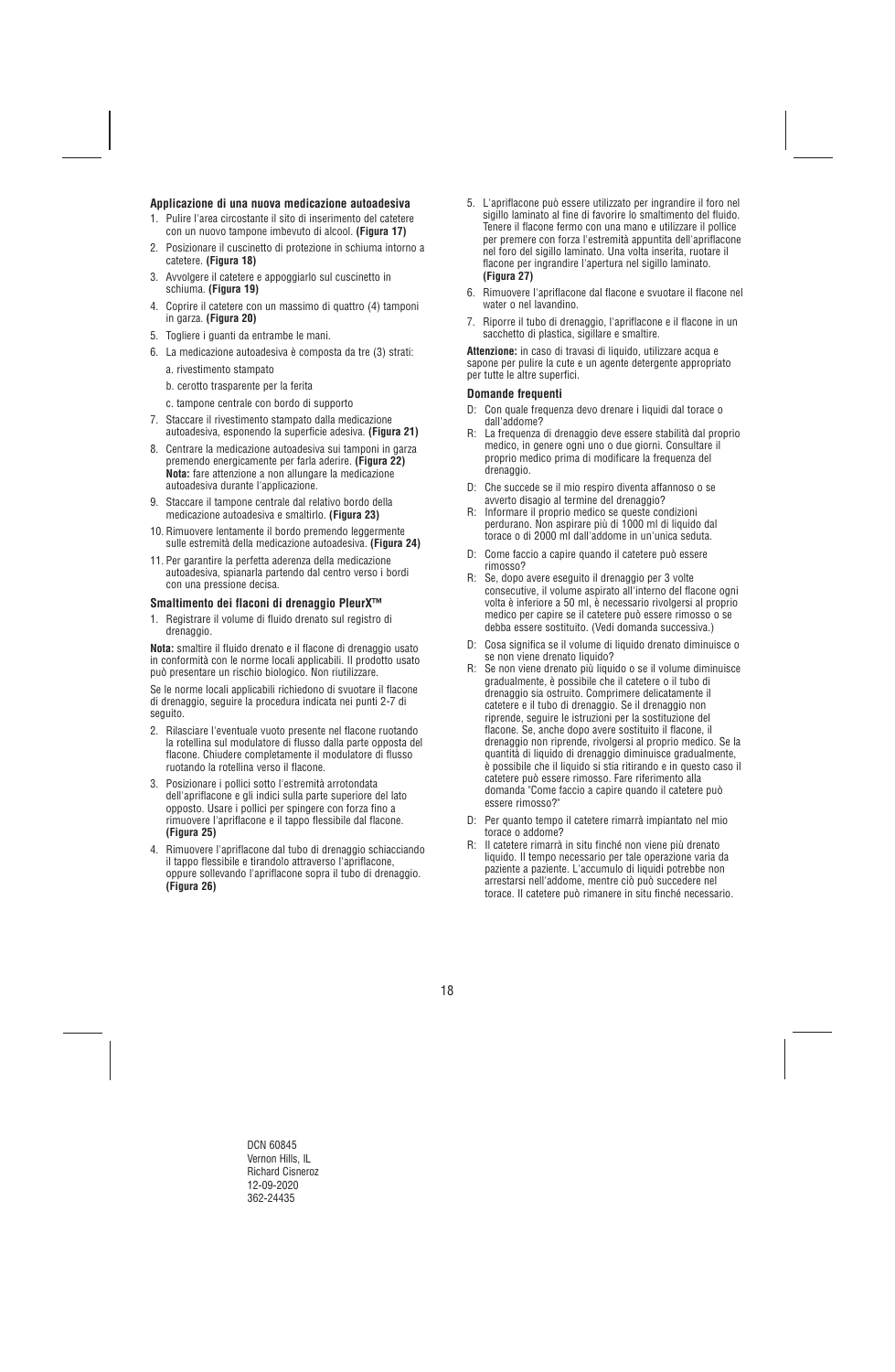### Applicazione di una nuova medicazione autoadesiva

1. Pulire l'area circostante il sito di inserimento del catetere con un nuovo tampone imbevuto di alcool. **(Figura 17)**
2. Posizionare il cuscinetto di protezione in schiuma intorno a catetere. **(Figura 18)**
3. Avvolgere il catetere e appoggiarlo sul cuscinetto in schiuma. **(Figura 19)**
4. Coprire il catetere con un massimo di quattro (4) tamponi in garza. **(Figura 20)**
5. Togliere i guanti da entrambe le mani.
6. La medicazione autoadesiva è composta da tre (3) strati:
   a. rivestimento stampato
   b. cerotto trasparente per la ferita
   c. tampone centrale con bordo di supporto
7. Staccare il rivestimento stampato dalla medicazione autoadesiva, esponendo la superficie adesiva. **(Figura 21)**
8. Centrare la medicazione autoadesiva sui tamponi in garza premendo energicamente per farla aderire. **(Figura 22)** **Nota:** fare attenzione a non allungare la medicazione autoadesiva durante l'applicazione.
9. Staccare il tampone centrale dal relativo bordo della medicazione autoadesiva e smaltirlo. **(Figura 23)**
10. Rimuovere lentamente il bordo premendo leggermente sulle estremità della medicazione autoadesiva. **(Figura 24)**
11. Per garantire la perfetta aderenza della medicazione autoadesiva, spianarla partendo dal centro verso i bordi con una pressione decisa.

### Smaltimento dei flaconi di drenaggio PleurX™

1. Registrare il volume di fluido drenato sul registro di drenaggio.

**Nota:** smaltire il fluido drenato e il flacone di drenaggio usato in conformità con le norme locali applicabili. Il prodotto usato può presentare un rischio biologico. Non riutilizzare.

Se le norme locali applicabili richiedono di svuotare il flacone di drenaggio, seguire la procedura indicata nei punti 2-7 di seguito.

2. Rilasciare l'eventuale vuoto presente nel flacone ruotando la rotellina sul modulatore di flusso dalla parte opposta del flacone. Chiudere completamente il modulatore di flusso ruotando la rotellina verso il flacone.
3. Posizionare i pollici sotto l'estremità arrotondata dell'apriflacone e gli indici sulla parte superiore del lato opposto. Usare i pollici per spingere con forza fino a rimuovere l'apriflacone e il tappo flessibile dal flacone. **(Figura 25)**
4. Rimuovere l'apriflacone dal tubo di drenaggio schiacciando il tappo flessibile e tirandolo attraverso l'apriflacone, oppure sollevando l'apriflacone sopra il tubo di drenaggio. **(Figura 26)**
5. L'apriflacone può essere utilizzato per ingrandire il foro nel sigillo laminato al fine di favorire lo smaltimento del fluido. Tenere il flacone fermo con una mano e utilizzare il pollice per premere con forza l'estremità appuntita dell'apriflacone nel foro del sigillo laminato. Una volta inserita, ruotare il flacone per ingrandire l'apertura nel sigillo laminato. **(Figura 27)**
6. Rimuovere l'apriflacone dal flacone e svuotare il flacone nel water o nel lavandino.
7. Riporre il tubo di drenaggio, l'apriflacone e il flacone in un sacchetto di plastica, sigillare e smaltire.

**Attenzione:** in caso di travasi di liquido, utilizzare acqua e sapone per pulire la cute e un agente detergente appropriato per tutte le altre superfici.

### Domande frequenti

D: Con quale frequenza devo drenare i liquidi dal torace o dall'addome?
R: La frequenza di drenaggio deve essere stabilita dal proprio medico, in genere ogni uno o due giorni. Consultare il proprio medico prima di modificare la frequenza del drenaggio.

D: Che succede se il mio respiro diventa affannoso o se avverto disagio al termine del drenaggio?
R: Informare il proprio medico se queste condizioni perdurano. Non aspirare più di 1000 ml di liquido dal torace o di 2000 ml dall'addome in un'unica seduta.

D: Come faccio a capire quando il catetere può essere rimosso?
R: Se, dopo avere eseguito il drenaggio per 3 volte consecutive, il volume aspirato all'interno del flacone ogni volta è inferiore a 50 ml, è necessario rivolgersi al proprio medico per capire se il catetere può essere rimosso o se debba essere sostituito. (Vedi domanda successiva.)

D: Cosa significa se il volume di liquido drenato diminuisce o se non viene drenato liquido?
R: Se non viene drenato più liquido o se il volume diminuisce gradualmente, è possibile che il catetere o il tubo di drenaggio sia ostruito. Comprimere delicatamente il catetere e il tubo di drenaggio. Se il drenaggio non riprende, seguire le istruzioni per la sostituzione del flacone. Se, anche dopo avere sostituito il flacone, il drenaggio non riprende, rivolgersi al proprio medico. Se la quantità di liquido di drenaggio diminuisce gradualmente, è possibile che il liquido si stia ritirando e in questo caso il catetere può essere rimosso. Fare riferimento alla domanda "Come faccio a capire quando il catetere può essere rimosso?"

D: Per quanto tempo il catetere rimarrà impiantato nel mio torace o addome?
R: Il catetere rimarrà in situ finché non viene più drenato liquido. Il tempo necessario per tale operazione varia da paziente a paziente. L'accumulo di liquidi potrebbe non arrestarsi nell'addome, mentre ciò può succedere nel torace. Il catetere può rimanere in situ finché necessario.

DCN 60845
Vernon Hills, IL
Richard Cisneroz
12-09-2020
362-24435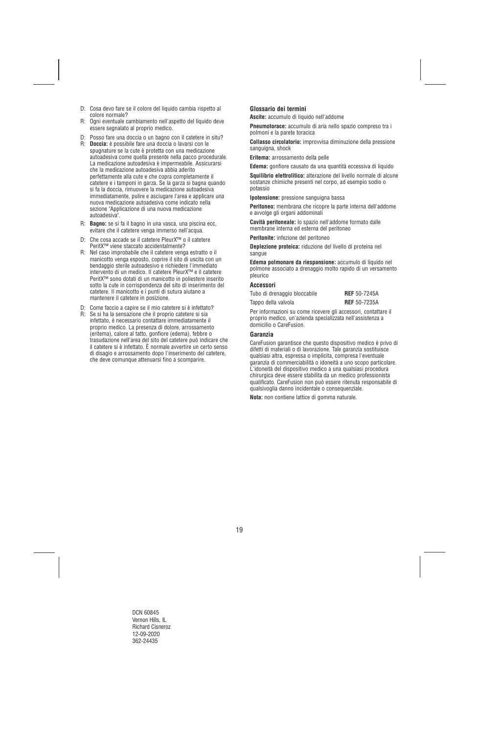D: Cosa devo fare se il colore del liquido cambia rispetto al colore normale?

R: Ogni eventuale cambiamento nell'aspetto del liquido deve essere segnalato al proprio medico.

D: Posso fare una doccia o un bagno con il catetere in situ?

R: **Doccia:** è possibile fare una doccia o lavarsi con le spugnature se la cute è protetta con una medicazione autoadesiva come quella presente nella pacco procedurale. La medicazione autoadesiva è impermeabile. Assicurarsi che la medicazione autoadesiva abbia aderito perfettamente alla cute e che copra completamente il catetere e i tamponi in garza. Se la garza si bagna quando si fa la doccia, rimuovere la medicazione autoadesiva immediatamente, pulire e asciugare l'area e applicare una nuova medicazione autoadesiva come indicato nella sezione "Applicazione di una nuova medicazione autoadesiva".

R: **Bagno:** se si fa il bagno in una vasca, una piscina ecc, evitare che il catetere venga immerso nell'acqua.

D: Che cosa accade se il catetere PleurX™ o il catetere PeritX™ viene staccato accidentalmente?

R: Nel caso improbabile che il catetere venga estratto o il manicotto venga esposto, coprire il sito di uscita con un bendaggio sterile autoadesivo e richiedere l'immediato intervento di un medico. Il catetere PleurX™ e il catetere PeritX™ sono dotati di un manicotto in poliestere inserito sotto la cute in corrispondenza del sito di inserimento del catetere. Il manicotto e i punti di sutura aiutano a mantenere il catetere in posizione.

D: Come faccio a capire se il mio catetere si è infettato?

R: Se si ha la sensazione che il proprio catetere si sia infettato, è necessario contattare immediatamente il proprio medico. La presenza di dolore, arrossamento (eritema), calore al tatto, gonfiore (edema), febbre o trasudazione nell'area del sito del catetere può indicare che il catetere si è infettato. È normale avvertire un certo senso di disagio e arrossamento dopo l'inserimento del catetere, che deve comunque attenuarsi fino a scomparire.

### Glossario dei termini

**Ascite:** accumulo di liquido nell'addome

**Pneumotorace:** accumulo di aria nello spazio compreso tra i polmoni e la parete toracica

**Collasso circolatorio:** improvvisa diminuzione della pressione sanguigna, shock

**Eritema:** arrossamento della pelle

**Edema:** gonfiore causato da una quantità eccessiva di liquido

**Squilibrio elettrolitico:** alterazione del livello normale di alcune sostanze chimiche presenti nel corpo, ad esempio sodio o potassio

**Ipotensione:** pressione sanguigna bassa

**Peritoneo:** membrana che ricopre la parte interna dell'addome e avvolge gli organi addominali

**Cavità peritoneale:** lo spazio nell'addome formato dalle membrane interna ed esterna del peritoneo

**Peritonite:** infezione del peritoneo

**Deplezione proteica:** riduzione del livello di proteina nel sangue

**Edema polmonare da riespansione:** accumulo di liquido nel polmone associato a drenaggio molto rapido di un versamento pleurico

### Accessori

| | |
|---|---|
| Tubo di drenaggio bloccabile | **REF** 50-7245A |
| Tappo della valvola | **REF** 50-7235A |

Per informazioni su come ricevere gli accessori, contattare il proprio medico, un'azienda specializzata nell'assistenza a domicilio o CareFusion.

### Garanzia

CareFusion garantisce che questo dispositivo medico è privo di difetti di materiali o di lavorazione. Tale garanzia sostituisce qualsiasi altra, espressa o implicita, compresa l'eventuale garanzia di commerciabilità o idoneità a uno scopo particolare. L'idoneità del dispositivo medico a una qualsiasi procedura chirurgica deve essere stabilita da un medico professionista qualificato. CareFusion non può essere ritenuta responsabile di qualsivoglia danno incidentale o consequenziale.

**Nota:** non contiene lattice di gomma naturale.

DCN 60845
Vernon Hills, IL
Richard Cisneroz
12-09-2020
362-24435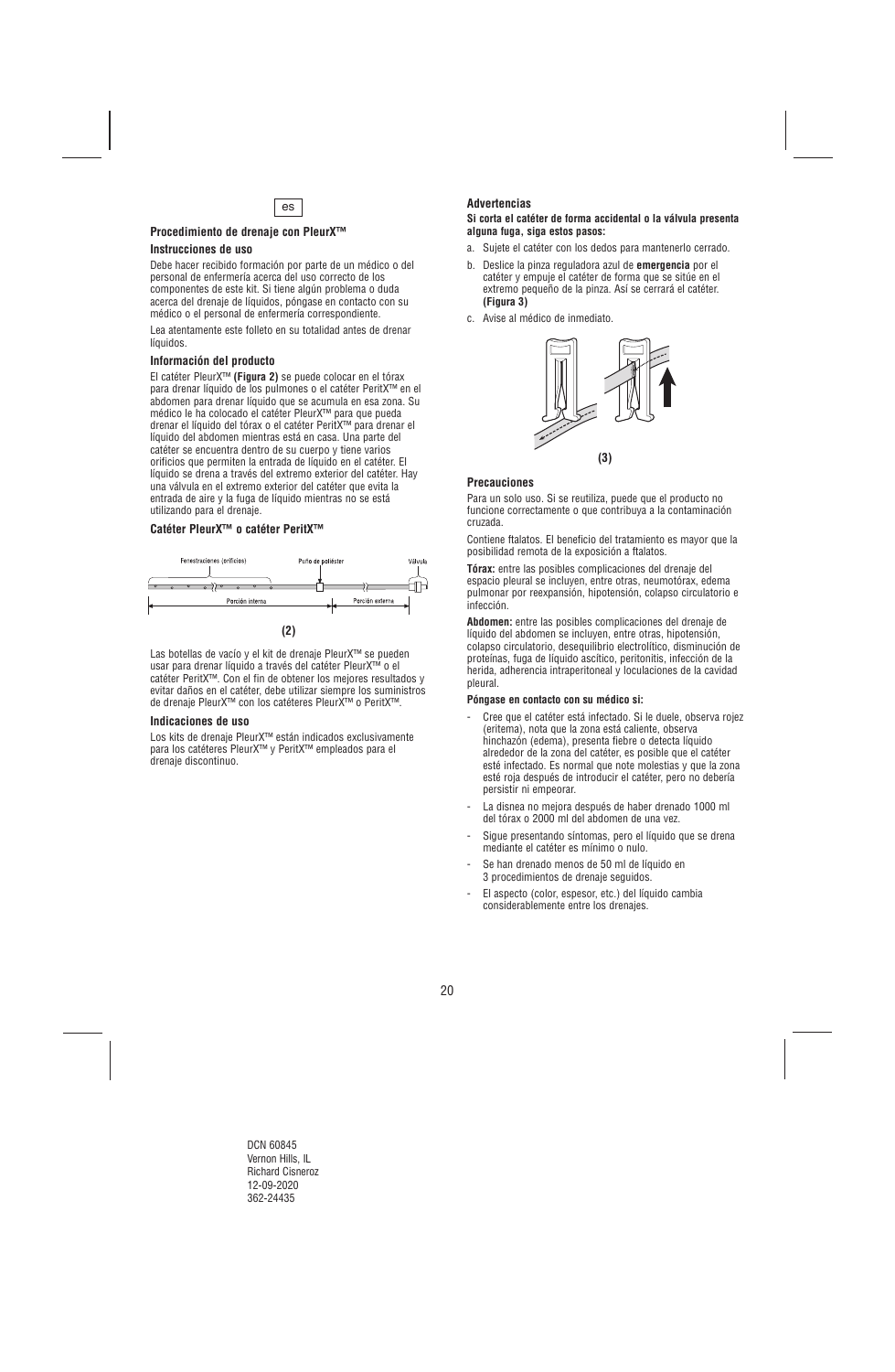es

### Procedimiento de drenaje con PleurX™

#### Instrucciones de uso

Debe hacer recibido formación por parte de un médico o del personal de enfermería acerca del uso correcto de los componentes de este kit. Si tiene algún problema o duda acerca del drenaje de líquidos, póngase en contacto con su médico o el personal de enfermería correspondiente.

Lea atentamente este folleto en su totalidad antes de drenar líquidos.

#### Información del producto

El catéter PleurX™ **(Figura 2)** se puede colocar en el tórax para drenar líquido de los pulmones o el catéter PeritX™ en el abdomen para drenar líquido que se acumula en esa zona. Su médico le ha colocado el catéter PleurX™ para que pueda drenar el líquido del tórax o el catéter PeritX™ para drenar el líquido del abdomen mientras está en casa. Una parte del catéter se encuentra dentro de su cuerpo y tiene varios orificios que permiten la entrada de líquido en el catéter. El líquido se drena a través del extremo exterior del catéter. Hay una válvula en el extremo exterior del catéter que evita la entrada de aire y la fuga de líquido mientras no se está utilizando para el drenaje.

#### Catéter PleurX™ o catéter PeritX™

Fenestraciones (orificios) — Puño de poliéster — Válvula

Porción interna — Porción externa

**(2)**

Las botellas de vacío y el kit de drenaje PleurX™ se pueden usar para drenar líquido a través del catéter PleurX™ o el catéter PeritX™. Con el fin de obtener los mejores resultados y evitar daños en el catéter, debe utilizar siempre los suministros de drenaje PleurX™ con los catéteres PleurX™ o PeritX™.

#### Indicaciones de uso

Los kits de drenaje PleurX™ están indicados exclusivamente para los catéteres PleurX™ y PeritX™ empleados para el drenaje discontinuo.

#### Advertencias

**Si corta el catéter de forma accidental o la válvula presenta alguna fuga, siga estos pasos:**

a. Sujete el catéter con los dedos para mantenerlo cerrado.

b. Deslice la pinza reguladora azul de **emergencia** por el catéter y empuje el catéter de forma que se sitúe en el extremo pequeño de la pinza. Así se cerrará el catéter. **(Figura 3)**

c. Avise al médico de inmediato.

**(3)**

#### Precauciones

Para un solo uso. Si se reutiliza, puede que el producto no funcione correctamente o que contribuya a la contaminación cruzada.

Contiene ftalatos. El beneficio del tratamiento es mayor que la posibilidad remota de la exposición a ftalatos.

**Tórax:** entre las posibles complicaciones del drenaje del espacio pleural se incluyen, entre otras, neumotórax, edema pulmonar por reexpansión, hipotensión, colapso circulatorio e infección.

**Abdomen:** entre las posibles complicaciones del drenaje de líquido del abdomen se incluyen, entre otras, hipotensión, colapso circulatorio, desequilibrio electrolítico, disminución de proteínas, fuga de líquido ascítico, peritonitis, infección de la herida, adherencia intraperitoneal y loculaciones de la cavidad pleural.

**Póngase en contacto con su médico si:**

- Cree que el catéter está infectado. Si le duele, observa rojez (eritema), nota que la zona está caliente, observa hinchazón (edema), presenta fiebre o detecta líquido alrededor de la zona del catéter, es posible que el catéter esté infectado. Es normal que note molestias y que la zona esté roja después de introducir el catéter, pero no debería persistir ni empeorar.
- La disnea no mejora después de haber drenado 1000 ml del tórax o 2000 ml del abdomen de una vez.
- Sigue presentando síntomas, pero el líquido que se drena mediante el catéter es mínimo o nulo.
- Se han drenado menos de 50 ml de líquido en 3 procedimientos de drenaje seguidos.
- El aspecto (color, espesor, etc.) del líquido cambia considerablemente entre los drenajes.

DCN 60845
Vernon Hills, IL
Richard Cisneroz
12-09-2020
362-24435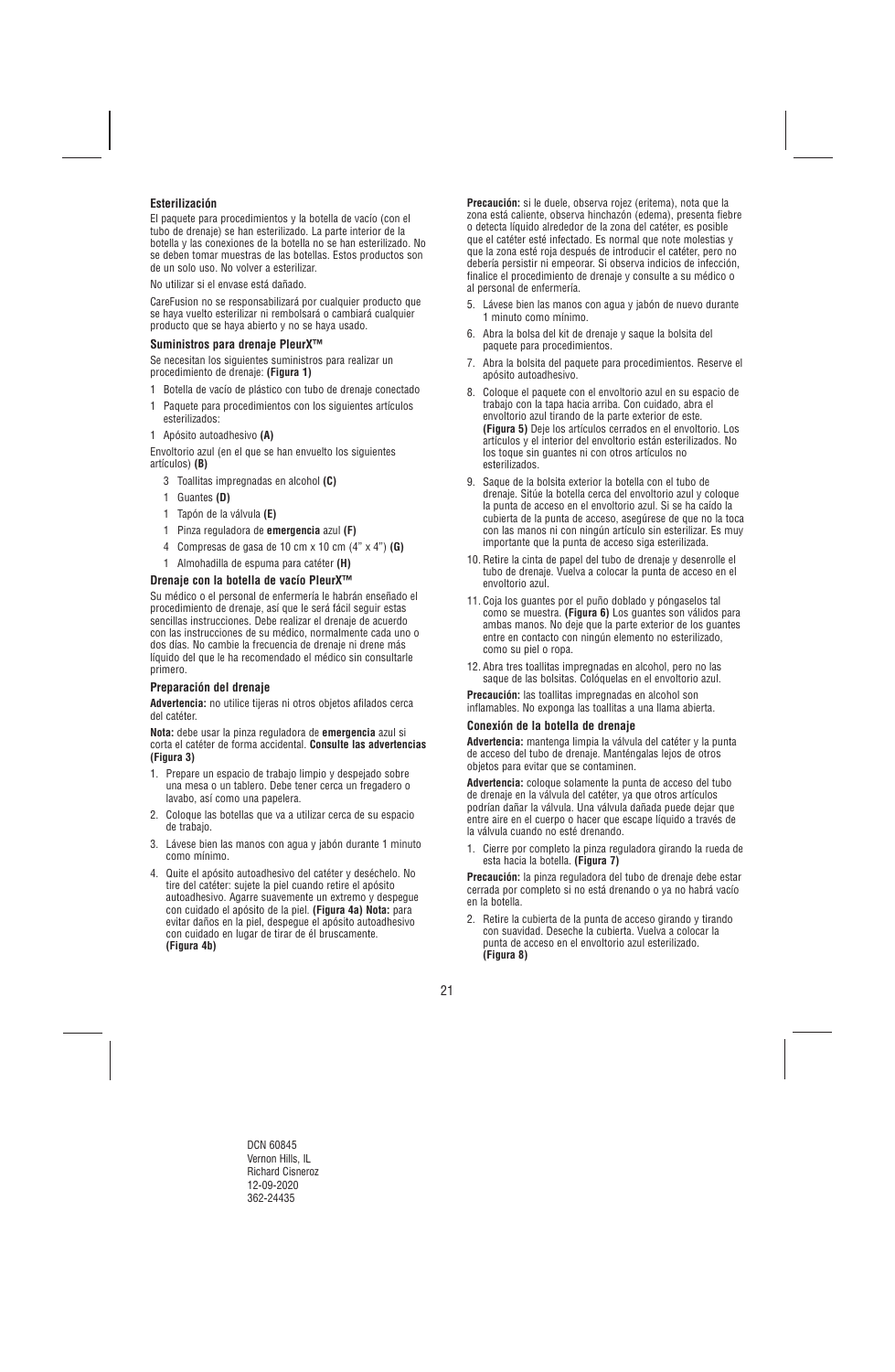**Esterilización**

El paquete para procedimientos y la botella de vacío (con el tubo de drenaje) se han esterilizado. La parte interior de la botella y las conexiones de la botella no se han esterilizado. No se deben tomar muestras de las botellas. Estos productos son de un solo uso. No volver a esterilizar.

No utilizar si el envase está dañado.

CareFusion no se responsabilizará por cualquier producto que se haya vuelto esterilizar ni rembolsará o cambiará cualquier producto que se haya abierto y no se haya usado.

**Suministros para drenaje PleurX™**

Se necesitan los siguientes suministros para realizar un procedimiento de drenaje: **(Figura 1)**

1 Botella de vacío de plástico con tubo de drenaje conectado

1 Paquete para procedimientos con los siguientes artículos esterilizados:

1 Apósito autoadhesivo **(A)**

Envoltorio azul (en el que se han envuelto los siguientes artículos) **(B)**

- 3 Toallitas impregnadas en alcohol **(C)**
- 1 Guantes **(D)**
- 1 Tapón de la válvula **(E)**
- 1 Pinza reguladora de **emergencia** azul **(F)**
- 4 Compresas de gasa de 10 cm x 10 cm (4" x 4") **(G)**
- 1 Almohadilla de espuma para catéter **(H)**

**Drenaje con la botella de vacío PleurX™**

Su médico o el personal de enfermería le habrán enseñado el procedimiento de drenaje, así que le será fácil seguir estas sencillas instrucciones. Debe realizar el drenaje de acuerdo con las instrucciones de su médico, normalmente cada uno o dos días. No cambie la frecuencia de drenaje ni drene más líquido del que le ha recomendado el médico sin consultarle primero.

**Preparación del drenaje**

**Advertencia:** no utilice tijeras ni otros objetos afilados cerca del catéter.

**Nota:** debe usar la pinza reguladora de **emergencia** azul si corta el catéter de forma accidental. **Consulte las advertencias (Figura 3)**

1. Prepare un espacio de trabajo limpio y despejado sobre una mesa o un tablero. Debe tener cerca un fregadero o lavabo, así como una papelera.
2. Coloque las botellas que va a utilizar cerca de su espacio de trabajo.
3. Lávese bien las manos con agua y jabón durante 1 minuto como mínimo.
4. Quite el apósito autoadhesivo del catéter y deséchelo. No tire del catéter: sujete la piel cuando retire el apósito autoadhesivo. Agarre suavemente un extremo y despegue con cuidado el apósito de la piel. **(Figura 4a) Nota:** para evitar daños en la piel, despegue el apósito autoadhesivo con cuidado en lugar de tirar de él bruscamente. **(Figura 4b)**

**Precaución:** si le duele, observa rojez (eritema), nota que la zona está caliente, observa hinchazón (edema), presenta fiebre o detecta líquido alrededor de la zona del catéter, es posible que el catéter esté infectado. Es normal que note molestias y que la zona esté roja después de introducir el catéter, pero no debería persistir ni empeorar. Si observa indicios de infección, finalice el procedimiento de drenaje y consulte a su médico o al personal de enfermería.

5. Lávese bien las manos con agua y jabón de nuevo durante 1 minuto como mínimo.
6. Abra la bolsa del kit de drenaje y saque la bolsita del paquete para procedimientos.
7. Abra la bolsita del paquete para procedimientos. Reserve el apósito autoadhesivo.
8. Coloque el paquete con el envoltorio azul en su espacio de trabajo con la tapa hacia arriba. Con cuidado, abra el envoltorio azul tirando de la parte exterior de este. **(Figura 5)** Deje los artículos cerrados en el envoltorio. Los artículos y el interior del envoltorio están esterilizados. No los toque sin guantes ni con otros artículos no esterilizados.
9. Saque de la bolsita exterior la botella con el tubo de drenaje. Sitúe la botella cerca del envoltorio azul y coloque la punta de acceso en el envoltorio azul. Si se ha caído la cubierta de la punta de acceso, asegúrese de que no la toca con las manos ni con ningún artículo sin esterilizar. Es muy importante que la punta de acceso siga esterilizada.
10. Retire la cinta de papel del tubo de drenaje y desenrolle el tubo de drenaje. Vuelva a colocar la punta de acceso en el envoltorio azul.
11. Coja los guantes por el puño doblado y póngaselos tal como se muestra. **(Figura 6)** Los guantes son válidos para ambas manos. No deje que la parte exterior de los guantes entre en contacto con ningún elemento no esterilizado, como su piel o ropa.
12. Abra tres toallitas impregnadas en alcohol, pero no las saque de las bolsitas. Colóquelas en el envoltorio azul.

**Precaución:** las toallitas impregnadas en alcohol son inflamables. No exponga las toallitas a una llama abierta.

**Conexión de la botella de drenaje**

**Advertencia:** mantenga limpia la válvula del catéter y la punta de acceso del tubo de drenaje. Manténgalas lejos de otros objetos para evitar que se contaminen.

**Advertencia:** coloque solamente la punta de acceso del tubo de drenaje en la válvula del catéter, ya que otros artículos podrían dañar la válvula. Una válvula dañada puede dejar que entre aire en el cuerpo o hacer que escape líquido a través de la válvula cuando no esté drenando.

1. Cierre por completo la pinza reguladora girando la rueda de esta hacia la botella. **(Figura 7)**

**Precaución:** la pinza reguladora del tubo de drenaje debe estar cerrada por completo si no está drenando o ya no habrá vacío en la botella.

2. Retire la cubierta de la punta de acceso girando y tirando con suavidad. Deseche la cubierta. Vuelva a colocar la punta de acceso en el envoltorio azul esterilizado. **(Figura 8)**

DCN 60845
Vernon Hills, IL
Richard Cisneroz
12-09-2020
362-24435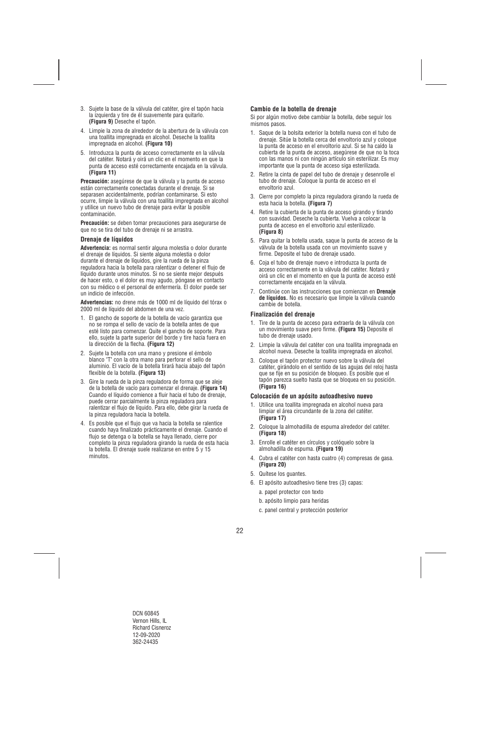3. Sujete la base de la válvula del catéter, gire el tapón hacia la izquierda y tire de él suavemente para quitarlo. **(Figura 9)** Deseche el tapón.
4. Limpie la zona de alrededor de la abertura de la válvula con una toallita impregnada en alcohol. Deseche la toallita impregnada en alcohol. **(Figura 10)**
5. Introduzca la punta de acceso correctamente en la válvula del catéter. Notará y oirá un clic en el momento en que la punta de acceso esté correctamente encajada en la válvula. **(Figura 11)**

**Precaución:** asegúrese de que la válvula y la punta de acceso están correctamente conectadas durante el drenaje. Si se separasen accidentalmente, podrían contaminarse. Si esto ocurre, limpie la válvula con una toallita impregnada en alcohol y utilice un nuevo tubo de drenaje para evitar la posible contaminación.

**Precaución:** se deben tomar precauciones para asegurarse de que no se tira del tubo de drenaje ni se arrastra.

### Drenaje de líquidos

**Advertencia:** es normal sentir alguna molestia o dolor durante el drenaje de líquidos. Si siente alguna molestia o dolor durante el drenaje de líquidos, gire la rueda de la pinza reguladora hacia la botella para ralentizar o detener el flujo de líquido durante unos minutos. Si no se siente mejor después de hacer esto, o el dolor es muy agudo, póngase en contacto con su médico o el personal de enfermería. El dolor puede ser un indicio de infección.

**Advertencias:** no drene más de 1000 ml de líquido del tórax o 2000 ml de líquido del abdomen de una vez.

1. El gancho de soporte de la botella de vacío garantiza que no se rompa el sello de vacío de la botella antes de que esté listo para comenzar. Quite el gancho de soporte. Para ello, sujete la parte superior del borde y tire hacia fuera en la dirección de la flecha. **(Figura 12)**
2. Sujete la botella con una mano y presione el émbolo blanco "T" con la otra mano para perforar el sello de aluminio. El vacío de la botella tirará hacia abajo del tapón flexible de la botella. **(Figura 13)**
3. Gire la rueda de la pinza reguladora de forma que se aleje de la botella de vacío para comenzar el drenaje. **(Figura 14)** Cuando el líquido comience a fluir hacia el tubo de drenaje, puede cerrar parcialmente la pinza reguladora para ralentizar el flujo de líquido. Para ello, debe girar la rueda de la pinza reguladora hacia la botella.
4. Es posible que el flujo que va hacia la botella se ralentice cuando haya finalizado prácticamente el drenaje. Cuando el flujo se detenga o la botella se haya llenado, cierre por completo la pinza reguladora girando la rueda de esta hacia la botella. El drenaje suele realizarse en entre 5 y 15 minutos.

### Cambio de la botella de drenaje

Si por algún motivo debe cambiar la botella, debe seguir los mismos pasos.

1. Saque de la bolsita exterior la botella nueva con el tubo de drenaje. Sitúe la botella cerca del envoltorio azul y coloque la punta de acceso en el envoltorio azul. Si se ha caído la cubierta de la punta de acceso, asegúrese de que no la toca con las manos ni con ningún artículo sin esterilizar. Es muy importante que la punta de acceso siga esterilizada.
2. Retire la cinta de papel del tubo de drenaje y desenrolle el tubo de drenaje. Coloque la punta de acceso en el envoltorio azul.
3. Cierre por completo la pinza reguladora girando la rueda de esta hacia la botella. **(Figura 7)**
4. Retire la cubierta de la punta de acceso girando y tirando con suavidad. Deseche la cubierta. Vuelva a colocar la punta de acceso en el envoltorio azul esterilizado. **(Figura 8)**
5. Para quitar la botella usada, saque la punta de acceso de la válvula de la botella usada con un movimiento suave y firme. Deposite el tubo de drenaje usado.
6. Coja el tubo de drenaje nuevo e introduzca la punta de acceso correctamente en la válvula del catéter. Notará y oirá un clic en el momento en que la punta de acceso esté correctamente encajada en la válvula.
7. Continúe con las instrucciones que comienzan en **Drenaje de líquidos.** No es necesario que limpie la válvula cuando cambie de botella.

### Finalización del drenaje

1. Tire de la punta de acceso para extraerla de la válvula con un movimiento suave pero firme. **(Figura 15)** Deposite el tubo de drenaje usado.
2. Limpie la válvula del catéter con una toallita impregnada en alcohol nueva. Deseche la toallita impregnada en alcohol.
3. Coloque el tapón protector nuevo sobre la válvula del catéter, girándolo en el sentido de las agujas del reloj hasta que se fije en su posición de bloqueo. Es posible que el tapón parezca suelto hasta que se bloquea en su posición. **(Figura 16)**

### Colocación de un apósito autoadhesivo nuevo

1. Utilice una toallita impregnada en alcohol nueva para limpiar el área circundante de la zona del catéter. **(Figura 17)**
2. Coloque la almohadilla de espuma alrededor del catéter. **(Figura 18)**
3. Enrolle el catéter en círculos y colóquelo sobre la almohadilla de espuma. **(Figura 19)**
4. Cubra el catéter con hasta cuatro (4) compresas de gasa. **(Figura 20)**
5. Quítese los guantes.
6. El apósito autoadhesivo tiene tres (3) capas:
   a. papel protector con texto
   b. apósito limpio para heridas
   c. panel central y protección posterior

DCN 60845
Vernon Hills, IL
Richard Cisneroz
12-09-2020
362-24435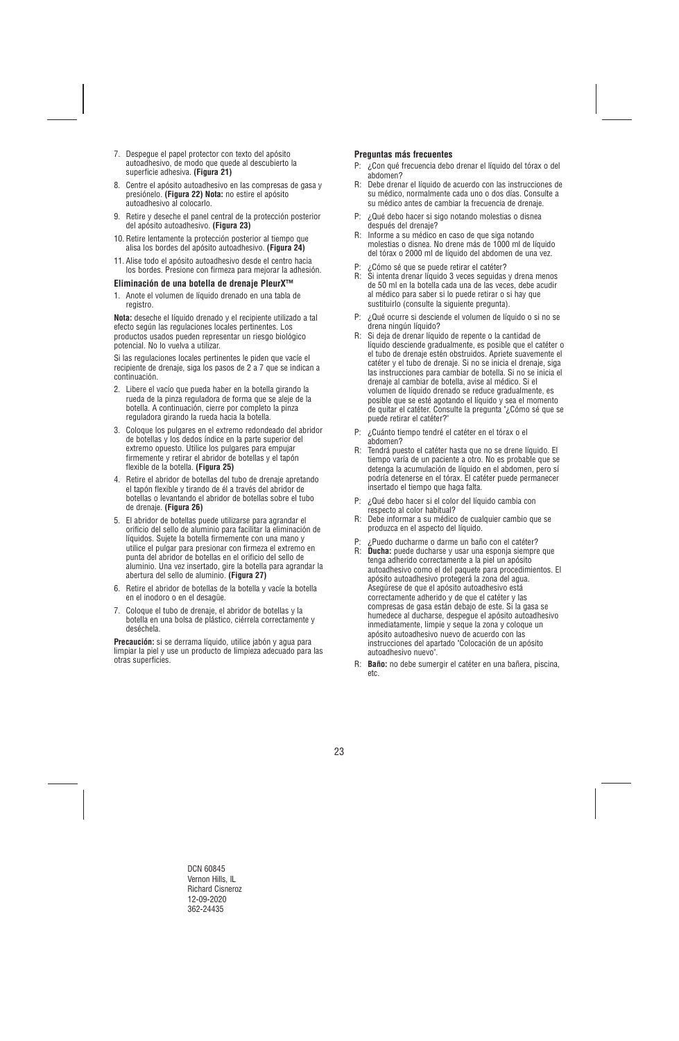7. Despegue el papel protector con texto del apósito autoadhesivo, de modo que quede al descubierto la superficie adhesiva. **(Figura 21)**

8. Centre el apósito autoadhesivo en las compresas de gasa y presiónelo. **(Figura 22) Nota:** no estire el apósito autoadhesivo al colocarlo.

9. Retire y deseche el panel central de la protección posterior del apósito autoadhesivo. **(Figura 23)**

10. Retire lentamente la protección posterior al tiempo que alisa los bordes del apósito autoadhesivo. **(Figura 24)**

11. Alise todo el apósito autoadhesivo desde el centro hacia los bordes. Presione con firmeza para mejorar la adhesión.

**Eliminación de una botella de drenaje PleurX™**

1. Anote el volumen de líquido drenado en una tabla de registro.

**Nota:** deseche el líquido drenado y el recipiente utilizado a tal efecto según las regulaciones locales pertinentes. Los productos usados pueden representar un riesgo biológico potencial. No lo vuelva a utilizar.

Si las regulaciones locales pertinentes le piden que vacíe el recipiente de drenaje, siga los pasos de 2 a 7 que se indican a continuación.

2. Libere el vacío que pueda haber en la botella girando la rueda de la pinza reguladora de forma que se aleje de la botella. A continuación, cierre por completo la pinza reguladora girando la rueda hacia la botella.

3. Coloque los pulgares en el extremo redondeado del abridor de botellas y los dedos índice en la parte superior del extremo opuesto. Utilice los pulgares para empujar firmemente y retirar el abridor de botellas y el tapón flexible de la botella. **(Figura 25)**

4. Retire el abridor de botellas del tubo de drenaje apretando el tapón flexible y tirando de él a través del abridor de botellas o levantando el abridor de botellas sobre el tubo de drenaje. **(Figura 26)**

5. El abridor de botellas puede utilizarse para agrandar el orificio del sello de aluminio para facilitar la eliminación de líquidos. Sujete la botella firmemente con una mano y utilice el pulgar para presionar con firmeza el extremo en punta del abridor de botellas en el orificio del sello de aluminio. Una vez insertado, gire la botella para agrandar la abertura del sello de aluminio. **(Figura 27)**

6. Retire el abridor de botellas de la botella y vacíe la botella en el inodoro o en el desagüe.

7. Coloque el tubo de drenaje, el abridor de botellas y la botella en una bolsa de plástico, ciérrela correctamente y deséchela.

**Precaución:** si se derrama líquido, utilice jabón y agua para limpiar la piel y use un producto de limpieza adecuado para las otras superficies.

**Preguntas más frecuentes**

P: ¿Con qué frecuencia debo drenar el líquido del tórax o del abdomen?
R: Debe drenar el líquido de acuerdo con las instrucciones de su médico, normalmente cada uno o dos días. Consulte a su médico antes de cambiar la frecuencia de drenaje.

P: ¿Qué debo hacer si sigo notando molestias o disnea después del drenaje?
R: Informe a su médico en caso de que siga notando molestias o disnea. No drene más de 1000 ml de líquido del tórax o 2000 ml de líquido del abdomen de una vez.

P: ¿Cómo sé que se puede retirar el catéter?
R: Si intenta drenar líquido 3 veces seguidas y drena menos de 50 ml en la botella cada una de las veces, debe acudir al médico para saber si lo puede retirar o si hay que sustituirlo (consulte la siguiente pregunta).

P: ¿Qué ocurre si desciende el volumen de líquido o si no se drena ningún líquido?
R: Si deja de drenar líquido de repente o la cantidad de líquido desciende gradualmente, es posible que el catéter o el tubo de drenaje estén obstruidos. Apriete suavemente el catéter y el tubo de drenaje. Si no se inicia el drenaje, siga las instrucciones para cambiar de botella. Si no se inicia el drenaje al cambiar de botella, avise al médico. Si el volumen de líquido drenado se reduce gradualmente, es posible que se esté agotando el líquido y sea el momento de quitar el catéter. Consulte la pregunta "¿Cómo sé que se puede retirar el catéter?"

P: ¿Cuánto tiempo tendré el catéter en el tórax o el abdomen?
R: Tendrá puesto el catéter hasta que no se drene líquido. El tiempo varía de un paciente a otro. No es probable que se detenga la acumulación de líquido en el abdomen, pero sí podría detenerse en el tórax. El catéter puede permanecer insertado el tiempo que haga falta.

P: ¿Qué debo hacer si el color del líquido cambia con respecto al color habitual?
R: Debe informar a su médico de cualquier cambio que se produzca en el aspecto del líquido.

P: ¿Puedo ducharme o darme un baño con el catéter?
R: **Ducha:** puede ducharse y usar una esponja siempre que tenga adherido correctamente a la piel un apósito autoadhesivo como el del paquete para procedimientos. El apósito autoadhesivo protegerá la zona del agua. Asegúrese de que el apósito autoadhesivo está correctamente adherido y de que el catéter y las compresas de gasa están debajo de este. Si la gasa se humedece al ducharse, despegue el apósito autoadhesivo inmediatamente, limpie y seque la zona y coloque un apósito autoadhesivo nuevo de acuerdo con las instrucciones del apartado "Colocación de un apósito autoadhesivo nuevo".
R: **Baño:** no debe sumergir el catéter en una bañera, piscina, etc.

DCN 60845
Vernon Hills, IL
Richard Cisneroz
12-09-2020
362-24435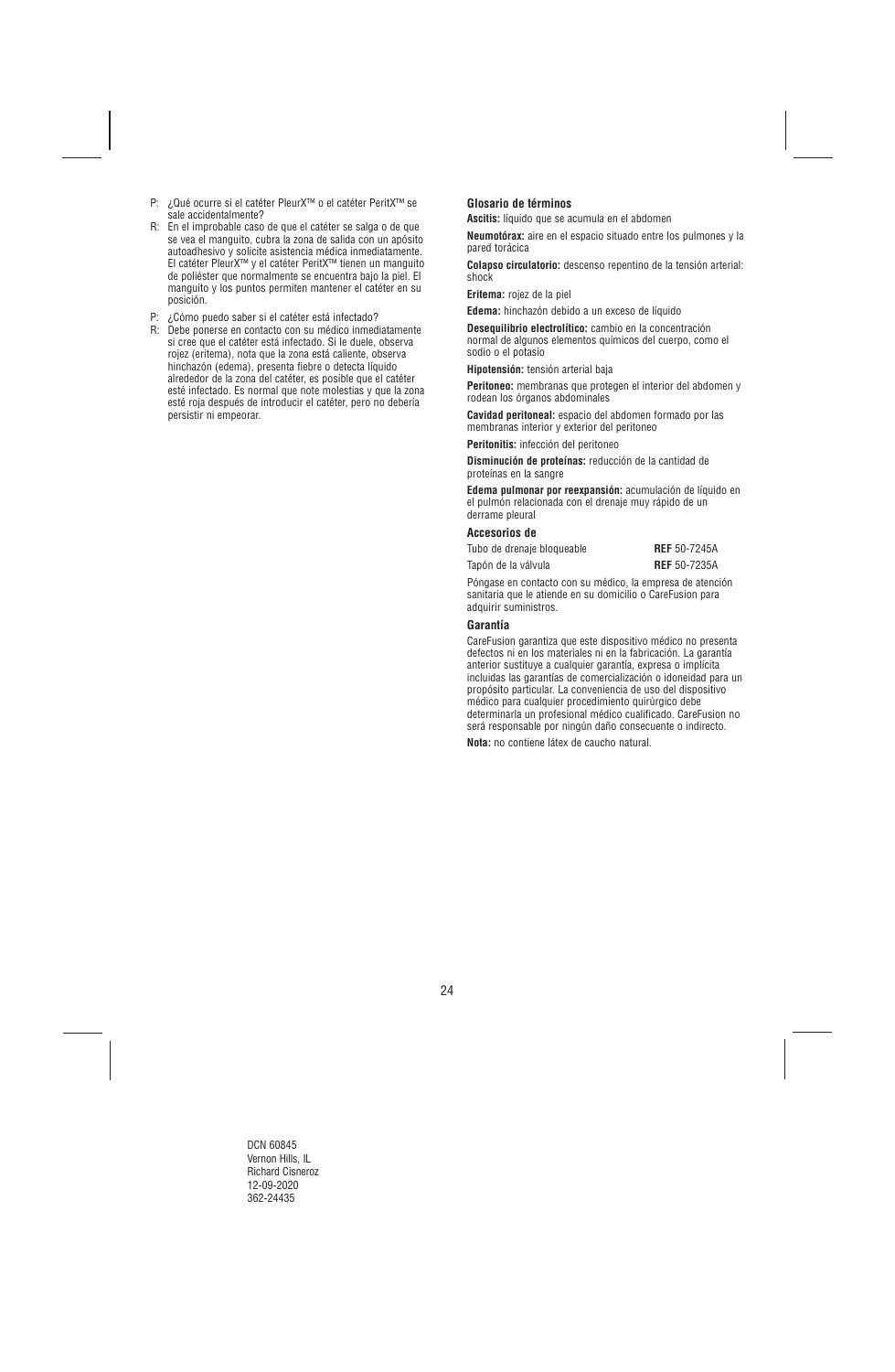P: ¿Qué ocurre si el catéter PleurX™ o el catéter PeritX™ se sale accidentalmente?

R: En el improbable caso de que el catéter se salga o de que se vea el manguito, cubra la zona de salida con un apósito autoadhesivo y solicite asistencia médica inmediatamente. El catéter PleurX™ y el catéter PeritX™ tienen un manguito de poliéster que normalmente se encuentra bajo la piel. El manguito y los puntos permiten mantener el catéter en su posición.

P: ¿Cómo puedo saber si el catéter está infectado?

R: Debe ponerse en contacto con su médico inmediatamente si cree que el catéter está infectado. Si le duele, observa rojez (eritema), nota que la zona está caliente, observa hinchazón (edema), presenta fiebre o detecta líquido alrededor de la zona del catéter, es posible que el catéter esté infectado. Es normal que note molestias y que la zona esté roja después de introducir el catéter, pero no debería persistir ni empeorar.

### Glosario de términos

**Ascitis:** líquido que se acumula en el abdomen

**Neumotórax:** aire en el espacio situado entre los pulmones y la pared torácica

**Colapso circulatorio:** descenso repentino de la tensión arterial: shock

**Eritema:** rojez de la piel

**Edema:** hinchazón debido a un exceso de líquido

**Desequilibrio electrolítico:** cambio en la concentración normal de algunos elementos químicos del cuerpo, como el sodio o el potasio

**Hipotensión:** tensión arterial baja

**Peritoneo:** membranas que protegen el interior del abdomen y rodean los órganos abdominales

**Cavidad peritoneal:** espacio del abdomen formado por las membranas interior y exterior del peritoneo

**Peritonitis:** infección del peritoneo

**Disminución de proteínas:** reducción de la cantidad de proteínas en la sangre

**Edema pulmonar por reexpansión:** acumulación de líquido en el pulmón relacionada con el drenaje muy rápido de un derrame pleural

### Accesorios de

| | |
|---|---|
| Tubo de drenaje bloqueable | **REF** 50-7245A |
| Tapón de la válvula | **REF** 50-7235A |

Póngase en contacto con su médico, la empresa de atención sanitaria que le atiende en su domicilio o CareFusion para adquirir suministros.

### Garantía

CareFusion garantiza que este dispositivo médico no presenta defectos ni en los materiales ni en la fabricación. La garantía anterior sustituye a cualquier garantía, expresa o implícita incluidas las garantías de comercialización o idoneidad para un propósito particular. La conveniencia de uso del dispositivo médico para cualquier procedimiento quirúrgico debe determinarla un profesional médico cualificado. CareFusion no será responsable por ningún daño consecuente o indirecto.

**Nota:** no contiene látex de caucho natural.

DCN 60845
Vernon Hills, IL
Richard Cisneroz
12-09-2020
362-24435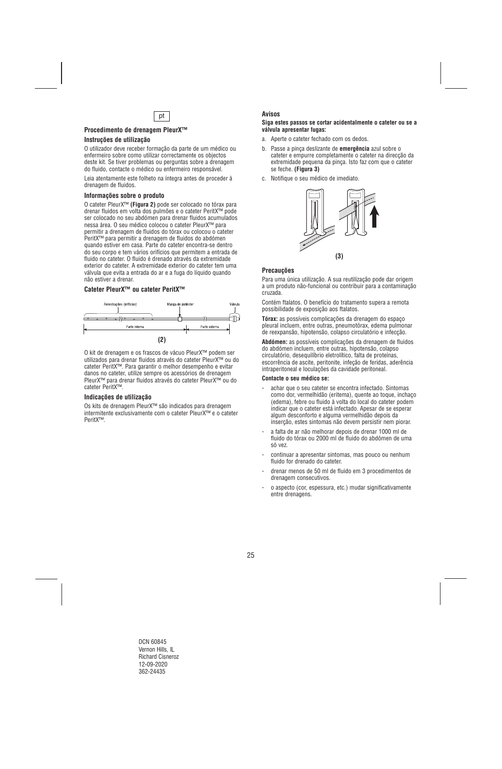pt

### Procedimento de drenagem PleurX™

#### Instruções de utilização

O utilizador deve receber formação da parte de um médico ou enfermeiro sobre como utilizar correctamente os objectos deste kit. Se tiver problemas ou perguntas sobre a drenagem do fluido, contacte o médico ou enfermeiro responsável.

Leia atentamente este folheto na íntegra antes de proceder à drenagem de fluidos.

#### Informações sobre o produto

O cateter PleurX™ **(Figura 2)** pode ser colocado no tórax para drenar fluidos em volta dos pulmões e o cateter PeritX™ pode ser colocado no seu abdómen para drenar fluidos acumulados nessa área. O seu médico colocou o cateter PleurX™ para permitir a drenagem de fluidos do tórax ou colocou o cateter PeritX™ para permitir a drenagem de fluidos do abdómen quando estiver em casa. Parte do cateter encontra-se dentro do seu corpo e tem vários orifícios que permitem a entrada de fluido no cateter. O fluido é drenado através da extremidade exterior do cateter. A extremidade exterior do cateter tem uma válvula que evita a entrada do ar e a fuga do líquido quando não estiver a drenar.

#### Cateter PleurX™ ou cateter PeritX™

Fenestrações (orifícios) — Manga de poliéster — Válvula
Parte interna — Parte externa

**(2)**

O kit de drenagem e os frascos de vácuo PleurX™ podem ser utilizados para drenar fluidos através do cateter PleurX™ ou do cateter PeritX™. Para garantir o melhor desempenho e evitar danos no cateter, utilize sempre os acessórios de drenagem PleurX™ para drenar fluidos através do cateter PleurX™ ou do cateter PeritX™.

#### Indicações de utilização

Os kits de drenagem PleurX™ são indicados para drenagem intermitente exclusivamente com o cateter PleurX™ e o cateter PeritX™.

#### Avisos

**Siga estes passos se cortar acidentalmente o cateter ou se a válvula apresentar fugas:**

a. Aperte o cateter fechado com os dedos.

b. Passe a pinça deslizante de **emergência** azul sobre o cateter e empurre completamente o cateter na direcção da extremidade pequena da pinça. Isto faz com que o cateter se feche. **(Figura 3)**

c. Notifique o seu médico de imediato.

**(3)**

#### Precauções

Para uma única utilização. A sua reutilização pode dar origem a um produto não-funcional ou contribuir para a contaminação cruzada.

Contém ftalatos. O benefício do tratamento supera a remota possibilidade de exposição aos ftalatos.

**Tórax:** as possíveis complicações da drenagem do espaço pleural incluem, entre outras, pneumotórax, edema pulmonar de reexpansão, hipotensão, colapso circulatório e infecção.

**Abdómen:** as possíveis complicações da drenagem de fluidos do abdómen incluem, entre outras, hipotensão, colapso circulatório, desequilíbrio eletrolítico, falta de proteínas, escorrência de ascite, peritonite, infeção de feridas, aderência intraperitoneal e loculações da cavidade peritoneal.

**Contacte o seu médico se:**

- achar que o seu cateter se encontra infectado. Sintomas como dor, vermelhidão (eritema), quente ao toque, inchaço (edema), febre ou fluido à volta do local do cateter podem indicar que o cateter está infectado. Apesar de se esperar algum desconforto e alguma vermelhidão depois da inserção, estes sintomas não devem persistir nem piorar.
- a falta de ar não melhorar depois de drenar 1000 ml de fluido do tórax ou 2000 ml de fluido do abdómen de uma só vez.
- continuar a apresentar sintomas, mas pouco ou nenhum fluido for drenado do cateter.
- drenar menos de 50 ml de fluido em 3 procedimentos de drenagem consecutivos.
- o aspecto (cor, espessura, etc.) mudar significativamente entre drenagens.

DCN 60845
Vernon Hills, IL
Richard Cisneroz
12-09-2020
362-24435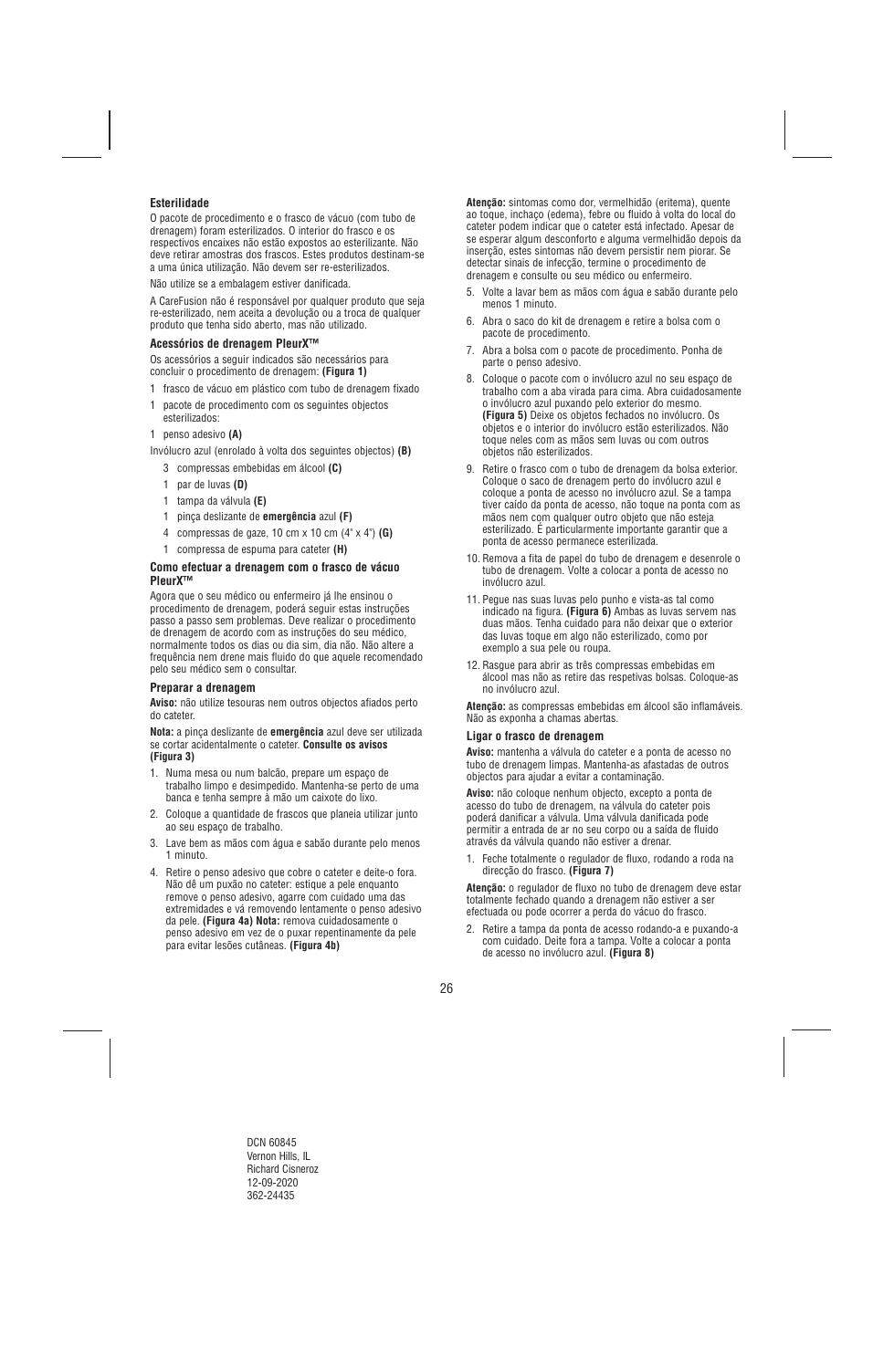### Esterilidade

O pacote de procedimento e o frasco de vácuo (com tubo de drenagem) foram esterilizados. O interior do frasco e os respectivos encaixes não estão expostos ao esterilizante. Não deve retirar amostras dos frascos. Estes produtos destinam-se a uma única utilização. Não devem ser re-esterilizados.

Não utilize se a embalagem estiver danificada.

A CareFusion não é responsável por qualquer produto que seja re-esterilizado, nem aceita a devolução ou a troca de qualquer produto que tenha sido aberto, mas não utilizado.

### Acessórios de drenagem PleurX™

Os acessórios a seguir indicados são necessários para concluir o procedimento de drenagem: **(Figura 1)**

1 frasco de vácuo em plástico com tubo de drenagem fixado

1 pacote de procedimento com os seguintes objectos esterilizados:

1 penso adesivo **(A)**

Invólucro azul (enrolado à volta dos seguintes objectos) **(B)**

- 3 compressas embebidas em álcool **(C)**
- 1 par de luvas **(D)**
- 1 tampa da válvula **(E)**
- 1 pinça deslizante de **emergência** azul **(F)**
- 4 compressas de gaze, 10 cm x 10 cm (4" x 4") **(G)**
- 1 compressa de espuma para cateter **(H)**

### Como efectuar a drenagem com o frasco de vácuo PleurX™

Agora que o seu médico ou enfermeiro já lhe ensinou o procedimento de drenagem, poderá seguir estas instruções passo a passo sem problemas. Deve realizar o procedimento de drenagem de acordo com as instruções do seu médico, normalmente todos os dias ou dia sim, dia não. Não altere a frequência nem drene mais fluido do que aquele recomendado pelo seu médico sem o consultar.

### Preparar a drenagem

**Aviso:** não utilize tesouras nem outros objectos afiados perto do cateter.

**Nota:** a pinça deslizante de **emergência** azul deve ser utilizada se cortar acidentalmente o cateter. **Consulte os avisos (Figura 3)**

1. Numa mesa ou num balcão, prepare um espaço de trabalho limpo e desimpedido. Mantenha-se perto de uma banca e tenha sempre à mão um caixote do lixo.
2. Coloque a quantidade de frascos que planeia utilizar junto ao seu espaço de trabalho.
3. Lave bem as mãos com água e sabão durante pelo menos 1 minuto.
4. Retire o penso adesivo que cobre o cateter e deite-o fora. Não dê um puxão no cateter: estique a pele enquanto remove o penso adesivo, agarre com cuidado uma das extremidades e vá removendo lentamente o penso adesivo da pele. **(Figura 4a) Nota:** remova cuidadosamente o penso adesivo em vez de o puxar repentinamente da pele para evitar lesões cutâneas. **(Figura 4b)**

**Atenção:** sintomas como dor, vermelhidão (eritema), quente ao toque, inchaço (edema), febre ou fluido à volta do local do cateter podem indicar que o cateter está infectado. Apesar de se esperar algum desconforto e alguma vermelhidão depois da inserção, estes sintomas não devem persistir nem piorar. Se detectar sinais de infecção, termine o procedimento de drenagem e consulte ou seu médico ou enfermeiro.

5. Volte a lavar bem as mãos com água e sabão durante pelo menos 1 minuto.
6. Abra o saco do kit de drenagem e retire a bolsa com o pacote de procedimento.
7. Abra a bolsa com o pacote de procedimento. Ponha de parte o penso adesivo.
8. Coloque o pacote com o invólucro azul no seu espaço de trabalho com a aba virada para cima. Abra cuidadosamente o invólucro azul puxando pelo exterior do mesmo. **(Figura 5)** Deixe os objetos fechados no invólucro. Os objetos e o interior do invólucro estão esterilizados. Não toque neles com as mãos sem luvas ou com outros objetos não esterilizados.
9. Retire o frasco com o tubo de drenagem da bolsa exterior. Coloque o saco de drenagem perto do invólucro azul e coloque a ponta de acesso no invólucro azul. Se a tampa tiver caído da ponta de acesso, não toque na ponta com as mãos nem com qualquer outro objeto que não esteja esterilizado. É particularmente importante garantir que a ponta de acesso permanece esterilizada.
10. Remova a fita de papel do tubo de drenagem e desenrole o tubo de drenagem. Volte a colocar a ponta de acesso no invólucro azul.
11. Pegue nas suas luvas pelo punho e vista-as tal como indicado na figura. **(Figura 6)** Ambas as luvas servem nas duas mãos. Tenha cuidado para não deixar que o exterior das luvas toque em algo não esterilizado, como por exemplo a sua pele ou roupa.
12. Rasgue para abrir as três compressas embebidas em álcool mas não as retire das respetivas bolsas. Coloque-as no invólucro azul.

**Atenção:** as compressas embebidas em álcool são inflamáveis. Não as exponha a chamas abertas.

### Ligar o frasco de drenagem

**Aviso:** mantenha a válvula do cateter e a ponta de acesso no tubo de drenagem limpas. Mantenha-as afastadas de outros objectos para ajudar a evitar a contaminação.

**Aviso:** não coloque nenhum objecto, excepto a ponta de acesso do tubo de drenagem, na válvula do cateter pois poderá danificar a válvula. Uma válvula danificada pode permitir a entrada de ar no seu corpo ou a saída de fluido através da válvula quando não estiver a drenar.

1. Feche totalmente o regulador de fluxo, rodando a roda na direcção do frasco. **(Figura 7)**

**Atenção:** o regulador de fluxo no tubo de drenagem deve estar totalmente fechado quando a drenagem não estiver a ser efectuada ou pode ocorrer a perda do vácuo do frasco.

2. Retire a tampa da ponta de acesso rodando-a e puxando-a com cuidado. Deite fora a tampa. Volte a colocar a ponta de acesso no invólucro azul. **(Figura 8)**

DCN 60845
Vernon Hills, IL
Richard Cisneroz
12-09-2020
362-24435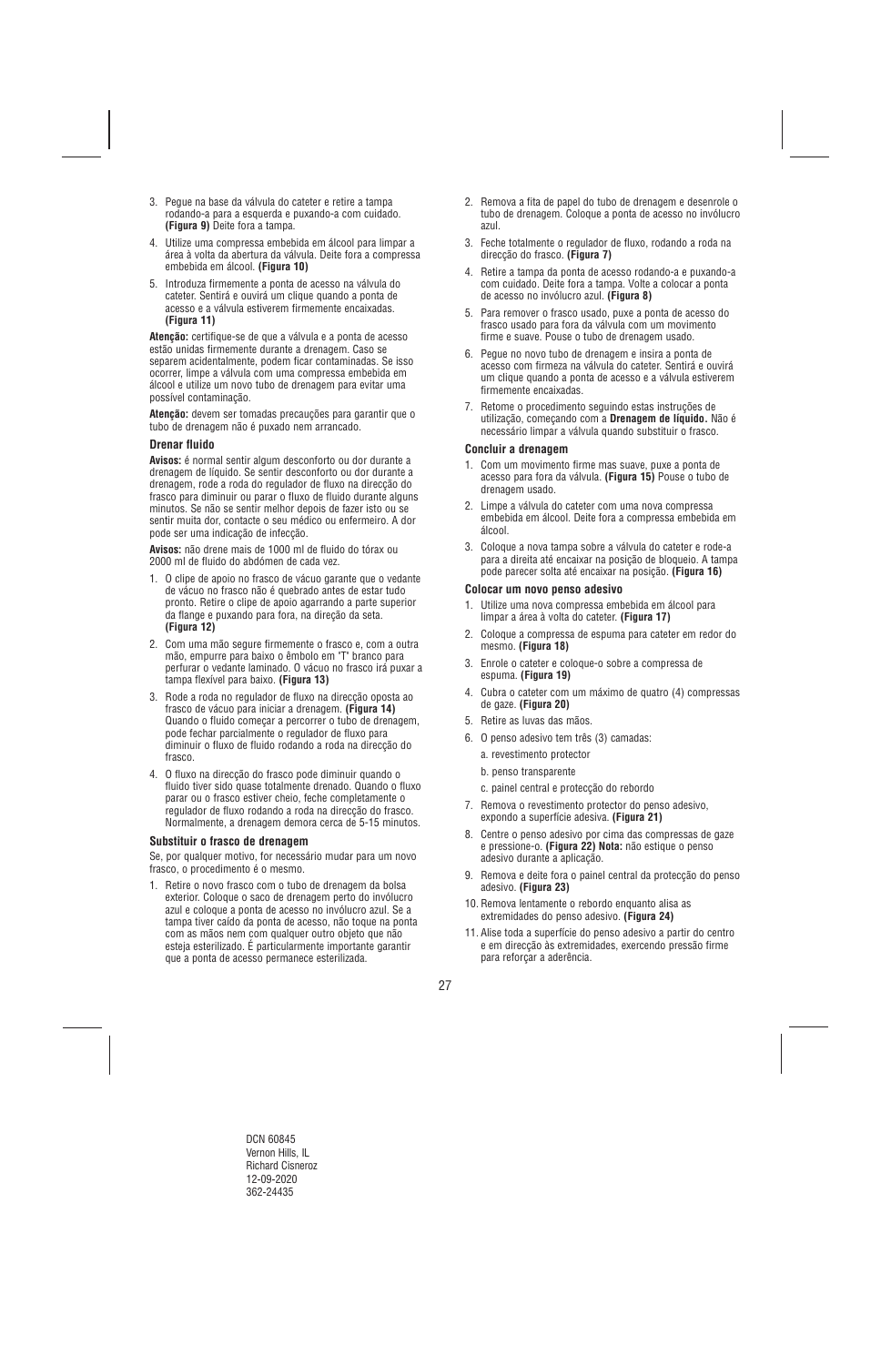3. Pegue na base da válvula do cateter e retire a tampa rodando-a para a esquerda e puxando-a com cuidado. **(Figura 9)** Deite fora a tampa.

4. Utilize uma compressa embebida em álcool para limpar a área à volta da abertura da válvula. Deite fora a compressa embebida em álcool. **(Figura 10)**

5. Introduza firmemente a ponta de acesso na válvula do cateter. Sentirá e ouvirá um clique quando a ponta de acesso e a válvula estiverem firmemente encaixadas. **(Figura 11)**

**Atenção:** certifique-se de que a válvula e a ponta de acesso estão unidas firmemente durante a drenagem. Caso se separem acidentalmente, podem ficar contaminadas. Se isso ocorrer, limpe a válvula com uma compressa embebida em álcool e utilize um novo tubo de drenagem para evitar uma possível contaminação.

**Atenção:** devem ser tomadas precauções para garantir que o tubo de drenagem não é puxado nem arrancado.

### Drenar fluido

**Avisos:** é normal sentir algum desconforto ou dor durante a drenagem de líquido. Se sentir desconforto ou dor durante a drenagem, rode a roda do regulador de fluxo na direcção do frasco para diminuir ou parar o fluxo de fluido durante alguns minutos. Se não se sentir melhor depois de fazer isto ou se sentir muita dor, contacte o seu médico ou enfermeiro. A dor pode ser uma indicação de infecção.

**Avisos:** não drene mais de 1000 ml de fluido do tórax ou 2000 ml de fluido do abdómen de cada vez.

1. O clipe de apoio no frasco de vácuo garante que o vedante de vácuo no frasco não é quebrado antes de estar tudo pronto. Retire o clipe de apoio agarrando a parte superior da flange e puxando para fora, na direção da seta. **(Figura 12)**

2. Com uma mão segure firmemente o frasco e, com a outra mão, empurre para baixo o êmbolo em 'T' branco para perfurar o vedante laminado. O vácuo no frasco irá puxar a tampa flexível para baixo. **(Figura 13)**

3. Rode a roda no regulador de fluxo na direcção oposta ao frasco de vácuo para iniciar a drenagem. **(Figura 14)** Quando o fluido começar a percorrer o tubo de drenagem, pode fechar parcialmente o regulador de fluxo para diminuir o fluxo de fluido rodando a roda na direcção do frasco.

4. O fluxo na direcção do frasco pode diminuir quando o fluido tiver sido quase totalmente drenado. Quando o fluxo parar ou o frasco estiver cheio, feche completamente o regulador de fluxo rodando a roda na direcção do frasco. Normalmente, a drenagem demora cerca de 5-15 minutos.

### Substituir o frasco de drenagem

Se, por qualquer motivo, for necessário mudar para um novo frasco, o procedimento é o mesmo.

1. Retire o novo frasco com o tubo de drenagem da bolsa exterior. Coloque o saco de drenagem perto do invólucro azul e coloque a ponta de acesso no invólucro azul. Se a tampa tiver caído da ponta de acesso, não toque na ponta com as mãos nem com qualquer outro objeto que não esteja esterilizado. É particularmente importante garantir que a ponta de acesso permanece esterilizada.

2. Remova a fita de papel do tubo de drenagem e desenrole o tubo de drenagem. Coloque a ponta de acesso no invólucro azul.

3. Feche totalmente o regulador de fluxo, rodando a roda na direcção do frasco. **(Figura 7)**

4. Retire a tampa da ponta de acesso rodando-a e puxando-a com cuidado. Deite fora a tampa. Volte a colocar a ponta de acesso no invólucro azul. **(Figura 8)**

5. Para remover o frasco usado, puxe a ponta de acesso do frasco usado para fora da válvula com um movimento firme e suave. Pouse o tubo de drenagem usado.

6. Pegue no novo tubo de drenagem e insira a ponta de acesso com firmeza na válvula do cateter. Sentirá e ouvirá um clique quando a ponta de acesso e a válvula estiverem firmemente encaixadas.

7. Retome o procedimento seguindo estas instruções de utilização, começando com a **Drenagem de líquido.** Não é necessário limpar a válvula quando substituir o frasco.

### Concluir a drenagem

1. Com um movimento firme mas suave, puxe a ponta de acesso para fora da válvula. **(Figura 15)** Pouse o tubo de drenagem usado.

2. Limpe a válvula do cateter com uma nova compressa embebida em álcool. Deite fora a compressa embebida em álcool.

3. Coloque a nova tampa sobre a válvula do cateter e rode-a para a direita até encaixar na posição de bloqueio. A tampa pode parecer solta até encaixar na posição. **(Figura 16)**

### Colocar um novo penso adesivo

1. Utilize uma nova compressa embebida em álcool para limpar a área à volta do cateter. **(Figura 17)**

2. Coloque a compressa de espuma para cateter em redor do mesmo. **(Figura 18)**

3. Enrole o cateter e coloque-o sobre a compressa de espuma. **(Figura 19)**

4. Cubra o cateter com um máximo de quatro (4) compressas de gaze. **(Figura 20)**

5. Retire as luvas das mãos.

6. O penso adesivo tem três (3) camadas:

   a. revestimento protector

   b. penso transparente

   c. painel central e protecção do rebordo

7. Remova o revestimento protector do penso adesivo, expondo a superfície adesiva. **(Figura 21)**

8. Centre o penso adesivo por cima das compressas de gaze e pressione-o. **(Figura 22) Nota:** não estique o penso adesivo durante a aplicação.

9. Remova e deite fora o painel central da protecção do penso adesivo. **(Figura 23)**

10. Remova lentamente o rebordo enquanto alisa as extremidades do penso adesivo. **(Figura 24)**

11. Alise toda a superfície do penso adesivo a partir do centro e em direcção às extremidades, exercendo pressão firme para reforçar a aderência.

DCN 60845
Vernon Hills, IL
Richard Cisneroz
12-09-2020
362-24435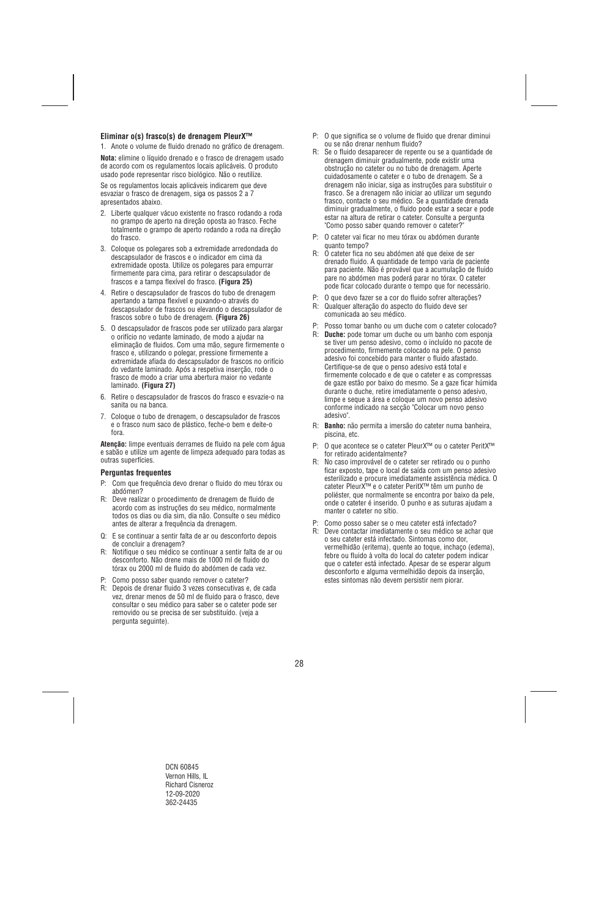**Eliminar o(s) frasco(s) de drenagem PleurX™**

1. Anote o volume de fluido drenado no gráfico de drenagem.

**Nota:** elimine o líquido drenado e o frasco de drenagem usado de acordo com os regulamentos locais aplicáveis. O produto usado pode representar risco biológico. Não o reutilize.

Se os regulamentos locais aplicáveis indicarem que deve esvaziar o frasco de drenagem, siga os passos 2 a 7 apresentados abaixo.

2. Liberte qualquer vácuo existente no frasco rodando a roda no grampo de aperto na direção oposta ao frasco. Feche totalmente o grampo de aperto rodando a roda na direção do frasco.
3. Coloque os polegares sob a extremidade arredondada do descapsulador de frascos e o indicador em cima da extremidade oposta. Utilize os polegares para empurrar firmemente para cima, para retirar o descapsulador de frascos e a tampa flexível do frasco. **(Figura 25)**
4. Retire o descapsulador de frascos do tubo de drenagem apertando a tampa flexível e puxando-o através do descapsulador de frascos ou elevando o descapsulador de frascos sobre o tubo de drenagem. **(Figura 26)**
5. O descapsulador de frascos pode ser utilizado para alargar o orifício no vedante laminado, de modo a ajudar na eliminação de fluidos. Com uma mão, segure firmemente o frasco e, utilizando o polegar, pressione firmemente a extremidade afiada do descapsulador de frascos no orifício do vedante laminado. Após a respetiva inserção, rode o frasco de modo a criar uma abertura maior no vedante laminado. **(Figura 27)**
6. Retire o descapsulador de frascos do frasco e esvazie-o na sanita ou na banca.
7. Coloque o tubo de drenagem, o descapsulador de frascos e o frasco num saco de plástico, feche-o bem e deite-o fora.

**Atenção:** limpe eventuais derrames de fluido na pele com água e sabão e utilize um agente de limpeza adequado para todas as outras superfícies.

**Perguntas frequentes**

P: Com que frequência devo drenar o fluido do meu tórax ou abdómen?
R: Deve realizar o procedimento de drenagem de fluido de acordo com as instruções do seu médico, normalmente todos os dias ou dia sim, dia não. Consulte o seu médico antes de alterar a frequência da drenagem.

Q: E se continuar a sentir falta de ar ou desconforto depois de concluir a drenagem?
R: Notifique o seu médico se continuar a sentir falta de ar ou desconforto. Não drene mais de 1000 ml de fluido do tórax ou 2000 ml de fluido do abdómen de cada vez.

P: Como posso saber quando remover o cateter?
R: Depois de drenar fluido 3 vezes consecutivas e, de cada vez, drenar menos de 50 ml de fluido para o frasco, deve consultar o seu médico para saber se o cateter pode ser removido ou se precisa de ser substituído. (veja a pergunta seguinte).

P: O que significa se o volume de fluido que drenar diminui ou se não drenar nenhum fluido?
R: Se o fluido desaparecer de repente ou se a quantidade de drenagem diminuir gradualmente, pode existir uma obstrução no cateter ou no tubo de drenagem. Aperte cuidadosamente o cateter e o tubo de drenagem. Se a drenagem não iniciar, siga as instruções para substituir o frasco. Se a drenagem não iniciar ao utilizar um segundo frasco, contacte o seu médico. Se a quantidade drenada diminuir gradualmente, o fluido pode estar a secar e pode estar na altura de retirar o cateter. Consulte a pergunta "Como posso saber quando remover o cateter?"

P: O cateter vai ficar no meu tórax ou abdómen durante quanto tempo?
R: O cateter fica no seu abdómen até que deixe de ser drenado fluido. A quantidade de tempo varia de paciente para paciente. Não é provável que a acumulação de fluido pare no abdómen mas poderá parar no tórax. O cateter pode ficar colocado durante o tempo que for necessário.

P: O que devo fazer se a cor do fluido sofrer alterações?
R: Qualquer alteração do aspecto do fluido deve ser comunicada ao seu médico.

P: Posso tomar banho ou um duche com o cateter colocado?
R: **Duche:** pode tomar um duche ou um banho com esponja se tiver um penso adesivo, como o incluído no pacote de procedimento, firmemente colocado na pele. O penso adesivo foi concebido para manter o fluido afastado. Certifique-se de que o penso adesivo está total e firmemente colocado e de que o cateter e as compressas de gaze estão por baixo do mesmo. Se a gaze ficar húmida durante o duche, retire imediatamente o penso adesivo, limpe e seque a área e coloque um novo penso adesivo conforme indicado na secção "Colocar um novo penso adesivo".
R: **Banho:** não permita a imersão do cateter numa banheira, piscina, etc.

P: O que acontece se o cateter PleurX™ ou o cateter PeritX™ for retirado acidentalmente?
R: No caso improvável de o cateter ser retirado ou o punho ficar exposto, tape o local de saída com um penso adesivo esterilizado e procure imediatamente assistência médica. O cateter PleurX™ e o cateter PeritX™ têm um punho de poliéster, que normalmente se encontra por baixo da pele, onde o cateter é inserido. O punho e as suturas ajudam a manter o cateter no sítio.

P: Como posso saber se o meu cateter está infectado?
R: Deve contactar imediatamente o seu médico se achar que o seu cateter está infectado. Sintomas como dor, vermelhidão (eritema), quente ao toque, inchaço (edema), febre ou fluido à volta do local do cateter podem indicar que o cateter está infectado. Apesar de se esperar algum desconforto e alguma vermelhidão depois da inserção, estes sintomas não devem persistir nem piorar.

DCN 60845
Vernon Hills, IL
Richard Cisneroz
12-09-2020
362-24435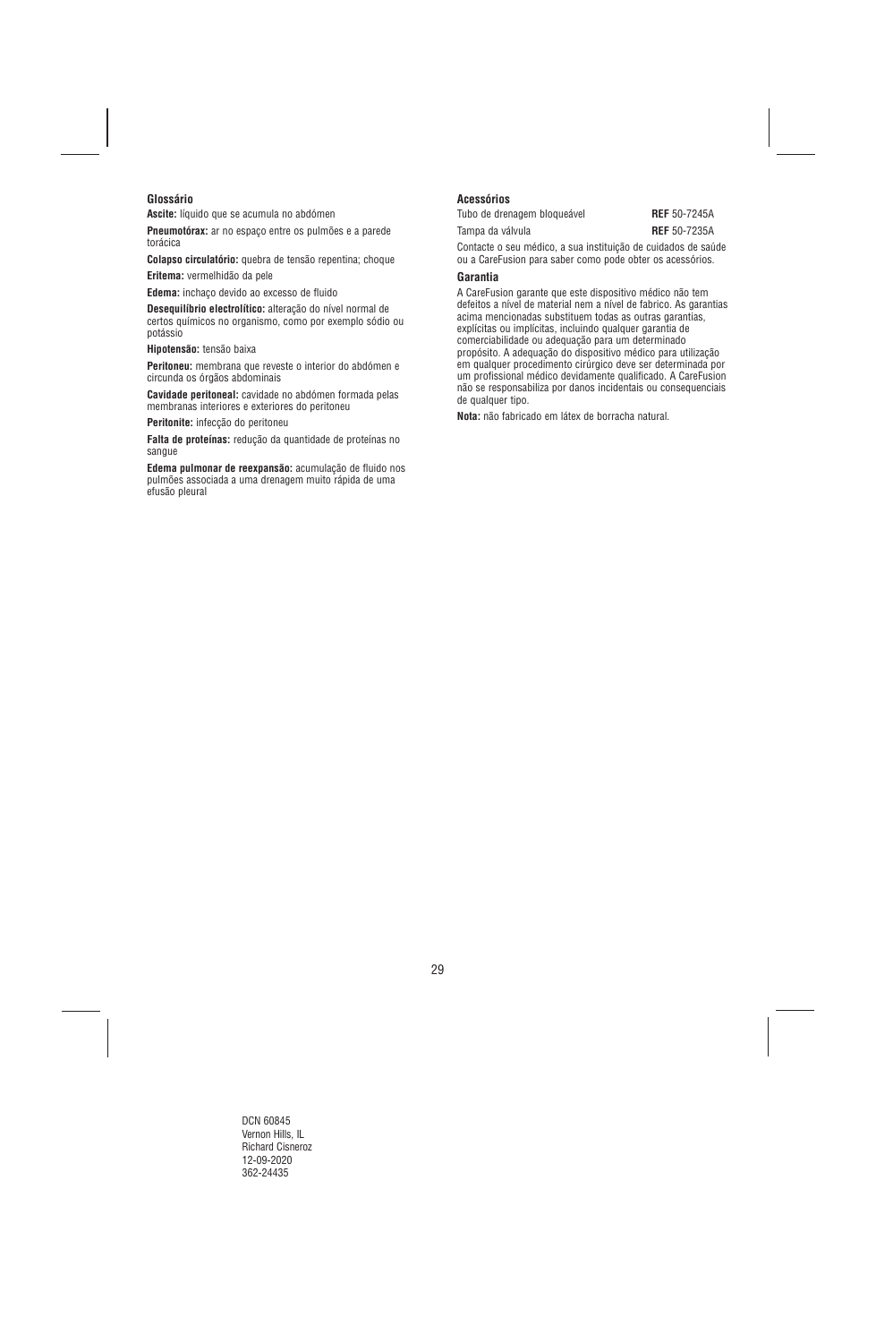## Glossário

**Ascite:** líquido que se acumula no abdómen

**Pneumotórax:** ar no espaço entre os pulmões e a parede torácica

**Colapso circulatório:** quebra de tensão repentina; choque

**Eritema:** vermelhidão da pele

**Edema:** inchaço devido ao excesso de fluido

**Desequilíbrio electrolítico:** alteração do nível normal de certos químicos no organismo, como por exemplo sódio ou potássio

**Hipotensão:** tensão baixa

**Peritoneu:** membrana que reveste o interior do abdómen e circunda os órgãos abdominais

**Cavidade peritoneal:** cavidade no abdómen formada pelas membranas interiores e exteriores do peritoneu

**Peritonite:** infecção do peritoneu

**Falta de proteínas:** redução da quantidade de proteínas no sangue

**Edema pulmonar de reexpansão:** acumulação de fluido nos pulmões associada a uma drenagem muito rápida de uma efusão pleural

## Acessórios

| | |
|---|---|
| Tubo de drenagem bloqueável | **REF** 50-7245A |
| Tampa da válvula | **REF** 50-7235A |

Contacte o seu médico, a sua instituição de cuidados de saúde ou a CareFusion para saber como pode obter os acessórios.

## Garantia

A CareFusion garante que este dispositivo médico não tem defeitos a nível de material nem a nível de fabrico. As garantias acima mencionadas substituem todas as outras garantias, explícitas ou implícitas, incluindo qualquer garantia de comerciabilidade ou adequação para um determinado propósito. A adequação do dispositivo médico para utilização em qualquer procedimento cirúrgico deve ser determinada por um profissional médico devidamente qualificado. A CareFusion não se responsabiliza por danos incidentais ou consequenciais de qualquer tipo.

**Nota:** não fabricado em látex de borracha natural.

DCN 60845
Vernon Hills, IL
Richard Cisneroz
12-09-2020
362-24435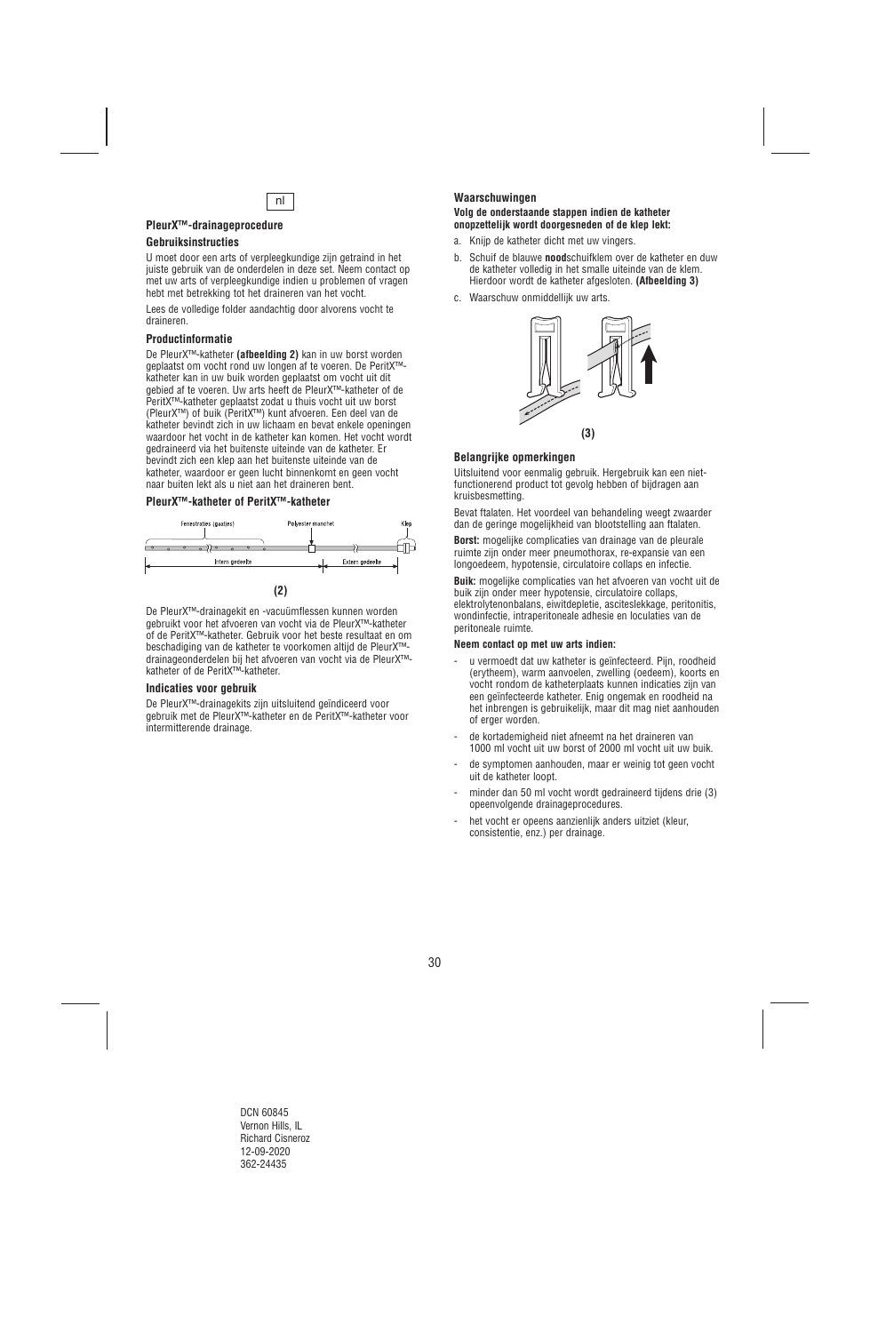nl

## PleurX™-drainageprocedure

### Gebruiksinstructies

U moet door een arts of verpleegkundige zijn getraind in het juiste gebruik van de onderdelen in deze set. Neem contact op met uw arts of verpleegkundige indien u problemen of vragen hebt met betrekking tot het draineren van het vocht.

Lees de volledige folder aandachtig door alvorens vocht te draineren.

### Productinformatie

De PleurX™-katheter **(afbeelding 2)** kan in uw borst worden geplaatst om vocht rond uw longen af te voeren. De PeritX™-katheter kan in uw buik worden geplaatst om vocht uit dit gebied af te voeren. Uw arts heeft de PleurX™-katheter of de PeritX™-katheter geplaatst zodat u thuis vocht uit uw borst (PleurX™) of buik (PeritX™) kunt afvoeren. Een deel van de katheter bevindt zich in uw lichaam en bevat enkele openingen waardoor het vocht in de katheter kan komen. Het vocht wordt gedraineerd via het buitenste uiteinde van de katheter. Er bevindt zich een klep aan het buitenste uiteinde van de katheter, waardoor er geen lucht binnenkomt en geen vocht naar buiten lekt als u niet aan het draineren bent.

### PleurX™-katheter of PeritX™-katheter

Fenestraties (gaatjes) | Polyester manchet | Klep | Intern gedeelte | Extern gedeelte

**(2)**

De PleurX™-drainagekit en -vacuümflessen kunnen worden gebruikt voor het afvoeren van vocht via de PleurX™-katheter of de PeritX™-katheter. Gebruik voor het beste resultaat en om beschadiging van de katheter te voorkomen altijd de PleurX™-drainageonderdelen bij het afvoeren van vocht via de PleurX™-katheter of de PeritX™-katheter.

### Indicaties voor gebruik

De PleurX™-drainagekits zijn uitsluitend geïndiceerd voor gebruik met de PleurX™-katheter en de PeritX™-katheter voor intermitterende drainage.

### Waarschuwingen

**Volg de onderstaande stappen indien de katheter onopzettelijk wordt doorgesneden of de klep lekt:**

a. Knijp de katheter dicht met uw vingers.

b. Schuif de blauwe **nood**schuifklem over de katheter en duw de katheter volledig in het smalle uiteinde van de klem. Hierdoor wordt de katheter afgesloten. **(Afbeelding 3)**

c. Waarschuw onmiddellijk uw arts.

**(3)**

### Belangrijke opmerkingen

Uitsluitend voor eenmalig gebruik. Hergebruik kan een niet-functionerend product tot gevolg hebben of bijdragen aan kruisbesmetting.

Bevat ftalaten. Het voordeel van behandeling weegt zwaarder dan de geringe mogelijkheid van blootstelling aan ftalaten.

**Borst:** mogelijke complicaties van drainage van de pleurale ruimte zijn onder meer pneumothorax, re-expansie van een longoedeem, hypotensie, circulatoire collaps en infectie.

**Buik:** mogelijke complicaties van het afvoeren van vocht uit de buik zijn onder meer hypotensie, circulatoire collaps, elektrolytenonbalans, eiwitdepletie, ascitesleskkage, peritonitis, wondinfectie, intraperitoneale adhesie en loculaties van de peritoneale ruimte.

**Neem contact op met uw arts indien:**

- u vermoedt dat uw katheter is geïnfecteerd. Pijn, roodheid (erytheem), warm aanvoelen, zwelling (oedeem), koorts en vocht rondom de katheterplaats kunnen indicaties zijn van een geïnfecteerde katheter. Enig ongemak en roodheid na het inbrengen is gebruikelijk, maar dit mag niet aanhouden of erger worden.
- de kortademigheid niet afneemt na het draineren van 1000 ml vocht uit uw borst of 2000 ml vocht uit uw buik.
- de symptomen aanhouden, maar er weinig tot geen vocht uit de katheter loopt.
- minder dan 50 ml vocht wordt gedraineerd tijdens drie (3) opeenvolgende drainageprocedures.
- het vocht er opeens aanzienlijk anders uitziet (kleur, consistentie, enz.) per drainage.

DCN 60845
Vernon Hills, IL
Richard Cisneroz
12-09-2020
362-24435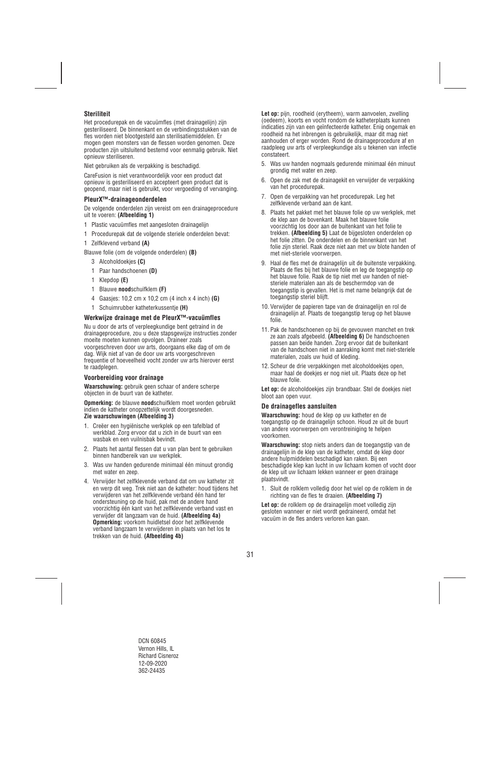### Steriliteit

Het procedurepak en de vacuümfles (met drainagelijn) zijn gesteriliseerd. De binnenkant en de verbindingsstukken van de fles worden niet blootgesteld aan sterilisatiemiddelen. Er mogen geen monsters van de flessen worden genomen. Deze producten zijn uitsluitend bestemd voor eenmalig gebruik. Niet opnieuw steriliseren.

Niet gebruiken als de verpakking is beschadigd.

CareFusion is niet verantwoordelijk voor een product dat opnieuw is gesteriliseerd en accepteert geen product dat is geopend, maar niet is gebruikt, voor vergoeding of vervanging.

### PleurX™-drainageonderdelen

De volgende onderdelen zijn vereist om een drainageprocedure uit te voeren: **(Afbeelding 1)**

1 Plastic vacuümfles met aangesloten drainagelijn

1 Procedurepak dat de volgende steriele onderdelen bevat:

1 Zelfklevend verband **(A)**

Blauwe folie (om de volgende onderdelen) **(B)**

- 3 Alcoholdoekjes **(C)**
- 1 Paar handschoenen **(D)**
- 1 Klepdop **(E)**
- 1 Blauwe **nood**schuifklem **(F)**
- 4 Gaasjes: 10,2 cm x 10,2 cm (4 inch x 4 inch) **(G)**
- 1 Schuimrubber katheterkussentje **(H)**

### Werkwijze drainage met de PleurX™-vacuümfles

Nu u door de arts of verpleegkundige bent getraind in de drainageprocedure, zou u deze stapsgewijze instructies zonder moeite moeten kunnen opvolgen. Draineer zoals voorgeschreven door uw arts, doorgaans elke dag of om de dag. Wijk niet af van de door uw arts voorgeschreven frequentie of hoeveelheid vocht zonder uw arts hierover eerst te raadplegen.

### Voorbereiding voor drainage

**Waarschuwing:** gebruik geen schaar of andere scherpe objecten in de buurt van de katheter.

**Opmerking:** de blauwe **nood**schuifklem moet worden gebruikt indien de katheter onopzettelijk wordt doorgesneden. **Zie waarschuwingen (Afbeelding 3)**

1. Creëer een hygiënische werkplek op een tafelblad of werkblad. Zorg ervoor dat u zich in de buurt van een wasbak en een vuilnisbak bevindt.
2. Plaats het aantal flessen dat u van plan bent te gebruiken binnen handbereik van uw werkplek.
3. Was uw handen gedurende minimaal één minuut grondig met water en zeep.
4. Verwijder het zelfklevende verband dat om uw katheter zit en werp dit weg. Trek niet aan de katheter: houd tijdens het verwijderen van het zelfklevende verband één hand ter ondersteuning op de huid, pak met de andere hand voorzichtig één kant van het zelfklevende verband vast en verwijder dit langzaam van de huid. **(Afbeelding 4a)** **Opmerking:** voorkom huidletsel door het zelfklevende verband langzaam te verwijderen in plaats van het los te trekken van de huid. **(Afbeelding 4b)**

**Let op:** pijn, roodheid (erytheem), warm aanvoelen, zwelling (oedeem), koorts en vocht rondom de katheterplaats kunnen indicaties zijn van een geïnfecteerde katheter. Enig ongemak en roodheid na het inbrengen is gebruikelijk, maar dit mag niet aanhouden of erger worden. Rond de drainageprocedure af en raadpleeg uw arts of verpleegkundige als u tekenen van infectie constateert.

5. Was uw handen nogmaals gedurende minimaal één minuut grondig met water en zeep.
6. Open de zak met de drainagekit en verwijder de verpakking van het procedurepak.
7. Open de verpakking van het procedurepak. Leg het zelfklevende verband aan de kant.
8. Plaats het pakket met het blauwe folie op uw werkplek, met de klep aan de bovenkant. Maak het blauwe folie voorzichtig los door aan de buitenkant van het folie te trekken. **(Afbeelding 5)** Laat de bijgesloten onderdelen op het folie zitten. De onderdelen en de binnenkant van het folie zijn steriel. Raak deze niet aan met uw blote handen of met niet-steriele voorwerpen.
9. Haal de fles met de drainagelijn uit de buitenste verpakking. Plaats de fles bij het blauwe folie en leg de toegangstip op het blauwe folie. Raak de tip niet met uw handen of niet-steriele materialen aan als de beschermdop van de toegangstip is gevallen. Het is met name belangrijk dat de toegangstip steriel blijft.
10. Verwijder de papieren tape van de drainagelijn en rol de drainagelijn af. Plaats de toegangstip terug op het blauwe folie.
11. Pak de handschoenen op bij de gevouwen manchet en trek ze aan zoals afgebeeld. **(Afbeelding 6)** De handschoenen passen aan beide handen. Zorg ervoor dat de buitenkant van de handschoen niet in aanraking komt met niet-steriele materialen, zoals uw huid of kleding.
12. Scheur de drie verpakkingen met alcoholdoekjes open, maar haal de doekjes er nog niet uit. Plaats deze op het blauwe folie.

**Let op:** de alcoholdoekjes zijn brandbaar. Stel de doekjes niet bloot aan open vuur.

### De drainagefles aansluiten

**Waarschuwing:** houd de klep op uw katheter en de toegangstip op de drainagelijn schoon. Houd ze uit de buurt van andere voorwerpen om verontreiniging te helpen voorkomen.

**Waarschuwing:** stop niets anders dan de toegangstip van de drainagelijn in de klep van de katheter, omdat de klep door andere hulpmiddelen beschadigd kan raken. Bij een beschadigde klep kan lucht in uw lichaam komen of vocht door de klep uit uw lichaam lekken wanneer er geen drainage plaatsvindt.

1. Sluit de rolklem volledig door het wiel op de rolklem in de richting van de fles te draaien. **(Afbeelding 7)**

**Let op:** de rolklem op de drainagelijn moet volledig zijn gesloten wanneer er niet wordt gedraineerd, omdat het vacuüm in de fles anders verloren kan gaan.

DCN 60845
Vernon Hills, IL
Richard Cisneroz
12-09-2020
362-24435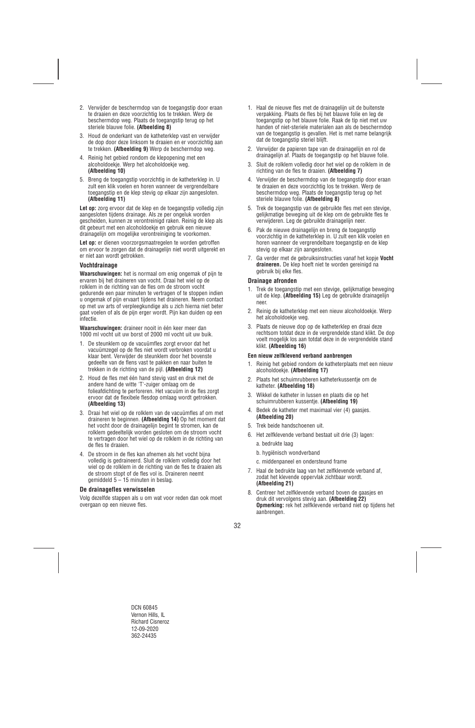2. Verwijder de beschermdop van de toegangstip door eraan te draaien en deze voorzichtig los te trekken. Werp de beschermdop weg. Plaats de toegangstip terug op het steriele blauwe folie. **(Afbeelding 8)**

3. Houd de onderkant van de katheterklep vast en verwijder de dop door deze linksom te draaien en er voorzichtig aan te trekken. **(Afbeelding 9)** Werp de beschermdop weg.

4. Reinig het gebied rondom de klepopening met een alcoholdoekje. Werp het alcoholdoekje weg. **(Afbeelding 10)**

5. Breng de toegangstip voorzichtig in de katheterklep in. U zult een klik voelen en horen wanneer de vergrendelbare toegangstip en de klep stevig op elkaar zijn aangesloten. **(Afbeelding 11)**

**Let op:** zorg ervoor dat de klep en de toegangstip volledig zijn aangesloten tijdens drainage. Als ze per ongeluk worden gescheiden, kunnen ze verontreinigd raken. Reinig de klep als dit gebeurt met een alcoholdoekje en gebruik een nieuwe drainagelijn om mogelijke verontreiniging te voorkomen.

**Let op:** er dienen voorzorgsmaatregelen te worden getroffen om ervoor te zorgen dat de drainagelijn niet wordt uitgerekt en er niet aan wordt getrokken.

### Vochtdrainage

**Waarschuwingen:** het is normaal om enig ongemak of pijn te ervaren bij het draineren van vocht. Draai het wiel op de rolklem in de richting van de fles om de stroom vocht gedurende een paar minuten te vertragen of te stoppen indien u ongemak of pijn ervaart tijdens het draineren. Neem contact op met uw arts of verpleegkundige als u zich hierna niet beter gaat voelen of als de pijn erger wordt. Pijn kan duiden op een infectie.

**Waarschuwingen:** draineer nooit in één keer meer dan 1000 ml vocht uit uw borst of 2000 ml vocht uit uw buik.

1. De steunklem op de vacuümfles zorgt ervoor dat het vacuümzegel op de fles niet wordt verbroken voordat u klaar bent. Verwijder de steunklem door het bovenste gedeelte van de flens vast te pakken en naar buiten te trekken in de richting van de pijl. **(Afbeelding 12)**

2. Houd de fles met één hand stevig vast en druk met de andere hand de witte 'T'-zuiger omlaag om de folieafdichting te perforeren. Het vacuüm in de fles zorgt ervoor dat de flexibele flesdop omlaag wordt getrokken. **(Afbeelding 13)**

3. Draai het wiel op de rolklem van de vacuümfles af om met draineren te beginnen. **(Afbeelding 14)** Op het moment dat het vocht door de drainagelijn begint te stromen, kan de rolklem gedeeltelijk worden gesloten om de stroom vocht te vertragen door het wiel op de rolklem in de richting van de fles te draaien.

4. De stroom in de fles kan afnemen als het vocht bijna volledig is gedraineerd. Sluit de rolklem volledig door het wiel op de rolklem in de richting van de fles te draaien als de stroom stopt of de fles vol is. Draineren neemt gemiddeld 5 – 15 minuten in beslag.

### De drainagefles verwisselen

Volg dezelfde stappen als u om wat voor reden dan ook moet overgaan op een nieuwe fles.

1. Haal de nieuwe fles met de drainagelijn uit de buitenste verpakking. Plaats de fles bij het blauwe folie en leg de toegangstip op het blauwe folie. Raak de tip niet met uw handen of niet-steriele materialen aan als de beschermdop van de toegangstip is gevallen. Het is met name belangrijk dat de toegangstip steriel blijft.

2. Verwijder de papieren tape van de drainagelijn en rol de drainagelijn af. Plaats de toegangstip op het blauwe folie.

3. Sluit de rolklem volledig door het wiel op de rolklem in de richting van de fles te draaien. **(Afbeelding 7)**

4. Verwijder de beschermdop van de toegangstip door eraan te draaien en deze voorzichtig los te trekken. Werp de beschermdop weg. Plaats de toegangstip terug op het steriele blauwe folie. **(Afbeelding 8)**

5. Trek de toegangstip van de gebruikte fles met een stevige, gelijkmatige beweging uit de klep om de gebruikte fles te verwijderen. Leg de gebruikte drainagelijn neer.

6. Pak de nieuwe drainagelijn en breng de toegangstip voorzichtig in de katheterklep in. U zult een klik voelen en horen wanneer de vergrendelbare toegangstip en de klep stevig op elkaar zijn aangesloten.

7. Ga verder met de gebruiksinstructies vanaf het kopje **Vocht draineren.** De klep hoeft niet te worden gereinigd na gebruik bij elke fles.

### Drainage afronden

1. Trek de toegangstip met een stevige, gelijkmatige beweging uit de klep. **(Afbeelding 15)** Leg de gebruikte drainagelijn neer.

2. Reinig de katheterklep met een nieuw alcoholdoekje. Werp het alcoholdoekje weg.

3. Plaats de nieuwe dop op de katheterklep en draai deze rechtsom totdat deze in de vergrendelde stand klikt. De dop voelt mogelijk los aan totdat deze in de vergrendelde stand klikt. **(Afbeelding 16)**

#### Een nieuw zelfklevend verband aanbrengen

1. Reinig het gebied rondom de katheterplaats met een nieuw alcoholdoekje. **(Afbeelding 17)**

2. Plaats het schuimrubberen katheterkussentje om de katheter. **(Afbeelding 18)**

3. Wikkel de katheter in lussen en plaats die op het schuimrubberen kussentje. **(Afbeelding 19)**

4. Bedek de katheter met maximaal vier (4) gaasjes. **(Afbeelding 20)**

5. Trek beide handschoenen uit.

6. Het zelfklevende verband bestaat uit drie (3) lagen:

   a. bedrukte laag

   b. hygiënisch wondverband

   c. middenpaneel en ondersteund frame

7. Haal de bedrukte laag van het zelfklevende verband af, zodat het klevende oppervlak zichtbaar wordt. **(Afbeelding 21)**

8. Centreer het zelfklevende verband boven de gaasjes en druk dit vervolgens stevig aan. **(Afbeelding 22)**
   **Opmerking:** rek het zelfklevende verband niet op tijdens het aanbrengen.

DCN 60845
Vernon Hills, IL
Richard Cisneroz
12-09-2020
362-24435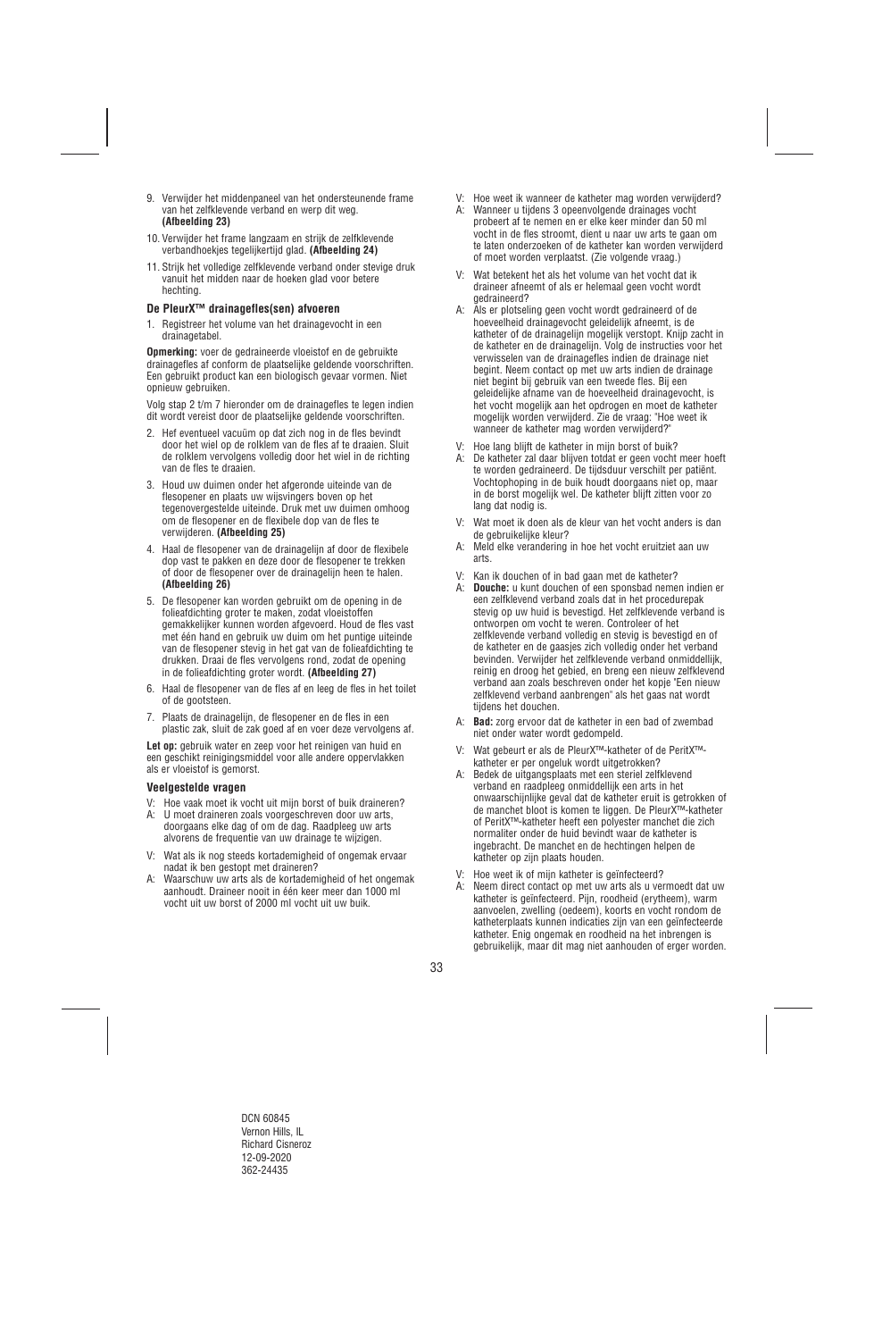9. Verwijder het middenpaneel van het ondersteunende frame van het zelfklevende verband en werp dit weg. **(Afbeelding 23)**
10. Verwijder het frame langzaam en strijk de zelfklevende verbandhoekjes tegelijkertijd glad. **(Afbeelding 24)**
11. Strijk het volledige zelfklevende verband onder stevige druk vanuit het midden naar de hoeken glad voor betere hechting.

### De PleurX™ drainagefles(sen) afvoeren

1. Registreer het volume van het drainagevocht in een drainagetabel.

**Opmerking:** voer de gedraineerde vloeistof en de gebruikte drainageflessen af conform de plaatselijke geldende voorschriften. Een gebruikt product kan een biologisch gevaar vormen. Niet opnieuw gebruiken.

Volg stap 2 t/m 7 hieronder om de drainagefles te legen indien dit wordt vereist door de plaatselijke geldende voorschriften.

2. Hef eventueel vacuüm op dat zich nog in de fles bevindt door het wiel op de rolklem van de fles af te draaien. Sluit de rolklem vervolgens volledig door het wiel in de richting van de fles te draaien.
3. Houd uw duimen onder het afgeronde uiteinde van de flesopener en plaats uw wijsvingers boven op het tegenovergestelde uiteinde. Druk met uw duimen omhoog om de flesopener en de flexibele dop van de fles te verwijderen. **(Afbeelding 25)**
4. Haal de flesopener van de drainagelijn af door de flexibele dop vast te pakken en deze door de flesopener te trekken of door de flesopener over de drainagelijn heen te halen. **(Afbeelding 26)**
5. De flesopener kan worden gebruikt om de opening in de folieafdichting groter te maken, zodat vloeistoffen gemakkelijker kunnen worden afgevoerd. Houd de fles vast met één hand en gebruik uw duim om het puntige uiteinde van de flesopener stevig in het gat van de folieafdichting te drukken. Draai de fles vervolgens rond, zodat de opening in de folieafdichting groter wordt. **(Afbeelding 27)**
6. Haal de flesopener van de fles af en leeg de fles in het toilet of de gootsteen.
7. Plaats de drainagelijn, de flesopener en de fles in een plastic zak, sluit de zak goed af en voer deze vervolgens af.

**Let op:** gebruik water en zeep voor het reinigen van huid en een geschikt reinigingsmiddel voor alle andere oppervlakken als er vloeistof is gemorst.

### Veelgestelde vragen

V: Hoe vaak moet ik vocht uit mijn borst of buik draineren?
A: U moet draineren zoals voorgeschreven door uw arts, doorgaans elke dag of om de dag. Raadpleeg uw arts alvorens de frequentie van uw drainage te wijzigen.

V: Wat als ik nog steeds kortademigheid of ongemak ervaar nadat ik ben gestopt met draineren?
A: Waarschuw uw arts als de kortademigheid of het ongemak aanhoudt. Draineer nooit in één keer meer dan 1000 ml vocht uit uw borst of 2000 ml vocht uit uw buik.

V: Hoe weet ik wanneer de katheter mag worden verwijderd?
A: Wanneer u tijdens 3 opeenvolgende drainages vocht probeert af te nemen en er elke keer minder dan 50 ml vocht in de fles stroomt, dient u naar uw arts te gaan om te laten onderzoeken of de katheter kan worden verwijderd of moet worden verplaatst. (Zie volgende vraag.)

V: Wat betekent het als het volume van het vocht dat ik draineer afneemt of als er helemaal geen vocht wordt gedraineerd?
A: Als er plotseling geen vocht wordt gedraineerd of de hoeveelheid drainagevocht geleidelijk afneemt, is de katheter of de drainagelijn mogelijk verstopt. Knijp zacht in de katheter en de drainagelijn. Volg de instructies voor het verwisselen van de drainagefles indien de drainage niet begint. Neem contact op met uw arts indien de drainage niet begint bij gebruik van een tweede fles. Bij een geleidelijke afname van de hoeveelheid drainagevocht, is het vocht mogelijk aan het opdrogen en moet de katheter mogelijk worden verwijderd. Zie de vraag: "Hoe weet ik wanneer de katheter mag worden verwijderd?"

V: Hoe lang blijft de katheter in mijn borst of buik?
A: De katheter zal daar blijven totdat er geen vocht meer hoeft te worden gedraineerd. De tijdsduur verschilt per patiënt. Vochtophoping in de buik houdt doorgaans niet op, maar in de borst mogelijk wel. De katheter blijft zitten voor zo lang dat nodig is.

V: Wat moet ik doen als de kleur van het vocht anders is dan de gebruikelijke kleur?
A: Meld elke verandering in hoe het vocht eruitziet aan uw arts.

V: Kan ik douchen of in bad gaan met de katheter?
A: **Douche:** u kunt douchen of een sponsbad nemen indien er een zelfklevend verband zoals dat in het procedurepak stevig op uw huid is bevestigd. Het zelfklevende verband is ontworpen om vocht te weren. Controleer of het zelfklevende verband volledig en stevig is bevestigd en of de katheter en de gaasjes zich volledig onder het verband bevinden. Verwijder het zelfklevende verband onmiddellijk, reinig en droog het gebied, en breng een nieuw zelfklevend verband aan zoals beschreven onder het kopje "Een nieuw zelfklevend verband aanbrengen" als het gaas nat wordt tijdens het douchen.

A: **Bad:** zorg ervoor dat de katheter in een bad of zwembad niet onder water wordt gedompeld.

V: Wat gebeurt er als de PleurX™-katheter of de PeritX™-katheter er per ongeluk wordt uitgetrokken?
A: Bedek de uitgangsplaats met een steriel zelfklevend verband en raadpleeg onmiddellijk een arts in het onwaarschijnlijke geval dat de katheter eruit is getrokken of de manchet bloot is komen te liggen. De PleurX™-katheter of PeritX™-katheter heeft een polyester manchet die zich normaliter onder de huid bevindt waar de katheter is ingebracht. De manchet en de hechtingen helpen de katheter op zijn plaats houden.

V: Hoe weet ik of mijn katheter is geïnfecteerd?
A: Neem direct contact op met uw arts als u vermoedt dat uw katheter is geïnfecteerd. Pijn, roodheid (erytheem), warm aanvoelen, zwelling (oedeem), koorts en vocht rondom de katheterplaats kunnen indicaties zijn van een geïnfecteerde katheter. Enig ongemak en roodheid na het inbrengen is gebruikelijk, maar dit mag niet aanhouden of erger worden.

DCN 60845
Vernon Hills, IL
Richard Cisneroz
12-09-2020
362-24435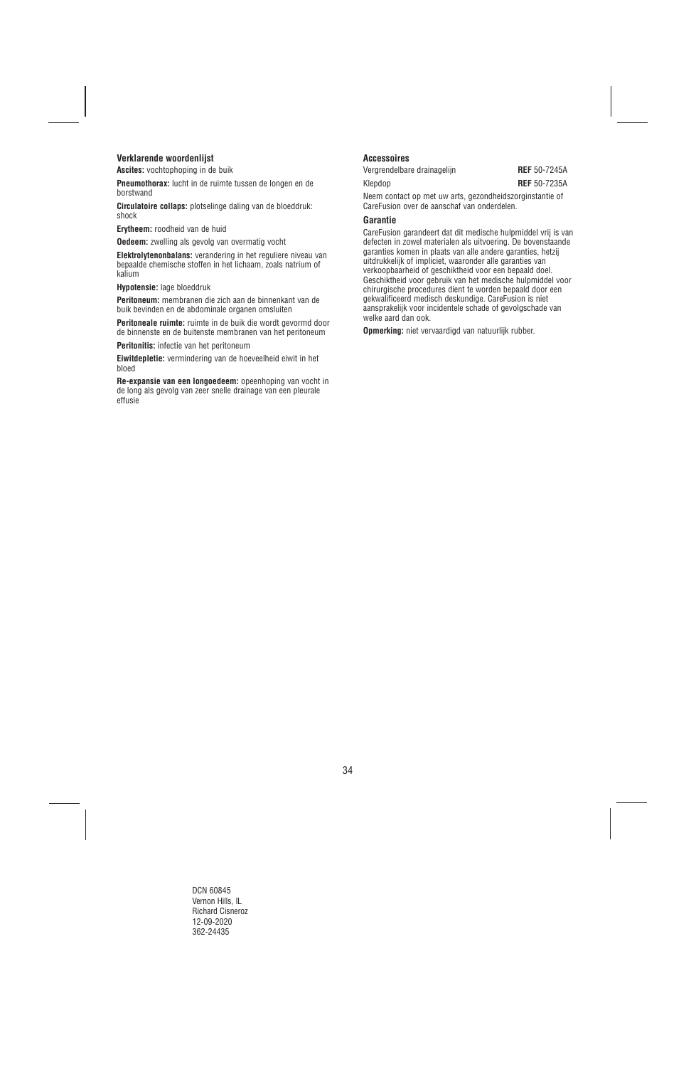### Verklarende woordenlijst

**Ascites:** vochtophoping in de buik

**Pneumothorax:** lucht in de ruimte tussen de longen en de borstwand

**Circulatoire collaps:** plotselinge daling van de bloeddruk: shock

**Erytheem:** roodheid van de huid

**Oedeem:** zwelling als gevolg van overmatig vocht

**Elektrolytenonbalans:** verandering in het reguliere niveau van bepaalde chemische stoffen in het lichaam, zoals natrium of kalium

**Hypotensie:** lage bloeddruk

**Peritoneum:** membranen die zich aan de binnenkant van de buik bevinden en de abdominale organen omsluiten

**Peritoneale ruimte:** ruimte in de buik die wordt gevormd door de binnenste en de buitenste membranen van het peritoneum

**Peritonitis:** infectie van het peritoneum

**Eiwitdepletie:** vermindering van de hoeveelheid eiwit in het bloed

**Re-expansie van een longoedeem:** opeenhoping van vocht in de long als gevolg van zeer snelle drainage van een pleurale effusie

### Accessoires

| | |
|---|---|
| Vergrendelbare drainagelijn | **REF** 50-7245A |
| Klepdop | **REF** 50-7235A |

Neem contact op met uw arts, gezondheidszorginstantie of CareFusion over de aanschaf van onderdelen.

### Garantie

CareFusion garandeert dat dit medische hulpmiddel vrij is van defecten in zowel materialen als uitvoering. De bovenstaande garanties komen in plaats van alle andere garanties, hetzij uitdrukkelijk of impliciet, waaronder alle garanties van verkoopbaarheid of geschiktheid voor een bepaald doel. Geschiktheid voor gebruik van het medische hulpmiddel voor chirurgische procedures dient te worden bepaald door een gekwalificeerd medisch deskundige. CareFusion is niet aansprakelijk voor incidentele schade of gevolgschade van welke aard dan ook.

**Opmerking:** niet vervaardigd van natuurlijk rubber.

DCN 60845
Vernon Hills, IL
Richard Cisneroz
12-09-2020
362-24435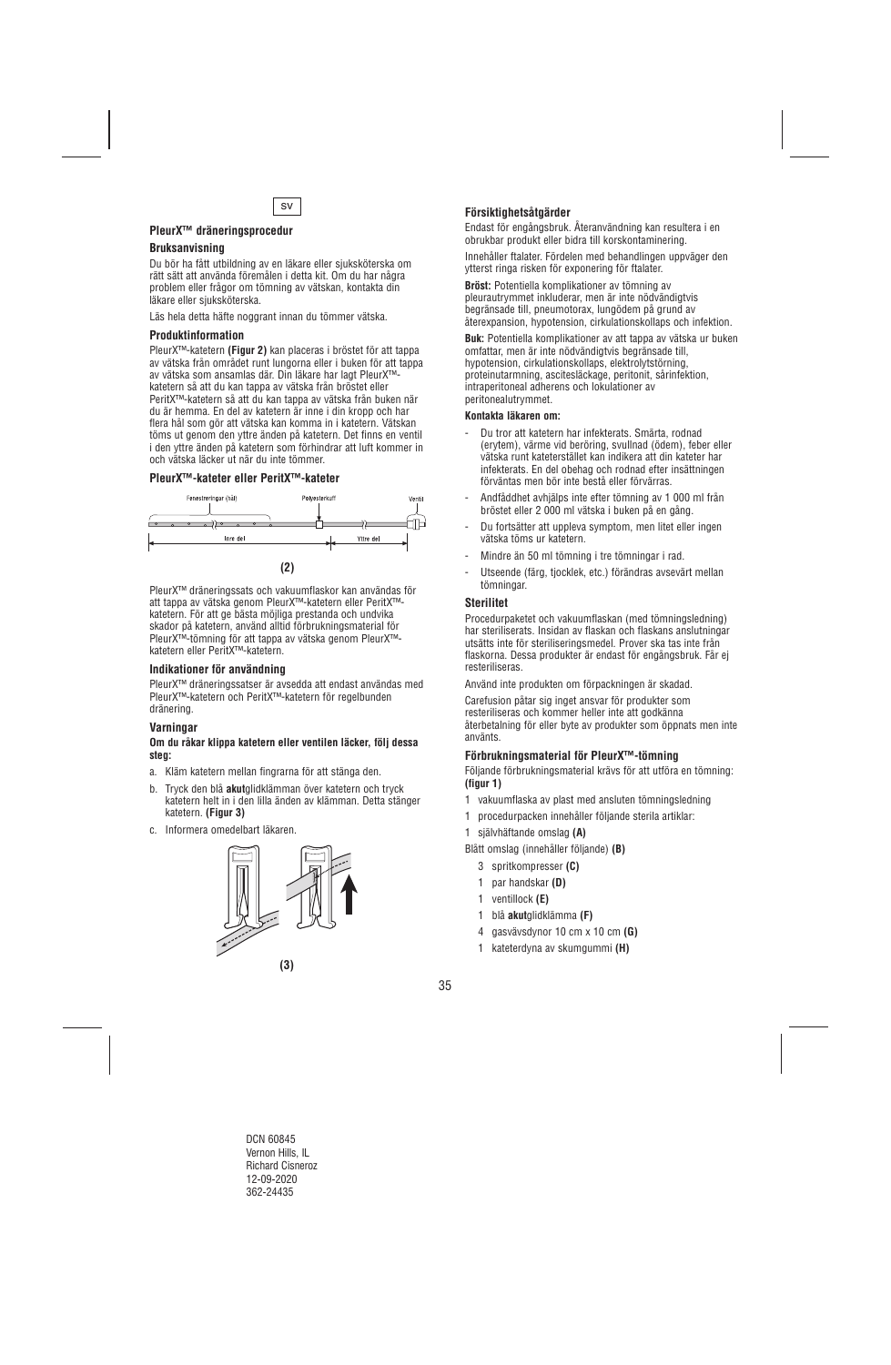SV

**PleurX™ dräneringsprocedur**

**Bruksanvisning**

Du bör ha fått utbildning av en läkare eller sjuksköterska om rätt sätt att använda föremålen i detta kit. Om du har några problem eller frågor om tömning av vätskan, kontakta din läkare eller sjuksköterska.

Läs hela detta häfte noggrant innan du tömmer vätska.

**Produktinformation**

PleurX™-katetern **(Figur 2)** kan placeras i bröstet för att tappa av vätska från området runt lungorna eller i buken för att tappa av vätska som ansamlas där. Din läkare har lagt PleurX™-katetern så att du kan tappa av vätska från bröstet eller PeritX™-katetern så att du kan tappa av vätska från buken när du är hemma. En del av katetern är inne i din kropp och har flera hål som gör att vätska kan komma in i katetern. Vätskan töms ut genom den yttre änden på katetern. Det finns en ventil i den yttre änden på katetern som förhindrar att luft kommer in och vätska läcker ut när du inte tömmer.

**PleurX™-kateter eller PeritX™-kateter**

Fenestreringar (hål) — Polyesterkuff — Ventil

Inre del — Yttre del

**(2)**

PleurX™ dräneringssats och vakuumflaskor kan användas för att tappa av vätska genom PleurX™-katetern eller PeritX™-katetern. För att ge bästa möjliga prestanda och undvika skador på katetern, använd alltid förbrukningsmaterial för PleurX™-tömning för att tappa av vätska genom PleurX™-katetern eller PeritX™-katetern.

**Indikationer för användning**

PleurX™ dräneringssatser är avsedda att endast användas med PleurX™-katetern och PeritX™-katetern för regelbunden dränering.

**Varningar**

**Om du råkar klippa katetern eller ventilen läcker, följ dessa steg:**

a. Kläm katetern mellan fingrarna för att stänga den.

b. Tryck den blå **akut**glidklämman över katetern och tryck katetern helt in i den lilla änden av klämman. Detta stänger katetern. **(Figur 3)**

c. Informera omedelbart läkaren.

**(3)**

**Försiktighetsåtgärder**

Endast för engångsbruk. Återanvändning kan resultera i en obrukbar produkt eller bidra till korskontaminering.

Innehåller ftalater. Fördelen med behandlingen uppväger den ytterst ringa risken för exponering för ftalater.

**Bröst:** Potentiella komplikationer av tömning av pleurautrymmet inkluderar, men är inte nödvändigtvis begränsade till, pneumotorax, lungödem på grund av återexpansion, hypotension, cirkulationskollaps och infektion.

**Buk:** Potentiella komplikationer av att tappa av vätska ur buken omfattar, men är inte nödvändigtvis begränsade till, hypotension, cirkulationskollaps, elektrolytstörning, proteinutarmning, ascitesläckage, peritonit, sårinfektion, intraperitoneal adherens och lokulationer av peritonealutrymmet.

**Kontakta läkaren om:**

- Du tror att katetern har infekterats. Smärta, rodnad (erytem), värme vid beröring, svullnad (ödem), feber eller vätska runt kateterstället kan indikera att din kateter har infekterats. En del obehag och rodnad efter insättningen förväntas men bör inte bestå eller förvärras.
- Andfåddhet avhjälps inte efter tömning av 1 000 ml från bröstet eller 2 000 ml vätska i buken på en gång.
- Du fortsätter att uppleva symptom, men litet eller ingen vätska töms ur katetern.
- Mindre än 50 ml tömning i tre tömningar i rad.
- Utseende (färg, tjocklek, etc.) förändras avsevärt mellan tömningar.

**Sterilitet**

Procedurpaketet och vakuumflaskan (med tömningsledning) har steriliserats. Insidan av flaskan och flaskans anslutningar utsätts inte för steriliseringsmedel. Prover ska tas inte från flaskorna. Dessa produkter är endast för engångsbruk. Får ej resteriliseras.

Använd inte produkten om förpackningen är skadad.

Carefusion påtar sig inget ansvar för produkter som resteriliseras och kommer heller inte att godkänna återbetalning för eller byte av produkter som öppnats men inte använts.

**Förbrukningsmaterial för PleurX™-tömning**

Följande förbrukningsmaterial krävs för att utföra en tömning: **(figur 1)**

1 vakuumflaska av plast med ansluten tömningsledning

1 procedurpacken innehåller följande sterila artiklar:

1 självhäftande omslag **(A)**

Blått omslag (innehåller följande) **(B)**

- 3 spritkompresser **(C)**
- 1 par handskar **(D)**
- 1 ventillock **(E)**
- 1 blå **akut**glidklämma **(F)**
- 4 gasvävsdynor 10 cm x 10 cm **(G)**
- 1 kateterdyna av skumgummi **(H)**

DCN 60845
Vernon Hills, IL
Richard Cisneroz
12-09-2020
362-24435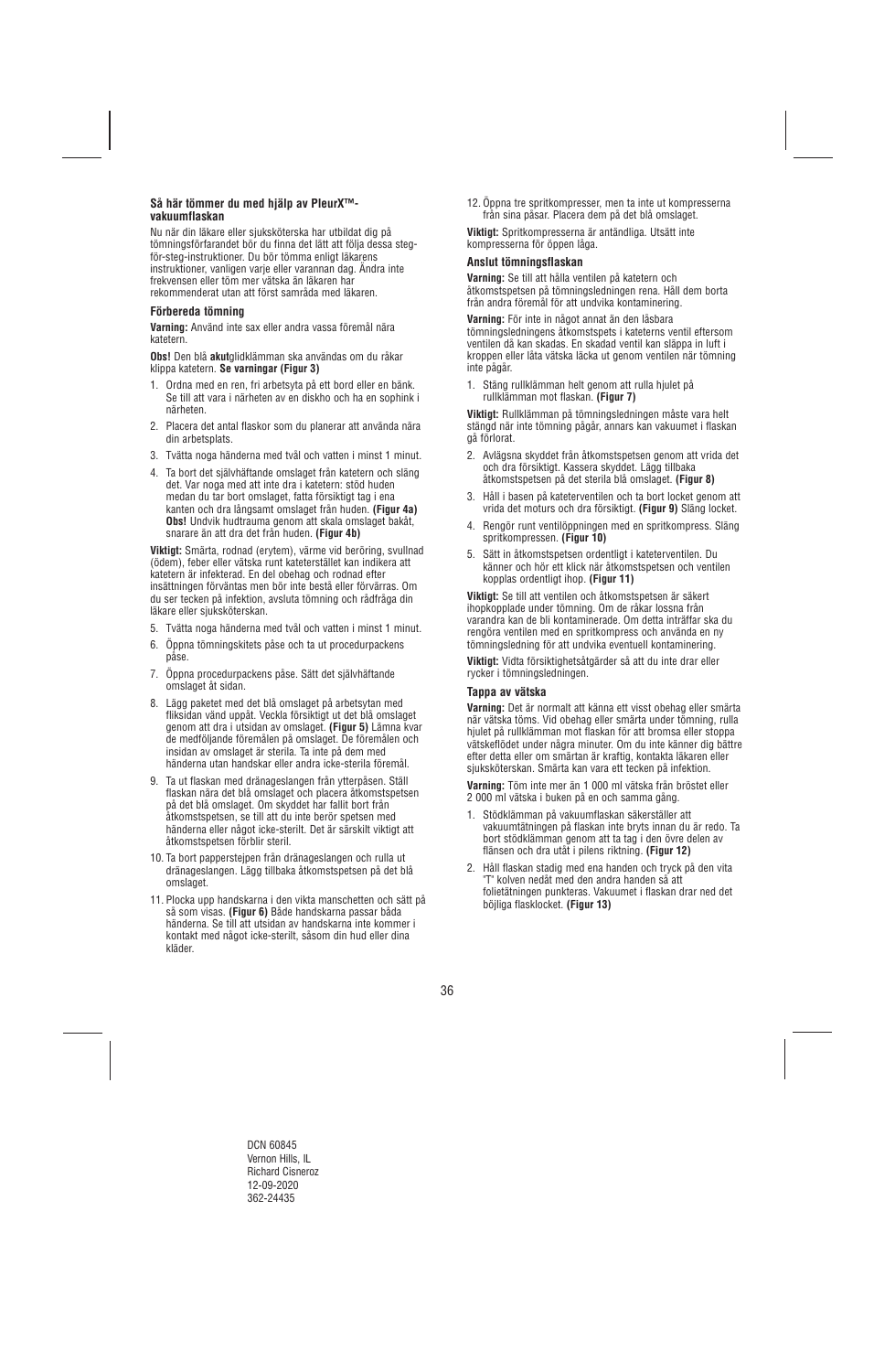### Så här tömmer du med hjälp av PleurX™-vakuumflaskan

Nu när din läkare eller sjuksköterska har utbildat dig på tömningsförfarandet bör du finna det lätt att följa dessa steg-för-steg-instruktioner. Du bör tömma enligt läkarens instruktioner, vanligen varje eller varannan dag. Ändra inte frekvensen eller töm mer vätska än läkaren har rekommenderat utan att först samråda med läkaren.

#### Förbereda tömning

**Varning:** Använd inte sax eller andra vassa föremål nära katetern.

**Obs!** Den blå **akut**glidklämman ska användas om du råkar klippa katetern. **Se varningar (Figur 3)**

1. Ordna med en ren, fri arbetsyta på ett bord eller en bänk. Se till att vara i närheten av en diskho och ha en sophink i närheten.
2. Placera det antal flaskor som du planerar att använda nära din arbetsplats.
3. Tvätta noga händerna med tvål och vatten i minst 1 minut.
4. Ta bort det självhäftande omslaget från katetern och släng det. Var noga med att inte dra i katetern: stöd huden medan du tar bort omslaget, fatta försiktigt tag i ena kanten och dra långsamt omslaget från huden. **(Figur 4a) Obs!** Undvik hudtrauma genom att skala omslaget bakåt, snarare än att dra det från huden. **(Figur 4b)**

**Viktigt:** Smärta, rodnad (erytem), värme vid beröring, svullnad (ödem), feber eller vätska runt kateterstället kan indikera att katetern är infekterad. En del obehag och rodnad efter insättningen förväntas men bör inte bestå eller förvärras. Om du ser tecken på infektion, avsluta tömning och rådfråga din läkare eller sjuksköterskan.

5. Tvätta noga händerna med tvål och vatten i minst 1 minut.
6. Öppna tömningskitets påse och ta ut procedurpackens påse.
7. Öppna procedurpackens påse. Sätt det självhäftande omslaget åt sidan.
8. Lägg paketet med det blå omslaget på arbetsytan med fliksidan vänd uppåt. Veckla försiktigt ut det blå omslaget genom att dra i utsidan av omslaget. **(Figur 5)** Lämna kvar de medföljande föremålen på omslaget. De föremålen och insidan av omslaget är sterila. Ta inte på dem med händerna utan handskar eller andra icke-sterila föremål.
9. Ta ut flaskan med dränageslangen från ytterpåsen. Ställ flaskan nära det blå omslaget och placera åtkomstspetsen på det blå omslaget. Om skyddet har fallit bort från åtkomstspetsen, se till att du inte berör spetsen med händerna eller något icke-sterilt. Det är särskilt viktigt att åtkomstspetsen förblir steril.
10. Ta bort papperstejpen från dränageslangen och rulla ut dränageslangen. Lägg tillbaka åtkomstspetsen på det blå omslaget.
11. Plocka upp handskarna i den vikta manschetten och sätt på så som visas. **(Figur 6)** Både handskarna passar båda händerna. Se till att utsidan av handskarna inte kommer i kontakt med något icke-sterilt, såsom din hud eller dina kläder.
12. Öppna tre spritkompresser, men ta inte ut kompresserna från sina påsar. Placera dem på det blå omslaget.

**Viktigt:** Spritkompresserna är antändliga. Utsätt inte kompresserna för öppen låga.

#### Anslut tömningsflaskan

**Varning:** Se till att hålla ventilen på katetern och åtkomstspetsen på tömningsledningen rena. Håll dem borta från andra föremål för att undvika kontaminering.

**Varning:** För inte in något annat än den låsbara tömningsledningens åtkomstspets i kateterns ventil eftersom ventilen då kan skadas. En skadad ventil kan släppa in luft i kroppen eller låta vätska läcka ut genom ventilen när tömning inte pågår.

1. Stäng rullklämman helt genom att rulla hjulet på rullklämman mot flaskan. **(Figur 7)**

**Viktigt:** Rullklämman på tömningsledningen måste vara helt stängd när inte tömning pågår, annars kan vakuumet i flaskan gå förlorat.

2. Avlägsna skyddet från åtkomstspetsen genom att vrida det och dra försiktigt. Kassera skyddet. Lägg tillbaka åtkomstspetsen på det sterila blå omslaget. **(Figur 8)**
3. Håll i basen på kateterventilen och ta bort locket genom att vrida det moturs och dra försiktigt. **(Figur 9)** Släng locket.
4. Rengör runt ventilöppningen med en spritkompress. Släng spritkompressen. **(Figur 10)**
5. Sätt in åtkomstspetsen ordentligt i kateterventilen. Du känner och hör ett klick när åtkomstspetsen och ventilen kopplas ordentligt ihop. **(Figur 11)**

**Viktigt:** Se till att ventilen och åtkomstspetsen är säkert ihopkopplade under tömning. Om de råkar lossna från varandra kan de bli kontaminerade. Om detta inträffar ska du rengöra ventilen med en spritkompress och använda en ny tömningsledning för att undvika eventuell kontaminering.

**Viktigt:** Vidta försiktighetsåtgärder så att du inte drar eller rycker i tömningsledningen.

#### Tappa av vätska

**Varning:** Det är normalt att känna ett visst obehag eller smärta när vätska töms. Vid obehag eller smärta under tömning, rulla hjulet på rullklämman mot flaskan för att bromsa eller stoppa vätskeflödet under några minuter. Om du inte känner dig bättre efter detta eller om smärtan är kraftig, kontakta läkaren eller sjuksköterskan. Smärta kan vara ett tecken på infektion.

**Varning:** Töm inte mer än 1 000 ml vätska från bröstet eller 2 000 ml vätska i buken på en och samma gång.

1. Stödklämman på vakuumflaskan säkerställer att vakuumtätningen på flaskan inte bryts innan du är redo. Ta bort stödklämman genom att ta tag i den övre delen av flänsen och dra utåt i pilens riktning. **(Figur 12)**
2. Håll flaskan stadig med ena handen och tryck på den vita "T" kolven nedåt med den andra handen så att folietätningen punkteras. Vakuumet i flaskan drar ned det böjliga flasklocket. **(Figur 13)**

DCN 60845
Vernon Hills, IL
Richard Cisneroz
12-09-2020
362-24435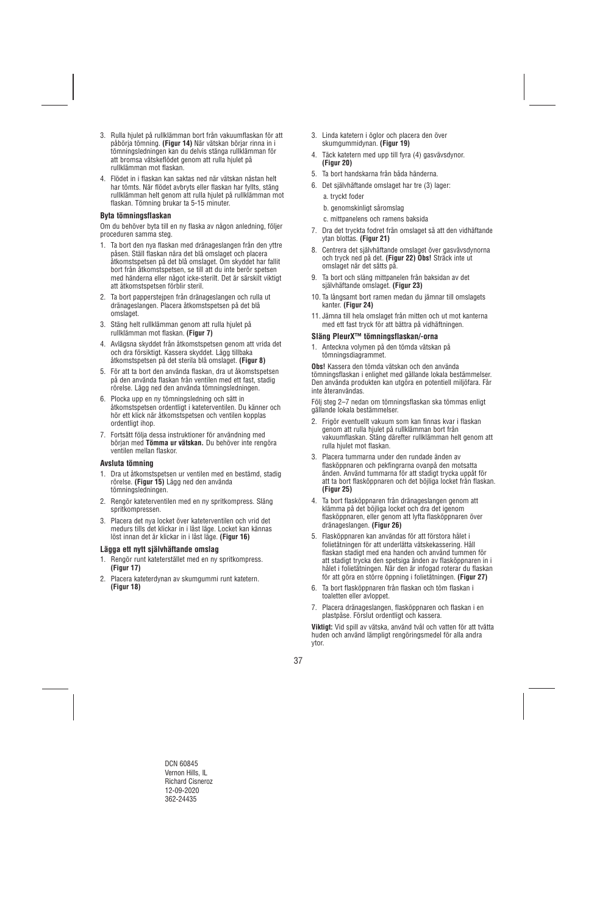3. Rulla hjulet på rullklämman bort från vakuumflaskan för att påbörja tömning. **(Figur 14)** När vätskan börjar rinna in i tömningsledningen kan du delvis stänga rullklämman för att bromsa vätskeflödet genom att rulla hjulet på rullklämman mot flaskan.

4. Flödet in i flaskan kan saktas ned när vätskan nästan helt har tömts. När flödet avbryts eller flaskan har fyllts, stäng rullklämman helt genom att rulla hjulet på rullklämman mot flaskan. Tömning brukar ta 5-15 minuter.

**Byta tömningsflaskan**

Om du behöver byta till en ny flaska av någon anledning, följer proceduren samma steg.

1. Ta bort den nya flaskan med dränageslangen från den yttre påsen. Ställ flaskan nära det blå omslaget och placera åtkomstspetsen på det blå omslaget. Om skyddet har fallit bort från åtkomstspetsen, se till att du inte berör spetsen med händerna eller något icke-sterilt. Det är särskilt viktigt att åtkomstspetsen förblir steril.

2. Ta bort papperstejpen från dränageslangen och rulla ut dränageslangen. Placera åtkomstspetsen på det blå omslaget.

3. Stäng helt rullklämman genom att rulla hjulet på rullklämman mot flaskan. **(Figur 7)**

4. Avlägsna skyddet från åtkomstspetsen genom att vrida det och dra försiktigt. Kassera skyddet. Lägg tillbaka åtkomstspetsen på det sterila blå omslaget. **(Figur 8)**

5. För att ta bort den använda flaskan, dra ut åkomstspetsen på den använda flaskan från ventilen med ett fast, stadig rörelse. Lägg ned den använda tömningsledningen.

6. Plocka upp en ny tömningsledning och sätt in åtkomstspetsen ordentligt i kateterventilen. Du känner och hör ett klick när åtkomstspetsen och ventilen kopplas ordentligt ihop.

7. Fortsätt följa dessa instruktioner för användning med början med **Tömma ur vätskan.** Du behöver inte rengöra ventilen mellan flaskor.

**Avsluta tömning**

1. Dra ut åtkomstspetsen ur ventilen med en bestämd, stadig rörelse. **(Figur 15)** Lägg ned den använda tömningsledningen.

2. Rengör kateterventilen med en ny spritkompress. Släng spritkompressen.

3. Placera det nya locket över kateterventilen och vrid det medurs tills det klickar in i låst läge. Locket kan kännas löst innan det är klickar in i låst läge. **(Figur 16)**

**Lägga ett nytt självhäftande omslag**

1. Rengör runt kateterstället med en ny spritkompress. **(Figur 17)**

2. Placera kateterdynan av skumgummi runt katetern. **(Figur 18)**

3. Linda katetern i öglor och placera den över skumgummidynan. **(Figur 19)**

4. Täck katetern med upp till fyra (4) gasvävsdynor. **(Figur 20)**

5. Ta bort handskarna från båda händerna.

6. Det självhäftande omslaget har tre (3) lager:
   a. tryckt foder
   b. genomskinligt såromslag
   c. mittpanelens och ramens baksida

7. Dra det tryckta fodret från omslaget så att den vidhäftande ytan blottas. **(Figur 21)**

8. Centrera det självhäftande omslaget över gasvävsdynorna och tryck ned på det. **(Figur 22) Obs!** Sträck inte ut omslaget när det sätts på.

9. Ta bort och släng mittpanelen från baksidan av det självhäftande omslaget. **(Figur 23)**

10. Ta långsamt bort ramen medan du jämnar till omslagets kanter. **(Figur 24)**

11. Jämna till hela omslaget från mitten och ut mot kanterna med ett fast tryck för att bättra på vidhäftningen.

**Släng PleurX™ tömningsflaskan/-orna**

1. Anteckna volymen på den tömda vätskan på tömningsdiagrammet.

**Obs!** Kassera den tömda vätskan och den använda tömningsflaskan i enlighet med gällande lokala bestämmelser. Den använda produkten kan utgöra en potentiell miljöfara. Får inte återanvändas.

Följ steg 2–7 nedan om tömningsflaskan ska tömmas enligt gällande lokala bestämmelser.

2. Frigör eventuellt vakuum som kan finnas kvar i flaskan genom att rulla hjulet på rullklämman bort från vakuumflaskan. Stäng därefter rullklämman helt genom att rulla hjulet mot flaskan.

3. Placera tummarna under den rundade änden av flasköppnaren och pekfingrarna ovanpå den motsatta änden. Använd tummarna för att stadigt trycka uppåt för att ta bort flasköppnaren och det böjliga locket från flaskan. **(Figur 25)**

4. Ta bort flasköppnaren från dränageslangen genom att klämma på det böjliga locket och dra det igenom flasköppnaren, eller genom att lyfta flasköppnaren över dränageslangen. **(Figur 26)**

5. Flasköppnaren kan användas för att förstora hålet i folietätningen för att underlätta vätskekassering. Håll flaskan stadigt med ena handen och använd tummen för att stadigt trycka den spetsiga änden av flasköppnaren in i hålet i folietätningen. När den är infogad roterar du flaskan för att göra en större öppning i folietätningen. **(Figur 27)**

6. Ta bort flasköppnaren från flaskan och töm flaskan i toaletten eller avloppet.

7. Placera dränageslangen, flasköppnaren och flaskan i en plastpåse. Förslut ordentligt och kassera.

**Viktigt:** Vid spill av vätska, använd tvål och vatten för att tvätta huden och använd lämpligt rengöringsmedel för alla andra ytor.

DCN 60845
Vernon Hills, IL
Richard Cisneroz
12-09-2020
362-24435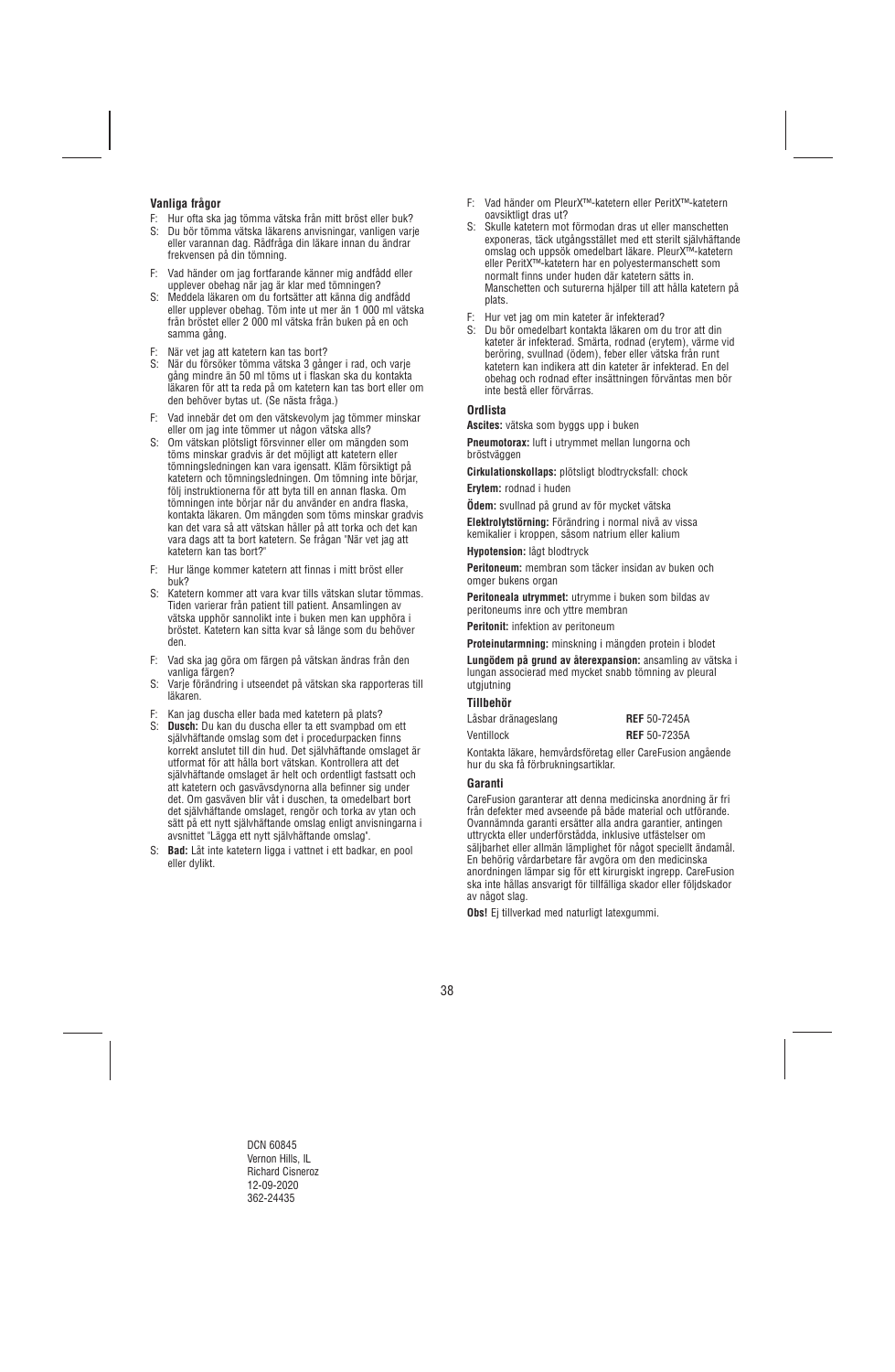### Vanliga frågor

F: Hur ofta ska jag tömma vätska från mitt bröst eller buk?
S: Du bör tömma vätska läkarens anvisningar, vanligen varje eller varannan dag. Rådfråga din läkare innan du ändrar frekvensen på din tömning.

F: Vad händer om jag fortfarande känner mig andfådd eller upplever obehag när jag är klar med tömningen?
S: Meddela läkaren om du fortsätter att känna dig andfådd eller upplever obehag. Töm inte ut mer än 1 000 ml vätska från bröstet eller 2 000 ml vätska från buken på en och samma gång.

F: När vet jag att katetern kan tas bort?
S: När du försöker tömma vätska 3 gånger i rad, och varje gång mindre än 50 ml töms ut i flaskan ska du kontakta läkaren för att ta reda på om katetern kan tas bort eller om den behöver bytas ut. (Se nästa fråga.)

F: Vad innebär det om den vätskevolym jag tömmer minskar eller om jag inte tömmer ut någon vätska alls?
S: Om vätskan plötsligt försvinner eller om mängden som töms minskar gradvis är det möjligt att katetern eller tömningsledningen kan vara igensatt. Kläm försiktigt på katetern och tömningsledningen. Om tömning inte börjar, följ instruktionerna för att byta till en annan flaska. Om tömningen inte börjar när du använder en andra flaska, kontakta läkaren. Om mängden som töms minskar gradvis kan det vara så att vätskan håller på att torka och det kan vara dags att ta bort katetern. Se frågan "När vet jag att katetern kan tas bort?"

F: Hur länge kommer katetern att finnas i mitt bröst eller buk?
S: Katetern kommer att vara kvar tills vätskan slutar tömmas. Tiden varierar från patient till patient. Ansamlingen av vätska upphör sannolikt inte i buken men kan upphöra i bröstet. Katetern kan sitta kvar så länge som du behöver den.

F: Vad ska jag göra om färgen på vätskan ändras från den vanliga färgen?
S: Varje förändring i utseendet på vätskan ska rapporteras till läkaren.

F: Kan jag duscha eller bada med katetern på plats?
S: **Dusch:** Du kan du duscha eller ta ett svampbad om ett självhäftande omslag som det i procedurpacken finns korrekt anslutet till din hud. Det självhäftande omslaget är utformat för att hålla bort vätskan. Kontrollera att det självhäftande omslaget är helt och ordentligt fastsatt och att katetern och gasvävsdynorna alla befinner sig under det. Om gasväven blir våt i duschen, ta omedelbart bort det självhäftande omslaget, rengör och torka av ytan och sätt på ett nytt självhäftande omslag enligt anvisningarna i avsnittet "Lägga ett nytt självhäftande omslag".
S: **Bad:** Låt inte katetern ligga i vattnet i ett badkar, en pool eller dylikt.

F: Vad händer om PleurX™-katetern eller PeritX™-katetern oavsiktligt dras ut?
S: Skulle katetern mot förmodan dras ut eller manschetten exponeras, täck utgångsstället med ett sterilt självhäftande omslag och uppsök omedelbart läkare. PleurX™-katetern eller PeritX™-katetern har en polyestermanschett som normalt finns under huden där katetern sätts in. Manschetten och suturerna hjälper till att hålla katetern på plats.

F: Hur vet jag om min kateter är infekterad?
S: Du bör omedelbart kontakta läkaren om du tror att din kateter är infekterad. Smärta, rodnad (erytem), värme vid beröring, svullnad (ödem), feber eller vätska från runt katetern kan indikera att din kateter är infekterad. En del obehag och rodnad efter insättningen förväntas men bör inte bestå eller förvärras.

### Ordlista

**Ascites:** vätska som byggs upp i buken

**Pneumotorax:** luft i utrymmet mellan lungorna och bröstväggen

**Cirkulationskollaps:** plötsligt blodtrycksfall: chock

**Erytem:** rodnad i huden

**Ödem:** svullnad på grund av för mycket vätska

**Elektrolytstörning:** Förändring i normal nivå av vissa kemikalier i kroppen, såsom natrium eller kalium

**Hypotension:** lågt blodtryck

**Peritoneum:** membran som täcker insidan av buken och omger bukens organ

**Peritoneala utrymmet:** utrymme i buken som bildas av peritoneums inre och yttre membran

**Peritonit:** infektion av peritoneum

**Proteinutarmning:** minskning i mängden protein i blodet

**Lungödem på grund av återexpansion:** ansamling av vätska i lungan associerad med mycket snabb tömning av pleural utgjutning

### Tillbehör

| | |
|---|---|
| Låsbar dränageslang | **REF** 50-7245A |
| Ventillock | **REF** 50-7235A |

Kontakta läkare, hemvårdsföretag eller CareFusion angående hur du ska få förbrukningsartiklar.

### Garanti

CareFusion garanterar att denna medicinska anordning är fri från defekter med avseende på både material och utförande. Ovannämnda garanti ersätter alla andra garantier, antingen uttryckta eller underförstådda, inklusive utfästelser om säljbarhet eller allmän lämplighet för något speciellt ändamål. En behörig vårdarbetare får avgöra om den medicinska anordningen lämpar sig för ett kirurgiskt ingrepp. CareFusion ska inte hållas ansvarigt för tillfälliga skador eller följdskador av något slag.

**Obs!** Ej tillverkad med naturligt latexgummi.

DCN 60845
Vernon Hills, IL
Richard Cisneroz
12-09-2020
362-24435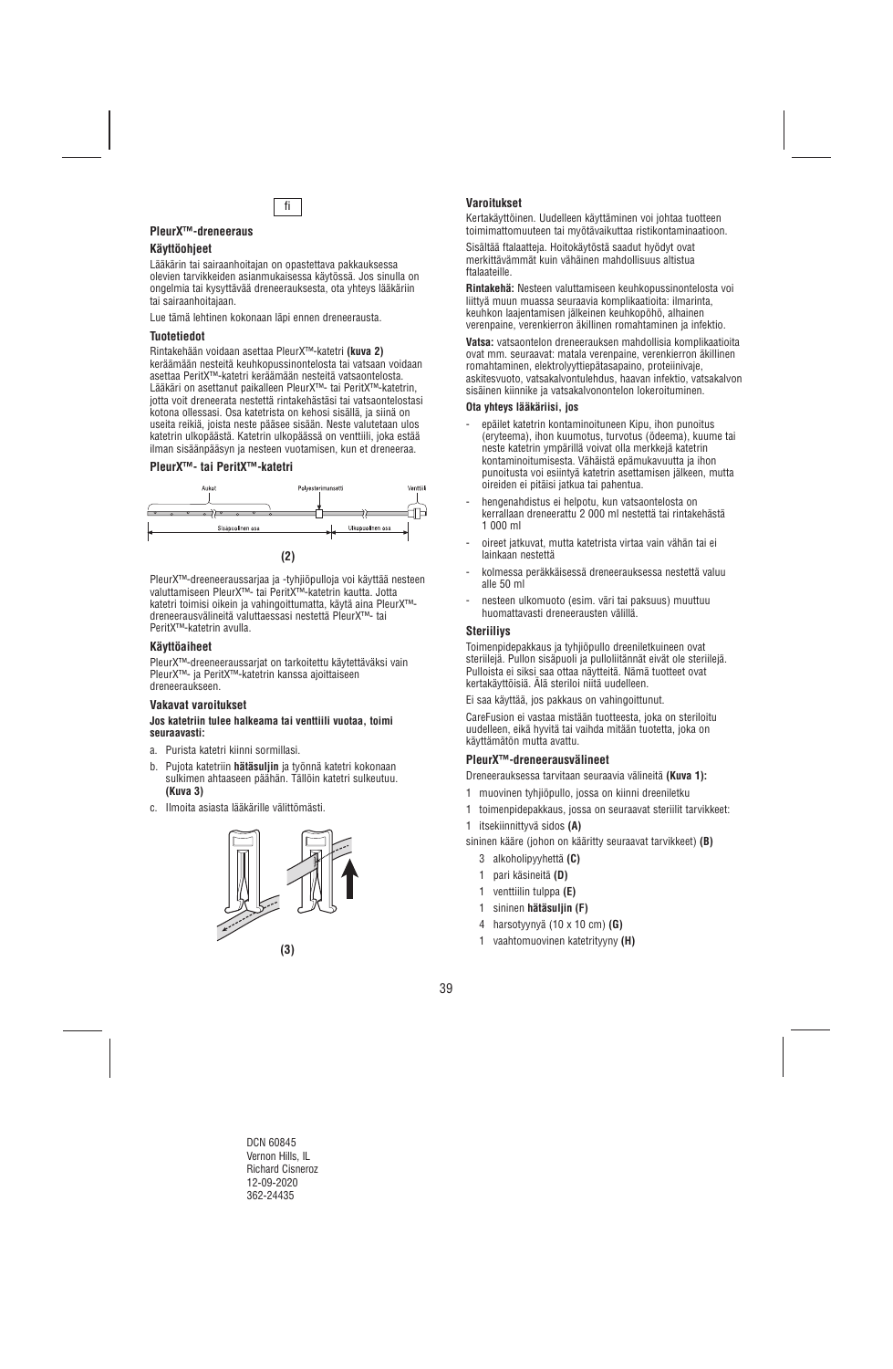fi

**PleurX™-dreneeraus**

**Käyttöohjeet**

Lääkärin tai sairaanhoitajan on opastettava pakkauksessa olevien tarvikkeiden asianmukaisessa käytössä. Jos sinulla on ongelmia tai kysyttävää dreneerauksesta, ota yhteys lääkäriin tai sairaanhoitajaan.

Lue tämä lehtinen kokonaan läpi ennen dreneerausta.

**Tuotetiedot**

Rintakehään voidaan asettaa PleurX™-katetri **(kuva 2)** kerääämään nesteitä keuhkopussinontelosta tai vatsaan voidaan asettaa PeritX™-katetri kerääämään nestettä vatsaontelosta. Lääkäri on asettanut paikalleen PleurX™- tai PeritX™-katetrin, jotta voit dreneerata nestettä rintakehästäsi tai vatsaontelostasi kotona ollessasi. Osa katetrista on kehosi sisällä, ja siinä on useita reikiä, joista neste pääsee sisään. Neste valutetaan ulos katetrin ulkopäästä. Katetrin ulkopäässä on venttiili, joka estää ilman sisäänpääsyn ja nesteen vuotamisen, kun et dreneeraa.

**PleurX™- tai PeritX™-katetri**

Aukot — Polyesterimansetti — Venttiili
Sisäpuolinen osa — Ulkopuolinen osa

**(2)**

PleurX™-dreneeraussarjaa ja -tyhjiöpulloja voi käyttää nesteen valuttamiseen PleurX™- tai PeritX™-katetrin kautta. Jotta katetri toimisi oikein ja vahingoittumatta, käytä aina PleurX™-dreneerausvälineitä valuttaessasi nestettä PleurX™- tai PeritX™-katetrin avulla.

**Käyttöaiheet**

PleurX™-dreneeraussarjat on tarkoitettu käytettäväksi vain PleurX™- ja PeritX™-katetrin kanssa ajoittaiseen dreneeraukseen.

**Vakavat varoitukset**

**Jos katetriin tulee halkeama tai venttiili vuotaa, toimi seuraavasti:**

a. Purista katetri kiinni sormillasi.
b. Pujota katetriin **hätäsuljin** ja työnnä katetri kokonaan sulkimen ahtaaseen päähän. Tällöin katetri sulkeutuu. **(Kuva 3)**
c. Ilmoita asiasta lääkärille välittömästi.

**(3)**

**Varoitukset**

Kertakäyttöinen. Uudelleen käyttäminen voi johtaa tuotteen toimimattomuuteen tai myötävaikuttaa ristikontaminaatioon.

Sisältää ftalaatteja. Hoitokäytöstä saadut hyödyt ovat merkittävämmät kuin vähäinen mahdollisuus altistua ftalaateille.

**Rintakehä:** Nesteen valuttamiseen keuhkopussinontelosta voi liittyä muun muassa seuraavia komplikaatioita: ilmarinta, keuhkon laajentamisen jälkeinen keuhkopöhö, alhainen verenpaine, verenkierron äkillinen romahtaminen ja infektio.

**Vatsa:** vatsaontelon dreneerauksen mahdollisia komplikaatioita ovat mm. seuraavat: matala verenpaine, verenkierron äkillinen romahtaminen, elektrolyyttiepätasapaino, proteiinivaje, askitesvuoto, vatsakalvontulehdus, haavan infektio, vatsakalvon sisäinen kiinnike ja vatsakalvonontelon lokeroituminen.

**Ota yhteys lääkäriisi, jos**

- epäilet katetrin kontaminoituneen Kipu, ihon punoitus (eryteema), ihon kuumotus, turvotus (ödeema), kuume tai neste katetrin ympärillä voivat olla merkkejä katetrin kontaminoitumisesta. Vähäistä epämukavuutta ja ihon punoitusta voi esiintyä katetrin asettamisen jälkeen, mutta oireiden ei pitäisi jatkua tai pahentua.
- hengenahdistus ei helpotu, kun vatsaontelosta on kerrallaan dreneerattu 2 000 ml nestettä tai rintakehästä 1 000 ml
- oireet jatkuvat, mutta katetrista virtaa vain vähän tai ei lainkaan nestettä
- kolmessa peräkkäisessä dreneerauksessa nestettä valuu alle 50 ml
- nesteen ulkomuoto (esim. väri tai paksuus) muuttuu huomattavasti dreneerausten välillä.

**Steriiliys**

Toimenpidepakkaus ja tyhjiöpullo dreeniletkuineen ovat steriilejä. Pullon sisäpuoli ja pulloliitännät eivät ole steriilejä. Pulloista ei siksi saa ottaa näytteitä. Nämä tuotteet ovat kertakäyttöisiä. Älä steriloi niitä uudelleen.

Ei saa käyttää, jos pakkaus on vahingoittunut.

CareFusion ei vastaa mistään tuotteesta, joka on steriloitu uudelleen, eikä hyvitä tai vaihda mitään tuotetta, joka on käyttämätön mutta avattu.

**PleurX™-dreneerausvälineet**

Dreneerauksessa tarvitaan seuraavia välineitä **(Kuva 1):**

1 muovinen tyhjiöpullo, jossa on kiinni dreeniletku

1 toimenpidepakkaus, jossa on seuraavat steriilit tarvikkeet:

1 itsekiinnittyvä sidos **(A)**

sininen kääre (johon on kääritty seuraavat tarvikkeet) **(B)**

- 3 alkoholipyyhettä **(C)**
- 1 pari käsineitä **(D)**
- 1 venttiilin tulppa **(E)**
- 1 sininen **hätäsuljin (F)**
- 4 harsotyynyä (10 x 10 cm) **(G)**
- 1 vaahtomuovinen katetrityyny **(H)**

DCN 60845
Vernon Hills, IL
Richard Cisneroz
12-09-2020
362-24435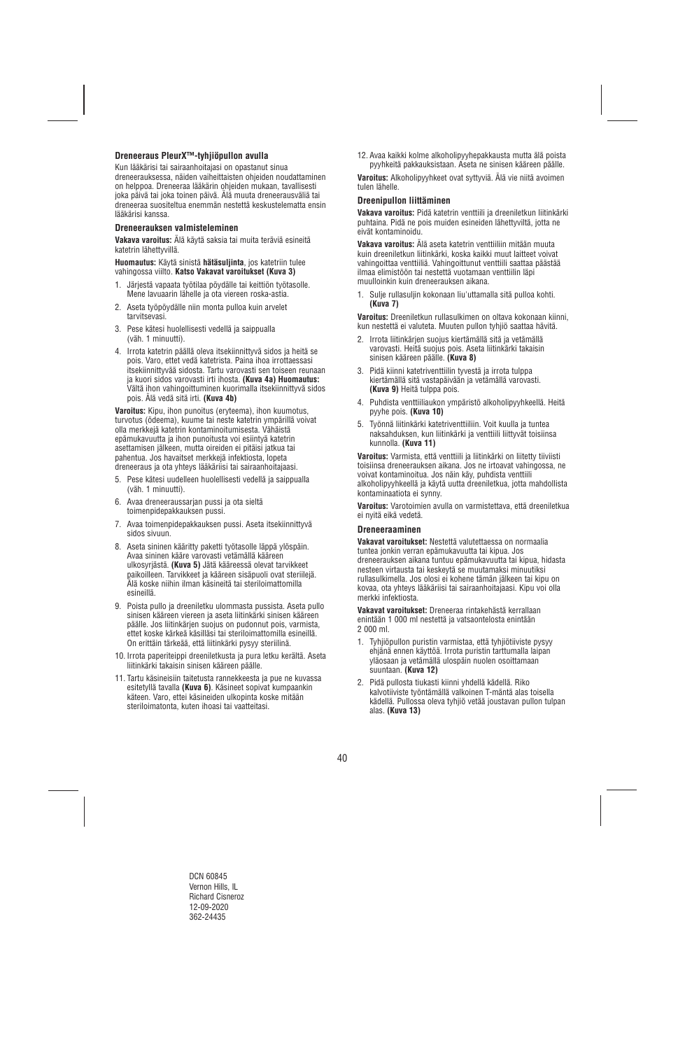### Dreneeraus PleurX™-tyhjiöpullon avulla

Kun lääkärisi tai sairaanhoitajasi on opastanut sinua dreneerauksessa, näiden vaiheittaisten ohjeiden noudattaminen on helppoa. Dreneeraa lääkärin ohjeiden mukaan, tavallisesti joka päivä tai joka toinen päivä. Älä muuta dreneerausväliä tai dreneeraa suositeltua enemmän nestettä keskustelematta ensin lääkärisi kanssa.

#### Dreneerauksen valmisteleminen

**Vakava varoitus:** Älä käytä saksia tai muita teräviä esineitä katetrin lähettyvillä.

**Huomautus:** Käytä sinistä **hätäsuljinta**, jos katetriin tulee vahingossa viilto. **Katso Vakavat varoitukset (Kuva 3)**

1. Järjestä vapaata työtilaa pöydälle tai keittiön työtasolle. Mene lavuaarin lähelle ja ota viereen roska-astia.
2. Aseta työpöydälle niin monta pulloa kuin arvelet tarvitsevasi.
3. Pese kätesi huolellisesti vedellä ja saippualla (väh. 1 minuutti).
4. Irrota katetrin päällä oleva itsekiinnittyvä sidos ja heitä se pois. Varo, ettet vedä katetrista. Paina ihoa irrottaessasi itsekiinnittyvää sidosta. Tartu varovasti sen toiseen reunaan ja kuori sidos varovasti irti ihosta. **(Kuva 4a) Huomautus:** Vältä ihon vahingoittuminen kuorimalla itsekiinnittyvä sidos pois. Älä vedä sitä irti. **(Kuva 4b)**

**Varoitus:** Kipu, ihon punoitus (eryteema), ihon kuumotus, turvotus (ödeema), kuume tai neste katetrin ympärillä voivat olla merkkejä katetrin kontaminoitumisesta. Vähäistä epämukavuutta ja ihon punoitusta voi esiintyä katetrin asettamisen jälkeen, mutta oireiden ei pitäisi jatkua tai pahentua. Jos havaitset merkkejä infektiosta, lopeta dreneeraus ja ota yhteys lääkäriisi tai sairaanhoitajaasi.

5. Pese kätesi uudelleen huolellisesti vedellä ja saippualla (väh. 1 minuutti).
6. Avaa dreneeraussarjan pussi ja ota sieltä toimenpidepakkauksen pussi.
7. Avaa toimenpidepakkauksen pussi. Aseta itsekiinnittyvä sidos sivuun.
8. Aseta sininen kääritty paketti työtasolle läppä ylöspäin. Avaa sininen kääre varovasti vetämällä kääreen ulkosyrjästä. **(Kuva 5)** Jätä kääreessä olevat tarvikkeet paikoilleen. Tarvikkeet ja kääreen sisäpuoli ovat steriilejä. Älä koske niihin ilman käsineitä tai steriloimattomilla esineillä.
9. Poista pullo ja dreeniletku ulommasta pussista. Aseta pullo sinisen kääreen viereen ja aseta liitinkärki sinisen kääreen päälle. Jos liitinkärjen suojus on pudonnut pois, varmista, ettet koske kärkeä käsilläsi tai steriloimattomilla esineillä. On erittäin tärkeää, että liitinkärki pysyy steriilinä.
10. Irrota paperiteippi dreeniletkusta ja pura letku kerältä. Aseta liitinkärki takaisin sinisen kääreen päälle.
11. Tartu käsineisiin taitetusta rannekkeesta ja pue ne kuvassa esitetyllä tavalla **(Kuva 6)**. Käsineet sopivat kumpaankin käteen. Varo, ettei käsineiden ulkopinta koske mitään steriloimatonta, kuten ihoasi tai vaatteitasi.
12. Avaa kaikki kolme alkoholipyyhepakkausta mutta älä poista pyyhkeitä pakkauksistaan. Aseta ne sinisen kääreen päälle.

**Varoitus:** Alkoholipyyhkeet ovat syttyviä. Älä vie niitä avoimen tulen lähelle.

#### Dreenipullon liittäminen

**Vakava varoitus:** Pidä katetrin venttiili ja dreeniletkun liitinkärki puhtaina. Pidä ne pois muiden esineiden lähettyviltä, jotta ne eivät kontaminoidu.

**Vakava varoitus:** Älä aseta katetrin venttiiliin mitään muuta kuin dreeniletkun liitinkärki, koska kaikki muut laitteet voivat vahingoittaa venttiiliä. Vahingoittunut venttiili saattaa päästää ilmaa elimistöön tai nestettä vuotamaan venttiilin läpi muulloinkin kuin dreenerauksen aikana.

1. Sulje rullasuljin kokonaan liu'uttamalla sitä pulloa kohti. **(Kuva 7)**

**Varoitus:** Dreeniletkun rullasulkimen on oltava kokonaan kiinni, kun nestettä ei valuteta. Muuten pullon tyhjiö saattaa hävitä.

2. Irrota liitinkärjen suojus kiertämällä sitä ja vetämällä varovasti. Heitä suojus pois. Aseta liitinkärki takaisin sinisen kääreen päälle. **(Kuva 8)**
3. Pidä kiinni katetriventtiilin tyvestä ja irrota tulppa kiertämällä sitä vastapäivään ja vetämällä varovasti. **(Kuva 9)** Heitä tulppa pois.
4. Puhdista venttiiliaukon ympäristö alkoholipyyhkeellä. Heitä pyyhe pois. **(Kuva 10)**
5. Työnnä liitinkärki katetriventtiiliin. Voit kuulla ja tuntea naksahduksen, kun liitinkärki ja venttiili liittyvät toisiinsa kunnolla. **(Kuva 11)**

**Varoitus:** Varmista, että venttiili ja liitinkärki on liitetty tiiviisti toisiinsa dreenerauksen aikana. Jos ne irtoavat vahingossa, ne voivat kontaminoitua. Jos näin käy, puhdista venttiili alkoholipyyhkeellä ja käytä uutta dreeniletkua, jotta mahdollista kontaminaatiota ei synny.

**Varoitus:** Varotoimien avulla on varmistettava, että dreeniletkua ei nyitä eikä vedetä.

#### Dreneeraaminen

**Vakavat varoitukset:** Nestettä valutettaessa on normaalia tuntea jonkin verran epämukavuutta tai kipua. Jos dreneerauksen aikana tuntuu epämukavuutta tai kipua, hidasta nesteen virtausta tai keskeytä se muutamaksi minuutiksi rullasulkimella. Jos olosi ei kohene tämän jälkeen tai kipu on kovaa, ota yhteys lääkäriisi tai sairaanhoitajaasi. Kipu voi olla merkki infektiosta.

**Vakavat varoitukset:** Dreneeraa rintakehästä kerrallaan enintään 1 000 ml nestettä ja vatsaontelosta enintään 2 000 ml.

1. Tyhjiöpullon puristin varmistaa, että tyhjiötiiviste pysyy ehjänä ennen käyttöä. Irrota puristin tarttumalla laipan yläosaan ja vetämällä ulospäin nuolen osoittamaan suuntaan. **(Kuva 12)**
2. Pidä pullosta tiukasti kiinni yhdellä kädellä. Riko kalvotiiviste työntämällä valkoinen T-mäntä alas toisella kädellä. Pullossa oleva tyhjiö vetää joustavan pullon tulpan alas. **(Kuva 13)**

DCN 60845
Vernon Hills, IL
Richard Cisneroz
12-09-2020
362-24435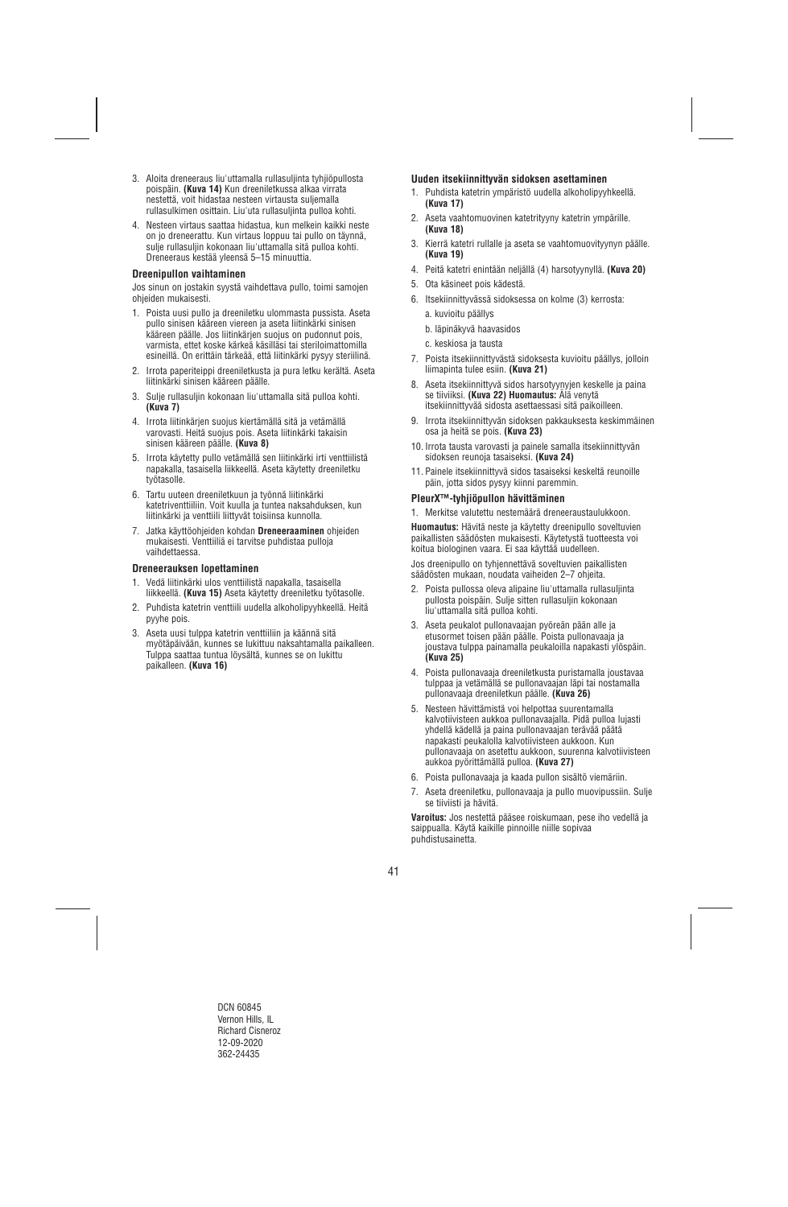3. Aloita dreneeraus liu'uttamalla rullasuljinta tyhjiöpullosta poispäin. **(Kuva 14)** Kun dreeniletkussa alkaa virrata nestettä, voit hidastaa nesteen virtausta suljemalla rullasulkimen osittain. Liu'uta rullasuljinta pulloa kohti.
4. Nesteen virtaus saattaa hidastua, kun melkein kaikki neste on jo dreneerattu. Kun virtaus loppuu tai pullo on täynnä, sulje rullasuljin kokonaan liu'uttamalla sitä pulloa kohti. Dreneeraus kestää yleensä 5–15 minuuttia.

**Dreenipullon vaihtaminen**

Jos sinun on jostakin syystä vaihdettava pullo, toimi samojen ohjeiden mukaisesti.

1. Poista uusi pullo ja dreeniletku ulommasta pussista. Aseta pullo sinisen kääreen viereen ja aseta liitinkärki sinisen kääreen päälle. Jos liitinkärjen suojus on pudonnut pois, varmista, ettet koske kärkeä käsilläsi tai steriloimattomilla esineillä. On erittäin tärkeää, että liitinkärki pysyy steriilinä.
2. Irrota paperiteippi dreeniletkusta ja pura letku kerältä. Aseta liitinkärki sinisen kääreen päälle.
3. Sulje rullasuljin kokonaan liu'uttamalla sitä pulloa kohti. **(Kuva 7)**
4. Irrota liitinkärjen suojus kiertämällä sitä ja vetämällä varovasti. Heitä suojus pois. Aseta liitinkärki takaisin sinisen kääreen päälle. **(Kuva 8)**
5. Irrota käytetty pullo vetämällä sen liitinkärki irti venttiilistä napakalla, tasaisella liikkeellä. Aseta käytetty dreeniletku työtasolle.
6. Tartu uuteen dreeniletkuun ja työnnä liitinkärki katetriventtiiliin. Voit kuulla ja tuntea naksahduksen, kun liitinkärki ja venttiili liittyvät toisiinsa kunnolla.
7. Jatka käyttöohjeiden kohdan **Dreneeraaminen** ohjeiden mukaisesti. Venttiiliä ei tarvitse puhdistaa pulloja vaihdettaessa.

**Dreneerauksen lopettaminen**

1. Vedä liitinkärki ulos venttiilistä napakalla, tasaisella liikkeellä. **(Kuva 15)** Aseta käytetty dreeniletku työtasolle.
2. Puhdista katetrin venttiili uudella alkoholipyyhkeellä. Heitä pyyhe pois.
3. Aseta uusi tulppa katetrin venttiiliin ja käännä sitä myötäpäivään, kunnes se lukittuu naksahtamalla paikalleen. Tulppa saattaa tuntua löysältä, kunnes se on lukittu paikalleen. **(Kuva 16)**

**Uuden itsekiinnittyvän sidoksen asettaminen**

1. Puhdista katetrin ympäristö uudella alkoholipyyhkeellä. **(Kuva 17)**
2. Aseta vaahtomuovinen katetrityyny katetrin ympärille. **(Kuva 18)**
3. Kierrä katetri rullalle ja aseta se vaahtomuovityynyn päälle. **(Kuva 19)**
4. Peitä katetri enintään neljällä (4) harsotyynyllä. **(Kuva 20)**
5. Ota käsineet pois kädestä.
6. Itsekiinnittyvässä sidoksessa on kolme (3) kerrosta:
   a. kuvioitu päällys
   b. läpinäkyvä haavasidos
   c. keskiosa ja tausta
7. Poista itsekiinnittyvästä sidoksesta kuvioitu päällys, jolloin liimapinta tulee esiin. **(Kuva 21)**
8. Aseta itsekiinnittyvä sidos harsotyynyjen keskelle ja paina se tiiviiksi. **(Kuva 22) Huomautus:** Älä venytä itsekiinnittyvää sidosta asettaessasi sitä paikoilleen.
9. Irrota itsekiinnittyvän sidoksen pakkauksesta keskimmäinen osa ja heitä se pois. **(Kuva 23)**
10. Irrota tausta varovasti ja painele samalla itsekiinnittyvän sidoksen reunoja tasaiseksi. **(Kuva 24)**
11. Painele itsekiinnittyvä sidos tasaiseksi keskeltä reunoille päin, jotta sidos pysyy kiinni paremmin.

**PleurX™-tyhjiöpullon hävittäminen**

1. Merkitse valutettu nestemäärä dreneeraustaulukkoon.

**Huomautus:** Hävitä neste ja käytetty dreenipullo soveltuvien paikallisten säädösten mukaisesti. Käytetystä tuotteesta voi koitua biologinen vaara. Ei saa käyttää uudelleen.

Jos dreenipullo on tyhjennettävä soveltuvien paikallisten säädösten mukaan, noudata vaiheiden 2–7 ohjeita.

2. Poista pullossa oleva alipaine liu'uttamalla rullasuljinta pullosta poispäin. Sulje sitten rullasuljin kokonaan liu'uttamalla sitä pulloa kohti.
3. Aseta peukalot pullonavaajan pyöreän pään alle ja etusormet toisen pään päälle. Poista pullonavaaja ja joustava tulppa painamalla peukaloilla napakasti ylöspäin. **(Kuva 25)**
4. Poista pullonavaaja dreeniletkusta puristamalla joustavaa tulppaa ja vetämällä se pullonavaajan läpi tai nostamalla pullonavaaja dreeniletkun päälle. **(Kuva 26)**
5. Nesteen hävittämistä voi helpottaa suurentamalla kalvotiivisteen aukkoa pullonavaajalla. Pidä pulloa lujasti yhdellä kädellä ja paina pullonavaajan terävää päätä napakasti peukalolla kalvotiivisteen aukkoon. Kun pullonavaaja on asetettu aukkoon, suurenna kalvotiivisteen aukkoa pyörittämällä pulloa. **(Kuva 27)**
6. Poista pullonavaaja ja kaada pullon sisältö viemäriin.
7. Aseta dreeniletku, pullonavaaja ja pullo muovipussiin. Sulje se tiiviisti ja hävitä.

**Varoitus:** Jos nestettä pääsee roiskumaan, pese iho vedellä ja saippualla. Käytä kaikille pinnoille niille sopivaa puhdistusainetta.

DCN 60845
Vernon Hills, IL
Richard Cisneroz
12-09-2020
362-24435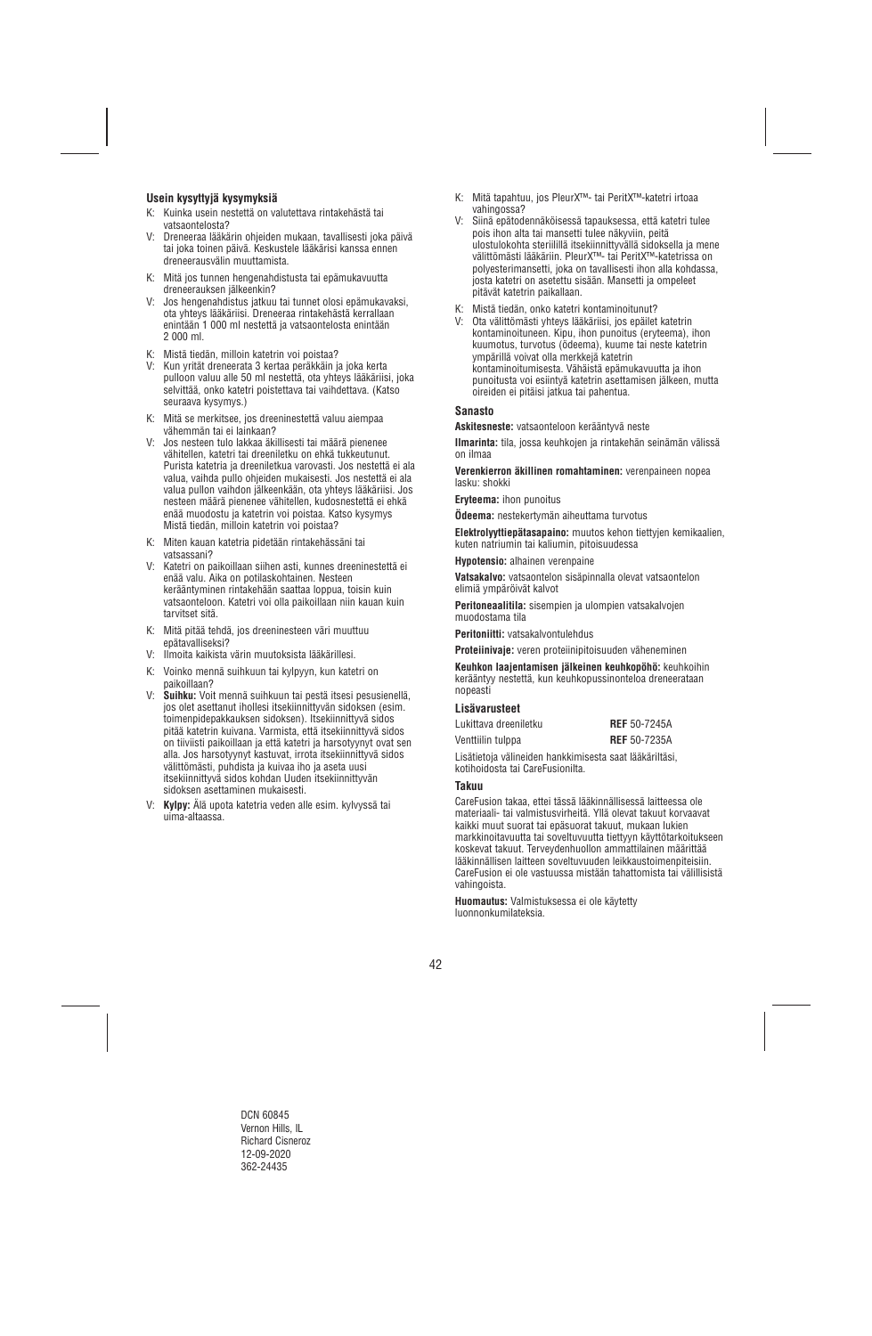### Usein kysyttyjä kysymyksiä

K: Kuinka usein nestettä on valutettava rintakehästä tai vatsaontelosta?

V: Dreneeraa lääkärin ohjeiden mukaan, tavallisesti joka päivä tai joka toinen päivä. Keskustele lääkärisi kanssa ennen dreneerausvälin muuttamista.

K: Mitä jos tunnen hengenahdistusta tai epämukavuutta dreneerauksen jälkeenkin?

V: Jos hengenahdistus jatkuu tai tunnet olosi epämukavaksi, ota yhteys lääkäriisi. Dreneeraa rintakehästä kerrallaan enintään 1 000 ml nestettä ja vatsaontelosta enintään 2 000 ml.

K: Mistä tiedän, milloin katetrin voi poistaa?

V: Kun yrität dreneerata 3 kertaa peräkkäin ja joka kerta pulloon valuu alle 50 ml nestettä, ota yhteys lääkäriisi, joka selvittää, onko katetri poistettava tai vaihdettava. (Katso seuraava kysymys.)

K: Mitä se merkitsee, jos dreeninestettä valuu aiempaa vähemmän tai ei lainkaan?

V: Jos nesteen tulo lakkaa äkillisesti tai määrä pienenee vähitellen, katetri tai dreeniletku on ehkä tukkeutunut. Purista katetria ja dreeniletkua varovasti. Jos nestettä ei ala valua, vaihda pullo ohjeiden mukaisesti. Jos nestettä ei ala valua pullon vaihdon jälkeenkään, ota yhteys lääkäriisi. Jos nesteen määrä pienenee vähitellen, kudosnestettä ei ehkä enää muodostu ja katetrin voi poistaa. Katso kysymys Mistä tiedän, milloin katetrin voi poistaa?

K: Miten kauan katetria pidetään rintakehässäni tai vatsassani?

V: Katetri on paikoillaan siihen asti, kunnes dreeninestettä ei enää valu. Aika on potilaskohtainen. Nesteen kerääntyminen rintakehään saattaa loppua, toisin kuin vatsaonteloon. Katetri voi olla paikoillaan niin kauan kuin tarvitset sitä.

K: Mitä pitää tehdä, jos dreeninesteen väri muuttuu epätavalliseksi?

V: Ilmoita kaikista värin muutoksista lääkärillesi.

K: Voinko mennä suihkuun tai kylpyyn, kun katetri on paikoillaan?

V: **Suihku:** Voit mennä suihkuun tai pestä itsesi pesusienellä, jos olet asettanut ihollesi itsekiinnittyvän sidoksen (esim. toimenpidepakkauksen sidoksen). Itsekiinnittyvä sidos pitää katetrin kuivana. Varmista, että itsekiinnittyvä sidos on tiiviisti paikoillaan ja että katetri ja harsotyynyt ovat sen alla. Jos harsotyynyt kastuvat, irrota itsekiinnittyvä sidos välittömästi, puhdista ja kuivaa iho ja aseta uusi itsekiinnittyvä sidos kohdan Uuden itsekiinnittyvän sidoksen asettaminen mukaisesti.

V: **Kylpy:** Älä upota katetria veden alle esim. kylvyssä tai uima-altaassa.

K: Mitä tapahtuu, jos PleurX™- tai PeritX™-katetri irtoaa vahingossa?

V: Siinä epätodennäköisessä tapauksessa, että katetri tulee pois ihon alta tai mansetti tulee näkyviin, peitä ulostulokohta steriilillä itsekiinnittyvällä sidoksella ja mene välittömästi lääkäriin. PleurX™- tai PeritX™-katetrissa on polyesterimansetti, joka on tavallisesti ihon alla kohdassa, josta katetri on asetettu sisään. Mansetti ja ompeleet pitävät katetrin paikallaan.

K: Mistä tiedän, onko katetri kontaminoitunut?

V: Ota välittömästi yhteys lääkäriisi, jos epäilet katetrin kontaminoituneen. Kipu, ihon punoitus (eryteema), ihon kuumotus, turvotus (ödeema), kuume tai neste katetrin ympärillä voivat olla merkkejä katetrin kontaminoitumisesta. Vähäistä epämukavuutta ja ihon punoitusta voi esiintyä katetrin asettamisen jälkeen, mutta oireiden ei pitäisi jatkua tai pahentua.

### Sanasto

**Askitesneste:** vatsaonteloon kerääntyvä neste

**Ilmarinta:** tila, jossa keuhkojen ja rintakehän seinämän välissä on ilmaa

**Verenkierron äkillinen romahtaminen:** verenpaineen nopea lasku: shokki

**Eryteema:** ihon punoitus

**Ödeema:** nestekertymän aiheuttama turvotus

**Elektrolyyttiepätasapaino:** muutos kehon tiettyjen kemikaalien, kuten natriumin tai kaliumin, pitoisuudessa

**Hypotensio:** alhainen verenpaine

**Vatsakalvo:** vatsaontelon sisäpinnalla olevat vatsaontelon elimiä ympäröivät kalvot

**Peritoneaalitila:** sisempien ja ulompien vatsakalvojen muodostama tila

**Peritoniitti:** vatsakalvontulehdus

**Proteiinivaje:** veren proteiinipitoisuuden väheneminen

**Keuhkon laajentamisen jälkeinen keuhkopöhö:** keuhkoihin kerääntyy nestettä, kun keuhkopussinonteloa dreneerataan nopeasti

### Lisävarusteet

| | |
|---|---|
| Lukittava dreeniletku | **REF** 50-7245A |
| Venttiilin tulppa | **REF** 50-7235A |

Lisätietoja välineiden hankkimisesta saat lääkäriltäsi, kotihoidosta tai CareFusionilta.

### Takuu

CareFusion takaa, ettei tässä lääkinnällisessä laitteessa ole materiaali- tai valmistusvirheitä. Yllä olevat takuut korvaavat kaikki muut suorat tai epäsuorat takuut, mukaan lukien markkinoitavuutta tai soveltuvuutta tiettyyn käyttötarkoitukseen koskevat takuut. Terveydenhuollon ammattilainen määrittää lääkinnällisen laitteen soveltuvuuden leikkaustoimenpiteisiin. CareFusion ei ole vastuussa mistään tahattomista tai välillisistä vahingoista.

**Huomautus:** Valmistuksessa ei ole käytetty luonnonkumilateksia.

DCN 60845
Vernon Hills, IL
Richard Cisneroz
12-09-2020
362-24435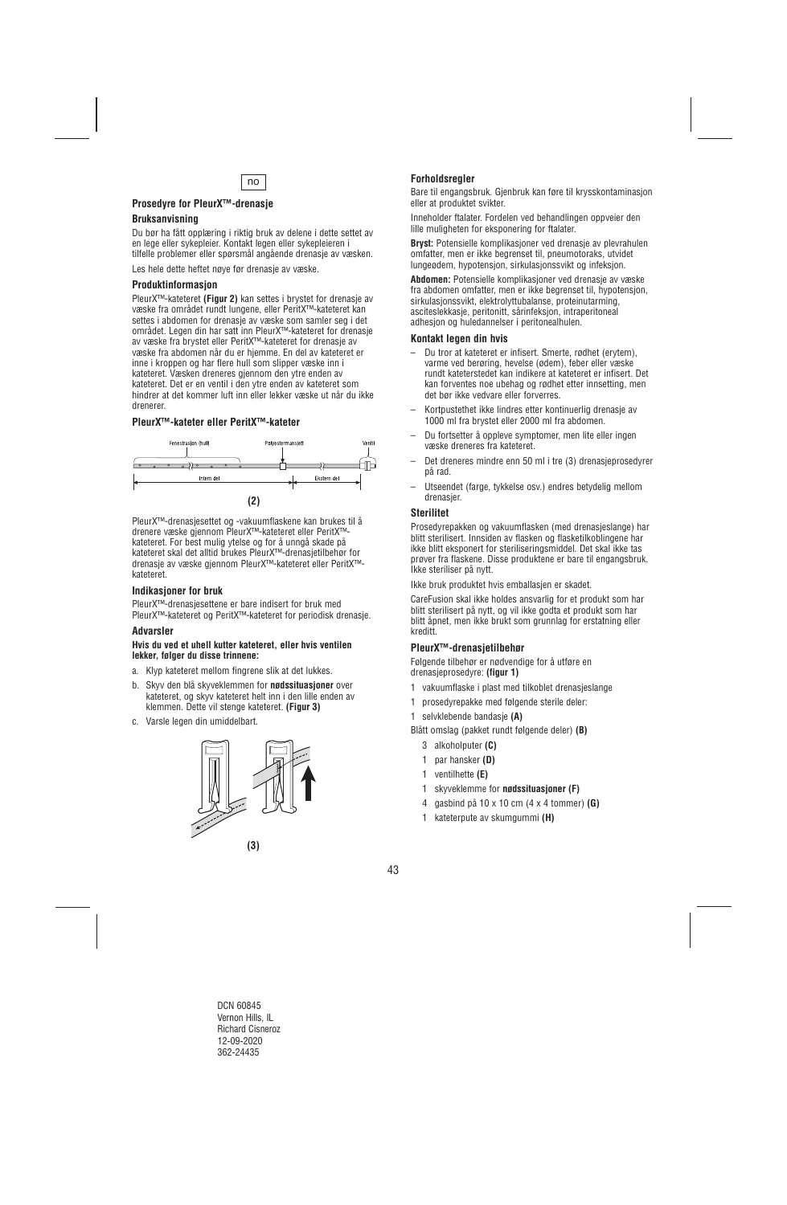no

### Prosedyre for PleurX™-drenasje

#### Bruksanvisning

Du bør ha fått opplæring i riktig bruk av delene i dette settet av en lege eller sykepleier. Kontakt legen eller sykepleieren i tilfelle problemer eller spørsmål angående drenasje av væsken.

Les hele dette heftet nøye før drenasje av væske.

#### Produktinformasjon

PleurX™-kateteret **(Figur 2)** kan settes i brystet for drenasje av væske fra området rundt lungene, eller PeritX™-kateteret kan settes i abdomen for drenasje av væske som samler seg i det området. Legen din har satt inn PleurX™-kateteret for drenasje av væske fra brystet eller PeritX™-kateteret for drenasje av væske fra abdomen når du er hjemme. En del av kateteret er inne i kroppen og har flere hull som slipper væske inn i kateteret. Væsken dreneres gjennom den ytre enden av kateteret. Det er en ventil i den ytre enden av kateteret som hindrer at det kommer luft inn eller lekker væske ut når du ikke drenerer.

#### PleurX™-kateter eller PeritX™-kateter

Fenestrasjon /hull — Polyestermansjett — Ventil

Intern del — Ekstern del

**(2)**

PleurX™-drenasjesettet og -vakuumflaskene kan brukes til å drenere væske gjennom PleurX™-kateteret eller PeritX™-kateteret. For best mulig ytelse og for å unngå skade på kateteret skal det alltid brukes PleurX™-drenasjetilbehør for drenasje av væske gjennom PleurX™-kateteret eller PeritX™-kateteret.

#### Indikasjoner for bruk

PleurX™-drenasjesettene er bare indisert for bruk med PleurX™-kateteret og PeritX™-kateteret for periodisk drenasje.

#### Advarsler

**Hvis du ved et uhell kutter kateteret, eller hvis ventilen lekker, følger du disse trinnene:**

a. Klyp kateteret mellom fingrene slik at det lukkes.

b. Skyv den blå skyveklemmen for **nødssituasjoner** over kateteret, og skyv kateteret helt inn i den lille enden av klemmen. Dette vil stenge kateteret. **(Figur 3)**

c. Varsle legen din umiddelbart.

**(3)**

#### Forholdsregler

Bare til engangsbruk. Gjenbruk kan føre til krysskontaminasjon eller at produktet svikter.

Inneholder ftalater. Fordelen ved behandlingen oppveier den lille muligheten for eksponering for ftalater.

**Bryst:** Potensielle komplikasjoner ved drenasje av plevrahulen omfatter, men er ikke begrenset til, pneumotoraks, utvidet lungeødem, hypotensjon, sirkulasjonssvikt og infeksjon.

**Abdomen:** Potensielle komplikasjoner ved drenasje av væske fra abdomen omfatter, men er ikke begrenset til, hypotensjon, sirkulasjonssvikt, elektrolyttubalanse, proteinutarming, asciteslekkasje, peritonitt, sårinfeksjon, intraperitoneal adhesjon og huledannelser i peritonealhulen.

#### Kontakt legen din hvis

– Du tror at kateteret er infisert. Smerte, rødhet (erytem), varme ved berøring, hevelse (ødem), feber eller væske rundt kateterstedet kan indikere at kateteret er infisert. Det kan forventes noe ubehag og rødhet etter innsetting, men det bør ikke vedvare eller forverres.

– Kortpustethet ikke lindres etter kontinuerlig drenasje av 1000 ml fra brystet eller 2000 ml fra abdomen.

– Du fortsetter å oppleve symptomer, men lite eller ingen væske dreneres fra kateteret.

– Det dreneres mindre enn 50 ml i tre (3) drenasjeprosedyrer på rad.

– Utseendet (farge, tykkelse osv.) endres betydelig mellom drenasjer.

#### Sterilitet

Prosedyrepakken og vakuumflasken (med drenasjeslange) har blitt sterilisert. Innsiden av flasken og flasketilkoblingene har ikke blitt eksponert for steriliseringsmiddel. Det skal ikke tas prøver fra flaskene. Disse produktene er bare til engangsbruk. Ikke steriliser på nytt.

Ikke bruk produktet hvis emballasjen er skadet.

CareFusion skal ikke holdes ansvarlig for et produkt som har blitt sterilisert på nytt, og vil ikke godta et produkt som har blitt åpnet, men ikke brukt som grunnlag for erstatning eller kreditt.

#### PleurX™-drenasjetilbehør

Følgende tilbehør er nødvendige for å utføre en drenasjeprosedyre: **(figur 1)**

1 vakuumflaske i plast med tilkoblet drenasjeslange

1 prosedyrepakke med følgende sterile deler:

1 selvklebende bandasje **(A)**

Blått omslag (pakket rundt følgende deler) **(B)**

- 3 alkoholputer **(C)**
- 1 par hansker **(D)**
- 1 ventilhette **(E)**
- 1 skyveklemme for **nødssituasjoner (F)**
- 4 gasbind på 10 x 10 cm (4 x 4 tommer) **(G)**
- 1 kateterpute av skumgummi **(H)**

DCN 60845
Vernon Hills, IL
Richard Cisneroz
12-09-2020
362-24435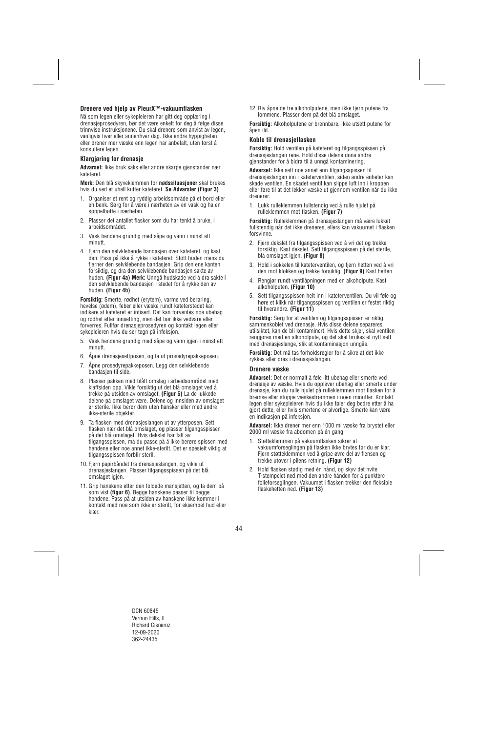### Drenere ved hjelp av PleurX™-vakuumflasken

Nå som legen eller sykepleieren har gitt deg opplæring i drenasjeprosedyren, bør det være enkelt for deg å følge disse trinnvise instruksjonene. Du skal drenere som anvist av legen, vanligvis hver eller annenhver dag. Ikke endre hyppigheten eller drener mer væske enn legen har anbefalt, uten først å konsultere legen.

#### Klargjøring for drenasje

**Advarsel:** Ikke bruk saks eller andre skarpe gjenstander nær kateteret.

**Merk:** Den blå skyveklemmen for **nødssituasjoner** skal brukes hvis du ved et uhell kutter kateteret. **Se Advarsler (Figur 3)**

1. Organiser et rent og ryddig arbeidsområde på et bord eller en benk. Sørg for å være i nærheten av en vask og ha en søppelbøtte i nærheten.
2. Plasser det antallet flasker som du har tenkt å bruke, i arbeidsområdet.
3. Vask hendene grundig med såpe og vann i minst ett minutt.
4. Fjern den selvklebende bandasjen over kateteret, og kast den. Pass på ikke å rykke i kateteret: Støtt huden mens du fjerner den selvklebende bandasjen. Grip den ene kanten forsiktig, og dra den selvklebende bandasjen sakte av huden. **(Figur 4a) Merk:** Unngå hudskade ved å dra sakte i den selvklebende bandasjen i stedet for å rykke den av huden. **(Figur 4b)**

**Forsiktig:** Smerte, rødhet (erytem), varme ved berøring, hevelse (ødem), feber eller væske rundt kateterstedet kan indikere at kateteret er infisert. Det kan forventes noe ubehag og rødhet etter innsetting, men det bør ikke vedvare eller forverres. Fullfør drenasjeprosedyren og kontakt legen eller sykepleieren hvis du ser tegn på infeksjon.

5. Vask hendene grundig med såpe og vann igjen i minst ett minutt.
6. Åpne drenasjesettposen, og ta ut prosedyrepakkeposen.
7. Åpne prosedyrepakkeposen. Legg den selvklebende bandasjen til side.
8. Plasser pakken med blått omslag i arbeidsområdet med klaffsiden opp. Vikle forsiktig ut det blå omslaget ved å trekke på utsiden av omslaget. **(Figur 5)** La de lukkede delene på omslaget være. Delene og innsiden av omslaget er sterile. Ikke berør dem uten hansker eller med andre ikke-sterile objekter.
9. Ta flasken med drenasjeslangen ut av ytterposen. Sett flasken nær det blå omslaget, og plasser tilgangsspissen på det blå omslaget. Hvis dekslet har falt av tilgangsspissen, må du passe på å ikke berøre spissen med hendene eller noe annet ikke-sterilt. Det er spesielt viktig at tilgangsspissen forblir steril.
10. Fjern papirbåndet fra drenasjeslangen, og vikle ut drenasjeslangen. Plasser tilgangsspissen på det blå omslaget igjen.
11. Grip hanskene etter den foldede mansjetten, og ta dem på som vist **(figur 6)**. Begge hanskene passer til begge hendene. Pass på at utsiden av hanskene ikke kommer i kontakt med noe som ikke er sterilt, for eksempel hud eller klær.
12. Riv åpne de tre alkoholputene, men ikke fjern putene fra lommene. Plasser dem på det blå omslaget.

**Forsiktig:** Alkoholputene er brennbare. Ikke utsett putene for åpen ild.

#### Koble til drenasjeflasken

**Forsiktig:** Hold ventilen på kateteret og tilgangsspissen på drenasjeslangen rene. Hold disse delene unna andre gjenstander for å bidra til å unngå kontaminering.

**Advarsel:** Ikke sett noe annet enn tilgangsspissen til drenasjeslangen inn i kateterventilen, siden andre enheter kan skade ventilen. En skadet ventil kan slippe luft inn i kroppen eller føre til at det lekker væske ut gjennom ventilen når du ikke drenerer.

1. Lukk rulleklemmen fullstendig ved å rulle hjulet på rulleklemmen mot flasken. **(Figur 7)**

**Forsiktig:** Rulleklemmen på drenasjeslangen må være lukket fullstendig når det ikke dreneres, ellers kan vakuumet i flasken forsvinne.

2. Fjern dekslet fra tilgangsspissen ved å vri det og trekke forsiktig. Kast dekslet. Sett tilgangsspissen på det sterile, blå omslaget igjen. **(Figur 8)**
3. Hold i sokkelen til kateterventilen, og fjern hetten ved å vri den mot klokken og trekke forsiktig. **(Figur 9)** Kast hetten.
4. Rengjør rundt ventilåpningen med en alkoholpute. Kast alkoholputen. **(Figur 10)**
5. Sett tilgangsspissen helt inn i kateterventilen. Du vil føle og høre et klikk når tilgangsspissen og ventilen er festet riktig til hverandre. **(Figur 11)**

**Forsiktig:** Sørg for at ventilen og tilgangsspissen er riktig sammenkoblet ved drenasje. Hvis disse delene separeres utilsiktet, kan de bli kontaminert. Hvis dette skjer, skal ventilen rengjøres med en alkoholpute, og det skal brukes et nytt sett med drenasjeslange, slik at kontaminasjon unngås.

**Forsiktig:** Det må tas forholdsregler for å sikre at det ikke rykkes eller dras i drenasjeslangen.

#### Drenere væske

**Advarsel:** Det er normalt å føle litt ubehag eller smerte ved drenasje av væske. Hvis du opplever ubehag eller smerte under drenasje, kan du rulle hjulet på rulleklemmen mot flasken for å bremse eller stoppe væskestrømmen i noen minutter. Kontakt legen eller sykepleieren hvis du ikke føler deg bedre etter å ha gjort dette, eller hvis smertene er alvorlige. Smerte kan være en indikasjon på infeksjon.

**Advarsel:** Ikke drener mer enn 1000 ml væske fra brystet eller 2000 ml væske fra abdomen på én gang.

1. Støtteklemmen på vakuumflasken sikrer at vakuumforseglingen på flasken ikke brytes før du er klar. Fjern støtteklemmen ved å gripe øvre del av flensen og trekke utover i pilens retning. **(Figur 12)**
2. Hold flasken stødig med én hånd, og skyv det hvite T-stempelet ned med den andre hånden for å punktere folieforseglingen. Vakuumet i flasken trekker den fleksible flaskehetten ned. **(Figur 13)**

DCN 60845
Vernon Hills, IL
Richard Cisneroz
12-09-2020
362-24435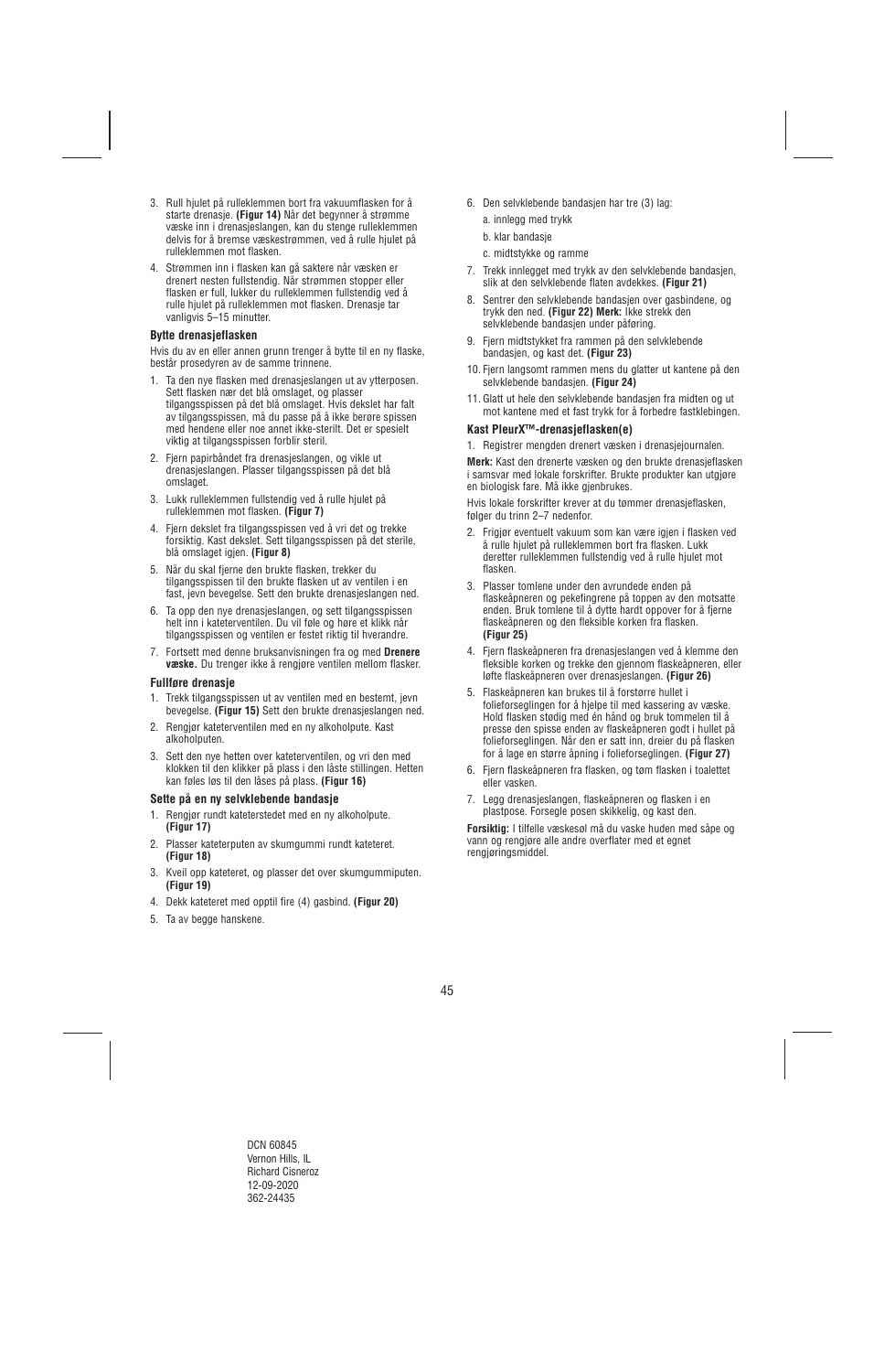3. Rull hjulet på rulleklemmen bort fra vakuumflasken for å starte drenasje. **(Figur 14)** Når det begynner å strømme væske inn i drenasjeslangen, kan du stenge rulleklemmen delvis for å bremse væskestrømmen, ved å rulle hjulet på rulleklemmen mot flasken.

4. Strømmen inn i flasken kan gå saktere når væsken er drenert nesten fullstendig. Når strømmen stopper eller flasken er full, lukker du rulleklemmen fullstendig ved å rulle hjulet på rulleklemmen mot flasken. Drenasje tar vanligvis 5–15 minutter.

### Bytte drenasjeflasken

Hvis du av en eller annen grunn trenger å bytte til en ny flaske, består prosedyren av de samme trinnene.

1. Ta den nye flasken med drenasjeslangen ut av ytterposen. Sett flasken nær det blå omslaget, og plasser tilgangsspissen på det blå omslaget. Hvis dekslet har falt av tilgangsspissen, må du passe på å ikke berøre spissen med hendene eller noe annet ikke-sterilt. Det er spesielt viktig at tilgangsspissen forblir steril.

2. Fjern papirbåndet fra drenasjeslangen, og vikle ut drenasjeslangen. Plasser tilgangsspissen på det blå omslaget.

3. Lukk rulleklemmen fullstendig ved å rulle hjulet på rulleklemmen mot flasken. **(Figur 7)**

4. Fjern dekslet fra tilgangsspissen ved å vri det og trekke forsiktig. Kast dekslet. Sett tilgangsspissen på det sterile, blå omslaget igjen. **(Figur 8)**

5. Når du skal fjerne den brukte flasken, trekker du tilgangsspissen til den brukte flasken ut av ventilen i en fast, jevn bevegelse. Sett den brukte drenasjeslangen ned.

6. Ta opp den nye drenasjeslangen, og sett tilgangsspissen helt inn i kateterventilen. Du vil føle og høre et klikk når tilgangsspissen og ventilen er festet riktig til hverandre.

7. Fortsett med denne bruksanvisningen fra og med **Drenere væske.** Du trenger ikke å rengjøre ventilen mellom flasker.

### Fullføre drenasje

1. Trekk tilgangsspissen ut av ventilen med en bestemt, jevn bevegelse. **(Figur 15)** Sett den brukte drenasjeslangen ned.

2. Rengjør kateterventilen med en ny alkoholpute. Kast alkoholputen.

3. Sett den nye hetten over kateterventilen, og vri den med klokken til den klikker på plass i den låste stillingen. Hetten kan føles løs til den låses på plass. **(Figur 16)**

### Sette på en ny selvklebende bandasje

1. Rengjør rundt kateterstedet med en ny alkoholpute. **(Figur 17)**

2. Plasser kateterputen av skumgummi rundt kateteret. **(Figur 18)**

3. Kveil opp kateteret, og plasser det over skumgummiputen. **(Figur 19)**

4. Dekk kateteret med opptil fire (4) gasbind. **(Figur 20)**

5. Ta av begge hanskene.

6. Den selvklebende bandasjen har tre (3) lag:

   a. innlegg med trykk

   b. klar bandasje

   c. midtstykke og ramme

7. Trekk innlegget med trykk av den selvklebende bandasjen, slik at den selvklebende flaten avdekkes. **(Figur 21)**

8. Sentrer den selvklebende bandasjen over gasbindene, og trykk den ned. **(Figur 22) Merk:** Ikke strekk den selvklebende bandasjen under påføring.

9. Fjern midtstykket fra rammen på den selvklebende bandasjen, og kast det. **(Figur 23)**

10. Fjern langsomt rammen mens du glatter ut kantene på den selvklebende bandasjen. **(Figur 24)**

11. Glatt ut hele den selvklebende bandasjen fra midten og ut mot kantene med et fast trykk for å forbedre fastklebingen.

### Kast PleurX™-drenasjeflasken(e)

1. Registrer mengden drenert væske i drenasjejournalen.

**Merk:** Kast den drenerte væsken og den brukte drenasjeflasken i samsvar med lokale forskrifter. Brukte produkter kan utgjøre en biologisk fare. Må ikke gjenbrukes.

Hvis lokale forskrifter krever at du tømmer drenasjeflasken, følger du trinn 2–7 nedenfor.

2. Frigjør eventuelt vakuum som kan være igjen i flasken ved å rulle hjulet på rulleklemmen bort fra flasken. Lukk deretter rulleklemmen fullstendig ved å rulle hjulet mot flasken.

3. Plasser tomlene under den avrundede enden på flaskeåpneren og pekefingrene på toppen av den motsatte enden. Bruk tomlene til å dytte hardt oppover for å fjerne flaskeåpneren og den fleksible korken fra flasken. **(Figur 25)**

4. Fjern flaskeåpneren fra drenasjeslangen ved å klemme den fleksible korken og trekke den gjennom flaskeåpneren, eller løfte flaskeåpneren over drenasjeslangen. **(Figur 26)**

5. Flaskeåpneren kan brukes til å forstørre hullet i folieforseglingen for å hjelpe til med kassering av væske. Hold flasken stødig med én hånd og bruk tommelen til å presse den spisse enden av flaskeåpneren godt i hullet på folieforseglingen. Når den er satt inn, dreier du på flasken for å lage en større åpning i folieforseglingen. **(Figur 27)**

6. Fjern flaskeåpneren fra flasken, og tøm flasken i toalettet eller vasken.

7. Legg drenasjeslangen, flaskeåpneren og flasken i en plastpose. Forsegle posen skikkelig, og kast den.

**Forsiktig:** I tilfelle væskesøl må du vaske huden med såpe og vann og rengjøre alle andre overflater med et egnet rengjøringsmiddel.

DCN 60845
Vernon Hills, IL
Richard Cisneroz
12-09-2020
362-24435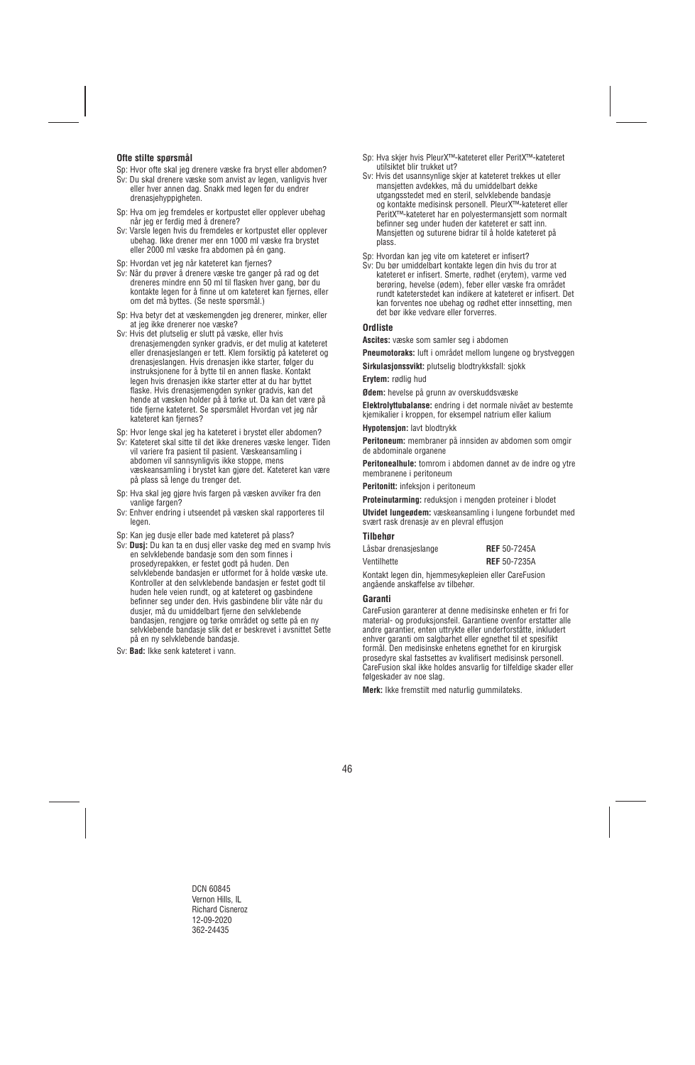**Ofte stilte spørsmål**

Sp: Hvor ofte skal jeg drenere væske fra bryst eller abdomen?

Sv: Du skal drenere væske som anvist av legen, vanligvis hver eller hver annen dag. Snakk med legen før du endrer drenasjehyppigheten.

Sp: Hva om jeg fremdeles er kortpustet eller opplever ubehag når jeg er ferdig med å drenere?

Sv: Varsle legen hvis du fremdeles er kortpustet eller opplever ubehag. Ikke drener mer enn 1000 ml væske fra brystet eller 2000 ml væske fra abdomen på én gang.

Sp: Hvordan vet jeg når kateteret kan fjernes?

Sv: Når du prøver å drenere væske tre ganger på rad og det dreneres mindre enn 50 ml til flasken hver gang, bør du kontakte legen for å finne ut om kateteret kan fjernes, eller om det må byttes. (Se neste spørsmål.)

Sp: Hva betyr det at væskemengden jeg drenerer, minker, eller at jeg ikke drenerer noe væske?

Sv: Hvis det plutselig er slutt på væske, eller hvis drenasjemengden synker gradvis, er det mulig at kateteret eller drenasjeslangen er tett. Klem forsiktig på kateteret og drenasjeslangen. Hvis drenasjen ikke starter, følger du instruksjonene for å bytte til en annen flaske. Kontakt legen hvis drenasjen ikke starter etter at du har byttet flaske. Hvis drenasjemengden synker gradvis, kan det hende at væsken holder på å tørke ut. Da kan det være på tide fjerne kateteret. Se spørsmålet Hvordan vet jeg når kateteret kan fjernes?

Sp: Hvor lenge skal jeg ha kateteret i brystet eller abdomen?

Sv: Kateteret skal sitte til det ikke dreneres væske lenger. Tiden vil variere fra pasient til pasient. Væskeansamling i abdomen vil sannsynligvis ikke stoppe, mens væskeansamling i brystet kan gjøre det. Kateteret kan være på plass så lenge du trenger det.

Sp: Hva skal jeg gjøre hvis fargen på væsken avviker fra den vanlige fargen?

Sv: Enhver endring i utseendet på væsken skal rapporteres til legen.

Sp: Kan jeg dusje eller bade med kateteret på plass?

Sv: **Dusj:** Du kan ta en dusj eller vaske deg med en svamp hvis en selvklebende bandasje som den som finnes i prosedyrepakken, er festet godt på huden. Den selvklebende bandasjen er utformet for å holde væske ute. Kontroller at den selvklebende bandasjen er festet godt til huden hele veien rundt, og at kateteret og gasbindene befinner seg under den. Hvis gasbindene blir våte når du dusjer, må du umiddelbart fjerne den selvklebende bandasjen, rengjøre og tørke området og sette på en ny selvklebende bandasje slik det er beskrevet i avsnittet Sette på en ny selvklebende bandasje.

Sv: **Bad:** Ikke senk kateteret i vann.

Sp: Hva skjer hvis PleurX™-kateteret eller PeritX™-kateteret utilsiktet blir trukket ut?

Sv: Hvis det usannsynlige skjer at kateteret trekkes ut eller mansjetten avdekkes, må du umiddelbart dekke utgangsstedet med en steril, selvklebende bandasje og kontakte medisinsk personell. PleurX™-kateteret eller PeritX™-kateteret har en polyestermansjett som normalt befinner seg under huden der kateteret er satt inn. Mansjetten og suturene bidrar til å holde kateteret på plass.

Sp: Hvordan kan jeg vite om kateteret er infisert?

Sv: Du bør umiddelbart kontakte legen din hvis du tror at kateteret er infisert. Smerte, rødhet (erytem), varme ved berøring, hevelse (ødem), feber eller væske fra området rundt kateterstedet kan indikere at kateteret er infisert. Det kan forventes noe ubehag og rødhet etter innsetting, men det bør ikke vedvare eller forverres.

**Ordliste**

**Ascites:** væske som samler seg i abdomen

**Pneumotoraks:** luft i området mellom lungene og brystveggen

**Sirkulasjonssvikt:** plutselig blodtrykksfall: sjokk

**Erytem:** rødlig hud

**Ødem:** hevelse på grunn av overskuddsvæske

**Elektrolyttubalanse:** endring i det normale nivået av bestemte kjemikalier i kroppen, for eksempel natrium eller kalium

**Hypotensjon:** lavt blodtrykk

**Peritoneum:** membraner på innsiden av abdomen som omgir de abdominale organene

**Peritonealhule:** tomrom i abdomen dannet av de indre og ytre membranene i peritoneum

**Peritonitt:** infeksjon i peritoneum

**Proteinutarming:** reduksjon i mengden proteiner i blodet

**Utvidet lungeødem:** væskeansamling i lungene forbundet med svært rask drenasje av en plevral effusjon

**Tilbehør**

| | |
|---|---|
| Låsbar drenasjeslange | **REF** 50-7245A |
| Ventilhette | **REF** 50-7235A |

Kontakt legen din, hjemmesykepleien eller CareFusion angående anskaffelse av tilbehør.

**Garanti**

CareFusion garanterer at denne medisinske enheten er fri for material- og produksjonsfeil. Garantiene ovenfor erstatter alle andre garantier, enten uttrykte eller underforståtte, inkludert enhver garanti om salgbarhet eller egnethet til et spesifikt formål. Den medisinske enhetens egnethet for en kirurgisk prosedyre skal fastsettes av kvalifisert medisinsk personell. CareFusion skal ikke holdes ansvarlig for tilfeldige skader eller følgeskader av noe slag.

**Merk:** Ikke fremstilt med naturlig gummilateks.

DCN 60845
Vernon Hills, IL
Richard Cisneroz
12-09-2020
362-24435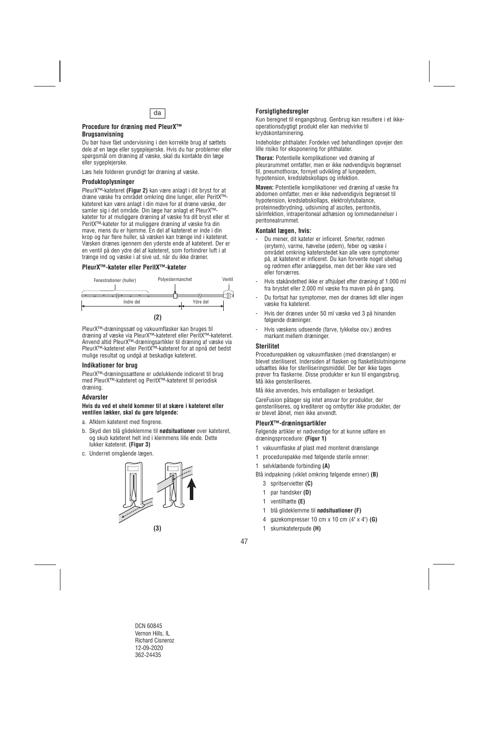da

### Procedure for dræning med PleurX™ Brugsanvisning

Du bør have fået undervisning i den korrekte brug af sættets dele af en læge eller sygeplejerske. Hvis du har problemer eller spørgsmål om dræning af væske, skal du kontakte din læge eller sygeplejerske.

Læs hele folderen grundigt før dræning af væske.

#### Produktoplysninger

PleurX™-kateteret **(Figur 2)** kan være anlagt i dit bryst for at dræne væske fra området omkring dine lunger, eller PeritX™-kateteret kan være anlagt i din mave for at dræne væske, der samler sig i det område. Din læge har anlagt et PleurX™-kateter for at muliggøre dræning af væske fra dit bryst eller et PeritX™-kateter for at muliggøre dræning af væske fra din mave, mens du er hjemme. En del af kateteret er inde i din krop og har flere huller, så væsken kan trænge ind i kateteret. Væsken drænes igennem den yderste ende af kateteret. Der er en ventil på den ydre del af kateteret, som forhindrer luft i at trænge ind og væske i at sive ud, når du ikke dræner.

#### PleurX™-kateter eller PeritX™-kateter

Fenestrationer (huller) — Polyestermanchet — Ventil
Indre del — Ydre del

**(2)**

PleurX™-dræningssæt og vakuumflasker kan bruges til dræning af væske via PleurX™-kateteret eller PeritX™-kateteret. Anvend altid PleurX™-dræningsartikler til dræning af væske via PleurX™-kateteret eller PeritX™-kateteret for at opnå det bedst mulige resultat og undgå at beskadige kateteret.

#### Indikationer for brug

PleurX™-dræningssættene er udelukkende indiceret til brug med PleurX™-kateteret og PeritX™-kateteret til periodisk dræning.

#### Advarsler

**Hvis du ved et uheld kommer til at skære i kateteret eller ventilen lækker, skal du gøre følgende:**

a. Afklem kateteret med fingrene.

b. Skyd den blå glideklemme til **nødsituationer** over kateteret, og skub kateteret helt ind i klemmens lille ende. Dette lukker kateteret. **(Figur 3)**

c. Underret omgående lægen.

**(3)**

#### Forsigtighedsregler

Kun beregnet til engangsbrug. Genbrug kan resultere i et ikke-operationsdygtigt produkt eller kan medvirke til krydskontaminering.

Indeholder phthalater. Fordelen ved behandlingen opvejer den lille risiko for eksponering for phthalater.

**Thorax:** Potentielle komplikationer ved dræning af pleurarummet omfatter, men er ikke nødvendigvis begrænset til, pneumothorax, fornyet udvikling af lungeødem, hypotension, kredsløbskollaps og infektion.

**Maven:** Potentielle komplikationer ved dræning af væske fra abdomen omfatter, men er ikke nødvendigvis begrænset til hypotension, kredsløbskollaps, elektrolytubalance, proteinnedbrydning, udsivning af ascites, peritonitis, sårinfektion, intraperitoneal adhæsion og lommedannelser i peritonealrummet.

#### Kontakt lægen, hvis:

- Du mener, dit kateter er inficeret. Smerter, rødmen (erytem), varme, hævelse (ødem), feber og væske i området omkring kateterstedet kan alle være symptomer på, at kateteret er inficeret. Du kan forvente noget ubehag og rødmen efter anlæggelse, men det bør ikke vare ved eller forværres.
- Hvis stakåndethed ikke er afhjulpet efter dræning af 1.000 ml fra brystet eller 2.000 ml væske fra maven på én gang.
- Du fortsat har symptomer, men der drænes lidt eller ingen væske fra kateteret.
- Hvis der drænes under 50 ml væske ved 3 på hinanden følgende dræninger.
- Hvis væskens udseende (farve, tykkelse osv.) ændres markant mellem dræninger.

#### Sterilitet

Procedurepakken og vakuumflasken (med drænslangen) er blevet steriliseret. Indersiden af flasken og flasketilslutningerne udsættes ikke for steriliseringsmiddel. Der bør ikke tages prøver fra flaskerne. Disse produkter er kun til engangsbrug. Må ikke gensteriliseres.

Må ikke anvendes, hvis emballagen er beskadiget.

CareFusion påtager sig intet ansvar for produkter, der gensteriliseres, og krediterer og ombytter ikke produkter, der er blevet åbnet, men ikke anvendt.

#### PleurX™-dræningsartikler

Følgende artikler er nødvendige for at kunne udføre en dræningsprocedure: **(Figur 1)**

1 vakuumflaske af plast med monteret drænslange

1 procedurepakke med følgende sterile emner:

1 selvklæbende forbinding **(A)**

Blå indpakning (viklet omkring følgende emner) **(B)**

- 3 spritservietter **(C)**
- 1 par handsker **(D)**
- 1 ventilhætte **(E)**
- 1 blå glideklemme til **nødsituationer (F)**
- 4 gazekompresser 10 cm x 10 cm (4" x 4") **(G)**
- 1 skumkateterpude **(H)**

DCN 60845
Vernon Hills, IL
Richard Cisneroz
12-09-2020
362-24435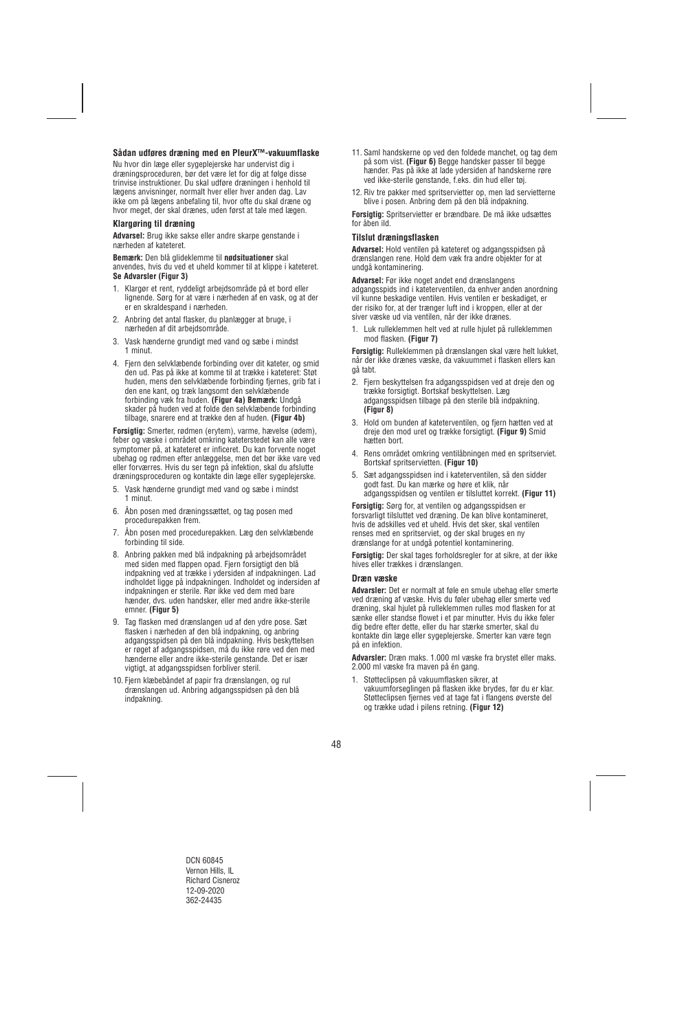### Sådan udføres dræning med en PleurX™-vakuumflaske

Nu hvor din læge eller sygeplejerske har undervist dig i dræningsproceduren, bør det være let for dig at følge disse trinvise instruktioner. Du skal udføre dræningen i henhold til lægens anvisninger, normalt hver eller hver anden dag. Lav ikke om på lægens anbefaling til, hvor ofte du skal dræne og hvor meget, der skal drænes, uden først at tale med lægen.

#### Klargøring til dræning

**Advarsel:** Brug ikke sakse eller andre skarpe genstande i nærheden af kateteret.

**Bemærk:** Den blå glideklemme til **nødsituationer** skal anvendes, hvis du ved et uheld kommer til at klippe i kateteret. **Se Advarsler (Figur 3)**

1. Klargør et rent, ryddeligt arbejdsområde på et bord eller lignende. Sørg for at være i nærheden af en vask, og at der er en skraldespand i nærheden.
2. Anbring det antal flasker, du planlægger at bruge, i nærheden af dit arbejdsområde.
3. Vask hænderne grundigt med vand og sæbe i mindst 1 minut.
4. Fjern den selvklæbende forbinding over dit kateter, og smid den ud. Pas på ikke at komme til at trække i kateteret: Støt huden, mens den selvklæbende forbinding fjernes, grib fat i den ene kant, og træk langsomt den selvklæbende forbinding væk fra huden. **(Figur 4a) Bemærk:** Undgå skader på huden ved at folde den selvklæbende forbinding tilbage, snarere end at trække den af huden. **(Figur 4b)**

**Forsigtig:** Smerter, rødmen (erytem), varme, hævelse (ødem), feber og væske i området omkring kateterstedet kan alle være symptomer på, at kateteret er inficeret. Du kan forvente noget ubehag og rødmen efter anlæggelse, men det bør ikke vare ved eller forværres. Hvis du ser tegn på infektion, skal du afslutte dræningsproceduren og kontakte din læge eller sygeplejerske.

5. Vask hænderne grundigt med vand og sæbe i mindst 1 minut.
6. Åbn posen med dræningssættet, og tag posen med procedurepakken frem.
7. Åbn posen med procedurepakken. Læg den selvklæbende forbinding til side.
8. Anbring pakken med blå indpakning på arbejdsområdet med siden med flappen opad. Fjern forsigtigt den blå indpakning ved at trække i ydersiden af indpakningen. Lad indholdet ligge på indpakningen. Indholdet og indersiden af indpakningen er sterile. Rør ikke ved dem med bare hænder, dvs. uden handsker, eller med andre ikke-sterile emner. **(Figur 5)**
9. Tag flasken med drænslangen ud af den ydre pose. Sæt flasken i nærheden af den blå indpakning, og anbring adgangsspidsen på den blå indpakning. Hvis beskyttelsen er røget af adgangsspidsen, må du ikke røre ved den med hænderne eller andre ikke-sterile genstande. Det er især vigtigt, at adgangsspidsen forbliver steril.
10. Fjern klæbebåndet af papir fra drænslangen, og rul drænslangen ud. Anbring adgangsspidsen på den blå indpakning.
11. Saml handskerne op ved den foldede manchet, og tag dem på som vist. **(Figur 6)** Begge handsker passer til begge hænder. Pas på ikke at lade ydersiden af handskerne røre ved ikke-sterile genstande, f.eks. din hud eller tøj.
12. Riv tre pakker med spritservietter op, men lad servietterne blive i posen. Anbring dem på den blå indpakning.

**Forsigtig:** Spritservietter er brændbare. De må ikke udsættes for åben ild.

#### Tilslut dræningsflasken

**Advarsel:** Hold ventilen på kateteret og adgangsspidsen på drænslangen rene. Hold dem væk fra andre objekter for at undgå kontaminering.

**Advarsel:** Før ikke noget andet end drænslangens adgangsspids ind i kateterventilen, da enhver anden anordning vil kunne beskadige ventilen. Hvis ventilen er beskadiget, er der risiko for, at der trænger luft ind i kroppen, eller at der siver væske ud via ventilen, når der ikke drænes.

1. Luk rulleklemmen helt ved at rulle hjulet på rulleklemmen mod flasken. **(Figur 7)**

**Forsigtig:** Rulleklemmen på drænslangen skal være helt lukket, når der ikke drænes væske, da vakuummet i flasken ellers kan gå tabt.

2. Fjern beskyttelsen fra adgangsspidsen ved at dreje den og trække forsigtigt. Bortskaf beskyttelsen. Læg adgangsspidsen tilbage på den sterile blå indpakning. **(Figur 8)**
3. Hold om bunden af kateterventilen, og fjern hætten ved at dreje den mod uret og trække forsigtigt. **(Figur 9)** Smid hætten bort.
4. Rens området omkring ventilåbningen med en spritserviet. Bortskaf spritservietten. **(Figur 10)**
5. Sæt adgangsspidsen ind i kateterventilen, så den sidder godt fast. Du kan mærke og høre et klik, når adgangsspidsen og ventilen er tilsluttet korrekt. **(Figur 11)**

**Forsigtig:** Sørg for, at ventilen og adgangsspidsen er forsvarligt tilsluttet ved dræning. De kan blive kontamineret, hvis de adskilles ved et uheld. Hvis det sker, skal ventilen renses med en spritserviet, og der skal bruges en ny drænslange for at undgå potentiel kontaminering.

**Forsigtig:** Der skal tages forholdsregler for at sikre, at der ikke hives eller trækkes i drænslangen.

#### Dræn væske

**Advarsler:** Det er normalt at føle en smule ubehag eller smerte ved dræning af væske. Hvis du føler ubehag eller smerte ved dræning, skal hjulet på rulleklemmen rulles mod flasken for at sænke eller standse flowet i et par minutter. Hvis du ikke føler dig bedre efter dette, eller du har stærke smerter, skal du kontakte din læge eller sygeplejerske. Smerter kan være tegn på en infektion.

**Advarsler:** Dræn maks. 1.000 ml væske fra brystet eller maks. 2.000 ml væske fra maven på én gang.

1. Støtteclipsen på vakuumflasken sikrer, at vakuumforseglingen på flasken ikke brydes, før du er klar. Støtteclipsen fjernes ved at tage fat i flangens øverste del og trække udad i pilens retning. **(Figur 12)**

DCN 60845
Vernon Hills, IL
Richard Cisneroz
12-09-2020
362-24435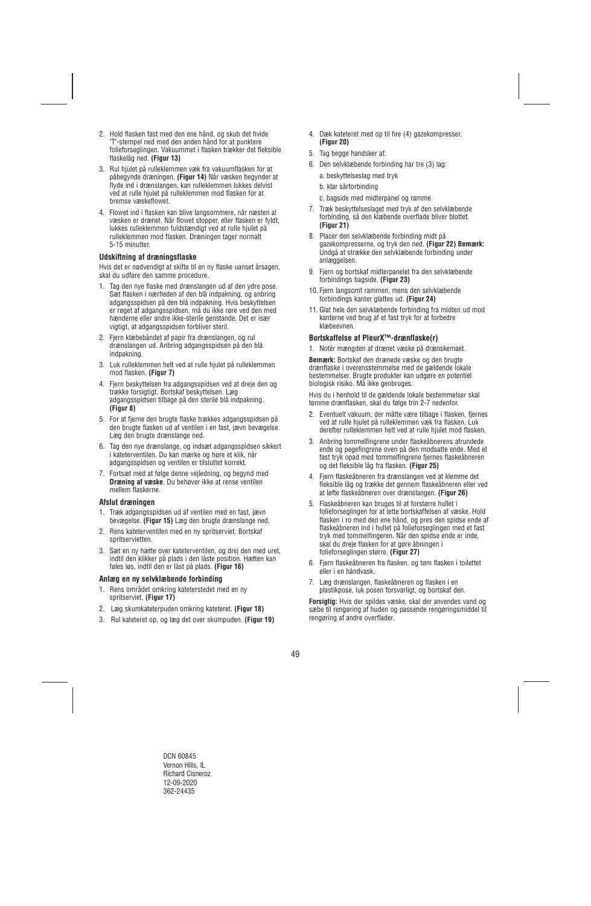2. Hold flasken fast med den ene hånd, og skub det hvide 'T'-stempel ned med den anden hånd for at punktere folieforseglingen. Vakuummet i flasken trækker det fleksible flaskelåg ned. **(Figur 13)**

3. Rul hjulet på rulleklemmen væk fra vakuumflasken for at påbegynde dræningen. **(Figur 14)** Når væsken begynder at flyde ind i drænslangen, kan rulleklemmen lukkes delvist ved at rulle hjulet på rulleklemmen mod flasken for at bremse væskeflowet.

4. Flowet ind i flasken kan blive langsommere, når næsten al væsken er drænet. Når flowet stopper, eller flasken er fyldt, lukkes rulleklemmen fuldstændigt ved at rulle hjulet på rulleklemmen mod flasken. Dræningen tager normalt 5-15 minutter.

#### Udskiftning af dræningsflaske

Hvis det er nødvendigt at skifte til en ny flaske uanset årsagen, skal du udføre den samme procedure.

1. Tag den nye flaske med drænslangen ud af den ydre pose. Sæt flasken i nærheden af den blå indpakning, og anbring adgangsspidsen på den blå indpakning. Hvis beskyttelsen er røget af adgangsspidsen, må du ikke røre ved den med hænderne eller andre ikke-sterile genstande. Det er især vigtigt, at adgangsspidsen forbliver steril.

2. Fjern klæbebåndet af papir fra drænslangen, og rul drænslangen ud. Anbring adgangsspidsen på den blå indpakning.

3. Luk rulleklemmen helt ved at rulle hjulet på rulleklemmen mod flasken. **(Figur 7)**

4. Fjern beskyttelsen fra adgangsspidsen ved at dreje den og trække forsigtigt. Bortskaf beskyttelsen. Læg adgangsspidsen tilbage på den sterile blå indpakning. **(Figur 8)**

5. For at fjerne den brugte flaske trækkes adgangsspidsen på den brugte flaske ud af ventilen i en fast, jævn bevægelse. Læg den brugte drænslange ned.

6. Tag den nye drænslange, og indsæt adgangsspidsen sikkert i kateterventilen. Du kan mærke og høre et klik, når adgangsspidsen og ventilen er tilsluttet korrekt.

7. Fortsæt med at følge denne vejledning, og begynd med **Dræning af væske**. Du behøver ikke at rense ventilen mellem flaskerne.

#### Afslut dræningen

1. Træk adgangsspidsen ud af ventilen med en fast, jævn bevægelse. **(Figur 15)** Læg den brugte drænslange ned.

2. Rens kateterventilen med en ny spritserviet. Bortskaf spritservietten.

3. Sæt en ny hætte over kateterventilen, og drej den med uret, indtil den klikker på plads i den låste position. Hætten kan føles løs, indtil den er låst på plads. **(Figur 16)**

#### Anlæg en ny selvklæbende forbinding

1. Rens området omkring kateterstedet med en ny spritserviet. **(Figur 17)**

2. Læg skumkateterpuden omkring kateteret. **(Figur 18)**

3. Rul kateteret op, og læg det over skumpuden. **(Figur 19)**

4. Dæk kateteret med op til fire (4) gazekompresser. **(Figur 20)**

5. Tag begge handsker af.

6. Den selvklæbende forbinding har tre (3) lag:

   a. beskyttelseslag med tryk

   b. klar sårforbinding

   c. bagside med midterpanel og ramme

7. Træk beskyttelseslaget med tryk af den selvklæbende forbinding, så den klæbende overflade bliver blottet. **(Figur 21)**

8. Placer den selvklæbende forbinding midt på gazekompresserne, og tryk den ned. **(Figur 22) Bemærk:** Undgå at strække den selvklæbende forbinding under anlæggelsen.

9. Fjern og bortskaf midterpanelet fra den selvklæbende forbindings bagside. **(Figur 23)**

10. Fjern langsomt rammen, mens den selvklæbende forbindings kanter glattes ud. **(Figur 24)**

11. Glat hele den selvklæbende forbinding fra midten ud mod kanterne ved brug af et fast tryk for at forbedre klæbeevnen.

#### Bortskaffelse af PleurX™-drænflaske(r)

1. Notér mængden af drænet væske på drænskemaet.

**Bemærk:** Bortskaf den drænede væske og den brugte drænflaske i overensstemmelse med de gældende lokale bestemmelser. Brugte produkter kan udgøre en potentiel biologisk risiko. Må ikke genbruges.

Hvis du i henhold til de gældende lokale bestemmelser skal tømme drænflasken, skal du følge trin 2-7 nedenfor.

2. Eventuelt vakuum, der måtte være tilbage i flasken, fjernes ved at rulle hjulet på rulleklemmen væk fra flasken. Luk derefter rulleklemmen helt ved at rulle hjulet mod flasken.

3. Anbring tommelfingrene under flaskeåbnerens afrundede ende og pegefingrene oven på den modsatte ende. Med et fast tryk opad med tommelfingrene fjernes flaskeåbneren og det fleksible låg fra flasken. **(Figur 25)**

4. Fjern flaskeåbneren fra drænslangen ved at klemme det fleksible låg og trække det gennem flaskeåbneren eller ved at løfte flaskeåbneren over drænslangen. **(Figur 26)**

5. Flaskeåbneren kan bruges til at forstørre hullet i folieforseglingen for at lette bortskaffelsen af væske. Hold flasken i ro med den ene hånd, og pres den spidse ende af flaskeåbneren ind i hullet på folieforseglingen med et fast tryk med tommelfingeren. Når den spidse ende er inde, skal du dreje flasken for at gøre åbningen i folieforseglingen større. **(Figur 27)**

6. Fjern flaskeåbneren fra flasken, og tøm flasken i toilettet eller i en håndvask.

7. Læg drænslangen, flaskeåbneren og flasken i en plastikpose, luk posen forsvarligt, og bortskaf den.

**Forsigtig:** Hvis der spildes væske, skal der anvendes vand og sæbe til rengøring af huden og passende rengøringsmiddel til rengøring af andre overflader.

DCN 60845
Vernon Hills, IL
Richard Cisneroz
12-09-2020
362-24435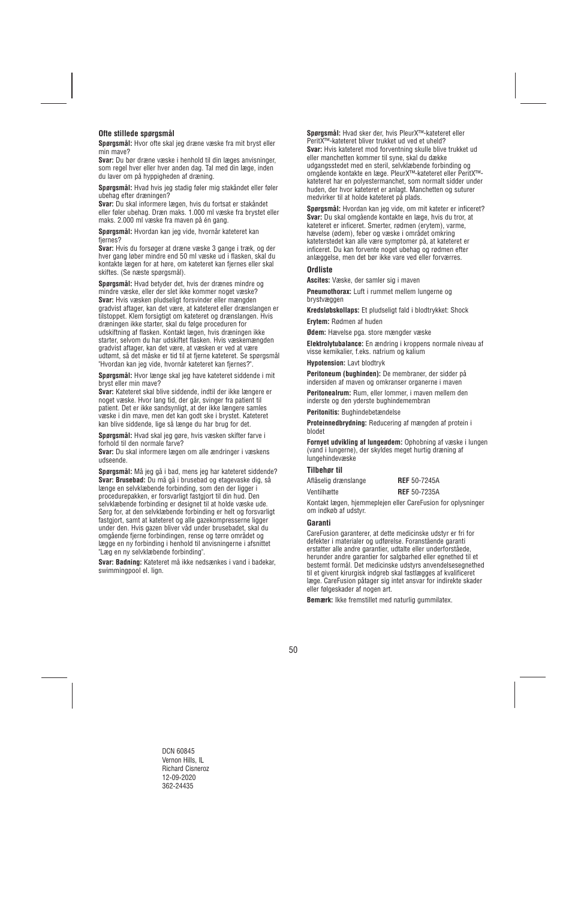### Ofte stillede spørgsmål

**Spørgsmål:** Hvor ofte skal jeg dræne væske fra mit bryst eller min mave?
**Svar:** Du bør dræne væske i henhold til din læges anvisninger, som regel hver eller hver anden dag. Tal med din læge, inden du laver om på hyppigheden af dræning.

**Spørgsmål:** Hvad hvis jeg stadig føler mig stakåndet eller føler ubehag efter dræningen?
**Svar:** Du skal informere lægen, hvis du fortsat er stakåndet eller føler ubehag. Dræn maks. 1.000 ml væske fra brystet eller maks. 2.000 ml væske fra maven på én gang.

**Spørgsmål:** Hvordan kan jeg vide, hvornår kateteret kan fjernes?
**Svar:** Hvis du forsøger at dræne væske 3 gange i træk, og der hver gang løber mindre end 50 ml væske ud i flasken, skal du kontakte lægen for at høre, om kateteret kan fjernes eller skal skiftes. (Se næste spørgsmål).

**Spørgsmål:** Hvad betyder det, hvis der drænes mindre og mindre væske, eller der slet ikke kommer noget væske?
**Svar:** Hvis væsken pludseligt forsvinder eller mængden gradvist aftager, kan det være, at kateteret eller drænslangen er tilstoppet. Klem forsigtigt om kateteret og drænslangen. Hvis dræningen ikke starter, skal du følge proceduren for udskiftning af flasken. Kontakt lægen, hvis dræningen ikke starter, selvom du har udskiftet flasken. Hvis væskemængden gradvist aftager, kan det være, at væsken er ved at være udtømt, så det måske er tid til at fjerne kateteret. Se spørgsmål "Hvordan kan jeg vide, hvornår kateteret kan fjernes?".

**Spørgsmål:** Hvor længe skal jeg have kateteret siddende i mit bryst eller min mave?
**Svar:** Kateteret skal blive siddende, indtil der ikke længere er noget væske. Hvor lang tid, der går, svinger fra patient til patient. Det er ikke sandsynligt, at der ikke længere samles væske i din mave, men det kan godt ske i brystet. Kateteret kan blive siddende, lige så længe du har brug for det.

**Spørgsmål:** Hvad skal jeg gøre, hvis væsken skifter farve i forhold til den normale farve?
**Svar:** Du skal informere lægen om alle ændringer i væskens udseende.

**Spørgsmål:** Må jeg gå i bad, mens jeg har kateteret siddende?
**Svar: Brusebad:** Du må gå i brusebad og etagevaske dig, så længe en selvklæbende forbinding, som den der ligger i procedurepakken, er forsvarligt fastgjort til din hud. Den selvklæbende forbinding er designet til at holde væske ude. Sørg for, at den selvklæbende forbinding er helt og forsvarligt fastgjort, samt at kateteret og alle gazekompresserne ligger under den. Hvis gazen bliver våd under brusebadet, skal du omgående fjerne forbindingen, rense og tørre området og lægge en ny forbinding i henhold til anvisningerne i afsnittet "Læg en ny selvklæbende forbinding".

**Svar: Badning:** Kateteret må ikke nedsænkes i vand i badekar, swimmingpool el. lign.

**Spørgsmål:** Hvad sker der, hvis PleurX™-kateteret eller PeritX™-kateteret bliver trukket ud ved et uheld?
**Svar:** Hvis kateteret mod forventning skulle blive trukket ud eller manchetten kommer til syne, skal du dække udgangsstedet med en steril, selvklæbende forbinding og omgående kontakte en læge. PleurX™-kateteret eller PeritX™-kateteret har en polyestermanchet, som normalt sidder under huden, der hvor kateteret er anlagt. Manchetten og suturer medvirker til at holde kateteret på plads.

**Spørgsmål:** Hvordan kan jeg vide, om mit kateter er inficeret?
**Svar:** Du skal omgående kontakte en læge, hvis du tror, at kateteret er inficeret. Smerter, rødmen (erytem), varme, hævelse (ødem), feber og væske i området omkring kateterstedet kan alle være symptomer på, at kateteret er inficeret. Du kan forvente noget ubehag og rødmen efter anlæggelse, men det bør ikke vare ved eller forværres.

### Ordliste

**Ascites:** Væske, der samler sig i maven

**Pneumothorax:** Luft i rummet mellem lungerne og brystvæggen

**Kredsløbskollaps:** Et pludseligt fald i blodtrykket: Shock

**Erytem:** Rødmen af huden

**Ødem:** Hævelse pga. store mængder væske

**Elektrolytubalance:** En ændring i kroppens normale niveau af visse kemikalier, f.eks. natrium og kalium

**Hypotension:** Lavt blodtryk

**Peritoneum (bughinden):** De membraner, der sidder på indersiden af maven og omkranser organerne i maven

**Peritonealrum:** Rum, eller lommer, i maven mellem den inderste og den yderste bughindemembran

**Peritonitis:** Bughindebetændelse

**Proteinnedbrydning:** Reducering af mængden af protein i blodet

**Fornyet udvikling af lungeødem:** Ophobning af væske i lungen (vand i lungerne), der skyldes meget hurtig dræning af lungehindevæske

### Tilbehør til

| | |
|---|---|
| Aflåselig drænslange | **REF** 50-7245A |
| Ventilhætte | **REF** 50-7235A |

Kontakt lægen, hjemmeplejen eller CareFusion for oplysninger om indkøb af udstyr.

### Garanti

CareFusion garanterer, at dette medicinske udstyr er fri for defekter i materialer og udførelse. Foranstående garanti erstatter alle andre garantier, udtalte eller underforståede, herunder andre garantier for salgbarhed eller egnethed til et bestemt formål. Det medicinske udstyrs anvendelsesegnethed til et givent kirurgisk indgreb skal fastlægges af kvalificeret læge. CareFusion påtager sig intet ansvar for indirekte skader eller følgeskader af nogen art.

**Bemærk:** Ikke fremstillet med naturlig gummilatex.

DCN 60845
Vernon Hills, IL
Richard Cisneroz
12-09-2020
362-24435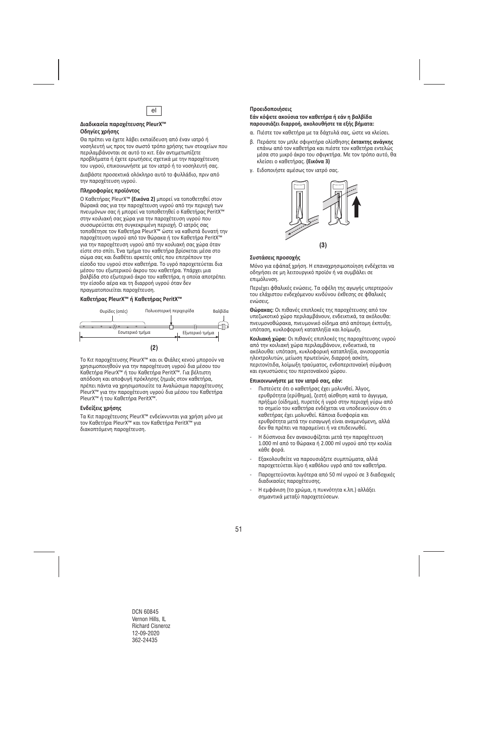el

**Διαδικασία παροχέτευσης PleurX™**
**Οδηγίες χρήσης**

Θα πρέπει να έχετε λάβει εκπαίδευση από έναν ιατρό ή νοσηλευτή ως προς τον σωστό τρόπο χρήσης των στοιχείων που περιλαμβάνονται σε αυτό το κιτ. Εάν αντιμετωπίζετε προβλήματα ή έχετε ερωτήσεις σχετικά με την παροχέτευση του υγρού, επικοινωνήστε με τον ιατρό ή το νοσηλευτή σας.

Διαβάστε προσεκτικά ολόκληρο αυτό το φυλλάδιο, πριν από την παροχέτευση υγρού.

**Πληροφορίες προϊόντος**

Ο Καθετήρας PleurX™ **(Εικόνα 2)** μπορεί να τοποθετηθεί στον θώρακά σας για την παροχέτευση υγρού από την περιοχή των πνευμόνων σας ή μπορεί να τοποθετηθεί ο Καθετήρας PeritX™ στην κοιλιακή σας χώρα για την παροχέτευση υγρού που συσσωρεύεται στη συγκεκριμένη περιοχή. Ο ιατρός σας τοποθέτησε τον Καθετήρα PleurX™ ώστε να καθιστά δυνατή την παροχέτευση υγρού από τον θώρακα ή τον Καθετήρα PeritX™ για την παροχέτευση υγρού από την κοιλιακή σας χώρα όταν είστε στο σπίτι. Ένα τμήμα του καθετήρα βρίσκεται μέσα στο σώμα σας και διαθέτει αρκετές οπές που επιτρέπουν την είσοδο του υγρού στον καθετήρα. Το υγρό παροχετεύεται διά μέσου του εξωτερικού άκρου του καθετήρα. Υπάρχει μια βαλβίδα στο εξωτερικό άκρο του καθετήρα, η οποία αποτρέπει την είσοδο αέρα και τη διαρροή υγρού όταν δεν πραγματοποιείται παροχέτευση.

**Καθετήρας PleurX™ ή Καθετήρας PeritX™**

Θυρίδες (οπές) | Πολυεστερική περιχειρίδα | Βαλβίδα | Εσωτερικό τμήμα | Εξωτερικό τμήμα

**(2)**

Το Κιτ παροχέτευσης PleurX™ και οι Φιάλες κενού μπορούν να χρησιμοποιηθούν για την παροχέτευση υγρού διά μέσου του Καθετήρα PleurX™ ή του Καθετήρα PeritX™. Για βέλτιστη απόδοση και αποφυγή πρόκλησης ζημιάς στον καθετήρα, πρέπει πάντα να χρησιμοποιείτε τα Αναλώσιμα παροχέτευσης PleurX™ για την παροχέτευση υγρού διά μέσου του Καθετήρα PleurX™ ή του Καθετήρα PeritX™.

**Ενδείξεις χρήσης**

Τα Κιτ παροχέτευσης PleurX™ ενδείκνυνται για χρήση μόνο με τον Καθετήρα PleurX™ και τον Καθετήρα PeritX™ για διακοπτόμενη παροχέτευση.

**Προειδοποιήσεις**

**Εάν κόψετε ακούσια τον καθετήρα ή εάν η βαλβίδα παρουσιάζει διαρροή, ακολουθήστε τα εξής βήματα:**

α. Πιέστε τον καθετήρα με τα δάχτυλά σας, ώστε να κλείσει.

β. Περάστε τον μπλε σφιγκτήρα ολίσθησης **έκτακτης ανάγκης** επάνω από τον καθετήρα και πιέστε τον καθετήρα εντελώς μέσα στο μικρό άκρο του σφιγκτήρα. Με τον τρόπο αυτό, θα κλείσει ο καθετήρας. **(Εικόνα 3)**

γ. Ειδοποιήστε αμέσως τον ιατρό σας.

**(3)**

**Συστάσεις προσοχής**

Μόνο για εφάπαξ χρήση. Η επαναχρησιμοποίηση ενδέχεται να οδηγήσει σε μη λειτουργικό προϊόν ή να συμβάλει σε επιμόλυνση.

Περιέχει φθαλικές ενώσεις. Τα οφέλη της αγωγής υπερτερούν του ελάχιστου ενδεχόμενου κινδύνου έκθεσης σε φθαλικές ενώσεις.

**Θώρακας:** Οι πιθανές επιπλοκές της παροχέτευσης από τον υπεζωκοτικό χώρο περιλαμβάνουν, ενδεικτικά, τα ακόλουθα: πνευμονοθώρακας, πνευμονικό οίδημα από απότομη έκπτυξη, υπόταση, κυκλοφορική καταπληξία και λοίμωξη.

**Κοιλιακή χώρα:** Οι πιθανές επιπλοκές της παροχέτευσης υγρού από την κοιλιακή χώρα περιλαμβάνουν, ενδεικτικά, τα ακόλουθα: υπόταση, κυκλοφορική καταπληξία, ανισορροπία ηλεκτρολυτών, μείωση πρωτεϊνών, διαρροή ασκίτη, περιτονίτιδα, λοίμωξη τραύματος, ενδοπεριτοναϊκή σύμφυση και εγκυστώσεις του περιτοναϊκού χώρου.

**Επικοινωνήστε με τον ιατρό σας, εάν:**

- Πιστεύετε ότι ο καθετήρας έχει μολυνθεί. Άλγος, ερυθρότητα (ερύθημα), ζεστή αίσθηση κατά το άγγιγμα, πρήξιμο (οίδημα), πυρετός ή υγρό στην περιοχή γύρω από το σημείο του καθετήρα ενδέχεται να υποδεικνύουν ότι ο καθετήρας έχει μολυνθεί. Κάποια δυσφορία και ερυθρότητα μετά την εισαγωγή είναι αναμενόμενη, αλλά δεν θα πρέπει να παραμείνει ή να επιδεινωθεί.
- Η δύσπνοια δεν ανακουφίζεται μετά την παροχέτευση 1.000 ml από το θώρακα ή 2.000 ml υγρού από την κοιλιά κάθε φορά.
- Εξακολουθείτε να παρουσιάζετε συμπτώματα, αλλά παροχετεύεται λίγο ή καθόλου υγρό από τον καθετήρα.
- Παροχετεύονται λιγότερα από 50 ml υγρού σε 3 διαδοχικές διαδικασίες παροχέτευσης.
- Η εμφάνιση (το χρώμα, η πυκνότητα κ.λπ.) αλλάζει σημαντικά μεταξύ παροχετεύσεων.

DCN 60845
Vernon Hills, IL
Richard Cisneroz
12-09-2020
362-24435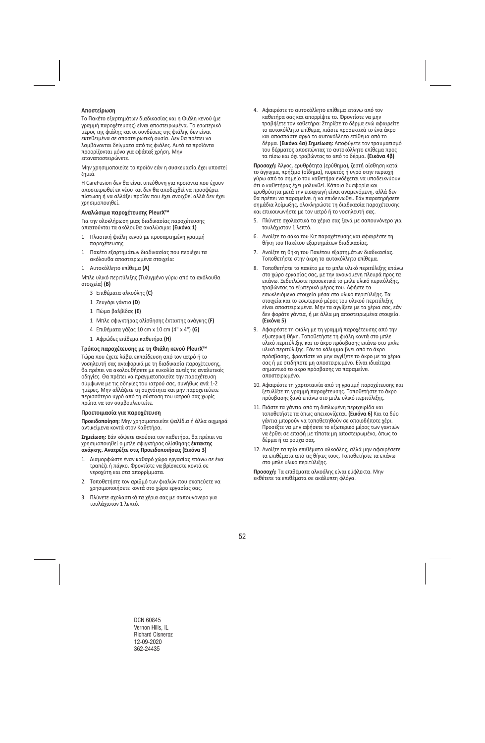**Αποστείρωση**

Το Πακέτο εξαρτημάτων διαδικασίας και η Φιάλη κενού (με γραμμή παροχέτευσης) είναι αποστειρωμένα. Το εσωτερικό μέρος της φιάλης και οι συνδέσεις της φιάλης δεν είναι εκτεθειμένα σε αποστειρωτική ουσία. Δεν θα πρέπει να λαμβάνονται δείγματα από τις φιάλες. Αυτά τα προϊόντα προορίζονται μόνο για εφάπαξ χρήση. Μην επαναποστειρώνετε.

Μην χρησιμοποιείτε το προϊόν εάν η συσκευασία έχει υποστεί ζημιά.

Η CareFusion δεν θα είναι υπεύθυνη για προϊόντα που έχουν αποστειρωθεί εκ νέου και δεν θα αποδεχθεί να προσφέρει πίστωση ή να αλλάξει προϊόν που έχει ανοιχθεί αλλά δεν έχει χρησιμοποιηθεί.

**Αναλώσιμα παροχέτευσης PleurX™**

Για την ολοκλήρωση μιας διαδικασίας παροχέτευσης απαιτούνται τα ακόλουθα αναλώσιμα: **(Εικόνα 1)**

1 Πλαστική φιάλη κενού με προσαρτημένη γραμμή παροχέτευσης

1 Πακέτο εξαρτημάτων διαδικασίας που περιέχει τα ακόλουθα αποστειρωμένα στοιχεία:

1 Αυτοκόλλητο επίθεμα **(A)**

Μπλε υλικό περιτύλιξης (Τυλιγμένο γύρω από τα ακόλουθα στοιχεία) **(B)**

- 3 Επιθέματα αλκοόλης **(C)**
- 1 Ζευγάρι γάντια **(D)**
- 1 Πώμα βαλβίδας **(E)**
- 1 Μπλε σφιγκτήρας ολίσθησης έκτακτης ανάγκης **(F)**
- 4 Επιθέματα γάζας 10 cm x 10 cm (4" x 4") **(G)**
- 1 Αφρώδες επίθεμα καθετήρα **(H)**

**Τρόπος παροχέτευσης με τη Φιάλη κενού PleurX™**

Τώρα που έχετε λάβει εκπαίδευση από τον ιατρό ή το νοσηλευτή σας αναφορικά με τη διαδικασία παροχέτευσης, θα πρέπει να ακολουθήσετε με ευκολία αυτές τις αναλυτικές οδηγίες. Θα πρέπει να πραγματοποιείτε την παροχέτευση σύμφωνα με τις οδηγίες του ιατρού σας, συνήθως ανά 1-2 ημέρες. Μην αλλάζετε τη συχνότητα και μην παροχετεύετε περισσότερο υγρό από τη σύσταση του ιατρού σας χωρίς πρώτα να τον συμβουλευτείτε.

**Προετοιμασία για παροχέτευση**

**Προειδοποίηση:** Μην χρησιμοποιείτε ψαλίδια ή άλλα αιχμηρά αντικείμενα κοντά στον Καθετήρα.

**Σημείωση:** Εάν κόψετε ακούσια τον καθετήρα, θα πρέπει να χρησιμοποιηθεί ο μπλε σφιγκτήρας ολίσθησης **έκτακτης ανάγκης. Ανατρέξτε στις Προειδοποιήσεις (Εικόνα 3)**

1. Διαμορφώστε έναν καθαρό χώρο εργασίας επάνω σε ένα τραπέζι ή πάγκο. Φροντίστε να βρίσκεστε κοντά σε νεροχύτη και στα απορρίμματα.
2. Τοποθετήστε τον αριθμό των φιαλών που σκοπεύετε να χρησιμοποιήσετε κοντά στο χώρο εργασίας σας.
3. Πλύνετε σχολαστικά τα χέρια σας με σαπουνόνερο για τουλάχιστον 1 λεπτό.
4. Αφαιρέστε το αυτοκόλλητο επίθεμα επάνω από τον καθετήρα σας και απορρίψτε το. Φροντίστε να μην τραβήξετε τον καθετήρα: Στηρίξτε το δέρμα ενώ αφαιρείτε το αυτοκόλλητο επίθεμα, πιάστε προσεκτικά το ένα άκρο και αποσπάστε αργά το αυτοκόλλητο επίθεμα από το δέρμα. **(Εικόνα 4α) Σημείωση:** Αποφύγετε τον τραυματισμό του δέρματος αποσπώντας το αυτοκόλλητο επίθεμα προς τα πίσω και όχι τραβώντας το από το δέρμα. **(Εικόνα 4β)**

**Προσοχή:** Άλγος, ερυθρότητα (ερύθημα), ζεστή αίσθηση κατά το άγγιγμα, πρήξιμο (οίδημα), πυρετός ή υγρό στην περιοχή γύρω από το σημείο του καθετήρα ενδέχεται να υποδεικνύουν ότι ο καθετήρας έχει μολυνθεί. Κάποια δυσφορία και ερυθρότητα μετά την εισαγωγή είναι αναμενόμενη, αλλά δεν θα πρέπει να παραμείνει ή να επιδεινωθεί. Εάν παρατηρήσετε σημάδια λοίμωξης, ολοκληρώστε τη διαδικασία παροχέτευσης και επικοινωνήστε με τον ιατρό ή το νοσηλευτή σας.

5. Πλύνετε σχολαστικά τα χέρια σας ξανά με σαπουνόνερο για τουλάχιστον 1 λεπτό.
6. Ανοίξτε το σάκο του Κιτ παροχέτευσης και αφαιρέστε τη θήκη του Πακέτου εξαρτημάτων διαδικασίας.
7. Ανοίξτε τη θήκη του Πακέτου εξαρτημάτων διαδικασίας. Τοποθετήστε στην άκρη το αυτοκόλλητο επίθεμα.
8. Τοποθετήστε το πακέτο με το μπλε υλικό περιτύλιξης επάνω στο χώρο εργασίας σας, με την ανοιγόμενη πλευρά προς τα επάνω. Ξεδιπλώστε προσεκτικά το μπλε υλικό περιτύλιξης, τραβώντας το εξωτερικό μέρος του. Αφήστε τα εσωκλειόμενα στοιχεία μέσα στο υλικό περιτύλιξης. Τα στοιχεία και το εσωτερικό μέρος του υλικού περιτύλιξης είναι αποστειρωμένα. Μην τα αγγίζετε με τα χέρια σας, εάν δεν φοράτε γάντια, ή με άλλα μη αποστειρωμένα στοιχεία. **(Εικόνα 5)**
9. Αφαιρέστε τη φιάλη με τη γραμμή παροχέτευσης από την εξωτερική θήκη. Τοποθετήστε τη φιάλη κοντά στο μπλε υλικό περιτύλιξης και το άκρο πρόσβασης επάνω στο μπλε υλικό περιτύλιξης. Εάν το κάλυμμα βγει από το άκρο πρόσβασης, φροντίστε να μην αγγίξετε το άκρο με τα χέρια σας ή με οτιδήποτε μη αποστειρωμένο. Είναι ιδιαίτερα σημαντικό το άκρο πρόσβασης να παραμείνει αποστειρωμένο.
10. Αφαιρέστε τη χαρτοταινία από τη γραμμή παροχέτευσης και ξετυλίξτε τη γραμμή παροχέτευσης. Τοποθετήστε το άκρο πρόσβασης ξανά επάνω στο μπλε υλικό περιτύλιξης.
11. Πιάστε τα γάντια από τη διπλωμένη περιχειρίδα και τοποθετήστε τα όπως απεικονίζεται. **(Εικόνα 6)** Και τα δύο γάντια μπορούν να τοποθετηθούν σε οποιοδήποτε χέρι. Προσέξτε να μην αφήσετε το εξωτερικό μέρος των γαντιών να έρθει σε επαφή με τίποτα μη αποστειρωμένο, όπως το δέρμα ή τα ρούχα σας.
12. Ανοίξτε τα τρία επιθέματα αλκοόλης, αλλά μην αφαιρέσετε τα επιθέματα από τις θήκες τους. Τοποθετήστε τα επάνω στο μπλε υλικό περιτύλιξης.

**Προσοχή:** Τα επιθέματα αλκοόλης είναι εύφλεκτα. Μην εκθέτετε τα επιθέματα σε ακάλυπτη φλόγα.

DCN 60845
Vernon Hills, IL
Richard Cisneroz
12-09-2020
362-24435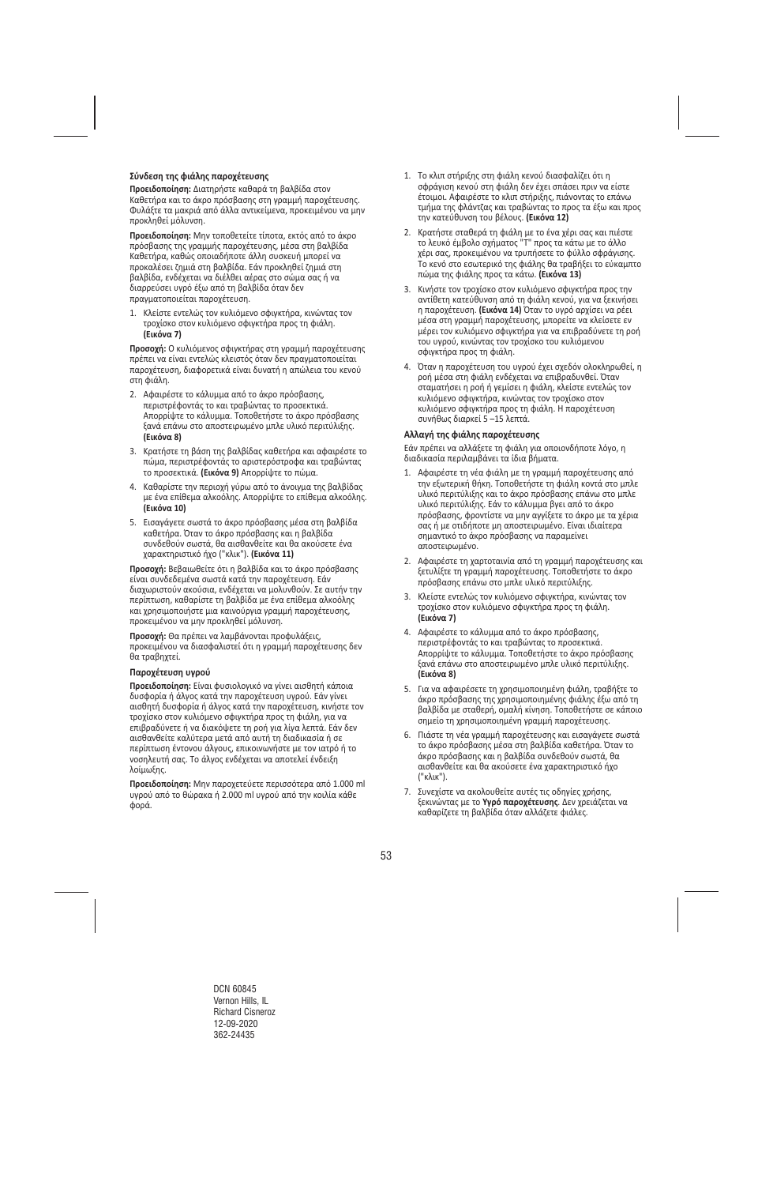**Σύνδεση της φιάλης παροχέτευσης**

**Προειδοποίηση:** Διατηρήστε καθαρά τη βαλβίδα στον Καθετήρα και το άκρο πρόσβασης στη γραμμή παροχέτευσης. Φυλάξτε τα μακριά από άλλα αντικείμενα, προκειμένου να μην προκληθεί μόλυνση.

**Προειδοποίηση:** Μην τοποθετείτε τίποτα, εκτός από το άκρο πρόσβασης της γραμμής παροχέτευσης, μέσα στη βαλβίδα Καθετήρα, καθώς οποιαδήποτε άλλη συσκευή μπορεί να προκαλέσει ζημιά στη βαλβίδα. Εάν προκληθεί ζημιά στη βαλβίδα, ενδέχεται να διέλθει αέρας στο σώμα σας ή να διαρρεύσει υγρό έξω από τη βαλβίδα όταν δεν πραγματοποιείται παροχέτευση.

1. Κλείστε εντελώς τον κυλιόμενο σφιγκτήρα, κινώντας τον τροχίσκο στον κυλιόμενο σφιγκτήρα προς τη φιάλη. **(Εικόνα 7)**

**Προσοχή:** Ο κυλιόμενος σφιγκτήρας στη γραμμή παροχέτευσης πρέπει να είναι εντελώς κλειστός όταν δεν πραγματοποιείται παροχέτευση, διαφορετικά είναι δυνατή η απώλεια του κενού στη φιάλη.

2. Αφαιρέστε το κάλυμμα από το άκρο πρόσβασης, περιστρέφοντάς το και τραβώντας το προσεκτικά. Απορρίψτε το κάλυμμα. Τοποθετήστε το άκρο πρόσβασης ξανά επάνω στο αποστειρωμένο μπλε υλικό περιτύλιξης. **(Εικόνα 8)**
3. Κρατήστε τη βάση της βαλβίδας καθετήρα και αφαιρέστε το πώμα, περιστρέφοντάς το αριστερόστροφα και τραβώντας το προσεκτικά. **(Εικόνα 9)** Απορρίψτε το πώμα.
4. Καθαρίστε την περιοχή γύρω από το άνοιγμα της βαλβίδας με ένα επίθεμα αλκοόλης. Απορρίψτε το επίθεμα αλκοόλης. **(Εικόνα 10)**
5. Εισαγάγετε σωστά το άκρο πρόσβασης μέσα στη βαλβίδα καθετήρα. Όταν το άκρο πρόσβασης και η βαλβίδα συνδεθούν σωστά, θα αισθανθείτε και θα ακούσετε ένα χαρακτηριστικό ήχο ("κλικ"). **(Εικόνα 11)**

**Προσοχή:** Βεβαιωθείτε ότι η βαλβίδα και το άκρο πρόσβασης είναι συνδεδεμένα σωστά κατά την παροχέτευση. Εάν διαχωριστούν ακούσια, ενδέχεται να μολυνθούν. Σε αυτήν την περίπτωση, καθαρίστε τη βαλβίδα με ένα επίθεμα αλκοόλης και χρησιμοποιήστε μια καινούργια γραμμή παροχέτευσης, προκειμένου να μην προκληθεί μόλυνση.

**Προσοχή:** Θα πρέπει να λαμβάνονται προφυλάξεις, προκειμένου να διασφαλιστεί ότι η γραμμή παροχέτευσης δεν θα τραβηχτεί.

**Παροχέτευση υγρού**

**Προειδοποίηση:** Είναι φυσιολογικό να γίνει αισθητή κάποια δυσφορία ή άλγος κατά την παροχέτευση υγρού. Εάν γίνει αισθητή δυσφορία ή άλγος κατά την παροχέτευση, κινήστε τον τροχίσκο στον κυλιόμενο σφιγκτήρα προς τη φιάλη, για να επιβραδύνετε ή να διακόψετε τη ροή για λίγα λεπτά. Εάν δεν αισθανθείτε καλύτερα μετά από αυτή τη διαδικασία ή σε περίπτωση έντονου άλγους, επικοινωνήστε με τον ιατρό ή το νοσηλευτή σας. Το άλγος ενδέχεται να αποτελεί ένδειξη λοίμωξης.

**Προειδοποίηση:** Μην παροχετεύετε περισσότερα από 1.000 ml υγρού από το θώρακα ή 2.000 ml υγρού από την κοιλία κάθε φορά.

1. Το κλιπ στήριξης στη φιάλη κενού διασφαλίζει ότι η σφράγιση κενού στη φιάλη δεν έχει σπάσει πριν να είστε έτοιμοι. Αφαιρέστε το κλιπ στήριξης, πιάνοντας το επάνω τμήμα της φλάντζας και τραβώντας το προς τα έξω και προς την κατεύθυνση του βέλους. **(Εικόνα 12)**
2. Κρατήστε σταθερά τη φιάλη με το ένα χέρι σας και πιέστε το λευκό έμβολο σχήματος "Τ" προς τα κάτω με το άλλο χέρι σας, προκειμένου να τρυπήσετε το φύλλο σφράγισης. Το κενό στο εσωτερικό της φιάλης θα τραβήξει το εύκαμπτο πώμα της φιάλης προς τα κάτω. **(Εικόνα 13)**
3. Κινήστε τον τροχίσκο στον κυλιόμενο σφιγκτήρα προς την αντίθετη κατεύθυνση από τη φιάλη κενού, για να ξεκινήσει η παροχέτευση. **(Εικόνα 14)** Όταν το υγρό αρχίσει να ρέει μέσα στη γραμμή παροχέτευσης, μπορείτε να κλείσετε εν μέρει τον κυλιόμενο σφιγκτήρα για να επιβραδύνετε τη ροή του υγρού, κινώντας τον τροχίσκο του κυλιόμενου σφιγκτήρα προς τη φιάλη.
4. Όταν η παροχέτευση του υγρού έχει σχεδόν ολοκληρωθεί, η ροή μέσα στη φιάλη ενδέχεται να επιβραδυνθεί. Όταν σταματήσει η ροή ή γεμίσει η φιάλη, κλείστε εντελώς τον κυλιόμενο σφιγκτήρα, κινώντας τον τροχίσκο στον κυλιόμενο σφιγκτήρα προς τη φιάλη. Η παροχέτευση συνήθως διαρκεί 5 –15 λεπτά.

**Αλλαγή της φιάλης παροχέτευσης**

Εάν πρέπει να αλλάξετε τη φιάλη για οποιονδήποτε λόγο, η διαδικασία περιλαμβάνει τα ίδια βήματα.

1. Αφαιρέστε τη νέα φιάλη με τη γραμμή παροχέτευσης από την εξωτερική θήκη. Τοποθετήστε τη φιάλη κοντά στο μπλε υλικό περιτύλιξης και το άκρο πρόσβασης επάνω στο μπλε υλικό περιτύλιξης. Εάν το κάλυμμα βγει από το άκρο πρόσβασης, φροντίστε να μην αγγίξετε το άκρο με τα χέρια σας ή με οτιδήποτε μη αποστειρωμένο. Είναι ιδιαίτερα σημαντικό το άκρο πρόσβασης να παραμείνει αποστειρωμένο.
2. Αφαιρέστε τη χαρτοταινία από τη γραμμή παροχέτευσης και ξετυλίξτε τη γραμμή παροχέτευσης. Τοποθετήστε το άκρο πρόσβασης επάνω στο μπλε υλικό περιτύλιξης.
3. Κλείστε εντελώς τον κυλιόμενο σφιγκτήρα, κινώντας τον τροχίσκο στον κυλιόμενο σφιγκτήρα προς τη φιάλη. **(Εικόνα 7)**
4. Αφαιρέστε το κάλυμμα από το άκρο πρόσβασης, περιστρέφοντάς το και τραβώντας το προσεκτικά. Απορρίψτε το κάλυμμα. Τοποθετήστε το άκρο πρόσβασης ξανά επάνω στο αποστειρωμένο μπλε υλικό περιτύλιξης. **(Εικόνα 8)**
5. Για να αφαιρέσετε τη χρησιμοποιημένη φιάλη, τραβήξτε το άκρο πρόσβασης της χρησιμοποιημένης φιάλης έξω από τη βαλβίδα με σταθερή, ομαλή κίνηση. Τοποθετήστε σε κάποιο σημείο τη χρησιμοποιημένη γραμμή παροχέτευσης.
6. Πιάστε τη νέα γραμμή παροχέτευσης και εισαγάγετε σωστά το άκρο πρόσβασης μέσα στη βαλβίδα καθετήρα. Όταν το άκρο πρόσβασης και η βαλβίδα συνδεθούν σωστά, θα αισθανθείτε και θα ακούσετε ένα χαρακτηριστικό ήχο ("κλικ").
7. Συνεχίστε να ακολουθείτε αυτές τις οδηγίες χρήσης, ξεκινώντας με το **Υγρό παροχέτευσης**. Δεν χρειάζεται να καθαρίζετε τη βαλβίδα όταν αλλάζετε φιάλες.

DCN 60845
Vernon Hills, IL
Richard Cisneroz
12-09-2020
362-24435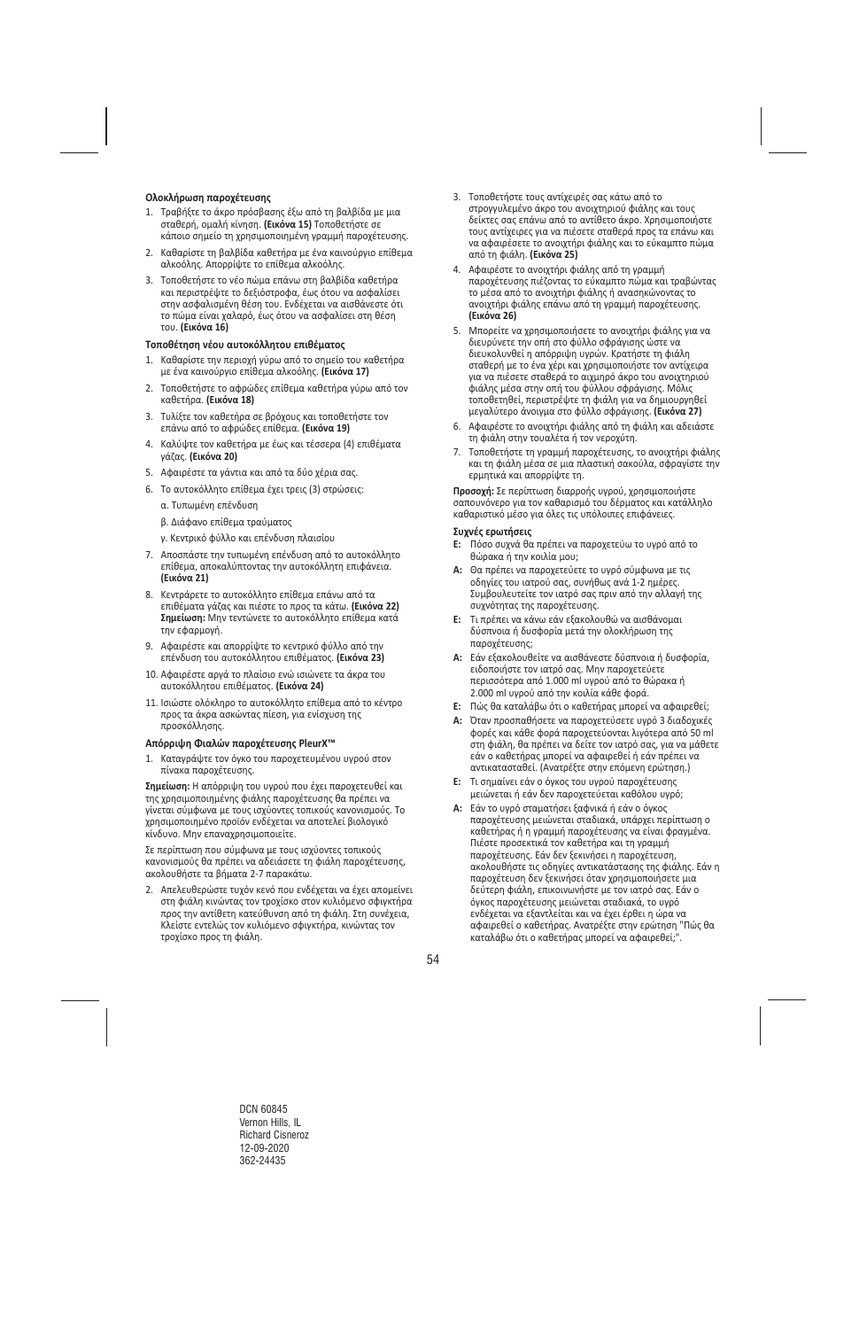**Ολοκλήρωση παροχέτευσης**

1. Τραβήξτε το άκρο πρόσβασης έξω από τη βαλβίδα με μια σταθερή, ομαλή κίνηση. **(Εικόνα 15)** Τοποθετήστε σε κάποιο σημείο τη χρησιμοποιημένη γραμμή παροχέτευσης.
2. Καθαρίστε τη βαλβίδα καθετήρα με ένα καινούργιο επίθεμα αλκοόλης. Απορρίψτε το επίθεμα αλκοόλης.
3. Τοποθετήστε το νέο πώμα επάνω στη βαλβίδα καθετήρα και περιστρέψτε το δεξιόστροφα, έως ότου να ασφαλίσει στην ασφαλισμένη θέση του. Ενδέχεται να αισθάνεστε ότι το πώμα είναι χαλαρό, έως ότου να ασφαλίσει στη θέση του. **(Εικόνα 16)**

**Τοποθέτηση νέου αυτοκόλλητου επιθέματος**

1. Καθαρίστε την περιοχή γύρω από το σημείο του καθετήρα με ένα καινούργιο επίθεμα αλκοόλης. **(Εικόνα 17)**
2. Τοποθετήστε το αφρώδες επίθεμα καθετήρα γύρω από τον καθετήρα. **(Εικόνα 18)**
3. Τυλίξτε τον καθετήρα σε βρόχους και τοποθετήστε τον επάνω από το αφρώδες επίθεμα. **(Εικόνα 19)**
4. Καλύψτε τον καθετήρα με έως και τέσσερα (4) επιθέματα γάζας. **(Εικόνα 20)**
5. Αφαιρέστε τα γάντια και από τα δύο χέρια σας.
6. Το αυτοκόλλητο επίθεμα έχει τρεις (3) στρώσεις:

   α. Τυπωμένη επένδυση

   β. Διάφανο επίθεμα τραύματος

   γ. Κεντρικό φύλλο και επένδυση πλαισίου
7. Αποσπάστε την τυπωμένη επένδυση από το αυτοκόλλητο επίθεμα, αποκαλύπτοντας την αυτοκόλλητη επιφάνεια. **(Εικόνα 21)**
8. Κεντράρετε το αυτοκόλλητο επίθεμα επάνω από τα επιθέματα γάζας και πιέστε το προς τα κάτω. **(Εικόνα 22)** **Σημείωση:** Μην τεντώνετε το αυτοκόλλητο επίθεμα κατά την εφαρμογή.
9. Αφαιρέστε και απορρίψτε το κεντρικό φύλλο από την επένδυση του αυτοκόλλητου επιθέματος. **(Εικόνα 23)**
10. Αφαιρέστε αργά το πλαίσιο ενώ ισιώνετε τα άκρα του αυτοκόλλητου επιθέματος. **(Εικόνα 24)**
11. Ισιώστε ολόκληρο το αυτοκόλλητο επίθεμα από το κέντρο προς τα άκρα ασκώντας πίεση, για ενίσχυση της προσκόλλησης.

**Απόρριψη Φιαλών παροχέτευσης PleurX™**

1. Καταγράψτε τον όγκο του παροχετευμένου υγρού στον πίνακα παροχέτευσης.

**Σημείωση:** Η απόρριψη του υγρού που έχει παροχετευθεί και της χρησιμοποιημένης φιάλης παροχέτευσης θα πρέπει να γίνεται σύμφωνα με τους ισχύοντες τοπικούς κανονισμούς. Το χρησιμοποιημένο προϊόν ενδέχεται να αποτελεί βιολογικό κίνδυνο. Μην επαναχρησιμοποιείτε.

Σε περίπτωση που σύμφωνα με τους ισχύοντες τοπικούς κανονισμούς θα πρέπει να αδειάσετε τη φιάλη παροχέτευσης, ακολουθήστε τα βήματα 2-7 παρακάτω.

2. Απελευθερώστε τυχόν κενό που ενδέχεται να έχει απομείνει στη φιάλη κινώντας τον τροχίσκο στον κυλιόμενο σφιγκτήρα προς την αντίθετη κατεύθυνση από τη φιάλη. Στη συνέχεια, Κλείστε εντελώς τον κυλιόμενο σφιγκτήρα, κινώντας τον τροχίσκο προς τη φιάλη.
3. Τοποθετήστε τους αντίχειρές σας κάτω από το στρογγυλεμένο άκρο του ανοιχτηριού φιάλης και τους δείκτες σας επάνω από το αντίθετο άκρο. Χρησιμοποιήστε τους αντίχειρες για να πιέσετε σταθερά προς τα επάνω και να αφαιρέσετε το ανοιχτήρι φιάλης και το εύκαμπτο πώμα από τη φιάλη. **(Εικόνα 25)**
4. Αφαιρέστε το ανοιχτήρι φιάλης από τη γραμμή παροχέτευσης πιέζοντας το εύκαμπτο πώμα και τραβώντας το μέσα από το ανοιχτήρι φιάλης ή ανασηκώνοντας το ανοιχτήρι φιάλης επάνω από τη γραμμή παροχέτευσης. **(Εικόνα 26)**
5. Μπορείτε να χρησιμοποιήσετε το ανοιχτήρι φιάλης για να διευρύνετε την οπή στο φύλλο σφράγισης ώστε να διευκολυνθεί η απόρριψη υγρών. Κρατήστε τη φιάλη σταθερή με το ένα χέρι και χρησιμοποιήστε τον αντίχειρα για να πιέσετε σταθερά το αιχμηρό άκρο του ανοιχτηριού φιάλης μέσα στην οπή του φύλλου σφράγισης. Μόλις τοποθετηθεί, περιστρέψτε τη φιάλη για να δημιουργηθεί μεγαλύτερο άνοιγμα στο φύλλο σφράγισης. **(Εικόνα 27)**
6. Αφαιρέστε το ανοιχτήρι φιάλης από τη φιάλη και αδειάστε τη φιάλη στην τουαλέτα ή τον νεροχύτη.
7. Τοποθετήστε τη γραμμή παροχέτευσης, το ανοιχτήρι φιάλης και τη φιάλη μέσα σε μια πλαστική σακούλα, σφραγίστε την ερμητικά και απορρίψτε τη.

**Προσοχή:** Σε περίπτωση διαρροής υγρού, χρησιμοποιήστε σαπουνόνερο για τον καθαρισμό του δέρματος και κατάλληλο καθαριστικό μέσο για όλες τις υπόλοιπες επιφάνειες.

**Συχνές ερωτήσεις**

**Ε:** Πόσο συχνά θα πρέπει να παροχετεύω το υγρό από το θώρακα ή την κοιλία μου;

**Α:** Θα πρέπει να παροχετεύετε το υγρό σύμφωνα με τις οδηγίες του ιατρού σας, συνήθως ανά 1-2 ημέρες. Συμβουλευτείτε τον ιατρό σας πριν από την αλλαγή της συχνότητας της παροχέτευσης.

**Ε:** Τι πρέπει να κάνω εάν εξακολουθώ να αισθάνομαι δύσπνοια ή δυσφορία μετά την ολοκλήρωση της παροχέτευσης;

**Α:** Εάν εξακολουθείτε να αισθάνεστε δύσπνοια ή δυσφορία, ειδοποιήστε τον ιατρό σας. Μην παροχετεύετε περισσότερα από 1.000 ml υγρού από το θώρακα ή 2.000 ml υγρού από την κοιλία κάθε φορά.

**Ε:** Πώς θα καταλάβω ότι ο καθετήρας μπορεί να αφαιρεθεί;

**Α:** Όταν προσπαθήσετε να παροχετεύσετε υγρό 3 διαδοχικές φορές και κάθε φορά παροχετεύονται λιγότερα από 50 ml στη φιάλη, θα πρέπει να δείτε τον ιατρό σας, για να μάθετε εάν ο καθετήρας μπορεί να αφαιρεθεί ή εάν πρέπει να αντικατασταθεί. (Ανατρέξτε στην επόμενη ερώτηση.)

**Ε:** Τι σημαίνει εάν ο όγκος του υγρού παροχέτευσης μειώνεται ή εάν δεν παροχετεύεται καθόλου υγρό;

**Α:** Εάν το υγρό σταματήσει ξαφνικά ή εάν ο όγκος παροχέτευσης μειώνεται σταδιακά, υπάρχει περίπτωση ο καθετήρας ή η γραμμή παροχέτευσης να είναι φραγμένα. Πιέστε προσεκτικά τον καθετήρα και τη γραμμή παροχέτευσης. Εάν δεν ξεκινήσει η παροχέτευση, ακολουθήστε τις οδηγίες αντικατάστασης της φιάλης. Εάν η παροχέτευση δεν ξεκινήσει όταν χρησιμοποιήσετε μια δεύτερη φιάλη, επικοινωνήστε με τον ιατρό σας. Εάν ο όγκος παροχέτευσης μειώνεται σταδιακά, το υγρό ενδέχεται να εξαντλείται και να έχει έρθει η ώρα να αφαιρεθεί ο καθετήρας. Ανατρέξτε στην ερώτηση "Πώς θα καταλάβω ότι ο καθετήρας μπορεί να αφαιρεθεί;".

DCN 60845
Vernon Hills, IL
Richard Cisneroz
12-09-2020
362-24435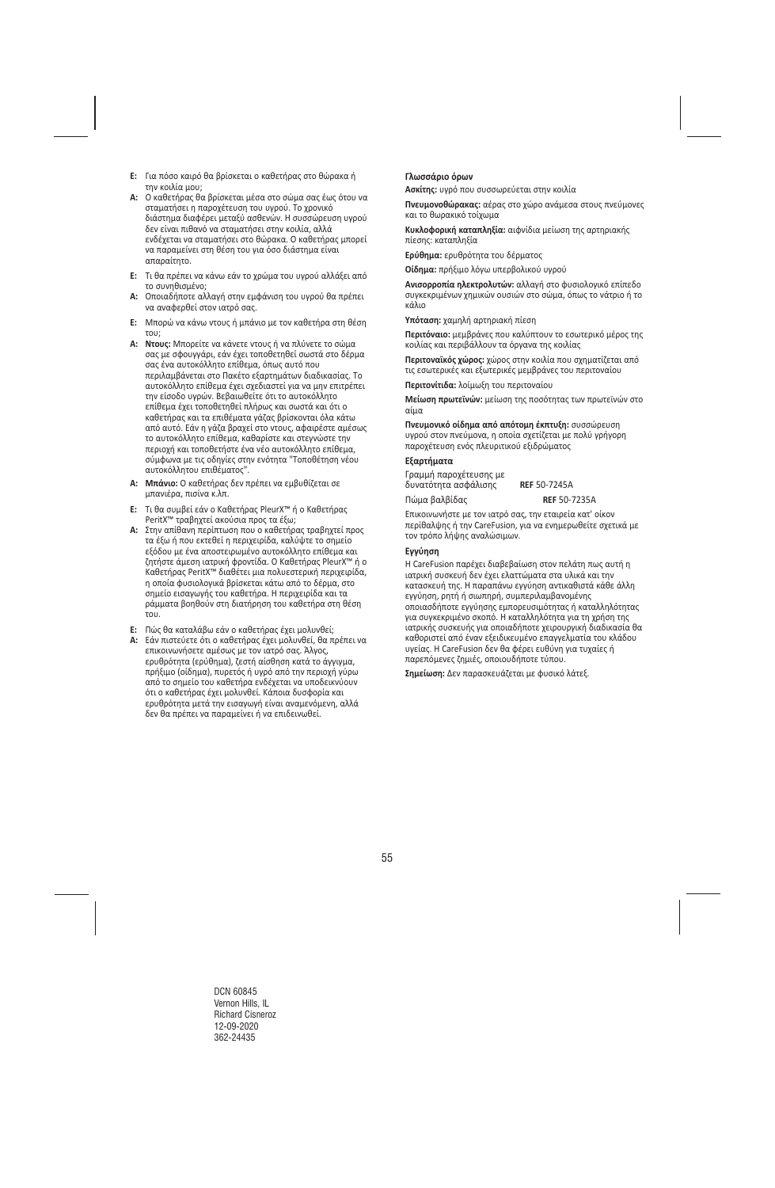**E:** Για πόσο καιρό θα βρίσκεται ο καθετήρας στο θώρακα ή την κοιλία μου;

**A:** Ο καθετήρας θα βρίσκεται μέσα στο σώμα σας έως ότου να σταματήσει η παροχέτευση του υγρού. Το χρονικό διάστημα διαφέρει μεταξύ ασθενών. Η συσσώρευση υγρού δεν είναι πιθανό να σταματήσει στην κοιλία, αλλά ενδέχεται να σταματήσει στο θώρακα. Ο καθετήρας μπορεί να παραμείνει στη θέση του για όσο διάστημα είναι απαραίτητο.

**E:** Τι θα πρέπει να κάνω εάν το χρώμα του υγρού αλλάξει από το συνηθισμένο;

**A:** Οποιαδήποτε αλλαγή στην εμφάνιση του υγρού θα πρέπει να αναφερθεί στον ιατρό σας.

**E:** Μπορώ να κάνω ντους ή μπάνιο με τον καθετήρα στη θέση του;

**A:** **Ντους:** Μπορείτε να κάνετε ντους ή να πλύνετε το σώμα σας με σφουγγάρι, εάν έχει τοποθετηθεί σωστά στο δέρμα σας ένα αυτοκόλλητο επίθεμα, όπως αυτό που περιλαμβάνεται στο Πακέτο εξαρτημάτων διαδικασίας. Το αυτοκόλλητο επίθεμα έχει σχεδιαστεί για να μην επιτρέπει την είσοδο υγρών. Βεβαιωθείτε ότι το αυτοκόλλητο επίθεμα έχει τοποθετηθεί πλήρως και σωστά και ότι ο καθετήρας και τα επιθέματα γάζας βρίσκονται όλα κάτω από αυτό. Εάν η γάζα βραχεί στο ντους, αφαιρέστε αμέσως το αυτοκόλλητο επίθεμα, καθαρίστε και στεγνώστε την περιοχή και τοποθετήστε ένα νέο αυτοκόλλητο επίθεμα, σύμφωνα με τις οδηγίες στην ενότητα "Τοποθέτηση νέου αυτοκόλλητου επιθέματος".

**A:** **Μπάνιο:** Ο καθετήρας δεν πρέπει να εμβυθίζεται σε μπανιέρα, πισίνα κ.λπ.

**E:** Τι θα συμβεί εάν ο Καθετήρας PleurX™ ή ο Καθετήρας PeritX™ τραβηχτεί ακούσια προς τα έξω;

**A:** Στην απίθανη περίπτωση που ο καθετήρας τραβηχτεί προς τα έξω ή που εκτεθεί η περιχειρίδα, καλύψτε το σημείο εξόδου με ένα αποστειρωμένο αυτοκόλλητο επίθεμα και ζητήστε άμεση ιατρική φροντίδα. Ο Καθετήρας PleurX™ ή ο Καθετήρας PeritX™ διαθέτει μια πολυεστερική περιχειρίδα, η οποία φυσιολογικά βρίσκεται κάτω από το δέρμα, στο σημείο εισαγωγής του καθετήρα. Η περιχειρίδα και τα ράμματα βοηθούν στη διατήρηση του καθετήρα στη θέση του.

**E:** Πώς θα καταλάβω εάν ο καθετήρας έχει μολυνθεί;

**A:** Εάν πιστεύετε ότι ο καθετήρας έχει μολυνθεί, θα πρέπει να επικοινωνήσετε αμέσως με τον ιατρό σας. Άλγος, ερυθρότητα (ερύθημα), ζεστή αίσθηση κατά το άγγιγμα, πρήξιμο (οίδημα), πυρετός ή υγρό από την περιοχή γύρω από το σημείο του καθετήρα ενδέχεται να υποδεικνύουν ότι ο καθετήρας έχει μολυνθεί. Κάποια δυσφορία και ερυθρότητα μετά την εισαγωγή είναι αναμενόμενη, αλλά δεν θα πρέπει να παραμείνει ή να επιδεινωθεί.

### Γλωσσάριο όρων

**Ασκίτης:** υγρό που συσσωρεύεται στην κοιλία

**Πνευμονοθώρακας:** αέρας στο χώρο ανάμεσα στους πνεύμονες και το θωρακικό τοίχωμα

**Κυκλοφορική καταπληξία:** αιφνίδια μείωση της αρτηριακής πίεσης: καταπληξία

**Ερύθημα:** ερυθρότητα του δέρματος

**Οίδημα:** πρήξιμο λόγω υπερβολικού υγρού

**Ανισορροπία ηλεκτρολυτών:** αλλαγή στο φυσιολογικό επίπεδο συγκεκριμένων χημικών ουσιών στο σώμα, όπως το νάτριο ή το κάλιο

**Υπόταση:** χαμηλή αρτηριακή πίεση

**Περιτόναιο:** μεμβράνες που καλύπτουν το εσωτερικό μέρος της κοιλίας και περιβάλλουν τα όργανα της κοιλίας

**Περιτοναϊκός χώρος:** χώρος στην κοιλία που σχηματίζεται από τις εσωτερικές και εξωτερικές μεμβράνες του περιτοναίου

**Περιτονίτιδα:** λοίμωξη του περιτοναίου

**Μείωση πρωτεϊνών:** μείωση της ποσότητας των πρωτεϊνών στο αίμα

**Πνευμονικό οίδημα από απότομη έκπτυξη:** συσσώρευση υγρού στον πνεύμονα, η οποία σχετίζεται με πολύ γρήγορη παροχέτευση ενός πλευριτικού εξιδρώματος

### Εξαρτήματα

| | |
|---|---|
| Γραμμή παροχέτευσης με δυνατότητα ασφάλισης | **REF** 50-7245A |
| Πώμα βαλβίδας | **REF** 50-7235A |

Επικοινωνήστε με τον ιατρό σας, την εταιρεία κατ' οίκον περίθαλψης ή την CareFusion, για να ενημερωθείτε σχετικά με τον τρόπο λήψης αναλώσιμων.

### Εγγύηση

Η CareFusion παρέχει διαβεβαίωση στον πελάτη πως αυτή η ιατρική συσκευή δεν έχει ελαττώματα στα υλικά και την κατασκευή της. Η παραπάνω εγγύηση αντικαθιστά κάθε άλλη εγγύηση, ρητή ή σιωπηρή, συμπεριλαμβανομένης οποιασδήποτε εγγύησης εμπορευσιμότητας ή καταλληλότητας για συγκεκριμένο σκοπό. Η καταλληλότητα για τη χρήση της ιατρικής συσκευής για οποιαδήποτε χειρουργική διαδικασία θα καθοριστεί από έναν εξειδικευμένο επαγγελματία του κλάδου υγείας. Η CareFusion δεν θα φέρει ευθύνη για τυχαίες ή παρεπόμενες ζημιές, οποιουδήποτε τύπου.

**Σημείωση:** Δεν παρασκευάζεται με φυσικό λάτεξ.

DCN 60845
Vernon Hills, IL
Richard Cisneroz
12-09-2020
362-24435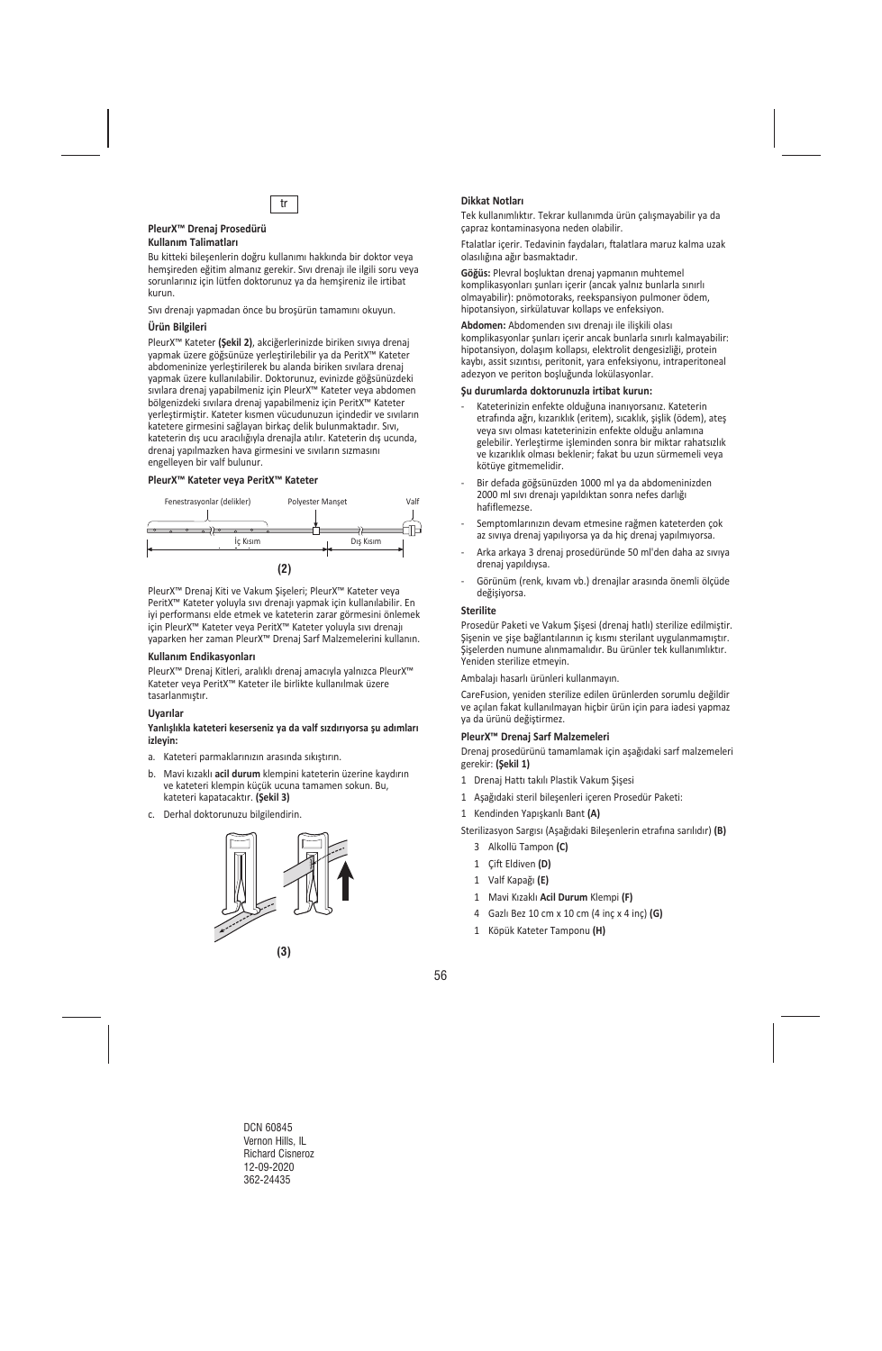tr

**PleurX™ Drenaj Prosedürü**
**Kullanım Talimatları**

Bu kitteki bileşenlerin doğru kullanımı hakkında bir doktor veya hemşireden eğitim almanız gerekir. Sıvı drenajı ile ilgili soru veya sorunlarınız için lütfen doktorunuz ya da hemşireniz ile irtibat kurun.

Sıvı drenajı yapmadan önce bu broşürün tamamını okuyun.

**Ürün Bilgileri**

PleurX™ Kateter **(Şekil 2)**, akciğerlerinizde biriken sıvıya drenaj yapmak üzere göğsünüze yerleştirilebilir ya da PeritX™ Kateter abdomeninize yerleştirilerek bu alanda biriken sıvılara drenaj yapmak üzere kullanılabilir. Doktorunuz, evinizde göğsünüzdeki sıvılara drenaj yapabilmeniz için PleurX™ Kateter veya abdomen bölgenizdeki sıvılara drenaj yapabilmeniz için PeritX™ Kateter yerleştirmiştir. Kateter kısmen vücudunuzun içindedir ve sıvıların katetere girmesini sağlayan birkaç delik bulunmaktadır. Sıvı, kateterin dış ucu aracılığıyla drenajla atılır. Kateterin dış ucunda, drenaj yapılmazken hava girmesini ve sıvıların sızmasını engelleyen bir valf bulunur.

**PleurX™ Kateter veya PeritX™ Kateter**

Fenestrasyonlar (delikler) — Polyester Manşet — Valf
İç Kısım — Dış Kısım

**(2)**

PleurX™ Drenaj Kiti ve Vakum Şişeleri; PleurX™ Kateter veya PeritX™ Kateter yoluyla sıvı drenajı yapmak için kullanılabilir. En iyi performansı elde etmek ve kateterin zarar görmesini önlemek için PleurX™ Kateter veya PeritX™ Kateter yoluyla sıvı drenajı yaparken her zaman PleurX™ Drenaj Sarf Malzemelerini kullanın.

**Kullanım Endikasyonları**

PleurX™ Drenaj Kitleri, aralıklı drenaj amacıyla yalnızca PleurX™ Kateter veya PeritX™ Kateter ile birlikte kullanılmak üzere tasarlanmıştır.

**Uyarılar**

**Yanlışlıkla kateteri keserseniz ya da valf sızdırıyorsa şu adımları izleyin:**

a. Kateteri parmaklarınızın arasında sıkıştırın.

b. Mavi kızaklı **acil durum** klempini kateterin üzerine kaydırın ve kateteri klempin küçük ucuna tamamen sokun. Bu, kateteri kapatacaktır. **(Şekil 3)**

c. Derhal doktorunuzu bilgilendirin.

**(3)**

**Dikkat Notları**

Tek kullanımlıktır. Tekrar kullanımda ürün çalışmayabilir ya da çapraz kontaminasyona neden olabilir.

Ftalatlar içerir. Tedavinin faydaları, ftalatlara maruz kalma uzak olasılığına ağır basmaktadır.

**Göğüs:** Plevral boşluktan drenaj yapmanın muhtemel komplikasyonları şunları içerir (ancak yalnız bunlarla sınırlı olmayabilir): pnömotoraks, reekspansiyon pulmoner ödem, hipotansiyon, sirkülatuvar kollaps ve enfeksiyon.

**Abdomen:** Abdomenden sıvı drenajı ile ilişkili olası komplikasyonlar şunları içerir ancak bunlarla sınırlı kalmayabilir: hipotansiyon, dolaşım kollapsı, elektrolit dengesizliği, protein kaybı, assit sızıntısı, peritonit, yara enfeksiyonu, intraperitoneal adezyon ve periton boşluğunda lokülasyonlar.

**Şu durumlarda doktorunuzla irtibat kurun:**

- Kateterinizin enfekte olduğuna inanıyorsanız. Kateterin etrafında ağrı, kızarıklık (eritem), sıcaklık, şişlik (ödem), ateş veya sıvı olması kateterinizin enfekte olduğu anlamına gelebilir. Yerleştirme işleminden sonra bir miktar rahatsızlık ve kızarıklık olması beklenir; fakat bu uzun sürmemeli veya kötüye gitmemelidir.
- Bir defada göğsünüzden 1000 ml ya da abdomeninizden 2000 ml sıvı drenajı yapıldıktan sonra nefes darlığı hafiflemezse.
- Semptomlarınızın devam etmesine rağmen kateterden çok az sıvıya drenaj yapılıyorsa ya da hiç drenaj yapılmıyorsa.
- Arka arkaya 3 drenaj prosedüründe 50 ml'den daha az sıvıya drenaj yapıldıysa.
- Görünüm (renk, kıvam vb.) drenajlar arasında önemli ölçüde değişiyorsa.

**Sterilite**

Prosedür Paketi ve Vakum Şişesi (drenaj hatlı) sterilize edilmiştir. Şişenin ve şişe bağlantılarının iç kısmı sterilant uygulanmamıştır. Şişelerden numune alınmamalıdır. Bu ürünler tek kullanımlıktır. Yeniden sterilize etmeyin.

Ambalajı hasarlı ürünleri kullanmayın.

CareFusion, yeniden sterilize edilen ürünlerden sorumlu değildir ve açılan fakat kullanılmayan hiçbir ürün için para iadesi yapmaz ya da ürünü değiştirmez.

**PleurX™ Drenaj Sarf Malzemeleri**

Drenaj prosedürünü tamamlamak için aşağıdaki sarf malzemeleri gerekir: **(Şekil 1)**

1 Drenaj Hattı takılı Plastik Vakum Şişesi

1 Aşağıdaki steril bileşenleri içeren Prosedür Paketi:

1 Kendinden Yapışkanlı Bant **(A)**

Sterilizasyon Sargısı (Aşağıdaki Bileşenlerin etrafına sarılıdır) **(B)**

- 3 Alkollü Tampon **(C)**
- 1 Çift Eldiven **(D)**
- 1 Valf Kapağı **(E)**
- 1 Mavi Kızaklı **Acil Durum** Klempi **(F)**
- 4 Gazlı Bez 10 cm x 10 cm (4 inç x 4 inç) **(G)**
- 1 Köpük Kateter Tamponu **(H)**

DCN 60845
Vernon Hills, IL
Richard Cisneroz
12-09-2020
362-24435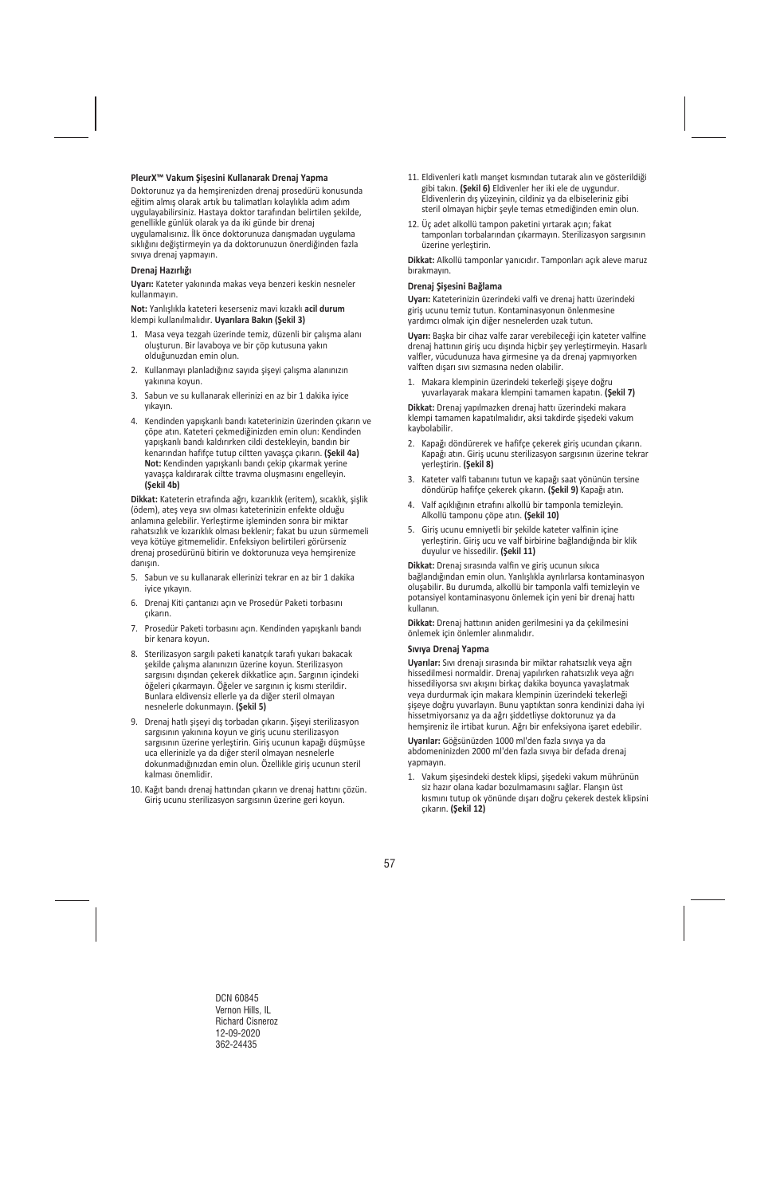**PleurX™ Vakum Şişesini Kullanarak Drenaj Yapma**

Doktorunuz ya da hemşirenizden drenaj prosedürü konusunda eğitim almış olarak artık bu talimatları kolaylıkla adım adım uygulayabilirsiniz. Hastaya doktor tarafından belirtilen şekilde, genellikle günlük olarak ya da iki günde bir drenaj uygulamalısınız. İlk önce doktorunuza danışmadan uygulama sıklığını değiştirmeyin ya da doktorunuzun önerdiğinden fazla sıvıya drenaj yapmayın.

**Drenaj Hazırlığı**

**Uyarı:** Kateter yakınında makas veya benzeri keskin nesneler kullanmayın.

**Not:** Yanlışlıkla kateteri keserseniz mavi kızaklı **acil durum** klempi kullanılmalıdır. **Uyarılara Bakın (Şekil 3)**

1. Masa veya tezgah üzerinde temiz, düzenli bir çalışma alanı oluşturun. Bir lavaboya ve bir çöp kutusuna yakın olduğunuzdan emin olun.
2. Kullanmayı planladığınız sayıda şişeyi çalışma alanınızın yakınına koyun.
3. Sabun ve su kullanarak ellerinizi en az bir 1 dakika iyice yıkayın.
4. Kendinden yapışkanlı bandı kateterinizin üzerinden çıkarın ve çöpe atın. Kateteri çekmediğinizden emin olun: Kendinden yapışkanlı bandı kaldırırken cildi destekleyin, bandın bir kenarından hafifçe tutup ciltten yavaşça çıkarın. **(Şekil 4a)** **Not:** Kendinden yapışkanlı bandı çekip çıkarmak yerine yavaşça kaldırarak ciltte travma oluşmasını engelleyin. **(Şekil 4b)**

**Dikkat:** Kateterin etrafında ağrı, kızarıklık (eritem), sıcaklık, şişlik (ödem), ateş veya sıvı olması kateterinizin enfekte olduğu anlamına gelebilir. Yerleştirme işleminden sonra bir miktar rahatsızlık ve kızarıklık olması beklenir; fakat bu uzun sürmemeli veya kötüye gitmemelidir. Enfeksiyon belirtileri görürseniz drenaj prosedürünü bitirin ve doktorunuza veya hemşirenize danışın.

5. Sabun ve su kullanarak ellerinizi tekrar en az bir 1 dakika iyice yıkayın.
6. Drenaj Kiti çantanızı açın ve Prosedür Paketi torbasını çıkarın.
7. Prosedür Paketi torbasını açın. Kendinden yapışkanlı bandı bir kenara koyun.
8. Sterilizasyon sargılı paketi kanatçık tarafı yukarı bakacak şekilde çalışma alanınızın üzerine koyun. Sterilizasyon sargısını dışından çekerek dikkatlice açın. Sargının içindeki öğeleri çıkarmayın. Öğeler ve sargının iç kısmı sterildir. Bunlara eldivensiz ellerle ya da diğer steril olmayan nesnelerle dokunmayın. **(Şekil 5)**
9. Drenaj hatlı şişeyi dış torbadan çıkarın. Şişeyi sterilizasyon sargısının yakınına koyun ve giriş ucunu sterilizasyon sargısının üzerine yerleştirin. Giriş ucunun kapağı düşmüşse uca ellerinizle ya da diğer steril olmayan nesnelerle dokunmadığınızdan emin olun. Özellikle giriş ucunun steril kalması önemlidir.
10. Kağıt bandı drenaj hattından çıkarın ve drenaj hattını çözün. Giriş ucunu sterilizasyon sargısının üzerine geri koyun.
11. Eldivenleri katlı manşet kısmından tutarak alın ve gösterildiği gibi takın. **(Şekil 6)** Eldivenler her iki ele de uygundur. Eldivenlerin dış yüzeyinin, cildiniz ya da elbiseleriniz gibi steril olmayan hiçbir şeyle temas etmediğinden emin olun.
12. Üç adet alkollü tampon paketini yırtarak açın; fakat tamponları torbalarından çıkarmayın. Sterilizasyon sargısının üzerine yerleştirin.

**Dikkat:** Alkollü tamponlar yanıcıdır. Tamponları açık aleve maruz bırakmayın.

**Drenaj Şişesini Bağlama**

**Uyarı:** Kateterinizin üzerindeki valfi ve drenaj hattı üzerindeki giriş ucunu temiz tutun. Kontaminasyonun önlenmesine yardımcı olmak için diğer nesnelerden uzak tutun.

**Uyarı:** Başka bir cihaz valfe zarar verebileceği için kateter valfine drenaj hattının giriş ucu dışında hiçbir şey yerleştirmeyin. Hasarlı valfler, vücudunuza hava girmesine ya da drenaj yapmıyorken valften dışarı sıvı sızmasına neden olabilir.

1. Makara klempinin üzerindeki tekerleği şişeye doğru yuvarlayarak makara klempini tamamen kapatın. **(Şekil 7)**

**Dikkat:** Drenaj yapılmazken drenaj hattı üzerindeki makara klempi tamamen kapatılmalıdır, aksi takdirde şişedeki vakum kaybolabilir.

2. Kapağı döndürerek ve hafifçe çekerek giriş ucundan çıkarın. Kapağı atın. Giriş ucunu sterilizasyon sargısının üzerine tekrar yerleştirin. **(Şekil 8)**
3. Kateter valfi tabanını tutun ve kapağı saat yönünün tersine döndürüp hafifçe çekerek çıkarın. **(Şekil 9)** Kapağı atın.
4. Valf açıklığının etrafını alkollü bir tamponla temizleyin. Alkollü tamponu çöpe atın. **(Şekil 10)**
5. Giriş ucunu emniyetli bir şekilde kateter valfinin içine yerleştirin. Giriş ucu ve valf birbirine bağlandığında bir klik duyulur ve hissedilir. **(Şekil 11)**

**Dikkat:** Drenaj sırasında valfin ve giriş ucunun sıkıca bağlandığından emin olun. Yanlışlıkla ayrılırlarsa kontaminasyon oluşabilir. Bu durumda, alkollü bir tamponla valfi temizleyin ve potansiyel kontaminasyonu önlemek için yeni bir drenaj hattı kullanın.

**Dikkat:** Drenaj hattının aniden gerilmesini ya da çekilmesini önlemek için önlemler alınmalıdır.

**Sıvıya Drenaj Yapma**

**Uyarılar:** Sıvı drenajı sırasında bir miktar rahatsızlık veya ağrı hissedilmesi normaldir. Drenaj yapılırken rahatsızlık veya ağrı hissediliyorsa sıvı akışını birkaç dakika boyunca yavaşlatmak veya durdurmak için makara klempinin üzerindeki tekerleği şişeye doğru yuvarlayın. Bunu yaptıktan sonra kendinizi daha iyi hissetmiyorsanız ya da ağrı şiddetliyse doktorunuz ya da hemşireniz ile irtibat kurun. Ağrı bir enfeksiyona işaret edebilir.

**Uyarılar:** Göğsünüzden 1000 ml'den fazla sıvıya ya da abdomeninizden 2000 ml'den fazla sıvıya bir defada drenaj yapmayın.

1. Vakum şişesindeki destek klipsi, şişedeki vakum mührünün siz hazır olana kadar bozulmamasını sağlar. Flanşın üst kısmını tutup ok yönünde dışarı doğru çekerek destek klipsini çıkarın. **(Şekil 12)**

DCN 60845
Vernon Hills, IL
Richard Cisneroz
12-09-2020
362-24435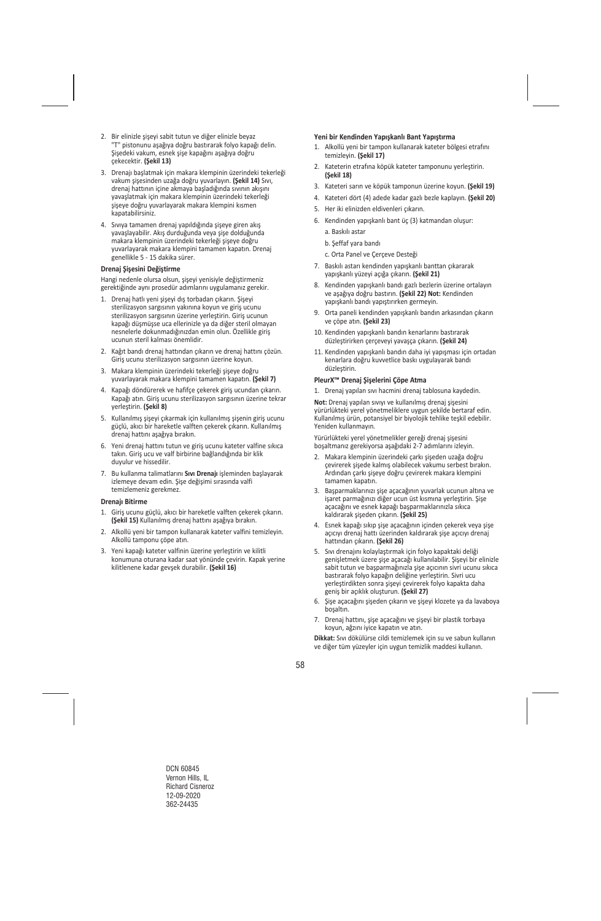2. Bir elinizle şişeyi sabit tutun ve diğer elinizle beyaz "T" pistonunu aşağıya doğru bastırarak folyo kapağı delin. Şişedeki vakum, esnek şişe kapağını aşağıya doğru çekecektir. **(Şekil 13)**
3. Drenajı başlatmak için makara klempinin üzerindeki tekerleği vakum şişesinden uzağa doğru yuvarlayın. **(Şekil 14)** Sıvı, drenaj hattının içine akmaya başladığında sıvının akışını yavaşlatmak için makara klempinin üzerindeki tekerleği şişeye doğru yuvarlayarak makara klempini kısmen kapatabilirsiniz.
4. Sıvıya tamamen drenaj yapıldığında şişeye giren akış yavaşlayabilir. Akış durduğunda veya şişe dolduğunda makara klempinin üzerindeki tekerleği şişeye doğru yuvarlayarak makara klempini tamamen kapatın. Drenaj genellikle 5 - 15 dakika sürer.

**Drenaj Şişesini Değiştirme**

Hangi nedenle olursa olsun, şişeyi yenisiyle değiştirmeniz gerektiğinde aynı prosedür adımlarını uygulamanız gerekir.

1. Drenaj hatlı yeni şişeyi dış torbadan çıkarın. Şişeyi sterilizasyon sargısının yakınına koyun ve giriş ucunu sterilizasyon sargısının üzerine yerleştirin. Giriş ucunun kapağı düşmüşse uca ellerinizle ya da diğer steril olmayan nesnelerle dokunmadığınızdan emin olun. Özellikle giriş ucunun steril kalması önemlidir.
2. Kağıt bandı drenaj hattından çıkarın ve drenaj hattını çözün. Giriş ucunu sterilizasyon sargısının üzerine koyun.
3. Makara klempinin üzerindeki tekerleği şişeye doğru yuvarlayarak makara klempini tamamen kapatın. **(Şekil 7)**
4. Kapağı döndürerek ve hafifçe çekerek giriş ucundan çıkarın. Kapağı atın. Giriş ucunu sterilizasyon sargısının üzerine tekrar yerleştirin. **(Şekil 8)**
5. Kullanılmış şişeyi çıkarmak için kullanılmış şişenin giriş ucunu güçlü, akıcı bir hareketle valften çekerek çıkarın. Kullanılmış drenaj hattını aşağıya bırakın.
6. Yeni drenaj hattını tutun ve giriş ucunu kateter valfine sıkıca takın. Giriş ucu ve valf birbirine bağlandığında bir klik duyulur ve hissedilir.
7. Bu kullanma talimatlarını **Sıvı Drenajı** işleminden başlayarak izlemeye devam edin. Şişe değişimi sırasında valfi temizlemeniz gerekmez.

**Drenajı Bitirme**

1. Giriş ucunu güçlü, akıcı bir hareketle valften çekerek çıkarın. **(Şekil 15)** Kullanılmış drenaj hattını aşağıya bırakın.
2. Alkollü yeni bir tampon kullanarak kateter valfini temizleyin. Alkollü tamponu çöpe atın.
3. Yeni kapağı kateter valfinin üzerine yerleştirin ve kilitli konumuna oturana kadar saat yönünde çevirin. Kapak yerine kilitlenene kadar gevşek durabilir. **(Şekil 16)**

**Yeni bir Kendinden Yapışkanlı Bant Yapıştırma**

1. Alkollü yeni bir tampon kullanarak kateter bölgesi etrafını temizleyin. **(Şekil 17)**
2. Kateterin etrafına köpük kateter tamponunu yerleştirin. **(Şekil 18)**
3. Kateteri sarın ve köpük tamponun üzerine koyun. **(Şekil 19)**
4. Kateteri dört (4) adede kadar gazlı bezle kaplayın. **(Şekil 20)**
5. Her iki elinizden eldivenleri çıkarın.
6. Kendinden yapışkanlı bant üç (3) katmandan oluşur:
   a. Baskılı astar
   b. Şeffaf yara bandı
   c. Orta Panel ve Çerçeve Desteği
7. Baskılı astarı kendinden yapışkanlı banttan çıkararak yapışkanlı yüzeyi açığa çıkarın. **(Şekil 21)**
8. Kendinden yapışkanlı bandı gazlı bezlerin üzerine ortalayın ve aşağıya doğru bastırın. **(Şekil 22) Not:** Kendinden yapışkanlı bandı yapıştırırken germeyin.
9. Orta paneli kendinden yapışkanlı bandın arkasından çıkarın ve çöpe atın. **(Şekil 23)**
10. Kendinden yapışkanlı bandın kenarlarını bastırarak düzleştirirken çerçeveyi yavaşça çıkarın. **(Şekil 24)**
11. Kendinden yapışkanlı bandın daha iyi yapışması için ortadan kenarlara doğru kuvvetlice baskı uygulayarak bandı düzleştirin.

**PleurX™ Drenaj Şişelerini Çöpe Atma**

1. Drenaj yapılan sıvı hacmini drenaj tablosuna kaydedin.

**Not:** Drenaj yapılan sıvıyı ve kullanılmış drenaj şişesini yürürlükteki yerel yönetmeliklere uygun şekilde bertaraf edin. Kullanılmış ürün, potansiyel bir biyolojik tehlike teşkil edebilir. Yeniden kullanmayın.

Yürürlükteki yerel yönetmelikler gereği drenaj şişesini boşaltmanız gerekiyorsa aşağıdaki 2-7 adımlarını izleyin.

2. Makara klempinin üzerindeki çarkı şişeden uzağa doğru çevirerek şişede kalmış olabilecek vakumu serbest bırakın. Ardından çarkı şişeye doğru çevirerek makara klempini tamamen kapatın.
3. Başparmaklarınızı şişe açacağının yuvarlak ucunun altına ve işaret parmağınızı diğer ucun üst kısmına yerleştirin. Şişe açacağını ve esnek kapağı başparmaklarınızla sıkıca kaldırarak şişeden çıkarın. **(Şekil 25)**
4. Esnek kapağı sıkıp şişe açacağının içinden çekerek veya şişe açıcıyı drenaj hattı üzerinden kaldırarak şişe açıcıyı drenaj hattından çıkarın. **(Şekil 26)**
5. Sıvı drenajını kolaylaştırmak için folyo kapaktaki deliği genişletmek üzere şişe açacağı kullanılabilir. Şişeyi bir elinizle sabit tutun ve başparmağınızla şişe açıcının sivri ucunu sıkıca bastırarak folyo kapağın deliğine yerleştirin. Sivri ucu yerleştirdikten sonra şişeyi çevirerek folyo kapakta daha geniş bir açıklık oluşturun. **(Şekil 27)**
6. Şişe açacağını şişeden çıkarın ve şişeyi klozete ya da lavaboya boşaltın.
7. Drenaj hattını, şişe açacağını ve şişeyi bir plastik torbaya koyun, ağzını iyice kapatın ve atın.

**Dikkat:** Sıvı dökülürse cildi temizlemek için su ve sabun kullanın ve diğer tüm yüzeyler için uygun temizlik maddesi kullanın.

DCN 60845
Vernon Hills, IL
Richard Cisneroz
12-09-2020
362-24435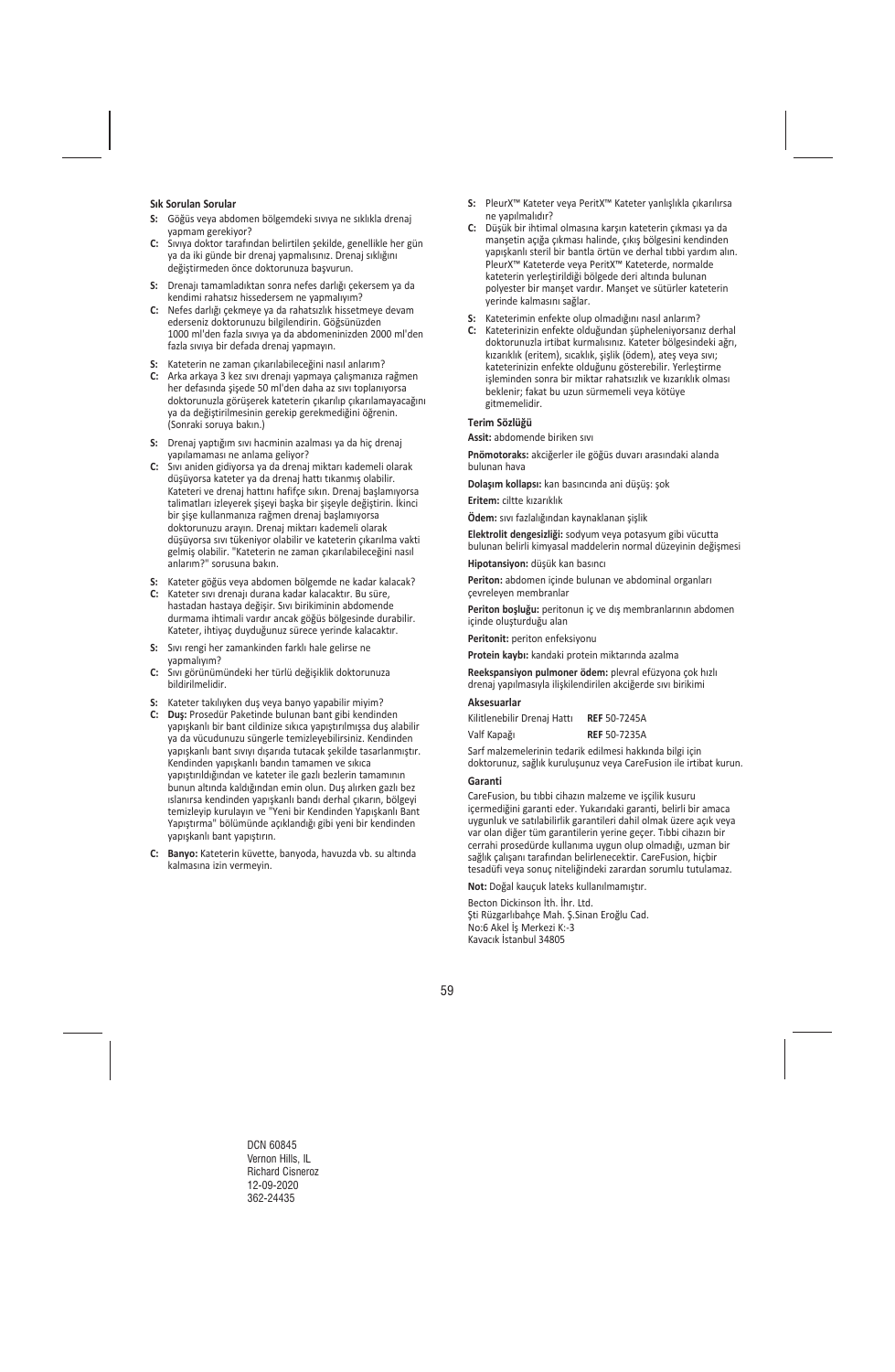**Sık Sorulan Sorular**

**S:** Göğüs veya abdomen bölgemdeki sıvıya ne sıklıkla drenaj yapmam gerekiyor?

**C:** Sıvıya doktor tarafından belirtilen şekilde, genellikle her gün ya da iki günde bir drenaj yapmalısınız. Drenaj sıklığını değiştirmeden önce doktorunuza başvurun.

**S:** Drenajı tamamladıktan sonra nefes darlığı çekersem ya da kendimi rahatsız hissedersem ne yapmalıyım?

**C:** Nefes darlığı çekmeye ya da rahatsızlık hissetmeye devam ederseniz doktorunuzu bilgilendirin. Göğsünüzden 1000 ml'den fazla sıvıya ya da abdomeninizden 2000 ml'den fazla sıvıya bir defada drenaj yapmayın.

**S:** Kateterin ne zaman çıkarılabileceğini nasıl anlarım?

**C:** Arka arkaya 3 kez sıvı drenajı yapmaya çalışmanıza rağmen her defasında şişede 50 ml'den daha az sıvı toplanıyorsa doktorunuzla görüşerek kateterin çıkarılıp çıkarılamayacağını ya da değiştirilmesinin gerekip gerekmediğini öğrenin. (Sonraki soruya bakın.)

**S:** Drenaj yaptığım sıvı hacminin azalması ya da hiç drenaj yapılamaması ne anlama geliyor?

**C:** Sıvı aniden gidiyorsa ya da drenaj miktarı kademeli olarak düşüyorsa kateter ya da drenaj hattı tıkanmış olabilir. Kateteri ve drenaj hattını hafifçe sıkın. Drenaj başlamıyorsa talimatları izleyerek şişeyi başka bir şişeyle değiştirin. İkinci bir şişe kullanmanıza rağmen drenaj başlamıyorsa doktorunuzu arayın. Drenaj miktarı kademeli olarak düşüyorsa sıvı tükeniyor olabilir ve kateterin çıkarılma vakti gelmiş olabilir. "Kateterin ne zaman çıkarılabileceğini nasıl anlarım?" sorusuna bakın.

**S:** Kateter göğüs veya abdomen bölgemde ne kadar kalacak?

**C:** Kateter sıvı drenajı durana kadar kalacaktır. Bu süre, hastadan hastaya değişir. Sıvı birikiminin abdomende durmama ihtimali vardır ancak göğüs bölgesinde durabilir. Kateter, ihtiyaç duyduğunuz sürece yerinde kalacaktır.

**S:** Sıvı rengi her zamankinden farklı hale gelirse ne yapmalıyım?

**C:** Sıvı görünümündeki her türlü değişiklik doktorunuza bildirilmelidir.

**S:** Kateter takılıyken duş veya banyo yapabilir miyim?

**C:** **Duş:** Prosedür Paketinde bulunan bant gibi kendinden yapışkanlı bir bant cildinize sıkıca yapıştırılmışsa duş alabilir ya da vücudunuzu süngerle temizleyebilirsiniz. Kendinden yapışkanlı bant sıvıyı dışarıda tutacak şekilde tasarlanmıştır. Kendinden yapışkanlı bandın tamamen ve sıkıca yapıştırıldığından ve kateter ile gazlı bezlerin tamamının bunun altında kaldığından emin olun. Duş alırken gazlı bez ıslanırsa kendinden yapışkanlı bandı derhal çıkarın, bölgeyi temizleyip kurulayın ve "Yeni bir Kendinden Yapışkanlı Bant Yapıştırma" bölümünde açıklandığı gibi yeni bir kendinden yapışkanlı bant yapıştırın.

**C:** **Banyo:** Kateterin küvette, banyoda, havuzda vb. su altında kalmasına izin vermeyin.

**S:** PleurX™ Kateter veya PeritX™ Kateter yanlışlıkla çıkarılırsa ne yapılmalıdır?

**C:** Düşük bir ihtimal olmasına karşın kateterin çıkması ya da manşetin açığa çıkması halinde, çıkış bölgesini kendinden yapışkanlı steril bir bantla örtün ve derhal tıbbi yardım alın. PleurX™ Kateterde veya PeritX™ Kateterde, normalde kateterin yerleştirildiği bölgede deri altında bulunan polyester bir manşet vardır. Manşet ve sütürler kateterin yerinde kalmasını sağlar.

**S:** Kateterimin enfekte olup olmadığını nasıl anlarım?

**C:** Kateterinizin enfekte olduğundan şüpheleniyorsanız derhal doktorunuzla irtibat kurmalısınız. Kateter bölgesindeki ağrı, kızarıklık (eritem), sıcaklık, şişlik (ödem), ateş veya sıvı; kateterinizin enfekte olduğunu gösterebilir. Yerleştirme işleminden sonra bir miktar rahatsızlık ve kızarıklık olması beklenir; fakat bu uzun sürmemeli veya kötüye gitmemelidir.

**Terim Sözlüğü**

**Assit:** abdomende biriken sıvı

**Pnömotoraks:** akciğerler ile göğüs duvarı arasındaki alanda bulunan hava

**Dolaşım kollapsı:** kan basıncında ani düşüş: şok

**Eritem:** ciltte kızarıklık

**Ödem:** sıvı fazlalığından kaynaklanan şişlik

**Elektrolit dengesizliği:** sodyum veya potasyum gibi vücutta bulunan belirli kimyasal maddelerin normal düzeyinin değişmesi

**Hipotansiyon:** düşük kan basıncı

**Periton:** abdomen içinde bulunan ve abdominal organları çevreleyen membranlar

**Periton boşluğu:** peritonun iç ve dış membranlarının abdomen içinde oluşturduğu alan

**Peritonit:** periton enfeksiyonu

**Protein kaybı:** kandaki protein miktarında azalma

**Reekspansiyon pulmoner ödem:** plevral efüzyona çok hızlı drenaj yapılmasıyla ilişkilendirilen akciğerde sıvı birikimi

**Aksesuarlar**

| | |
|---|---|
| Kilitlenebilir Drenaj Hattı | **REF** 50-7245A |
| Valf Kapağı | **REF** 50-7235A |

Sarf malzemelerinin tedarik edilmesi hakkında bilgi için doktorunuz, sağlık kuruluşunuz veya CareFusion ile irtibat kurun.

**Garanti**

CareFusion, bu tıbbi cihazın malzeme ve işçilik kusuru içermediğini garanti eder. Yukarıdaki garanti, belirli bir amaca uygunluk ve satılabilirlik garantileri dahil olmak üzere açık veya var olan diğer tüm garantilerin yerine geçer. Tıbbi cihazın bir cerrahi prosedürde kullanıma uygun olup olmadığı, uzman bir sağlık çalışanı tarafından belirlenecektir. CareFusion, hiçbir tesadüfi veya sonuç niteliğindeki zarardan sorumlu tutulamaz.

**Not:** Doğal kauçuk lateks kullanılmamıştır.

Becton Dickinson İth. İhr. Ltd.
Şti Rüzgarlıbahçe Mah. Ş.Sinan Eroğlu Cad.
No:6 Akel İş Merkezi K:-3
Kavacık İstanbul 34805

DCN 60845
Vernon Hills, IL
Richard Cisneroz
12-09-2020
362-24435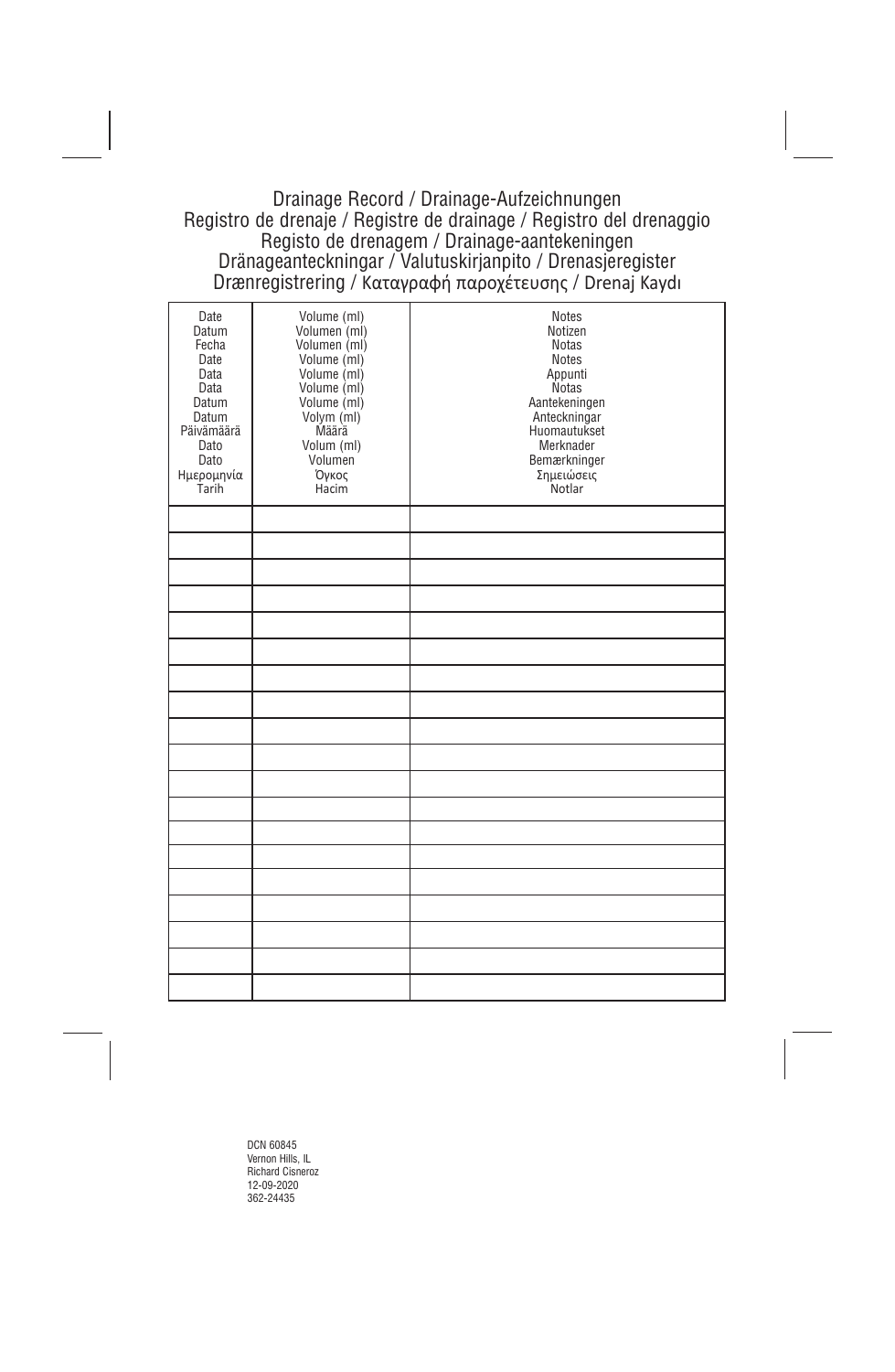# Drainage Record / Drainage-Aufzeichnungen
# Registro de drenaje / Registre de drainage / Registro del drenaggio
# Registo de drenagem / Drainage-aantekeningen
# Dränageanteckningar / Valutuskirjanpito / Drenasjeregister
# Drænregistrering / Καταγραφή παροχέτευσης / Drenaj Kaydı

| Date<br>Datum<br>Fecha<br>Date<br>Data<br>Data<br>Datum<br>Datum<br>Päivämäärä<br>Dato<br>Dato<br>Ημερομηνία<br>Tarih | Volume (ml)<br>Volumen (ml)<br>Volumen (ml)<br>Volume (ml)<br>Volume (ml)<br>Volume (ml)<br>Volume (ml)<br>Volym (ml)<br>Määrä<br>Volum (ml)<br>Volumen<br>Όγκος<br>Hacim | Notes<br>Notizen<br>Notas<br>Notes<br>Appunti<br>Notas<br>Aantekeningen<br>Anteckningar<br>Huomautukset<br>Merknader<br>Bemærkninger<br>Σημειώσεις<br>Notlar |
|---|---|---|
| | | |
| | | |
| | | |
| | | |
| | | |
| | | |
| | | |
| | | |
| | | |
| | | |
| | | |
| | | |
| | | |
| | | |
| | | |
| | | |
| | | |
| | | |
| | | |

DCN 60845
Vernon Hills, IL
Richard Cisneroz
12-09-2020
362-24435